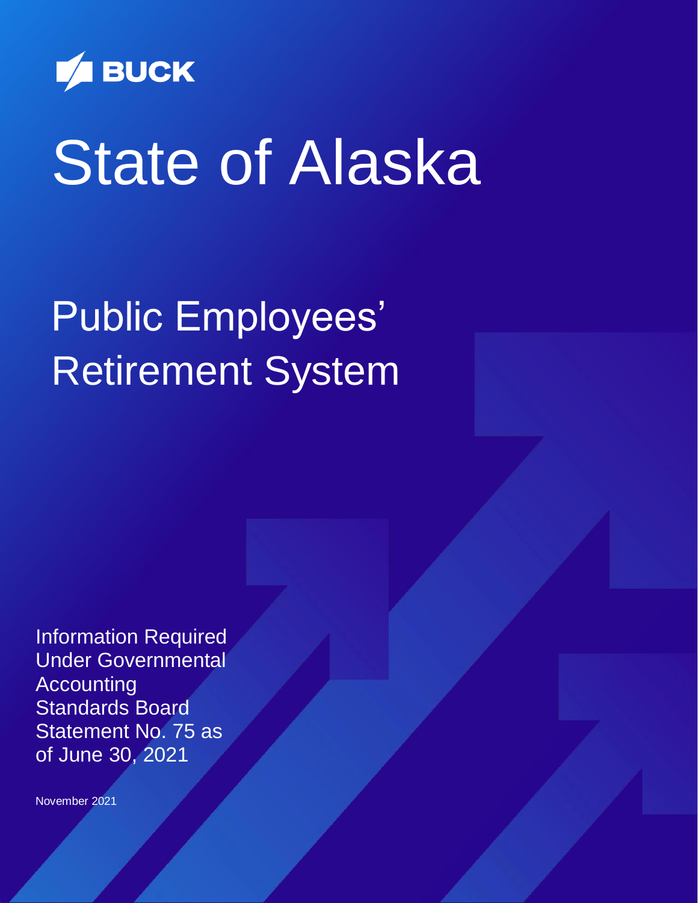BUCK

# State of Alaska

## Public Employees' Retirement System

Information Required Under Governmental Accounting Standards Board Statement No. 75 as of June 30, 2021

November 2021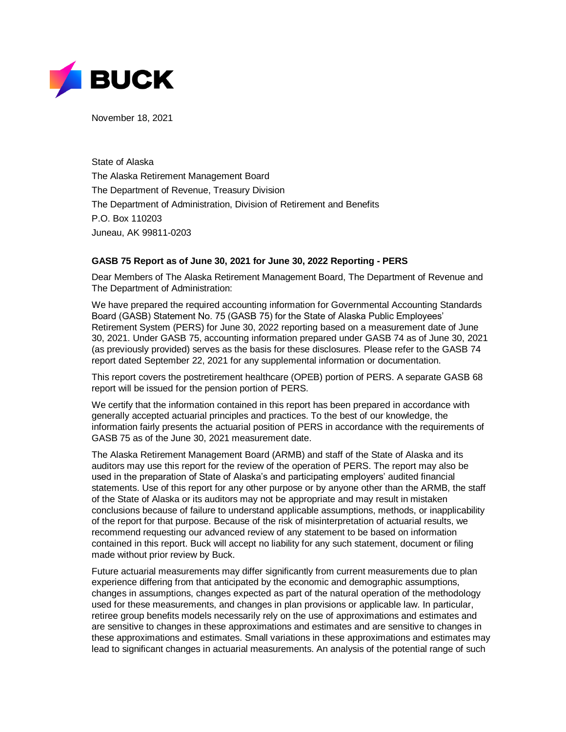**BUCK**

November 18, 2021

State of Alaska
The Alaska Retirement Management Board
The Department of Revenue, Treasury Division
The Department of Administration, Division of Retirement and Benefits
P.O. Box 110203
Juneau, AK 99811-0203

**GASB 75 Report as of June 30, 2021 for June 30, 2022 Reporting - PERS**

Dear Members of The Alaska Retirement Management Board, The Department of Revenue and The Department of Administration:

We have prepared the required accounting information for Governmental Accounting Standards Board (GASB) Statement No. 75 (GASB 75) for the State of Alaska Public Employees' Retirement System (PERS) for June 30, 2022 reporting based on a measurement date of June 30, 2021. Under GASB 75, accounting information prepared under GASB 74 as of June 30, 2021 (as previously provided) serves as the basis for these disclosures. Please refer to the GASB 74 report dated September 22, 2021 for any supplemental information or documentation.

This report covers the postretirement healthcare (OPEB) portion of PERS. A separate GASB 68 report will be issued for the pension portion of PERS.

We certify that the information contained in this report has been prepared in accordance with generally accepted actuarial principles and practices. To the best of our knowledge, the information fairly presents the actuarial position of PERS in accordance with the requirements of GASB 75 as of the June 30, 2021 measurement date.

The Alaska Retirement Management Board (ARMB) and staff of the State of Alaska and its auditors may use this report for the review of the operation of PERS. The report may also be used in the preparation of State of Alaska's and participating employers' audited financial statements. Use of this report for any other purpose or by anyone other than the ARMB, the staff of the State of Alaska or its auditors may not be appropriate and may result in mistaken conclusions because of failure to understand applicable assumptions, methods, or inapplicability of the report for that purpose. Because of the risk of misinterpretation of actuarial results, we recommend requesting our advanced review of any statement to be based on information contained in this report. Buck will accept no liability for any such statement, document or filing made without prior review by Buck.

Future actuarial measurements may differ significantly from current measurements due to plan experience differing from that anticipated by the economic and demographic assumptions, changes in assumptions, changes expected as part of the natural operation of the methodology used for these measurements, and changes in plan provisions or applicable law. In particular, retiree group benefits models necessarily rely on the use of approximations and estimates and are sensitive to changes in these approximations and estimates and are sensitive to changes in these approximations and estimates. Small variations in these approximations and estimates may lead to significant changes in actuarial measurements. An analysis of the potential range of such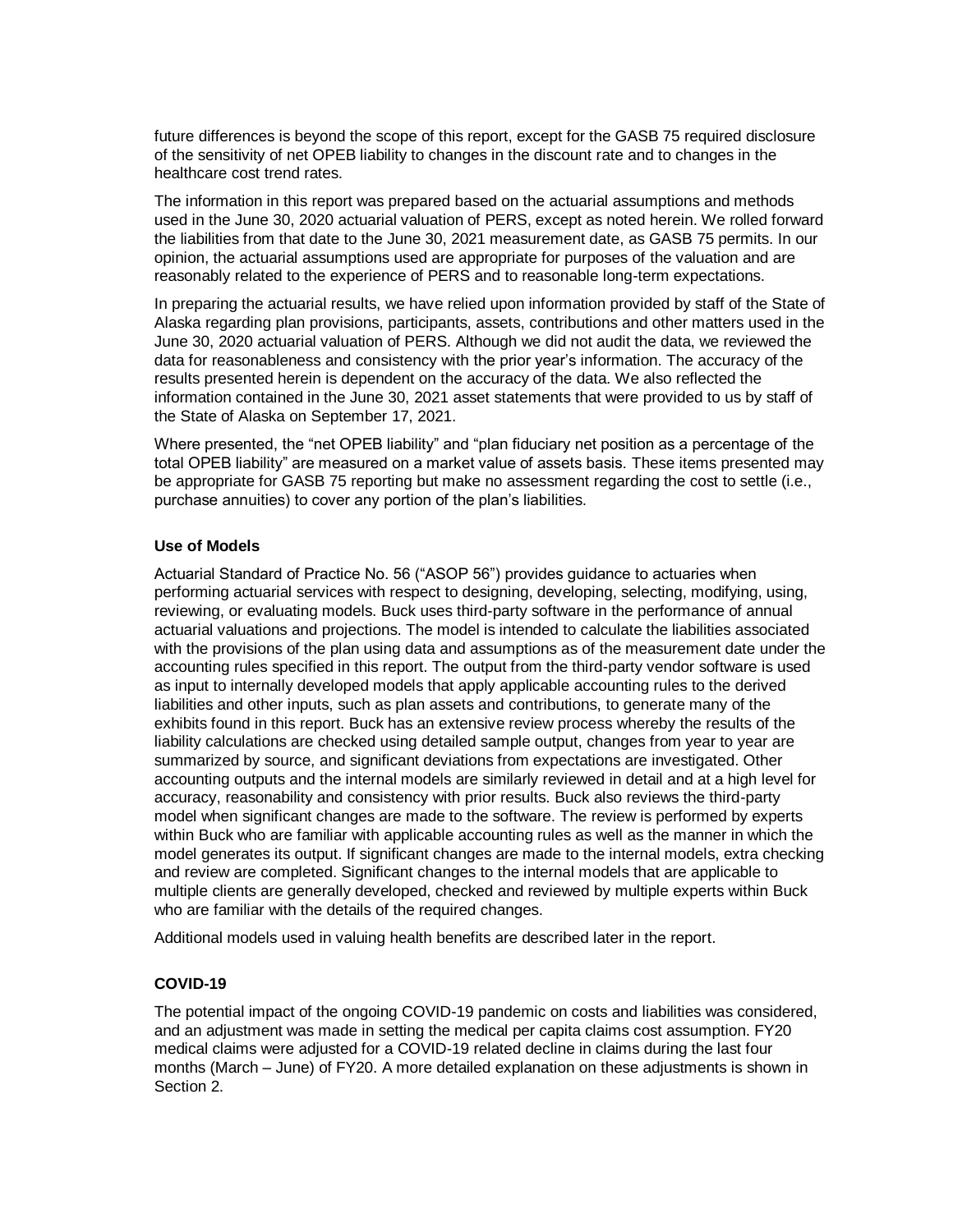future differences is beyond the scope of this report, except for the GASB 75 required disclosure of the sensitivity of net OPEB liability to changes in the discount rate and to changes in the healthcare cost trend rates.

The information in this report was prepared based on the actuarial assumptions and methods used in the June 30, 2020 actuarial valuation of PERS, except as noted herein. We rolled forward the liabilities from that date to the June 30, 2021 measurement date, as GASB 75 permits. In our opinion, the actuarial assumptions used are appropriate for purposes of the valuation and are reasonably related to the experience of PERS and to reasonable long-term expectations.

In preparing the actuarial results, we have relied upon information provided by staff of the State of Alaska regarding plan provisions, participants, assets, contributions and other matters used in the June 30, 2020 actuarial valuation of PERS. Although we did not audit the data, we reviewed the data for reasonableness and consistency with the prior year's information. The accuracy of the results presented herein is dependent on the accuracy of the data. We also reflected the information contained in the June 30, 2021 asset statements that were provided to us by staff of the State of Alaska on September 17, 2021.

Where presented, the "net OPEB liability" and "plan fiduciary net position as a percentage of the total OPEB liability" are measured on a market value of assets basis. These items presented may be appropriate for GASB 75 reporting but make no assessment regarding the cost to settle (i.e., purchase annuities) to cover any portion of the plan's liabilities.

**Use of Models**

Actuarial Standard of Practice No. 56 ("ASOP 56") provides guidance to actuaries when performing actuarial services with respect to designing, developing, selecting, modifying, using, reviewing, or evaluating models. Buck uses third-party software in the performance of annual actuarial valuations and projections. The model is intended to calculate the liabilities associated with the provisions of the plan using data and assumptions as of the measurement date under the accounting rules specified in this report. The output from the third-party vendor software is used as input to internally developed models that apply applicable accounting rules to the derived liabilities and other inputs, such as plan assets and contributions, to generate many of the exhibits found in this report. Buck has an extensive review process whereby the results of the liability calculations are checked using detailed sample output, changes from year to year are summarized by source, and significant deviations from expectations are investigated. Other accounting outputs and the internal models are similarly reviewed in detail and at a high level for accuracy, reasonability and consistency with prior results. Buck also reviews the third-party model when significant changes are made to the software. The review is performed by experts within Buck who are familiar with applicable accounting rules as well as the manner in which the model generates its output. If significant changes are made to the internal models, extra checking and review are completed. Significant changes to the internal models that are applicable to multiple clients are generally developed, checked and reviewed by multiple experts within Buck who are familiar with the details of the required changes.

Additional models used in valuing health benefits are described later in the report.

**COVID-19**

The potential impact of the ongoing COVID-19 pandemic on costs and liabilities was considered, and an adjustment was made in setting the medical per capita claims cost assumption. FY20 medical claims were adjusted for a COVID-19 related decline in claims during the last four months (March – June) of FY20. A more detailed explanation on these adjustments is shown in Section 2.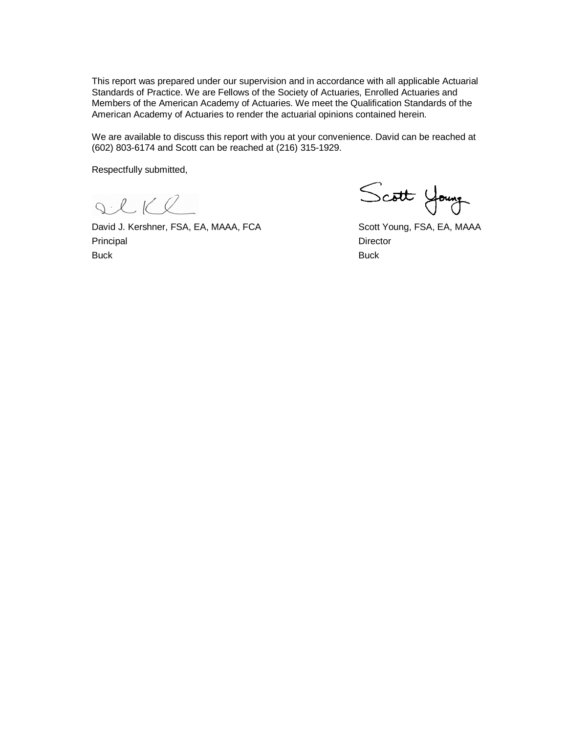This report was prepared under our supervision and in accordance with all applicable Actuarial Standards of Practice. We are Fellows of the Society of Actuaries, Enrolled Actuaries and Members of the American Academy of Actuaries. We meet the Qualification Standards of the American Academy of Actuaries to render the actuarial opinions contained herein.

We are available to discuss this report with you at your convenience. David can be reached at (602) 803-6174 and Scott can be reached at (216) 315-1929.

Respectfully submitted,

David J. Kershner, FSA, EA, MAAA, FCA
Principal
Buck

Scott Young, FSA, EA, MAAA
Director
Buck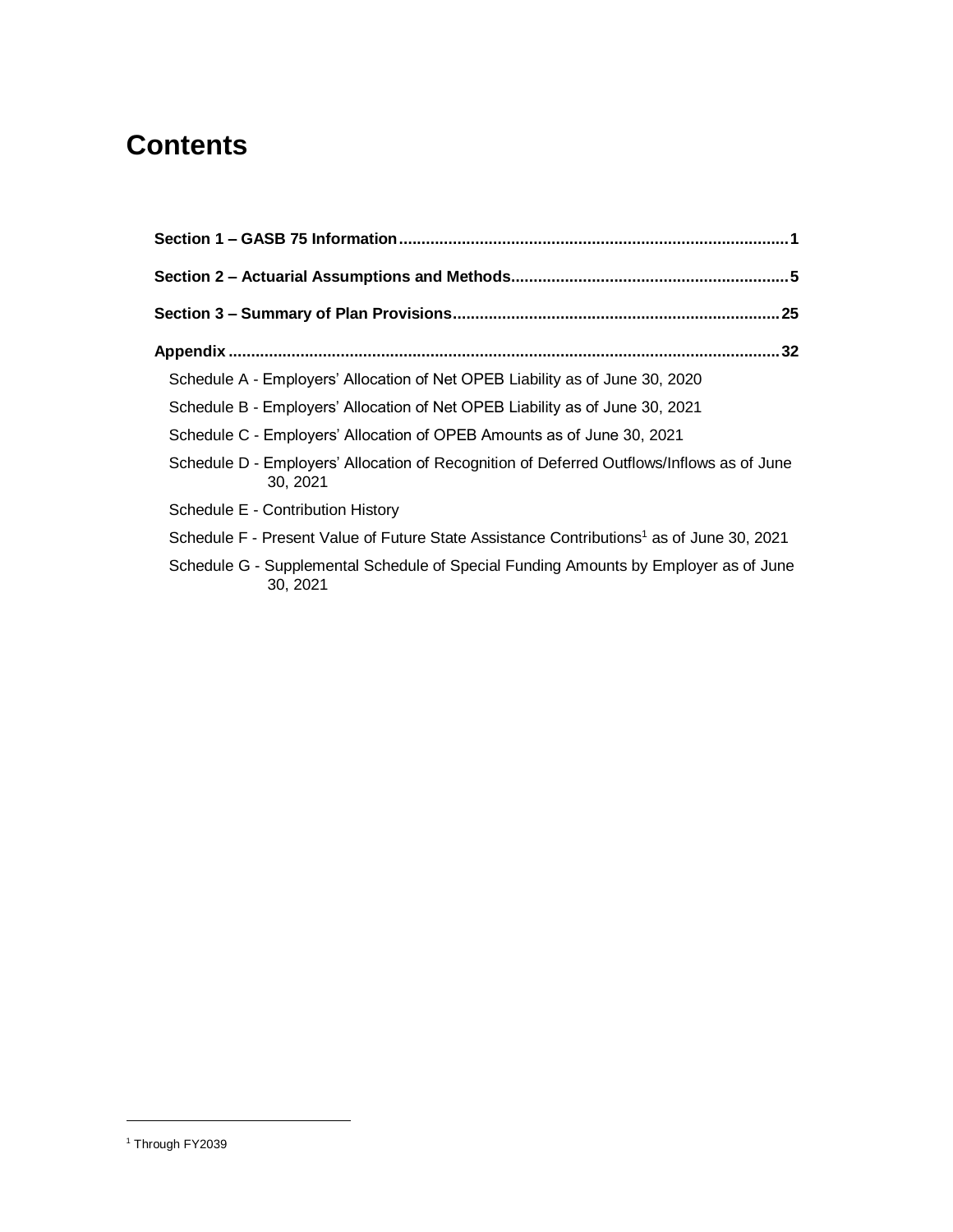# Contents

**Section 1 – GASB 75 Information**......................................................................................1

**Section 2 – Actuarial Assumptions and Methods**............................................................5

**Section 3 – Summary of Plan Provisions**........................................................................25

**Appendix**...........................................................................................................................32

- Schedule A - Employers' Allocation of Net OPEB Liability as of June 30, 2020
- Schedule B - Employers' Allocation of Net OPEB Liability as of June 30, 2021
- Schedule C - Employers' Allocation of OPEB Amounts as of June 30, 2021
- Schedule D - Employers' Allocation of Recognition of Deferred Outflows/Inflows as of June 30, 2021
- Schedule E - Contribution History
- Schedule F - Present Value of Future State Assistance Contributions[1] as of June 30, 2021
- Schedule G - Supplemental Schedule of Special Funding Amounts by Employer as of June 30, 2021

---

[1] Through FY2039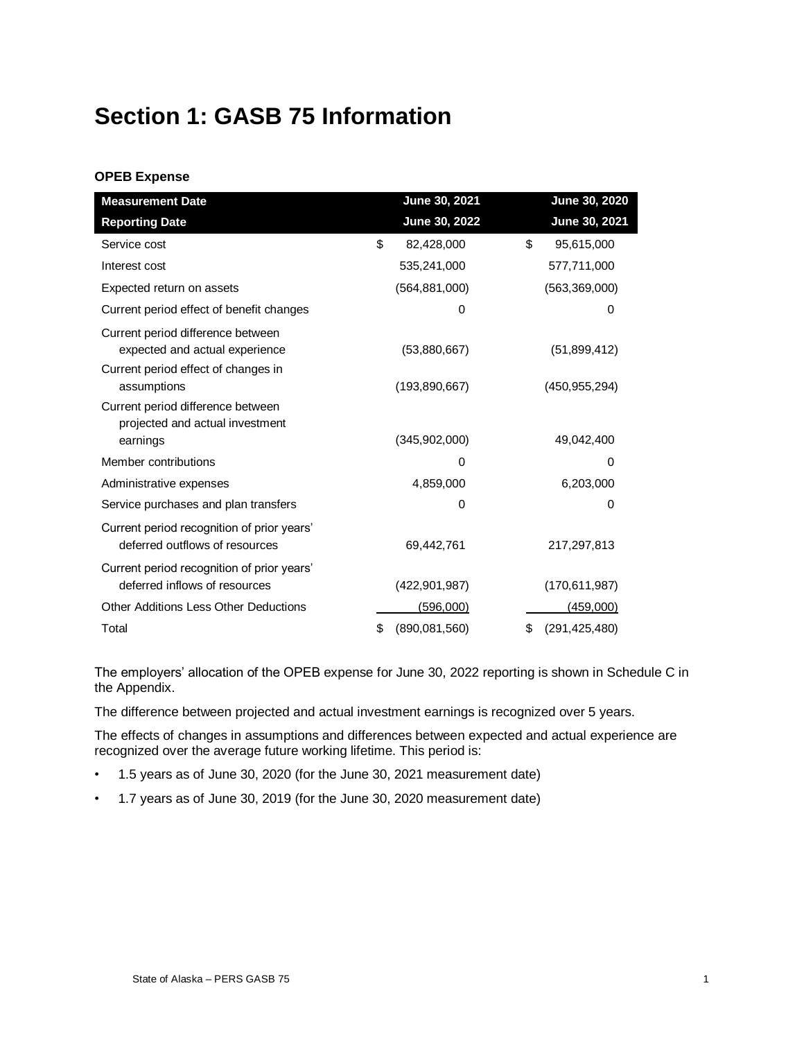# Section 1: GASB 75 Information

**OPEB Expense**

| Measurement Date | June 30, 2021 | June 30, 2020 |
|---|---|---|
| **Reporting Date** | **June 30, 2022** | **June 30, 2021** |
| Service cost | $ 82,428,000 | $ 95,615,000 |
| Interest cost | 535,241,000 | 577,711,000 |
| Expected return on assets | (564,881,000) | (563,369,000) |
| Current period effect of benefit changes | 0 | 0 |
| Current period difference between expected and actual experience | (53,880,667) | (51,899,412) |
| Current period effect of changes in assumptions | (193,890,667) | (450,955,294) |
| Current period difference between projected and actual investment earnings | (345,902,000) | 49,042,400 |
| Member contributions | 0 | 0 |
| Administrative expenses | 4,859,000 | 6,203,000 |
| Service purchases and plan transfers | 0 | 0 |
| Current period recognition of prior years' deferred outflows of resources | 69,442,761 | 217,297,813 |
| Current period recognition of prior years' deferred inflows of resources | (422,901,987) | (170,611,987) |
| Other Additions Less Other Deductions | (596,000) | (459,000) |
| Total | $ (890,081,560) | $ (291,425,480) |

The employers' allocation of the OPEB expense for June 30, 2022 reporting is shown in Schedule C in the Appendix.

The difference between projected and actual investment earnings is recognized over 5 years.

The effects of changes in assumptions and differences between expected and actual experience are recognized over the average future working lifetime. This period is:

- 1.5 years as of June 30, 2020 (for the June 30, 2021 measurement date)
- 1.7 years as of June 30, 2019 (for the June 30, 2020 measurement date)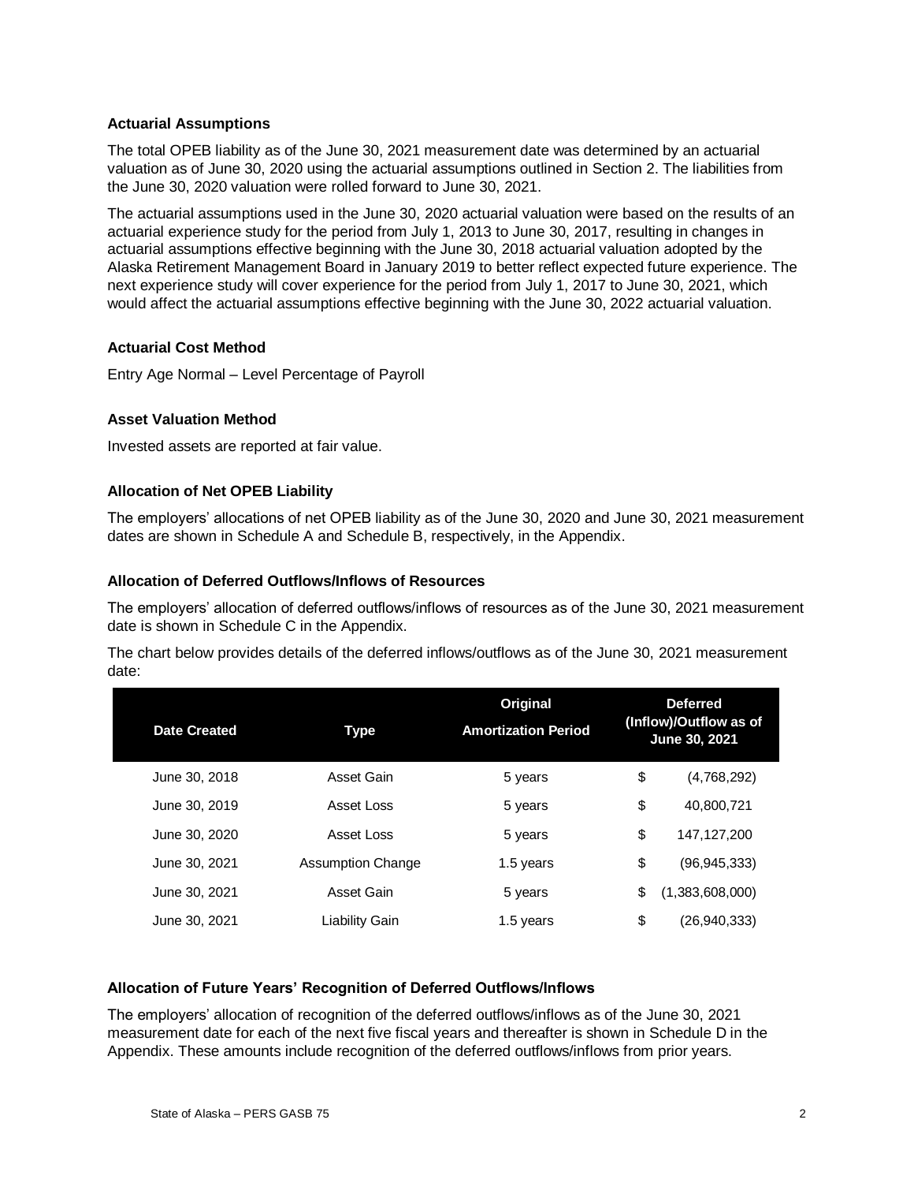### Actuarial Assumptions

The total OPEB liability as of the June 30, 2021 measurement date was determined by an actuarial valuation as of June 30, 2020 using the actuarial assumptions outlined in Section 2. The liabilities from the June 30, 2020 valuation were rolled forward to June 30, 2021.

The actuarial assumptions used in the June 30, 2020 actuarial valuation were based on the results of an actuarial experience study for the period from July 1, 2013 to June 30, 2017, resulting in changes in actuarial assumptions effective beginning with the June 30, 2018 actuarial valuation adopted by the Alaska Retirement Management Board in January 2019 to better reflect expected future experience. The next experience study will cover experience for the period from July 1, 2017 to June 30, 2021, which would affect the actuarial assumptions effective beginning with the June 30, 2022 actuarial valuation.

### Actuarial Cost Method

Entry Age Normal – Level Percentage of Payroll

### Asset Valuation Method

Invested assets are reported at fair value.

### Allocation of Net OPEB Liability

The employers' allocations of net OPEB liability as of the June 30, 2020 and June 30, 2021 measurement dates are shown in Schedule A and Schedule B, respectively, in the Appendix.

### Allocation of Deferred Outflows/Inflows of Resources

The employers' allocation of deferred outflows/inflows of resources as of the June 30, 2021 measurement date is shown in Schedule C in the Appendix.

The chart below provides details of the deferred inflows/outflows as of the June 30, 2021 measurement date:

| Date Created | Type | Original Amortization Period | Deferred (Inflow)/Outflow as of June 30, 2021 |
|---|---|---|---|
| June 30, 2018 | Asset Gain | 5 years | $ (4,768,292) |
| June 30, 2019 | Asset Loss | 5 years | $ 40,800,721 |
| June 30, 2020 | Asset Loss | 5 years | $ 147,127,200 |
| June 30, 2021 | Assumption Change | 1.5 years | $ (96,945,333) |
| June 30, 2021 | Asset Gain | 5 years | $ (1,383,608,000) |
| June 30, 2021 | Liability Gain | 1.5 years | $ (26,940,333) |

### Allocation of Future Years' Recognition of Deferred Outflows/Inflows

The employers' allocation of recognition of the deferred outflows/inflows as of the June 30, 2021 measurement date for each of the next five fiscal years and thereafter is shown in Schedule D in the Appendix. These amounts include recognition of the deferred outflows/inflows from prior years.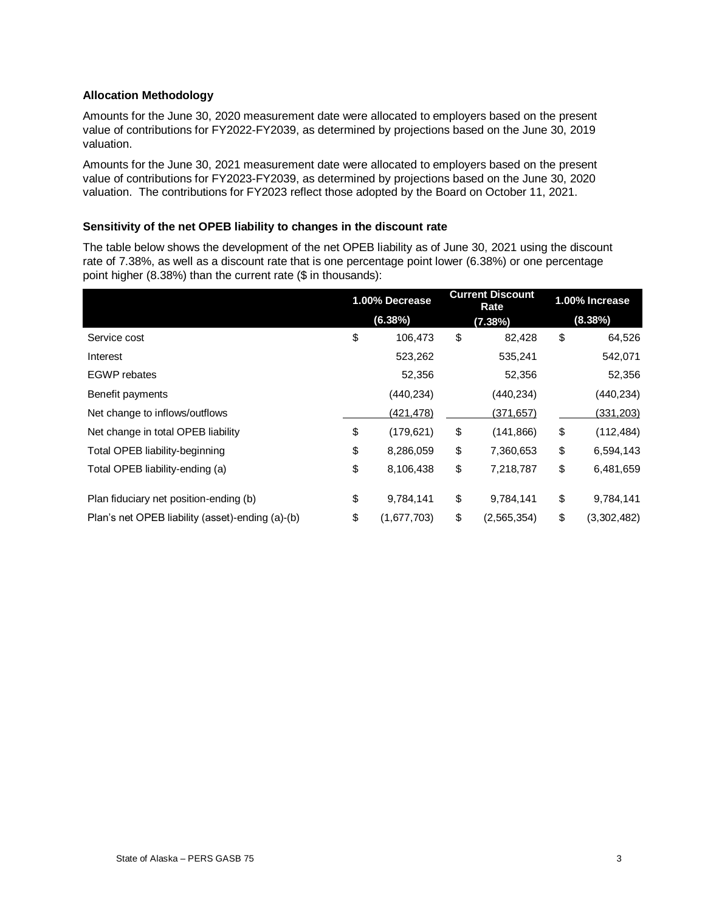### Allocation Methodology

Amounts for the June 30, 2020 measurement date were allocated to employers based on the present value of contributions for FY2022-FY2039, as determined by projections based on the June 30, 2019 valuation.

Amounts for the June 30, 2021 measurement date were allocated to employers based on the present value of contributions for FY2023-FY2039, as determined by projections based on the June 30, 2020 valuation. The contributions for FY2023 reflect those adopted by the Board on October 11, 2021.

### Sensitivity of the net OPEB liability to changes in the discount rate

The table below shows the development of the net OPEB liability as of June 30, 2021 using the discount rate of 7.38%, as well as a discount rate that is one percentage point lower (6.38%) or one percentage point higher (8.38%) than the current rate ($ in thousands):

| | 1.00% Decrease (6.38%) | Current Discount Rate (7.38%) | 1.00% Increase (8.38%) |
|---|---|---|---|
| Service cost | $ 106,473 | $ 82,428 | $ 64,526 |
| Interest | 523,262 | 535,241 | 542,071 |
| EGWP rebates | 52,356 | 52,356 | 52,356 |
| Benefit payments | (440,234) | (440,234) | (440,234) |
| Net change to inflows/outflows | (421,478) | (371,657) | (331,203) |
| Net change in total OPEB liability | $ (179,621) | $ (141,866) | $ (112,484) |
| Total OPEB liability-beginning | $ 8,286,059 | $ 7,360,653 | $ 6,594,143 |
| Total OPEB liability-ending (a) | $ 8,106,438 | $ 7,218,787 | $ 6,481,659 |
| Plan fiduciary net position-ending (b) | $ 9,784,141 | $ 9,784,141 | $ 9,784,141 |
| Plan's net OPEB liability (asset)-ending (a)-(b) | $ (1,677,703) | $ (2,565,354) | $ (3,302,482) |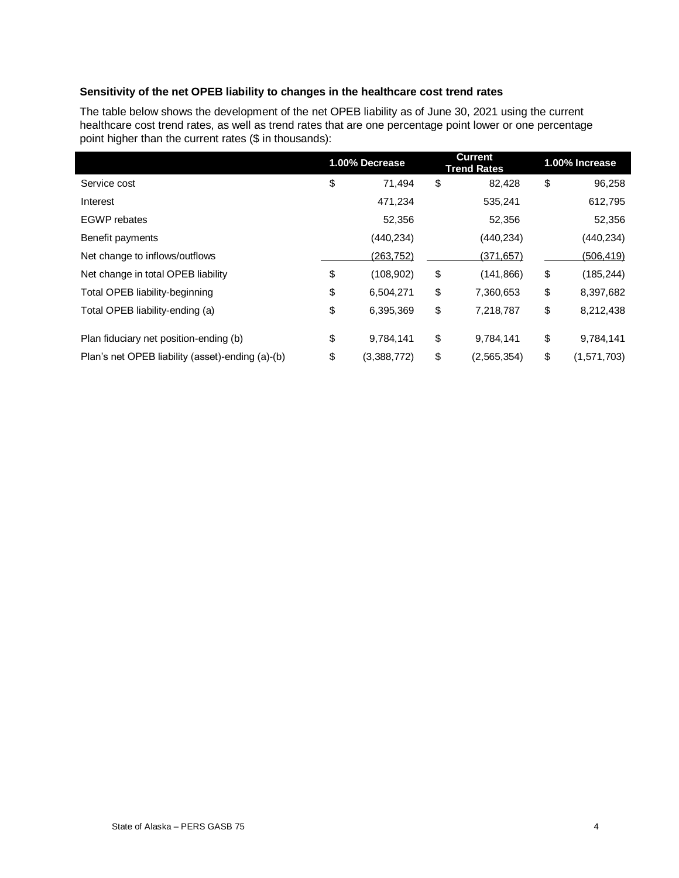### Sensitivity of the net OPEB liability to changes in the healthcare cost trend rates

The table below shows the development of the net OPEB liability as of June 30, 2021 using the current healthcare cost trend rates, as well as trend rates that are one percentage point lower or one percentage point higher than the current rates ($ in thousands):

| | 1.00% Decrease | Current Trend Rates | 1.00% Increase |
|---|---|---|---|
| Service cost | $ 71,494 | $ 82,428 | $ 96,258 |
| Interest | 471,234 | 535,241 | 612,795 |
| EGWP rebates | 52,356 | 52,356 | 52,356 |
| Benefit payments | (440,234) | (440,234) | (440,234) |
| Net change to inflows/outflows | (263,752) | (371,657) | (506,419) |
| Net change in total OPEB liability | $ (108,902) | $ (141,866) | $ (185,244) |
| Total OPEB liability-beginning | $ 6,504,271 | $ 7,360,653 | $ 8,397,682 |
| Total OPEB liability-ending (a) | $ 6,395,369 | $ 7,218,787 | $ 8,212,438 |
| Plan fiduciary net position-ending (b) | $ 9,784,141 | $ 9,784,141 | $ 9,784,141 |
| Plan's net OPEB liability (asset)-ending (a)-(b) | $ (3,388,772) | $ (2,565,354) | $ (1,571,703) |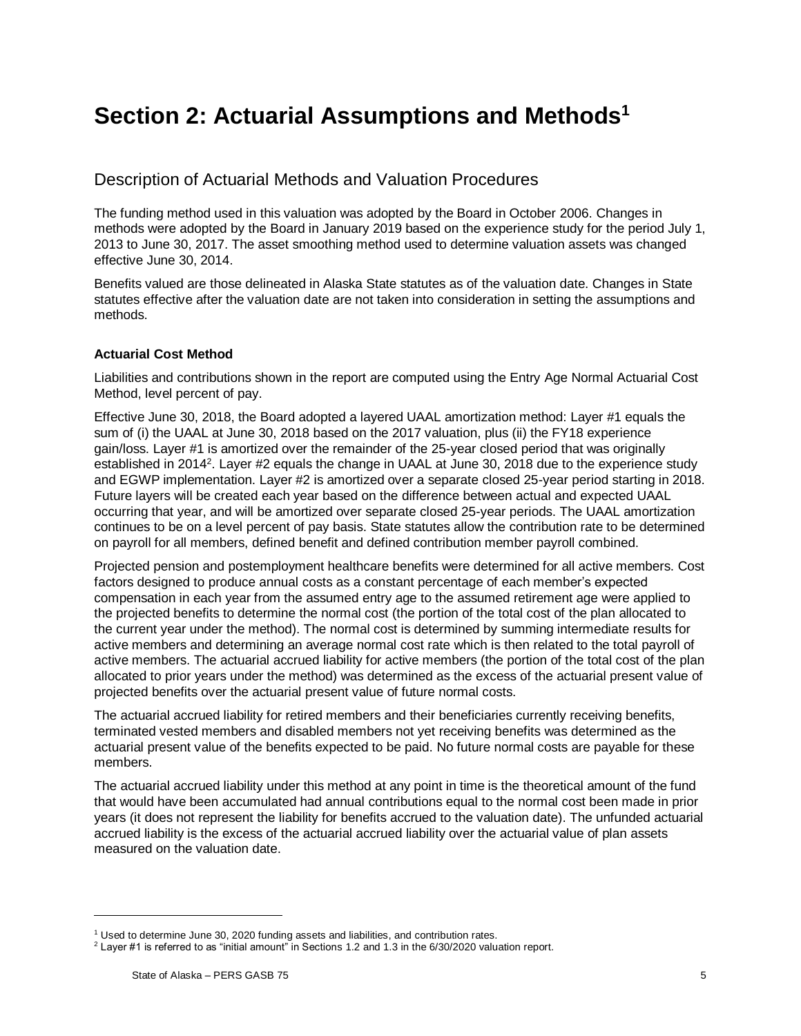# Section 2: Actuarial Assumptions and Methods[1]

## Description of Actuarial Methods and Valuation Procedures

The funding method used in this valuation was adopted by the Board in October 2006. Changes in methods were adopted by the Board in January 2019 based on the experience study for the period July 1, 2013 to June 30, 2017. The asset smoothing method used to determine valuation assets was changed effective June 30, 2014.

Benefits valued are those delineated in Alaska State statutes as of the valuation date. Changes in State statutes effective after the valuation date are not taken into consideration in setting the assumptions and methods.

**Actuarial Cost Method**

Liabilities and contributions shown in the report are computed using the Entry Age Normal Actuarial Cost Method, level percent of pay.

Effective June 30, 2018, the Board adopted a layered UAAL amortization method: Layer #1 equals the sum of (i) the UAAL at June 30, 2018 based on the 2017 valuation, plus (ii) the FY18 experience gain/loss. Layer #1 is amortized over the remainder of the 25-year closed period that was originally established in 2014[2]. Layer #2 equals the change in UAAL at June 30, 2018 due to the experience study and EGWP implementation. Layer #2 is amortized over a separate closed 25-year period starting in 2018. Future layers will be created each year based on the difference between actual and expected UAAL occurring that year, and will be amortized over separate closed 25-year periods. The UAAL amortization continues to be on a level percent of pay basis. State statutes allow the contribution rate to be determined on payroll for all members, defined benefit and defined contribution member payroll combined.

Projected pension and postemployment healthcare benefits were determined for all active members. Cost factors designed to produce annual costs as a constant percentage of each member's expected compensation in each year from the assumed entry age to the assumed retirement age were applied to the projected benefits to determine the normal cost (the portion of the total cost of the plan allocated to the current year under the method). The normal cost is determined by summing intermediate results for active members and determining an average normal cost rate which is then related to the total payroll of active members. The actuarial accrued liability for active members (the portion of the total cost of the plan allocated to prior years under the method) was determined as the excess of the actuarial present value of projected benefits over the actuarial present value of future normal costs.

The actuarial accrued liability for retired members and their beneficiaries currently receiving benefits, terminated vested members and disabled members not yet receiving benefits was determined as the actuarial present value of the benefits expected to be paid. No future normal costs are payable for these members.

The actuarial accrued liability under this method at any point in time is the theoretical amount of the fund that would have been accumulated had annual contributions equal to the normal cost been made in prior years (it does not represent the liability for benefits accrued to the valuation date). The unfunded actuarial accrued liability is the excess of the actuarial accrued liability over the actuarial value of plan assets measured on the valuation date.

---

[1] Used to determine June 30, 2020 funding assets and liabilities, and contribution rates.

[2] Layer #1 is referred to as "initial amount" in Sections 1.2 and 1.3 in the 6/30/2020 valuation report.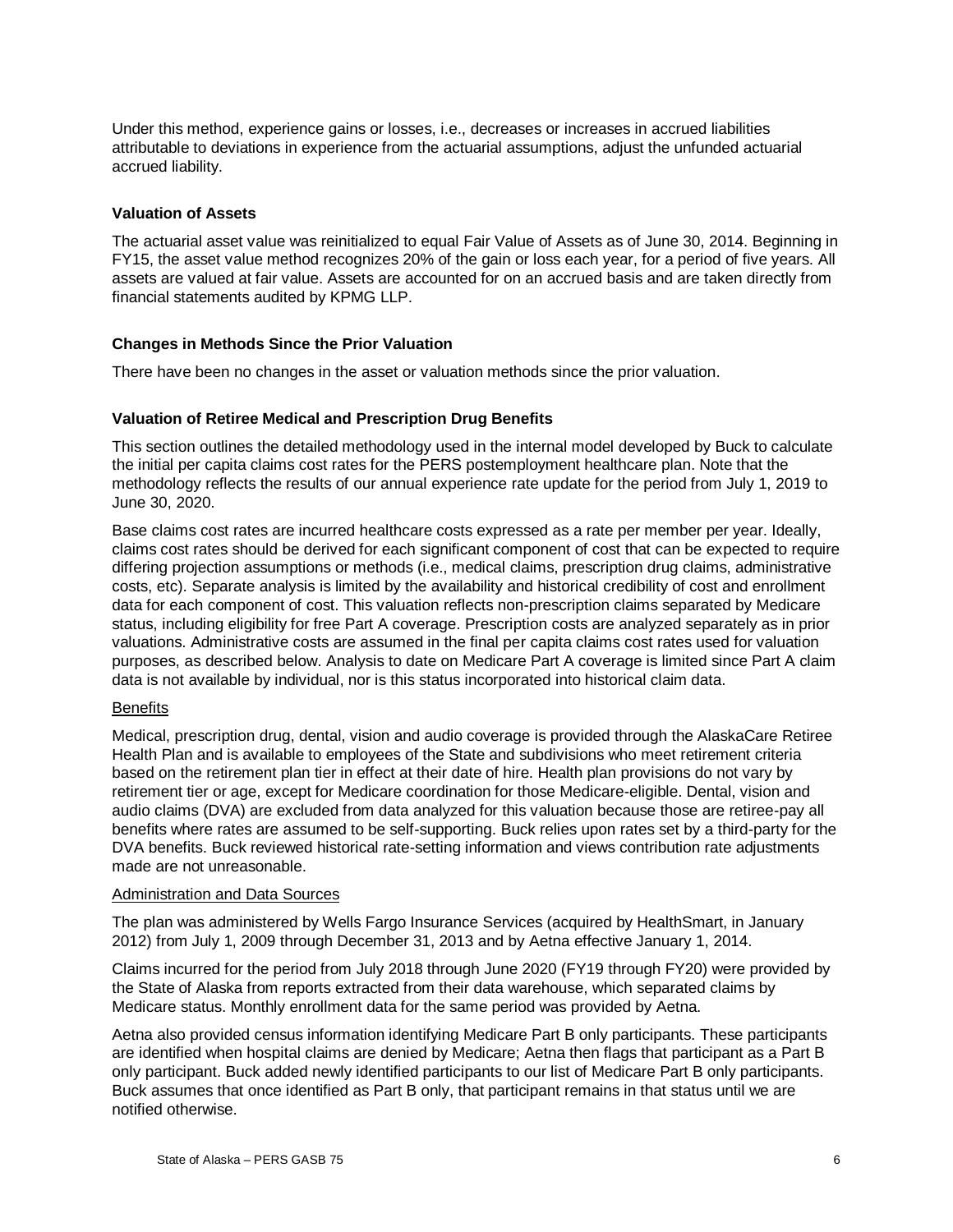Under this method, experience gains or losses, i.e., decreases or increases in accrued liabilities attributable to deviations in experience from the actuarial assumptions, adjust the unfunded actuarial accrued liability.

### Valuation of Assets

The actuarial asset value was reinitialized to equal Fair Value of Assets as of June 30, 2014. Beginning in FY15, the asset value method recognizes 20% of the gain or loss each year, for a period of five years. All assets are valued at fair value. Assets are accounted for on an accrued basis and are taken directly from financial statements audited by KPMG LLP.

### Changes in Methods Since the Prior Valuation

There have been no changes in the asset or valuation methods since the prior valuation.

### Valuation of Retiree Medical and Prescription Drug Benefits

This section outlines the detailed methodology used in the internal model developed by Buck to calculate the initial per capita claims cost rates for the PERS postemployment healthcare plan. Note that the methodology reflects the results of our annual experience rate update for the period from July 1, 2019 to June 30, 2020.

Base claims cost rates are incurred healthcare costs expressed as a rate per member per year. Ideally, claims cost rates should be derived for each significant component of cost that can be expected to require differing projection assumptions or methods (i.e., medical claims, prescription drug claims, administrative costs, etc). Separate analysis is limited by the availability and historical credibility of cost and enrollment data for each component of cost. This valuation reflects non-prescription claims separated by Medicare status, including eligibility for free Part A coverage. Prescription costs are analyzed separately as in prior valuations. Administrative costs are assumed in the final per capita claims cost rates used for valuation purposes, as described below. Analysis to date on Medicare Part A coverage is limited since Part A claim data is not available by individual, nor is this status incorporated into historical claim data.

#### Benefits

Medical, prescription drug, dental, vision and audio coverage is provided through the AlaskaCare Retiree Health Plan and is available to employees of the State and subdivisions who meet retirement criteria based on the retirement plan tier in effect at their date of hire. Health plan provisions do not vary by retirement tier or age, except for Medicare coordination for those Medicare-eligible. Dental, vision and audio claims (DVA) are excluded from data analyzed for this valuation because those are retiree-pay all benefits where rates are assumed to be self-supporting. Buck relies upon rates set by a third-party for the DVA benefits. Buck reviewed historical rate-setting information and views contribution rate adjustments made are not unreasonable.

#### Administration and Data Sources

The plan was administered by Wells Fargo Insurance Services (acquired by HealthSmart, in January 2012) from July 1, 2009 through December 31, 2013 and by Aetna effective January 1, 2014.

Claims incurred for the period from July 2018 through June 2020 (FY19 through FY20) were provided by the State of Alaska from reports extracted from their data warehouse, which separated claims by Medicare status. Monthly enrollment data for the same period was provided by Aetna.

Aetna also provided census information identifying Medicare Part B only participants. These participants are identified when hospital claims are denied by Medicare; Aetna then flags that participant as a Part B only participant. Buck added newly identified participants to our list of Medicare Part B only participants. Buck assumes that once identified as Part B only, that participant remains in that status until we are notified otherwise.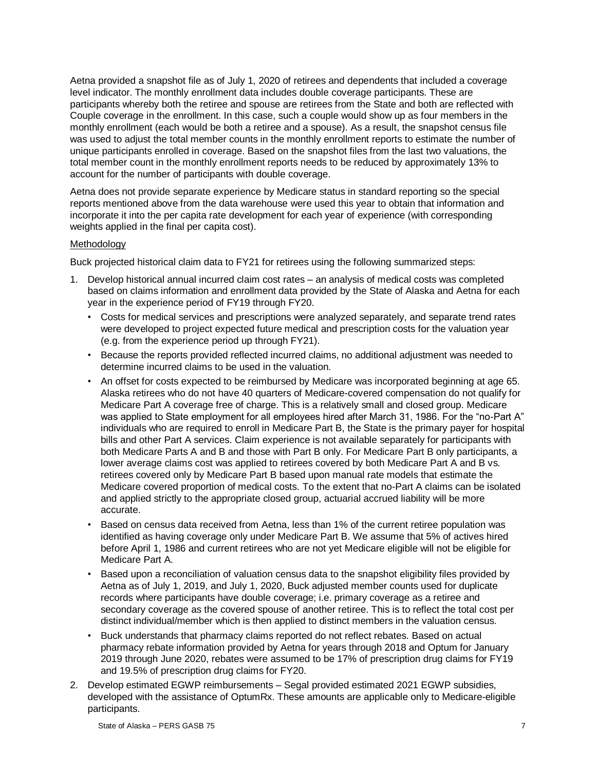Aetna provided a snapshot file as of July 1, 2020 of retirees and dependents that included a coverage level indicator. The monthly enrollment data includes double coverage participants. These are participants whereby both the retiree and spouse are retirees from the State and both are reflected with Couple coverage in the enrollment. In this case, such a couple would show up as four members in the monthly enrollment (each would be both a retiree and a spouse). As a result, the snapshot census file was used to adjust the total member counts in the monthly enrollment reports to estimate the number of unique participants enrolled in coverage. Based on the snapshot files from the last two valuations, the total member count in the monthly enrollment reports needs to be reduced by approximately 13% to account for the number of participants with double coverage.

Aetna does not provide separate experience by Medicare status in standard reporting so the special reports mentioned above from the data warehouse were used this year to obtain that information and incorporate it into the per capita rate development for each year of experience (with corresponding weights applied in the final per capita cost).

Methodology

Buck projected historical claim data to FY21 for retirees using the following summarized steps:

1. Develop historical annual incurred claim cost rates – an analysis of medical costs was completed based on claims information and enrollment data provided by the State of Alaska and Aetna for each year in the experience period of FY19 through FY20.
   - Costs for medical services and prescriptions were analyzed separately, and separate trend rates were developed to project expected future medical and prescription costs for the valuation year (e.g. from the experience period up through FY21).
   - Because the reports provided reflected incurred claims, no additional adjustment was needed to determine incurred claims to be used in the valuation.
   - An offset for costs expected to be reimbursed by Medicare was incorporated beginning at age 65. Alaska retirees who do not have 40 quarters of Medicare-covered compensation do not qualify for Medicare Part A coverage free of charge. This is a relatively small and closed group. Medicare was applied to State employment for all employees hired after March 31, 1986. For the "no-Part A" individuals who are required to enroll in Medicare Part B, the State is the primary payer for hospital bills and other Part A services. Claim experience is not available separately for participants with both Medicare Parts A and B and those with Part B only. For Medicare Part B only participants, a lower average claims cost was applied to retirees covered by both Medicare Part A and B vs. retirees covered only by Medicare Part B based upon manual rate models that estimate the Medicare covered proportion of medical costs. To the extent that no-Part A claims can be isolated and applied strictly to the appropriate closed group, actuarial accrued liability will be more accurate.
   - Based on census data received from Aetna, less than 1% of the current retiree population was identified as having coverage only under Medicare Part B. We assume that 5% of actives hired before April 1, 1986 and current retirees who are not yet Medicare eligible will not be eligible for Medicare Part A.
   - Based upon a reconciliation of valuation census data to the snapshot eligibility files provided by Aetna as of July 1, 2019, and July 1, 2020, Buck adjusted member counts used for duplicate records where participants have double coverage; i.e. primary coverage as a retiree and secondary coverage as the covered spouse of another retiree. This is to reflect the total cost per distinct individual/member which is then applied to distinct members in the valuation census.
   - Buck understands that pharmacy claims reported do not reflect rebates. Based on actual pharmacy rebate information provided by Aetna for years through 2018 and Optum for January 2019 through June 2020, rebates were assumed to be 17% of prescription drug claims for FY19 and 19.5% of prescription drug claims for FY20.
2. Develop estimated EGWP reimbursements – Segal provided estimated 2021 EGWP subsidies, developed with the assistance of OptumRx. These amounts are applicable only to Medicare-eligible participants.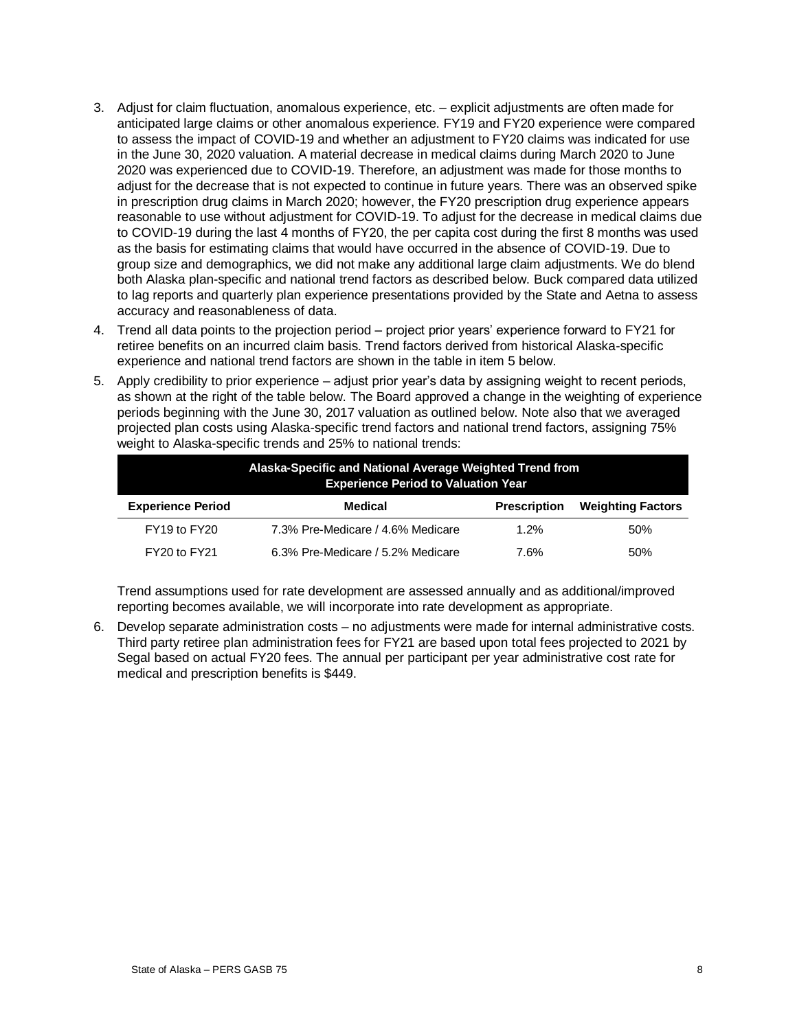3. Adjust for claim fluctuation, anomalous experience, etc. – explicit adjustments are often made for anticipated large claims or other anomalous experience. FY19 and FY20 experience were compared to assess the impact of COVID-19 and whether an adjustment to FY20 claims was indicated for use in the June 30, 2020 valuation. A material decrease in medical claims during March 2020 to June 2020 was experienced due to COVID-19. Therefore, an adjustment was made for those months to adjust for the decrease that is not expected to continue in future years. There was an observed spike in prescription drug claims in March 2020; however, the FY20 prescription drug experience appears reasonable to use without adjustment for COVID-19. To adjust for the decrease in medical claims due to COVID-19 during the last 4 months of FY20, the per capita cost during the first 8 months was used as the basis for estimating claims that would have occurred in the absence of COVID-19. Due to group size and demographics, we did not make any additional large claim adjustments. We do blend both Alaska plan-specific and national trend factors as described below. Buck compared data utilized to lag reports and quarterly plan experience presentations provided by the State and Aetna to assess accuracy and reasonableness of data.
4. Trend all data points to the projection period – project prior years' experience forward to FY21 for retiree benefits on an incurred claim basis. Trend factors derived from historical Alaska-specific experience and national trend factors are shown in the table in item 5 below.
5. Apply credibility to prior experience – adjust prior year's data by assigning weight to recent periods, as shown at the right of the table below. The Board approved a change in the weighting of experience periods beginning with the June 30, 2017 valuation as outlined below. Note also that we averaged projected plan costs using Alaska-specific trend factors and national trend factors, assigning 75% weight to Alaska-specific trends and 25% to national trends:

| Alaska-Specific and National Average Weighted Trend from Experience Period to Valuation Year | | | |
|---|---|---|---|
| **Experience Period** | **Medical** | **Prescription** | **Weighting Factors** |
| FY19 to FY20 | 7.3% Pre-Medicare / 4.6% Medicare | 1.2% | 50% |
| FY20 to FY21 | 6.3% Pre-Medicare / 5.2% Medicare | 7.6% | 50% |

   Trend assumptions used for rate development are assessed annually and as additional/improved reporting becomes available, we will incorporate into rate development as appropriate.

6. Develop separate administration costs – no adjustments were made for internal administrative costs. Third party retiree plan administration fees for FY21 are based upon total fees projected to 2021 by Segal based on actual FY20 fees. The annual per participant per year administrative cost rate for medical and prescription benefits is $449.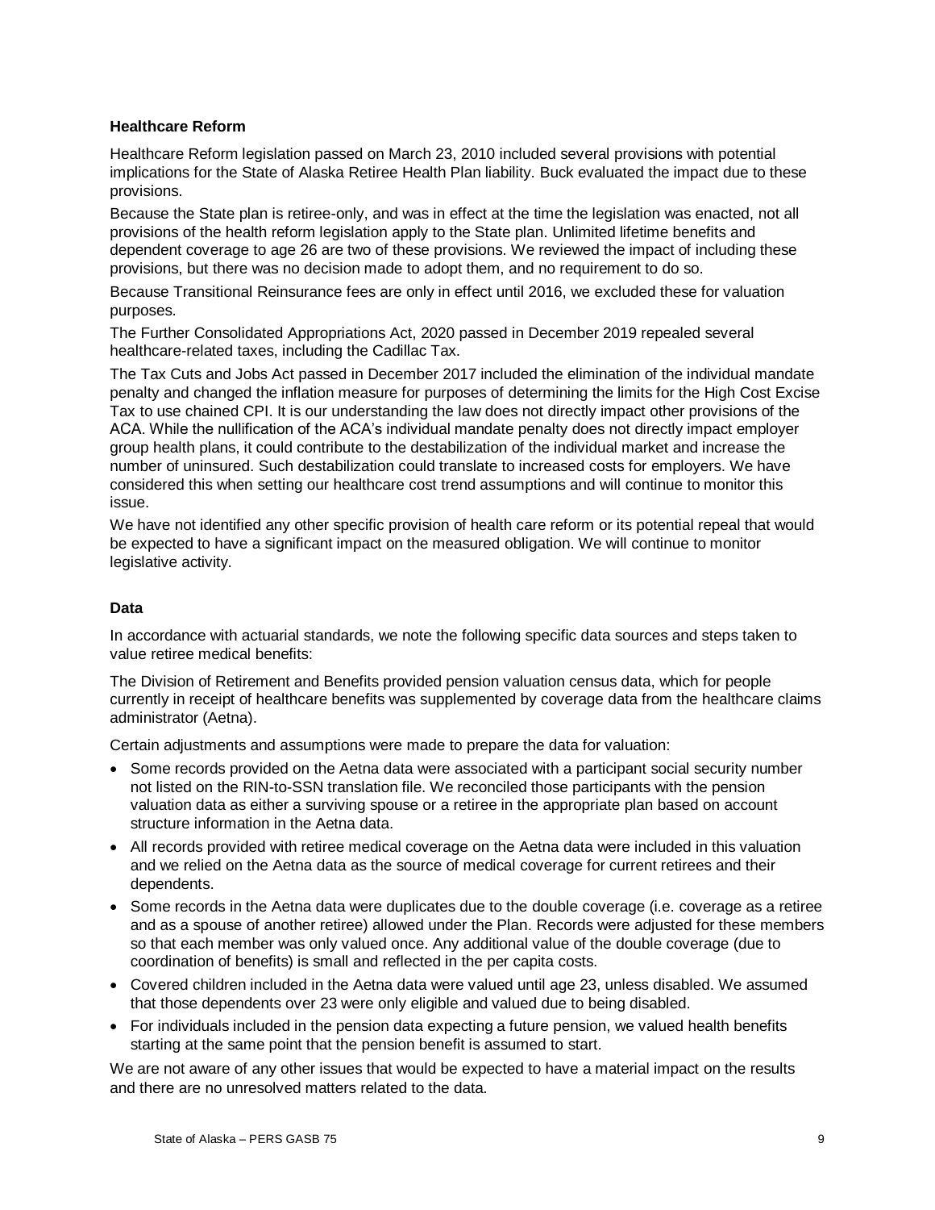### Healthcare Reform

Healthcare Reform legislation passed on March 23, 2010 included several provisions with potential implications for the State of Alaska Retiree Health Plan liability. Buck evaluated the impact due to these provisions.

Because the State plan is retiree-only, and was in effect at the time the legislation was enacted, not all provisions of the health reform legislation apply to the State plan. Unlimited lifetime benefits and dependent coverage to age 26 are two of these provisions. We reviewed the impact of including these provisions, but there was no decision made to adopt them, and no requirement to do so.

Because Transitional Reinsurance fees are only in effect until 2016, we excluded these for valuation purposes.

The Further Consolidated Appropriations Act, 2020 passed in December 2019 repealed several healthcare-related taxes, including the Cadillac Tax.

The Tax Cuts and Jobs Act passed in December 2017 included the elimination of the individual mandate penalty and changed the inflation measure for purposes of determining the limits for the High Cost Excise Tax to use chained CPI. It is our understanding the law does not directly impact other provisions of the ACA. While the nullification of the ACA's individual mandate penalty does not directly impact employer group health plans, it could contribute to the destabilization of the individual market and increase the number of uninsured. Such destabilization could translate to increased costs for employers. We have considered this when setting our healthcare cost trend assumptions and will continue to monitor this issue.

We have not identified any other specific provision of health care reform or its potential repeal that would be expected to have a significant impact on the measured obligation. We will continue to monitor legislative activity.

### Data

In accordance with actuarial standards, we note the following specific data sources and steps taken to value retiree medical benefits:

The Division of Retirement and Benefits provided pension valuation census data, which for people currently in receipt of healthcare benefits was supplemented by coverage data from the healthcare claims administrator (Aetna).

Certain adjustments and assumptions were made to prepare the data for valuation:

- Some records provided on the Aetna data were associated with a participant social security number not listed on the RIN-to-SSN translation file. We reconciled those participants with the pension valuation data as either a surviving spouse or a retiree in the appropriate plan based on account structure information in the Aetna data.
- All records provided with retiree medical coverage on the Aetna data were included in this valuation and we relied on the Aetna data as the source of medical coverage for current retirees and their dependents.
- Some records in the Aetna data were duplicates due to the double coverage (i.e. coverage as a retiree and as a spouse of another retiree) allowed under the Plan. Records were adjusted for these members so that each member was only valued once. Any additional value of the double coverage (due to coordination of benefits) is small and reflected in the per capita costs.
- Covered children included in the Aetna data were valued until age 23, unless disabled. We assumed that those dependents over 23 were only eligible and valued due to being disabled.
- For individuals included in the pension data expecting a future pension, we valued health benefits starting at the same point that the pension benefit is assumed to start.

We are not aware of any other issues that would be expected to have a material impact on the results and there are no unresolved matters related to the data.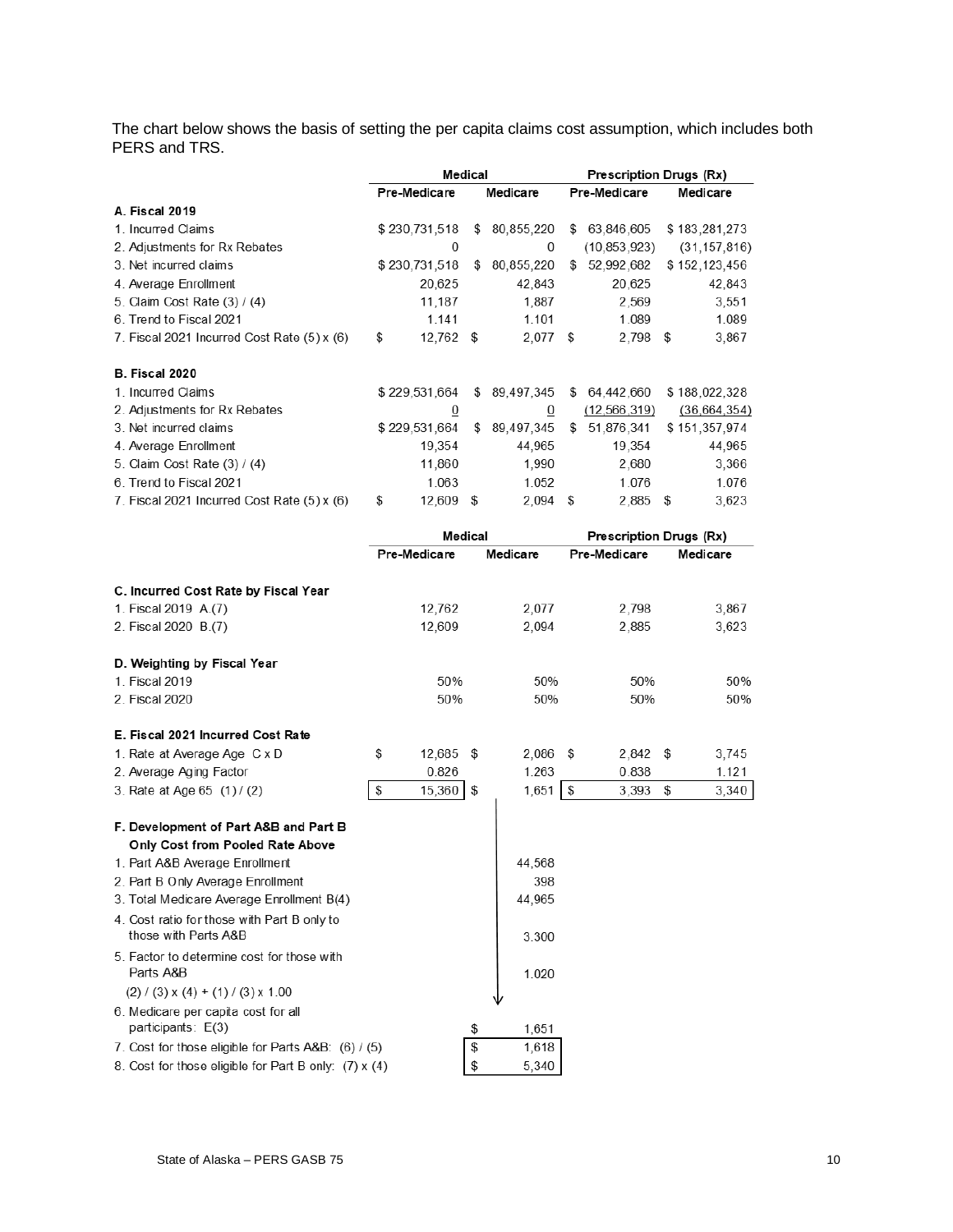The chart below shows the basis of setting the per capita claims cost assumption, which includes both PERS and TRS.

| | Medical | | Prescription Drugs (Rx) | |
|---|---|---|---|---|
| | Pre-Medicare | Medicare | Pre-Medicare | Medicare |
| **A. Fiscal 2019** | | | | |
| 1. Incurred Claims | $ 230,731,518 | $ 80,855,220 | $ 63,846,605 | $ 183,281,273 |
| 2. Adjustments for Rx Rebates | 0 | 0 | (10,853,923) | (31,157,816) |
| 3. Net incurred claims | $ 230,731,518 | $ 80,855,220 | $ 52,992,682 | $ 152,123,456 |
| 4. Average Enrollment | 20,625 | 42,843 | 20,625 | 42,843 |
| 5. Claim Cost Rate (3) / (4) | 11,187 | 1,887 | 2,569 | 3,551 |
| 6. Trend to Fiscal 2021 | 1.141 | 1.101 | 1.089 | 1.089 |
| 7. Fiscal 2021 Incurred Cost Rate (5) x (6) | $ 12,762 | $ 2,077 | $ 2,798 | $ 3,867 |
| **B. Fiscal 2020** | | | | |
| 1. Incurred Claims | $ 229,531,664 | $ 89,497,345 | $ 64,442,660 | $ 188,022,328 |
| 2. Adjustments for Rx Rebates | 0 | 0 | (12,566,319) | (36,664,354) |
| 3. Net incurred claims | $ 229,531,664 | $ 89,497,345 | $ 51,876,341 | $ 151,357,974 |
| 4. Average Enrollment | 19,354 | 44,965 | 19,354 | 44,965 |
| 5. Claim Cost Rate (3) / (4) | 11,860 | 1,990 | 2,680 | 3,366 |
| 6. Trend to Fiscal 2021 | 1.063 | 1.052 | 1.076 | 1.076 |
| 7. Fiscal 2021 Incurred Cost Rate (5) x (6) | $ 12,609 | $ 2,094 | $ 2,885 | $ 3,623 |

| | Medical | | Prescription Drugs (Rx) | |
|---|---|---|---|---|
| | Pre-Medicare | Medicare | Pre-Medicare | Medicare |
| **C. Incurred Cost Rate by Fiscal Year** | | | | |
| 1. Fiscal 2019 A.(7) | 12,762 | 2,077 | 2,798 | 3,867 |
| 2. Fiscal 2020 B.(7) | 12,609 | 2,094 | 2,885 | 3,623 |
| **D. Weighting by Fiscal Year** | | | | |
| 1. Fiscal 2019 | 50% | 50% | 50% | 50% |
| 2. Fiscal 2020 | 50% | 50% | 50% | 50% |
| **E. Fiscal 2021 Incurred Cost Rate** | | | | |
| 1. Rate at Average Age C x D | $ 12,685 | $ 2,086 | $ 2,842 | $ 3,745 |
| 2. Average Aging Factor | 0.826 | 1.263 | 0.838 | 1.121 |
| 3. Rate at Age 65 (1) / (2) | $ 15,360 | $ 1,651 | $ 3,393 | $ 3,340 |

| **F. Development of Part A&B and Part B Only Cost from Pooled Rate Above** | |
|---|---|
| 1. Part A&B Average Enrollment | 44,568 |
| 2. Part B Only Average Enrollment | 398 |
| 3. Total Medicare Average Enrollment B(4) | 44,965 |
| 4. Cost ratio for those with Part B only to those with Parts A&B | 3.300 |
| 5. Factor to determine cost for those with Parts A&B (2) / (3) x (4) + (1) / (3) x 1.00 | 1.020 |
| 6. Medicare per capita cost for all participants: E(3) | $ 1,651 |
| 7. Cost for those eligible for Parts A&B: (6) / (5) | $ 1,618 |
| 8. Cost for those eligible for Part B only: (7) x (4) | $ 5,340 |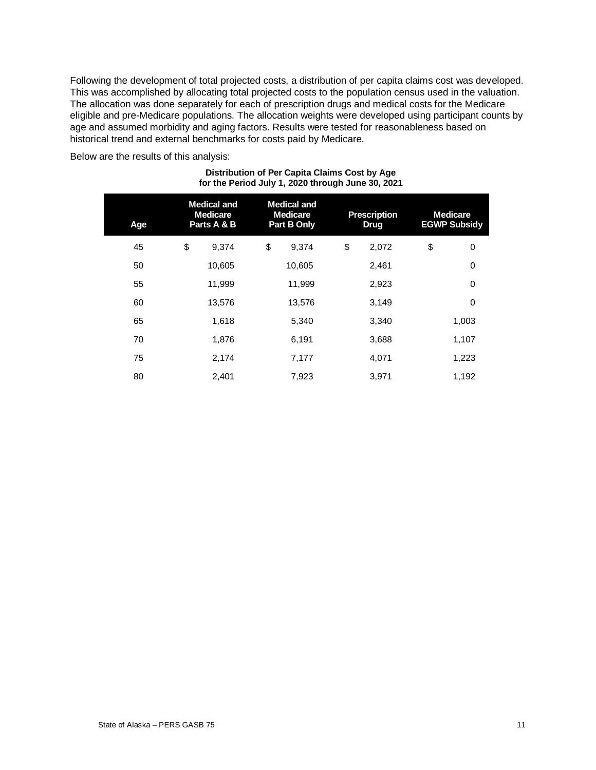Following the development of total projected costs, a distribution of per capita claims cost was developed. This was accomplished by allocating total projected costs to the population census used in the valuation. The allocation was done separately for each of prescription drugs and medical costs for the Medicare eligible and pre-Medicare populations. The allocation weights were developed using participant counts by age and assumed morbidity and aging factors. Results were tested for reasonableness based on historical trend and external benchmarks for costs paid by Medicare.

Below are the results of this analysis:

**Distribution of Per Capita Claims Cost by Age**
**for the Period July 1, 2020 through June 30, 2021**

| Age | Medical and Medicare Parts A & B | Medical and Medicare Part B Only | Prescription Drug | Medicare EGWP Subsidy |
|---|---|---|---|---|
| 45 | $ 9,374 | $ 9,374 | $ 2,072 | $ 0 |
| 50 | 10,605 | 10,605 | 2,461 | 0 |
| 55 | 11,999 | 11,999 | 2,923 | 0 |
| 60 | 13,576 | 13,576 | 3,149 | 0 |
| 65 | 1,618 | 5,340 | 3,340 | 1,003 |
| 70 | 1,876 | 6,191 | 3,688 | 1,107 |
| 75 | 2,174 | 7,177 | 4,071 | 1,223 |
| 80 | 2,401 | 7,923 | 3,971 | 1,192 |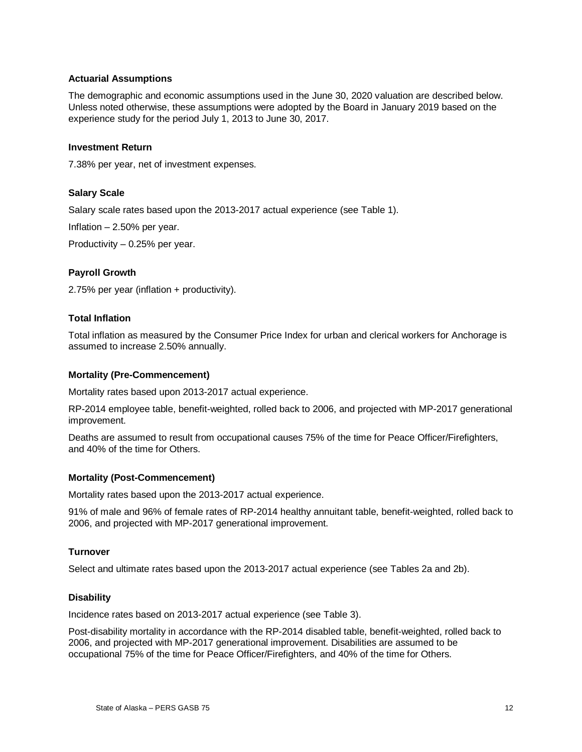## Actuarial Assumptions

The demographic and economic assumptions used in the June 30, 2020 valuation are described below. Unless noted otherwise, these assumptions were adopted by the Board in January 2019 based on the experience study for the period July 1, 2013 to June 30, 2017.

### Investment Return

7.38% per year, net of investment expenses.

### Salary Scale

Salary scale rates based upon the 2013-2017 actual experience (see Table 1).

Inflation – 2.50% per year.

Productivity – 0.25% per year.

### Payroll Growth

2.75% per year (inflation + productivity).

### Total Inflation

Total inflation as measured by the Consumer Price Index for urban and clerical workers for Anchorage is assumed to increase 2.50% annually.

### Mortality (Pre-Commencement)

Mortality rates based upon 2013-2017 actual experience.

RP-2014 employee table, benefit-weighted, rolled back to 2006, and projected with MP-2017 generational improvement.

Deaths are assumed to result from occupational causes 75% of the time for Peace Officer/Firefighters, and 40% of the time for Others.

### Mortality (Post-Commencement)

Mortality rates based upon the 2013-2017 actual experience.

91% of male and 96% of female rates of RP-2014 healthy annuitant table, benefit-weighted, rolled back to 2006, and projected with MP-2017 generational improvement.

### Turnover

Select and ultimate rates based upon the 2013-2017 actual experience (see Tables 2a and 2b).

### Disability

Incidence rates based on 2013-2017 actual experience (see Table 3).

Post-disability mortality in accordance with the RP-2014 disabled table, benefit-weighted, rolled back to 2006, and projected with MP-2017 generational improvement. Disabilities are assumed to be occupational 75% of the time for Peace Officer/Firefighters, and 40% of the time for Others.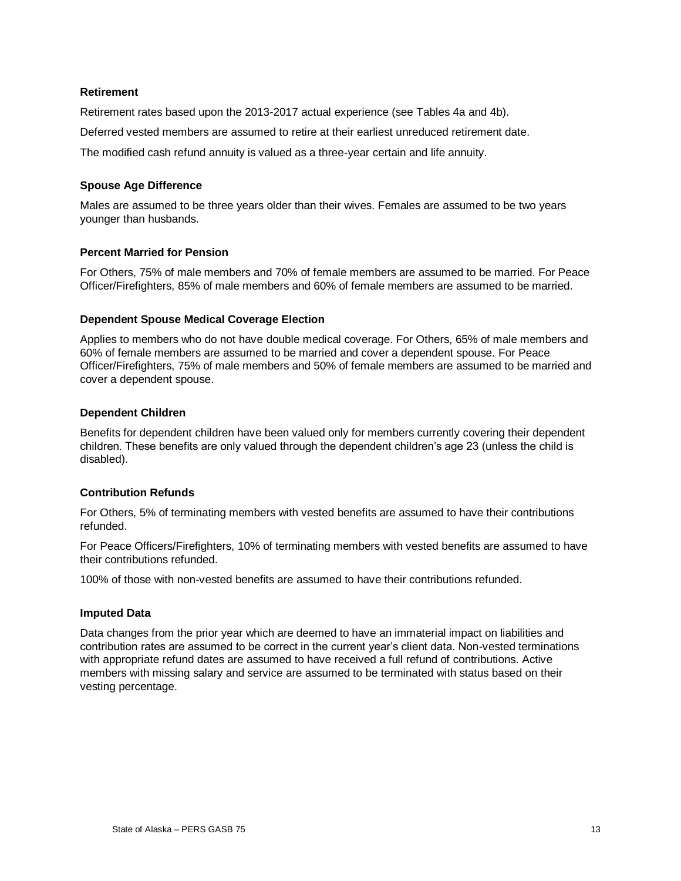### Retirement

Retirement rates based upon the 2013-2017 actual experience (see Tables 4a and 4b).

Deferred vested members are assumed to retire at their earliest unreduced retirement date.

The modified cash refund annuity is valued as a three-year certain and life annuity.

### Spouse Age Difference

Males are assumed to be three years older than their wives. Females are assumed to be two years younger than husbands.

### Percent Married for Pension

For Others, 75% of male members and 70% of female members are assumed to be married. For Peace Officer/Firefighters, 85% of male members and 60% of female members are assumed to be married.

### Dependent Spouse Medical Coverage Election

Applies to members who do not have double medical coverage. For Others, 65% of male members and 60% of female members are assumed to be married and cover a dependent spouse. For Peace Officer/Firefighters, 75% of male members and 50% of female members are assumed to be married and cover a dependent spouse.

### Dependent Children

Benefits for dependent children have been valued only for members currently covering their dependent children. These benefits are only valued through the dependent children's age 23 (unless the child is disabled).

### Contribution Refunds

For Others, 5% of terminating members with vested benefits are assumed to have their contributions refunded.

For Peace Officers/Firefighters, 10% of terminating members with vested benefits are assumed to have their contributions refunded.

100% of those with non-vested benefits are assumed to have their contributions refunded.

### Imputed Data

Data changes from the prior year which are deemed to have an immaterial impact on liabilities and contribution rates are assumed to be correct in the current year's client data. Non-vested terminations with appropriate refund dates are assumed to have received a full refund of contributions. Active members with missing salary and service are assumed to be terminated with status based on their vesting percentage.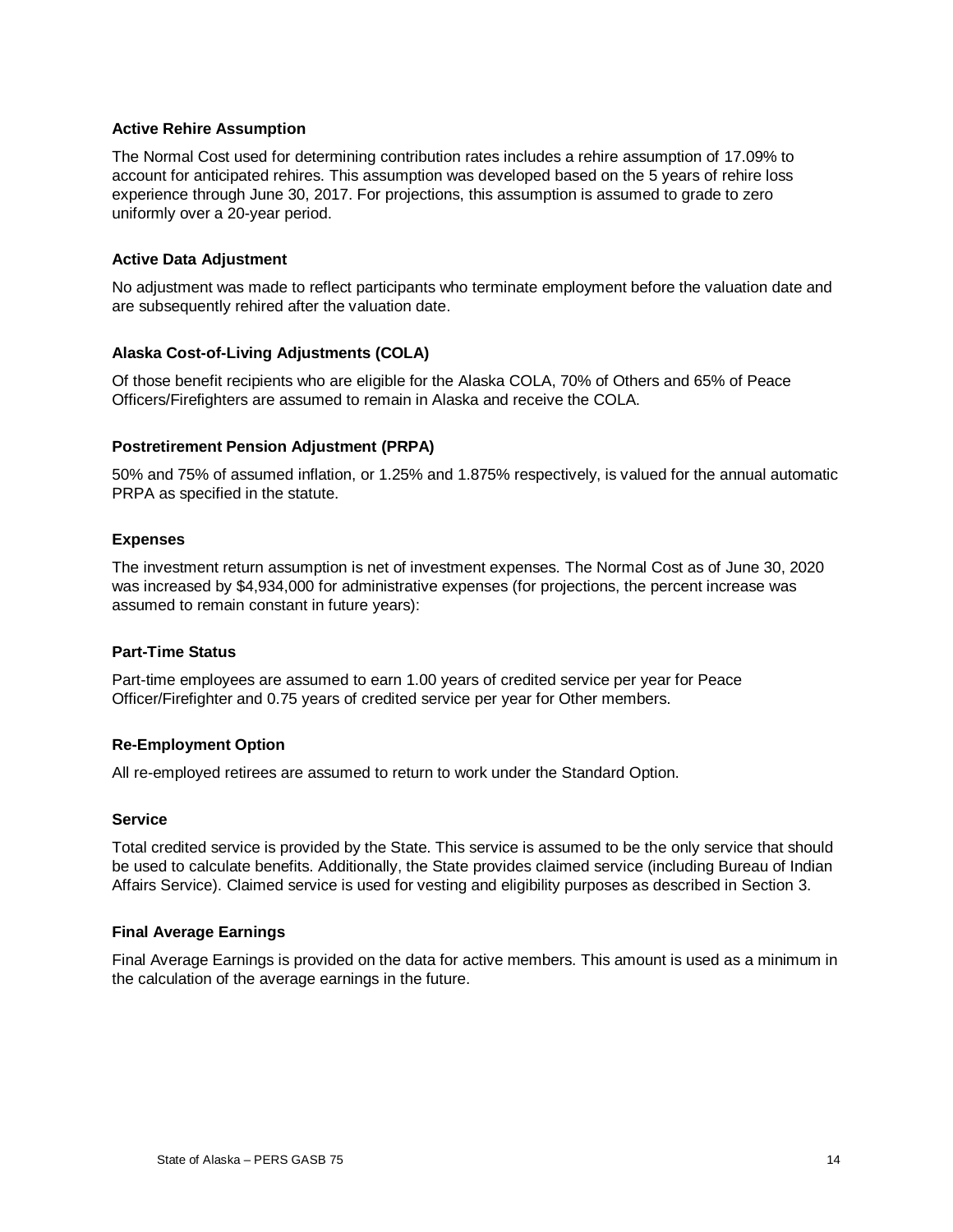### Active Rehire Assumption

The Normal Cost used for determining contribution rates includes a rehire assumption of 17.09% to account for anticipated rehires. This assumption was developed based on the 5 years of rehire loss experience through June 30, 2017. For projections, this assumption is assumed to grade to zero uniformly over a 20-year period.

### Active Data Adjustment

No adjustment was made to reflect participants who terminate employment before the valuation date and are subsequently rehired after the valuation date.

### Alaska Cost-of-Living Adjustments (COLA)

Of those benefit recipients who are eligible for the Alaska COLA, 70% of Others and 65% of Peace Officers/Firefighters are assumed to remain in Alaska and receive the COLA.

### Postretirement Pension Adjustment (PRPA)

50% and 75% of assumed inflation, or 1.25% and 1.875% respectively, is valued for the annual automatic PRPA as specified in the statute.

### Expenses

The investment return assumption is net of investment expenses. The Normal Cost as of June 30, 2020 was increased by $4,934,000 for administrative expenses (for projections, the percent increase was assumed to remain constant in future years):

### Part-Time Status

Part-time employees are assumed to earn 1.00 years of credited service per year for Peace Officer/Firefighter and 0.75 years of credited service per year for Other members.

### Re-Employment Option

All re-employed retirees are assumed to return to work under the Standard Option.

### Service

Total credited service is provided by the State. This service is assumed to be the only service that should be used to calculate benefits. Additionally, the State provides claimed service (including Bureau of Indian Affairs Service). Claimed service is used for vesting and eligibility purposes as described in Section 3.

### Final Average Earnings

Final Average Earnings is provided on the data for active members. This amount is used as a minimum in the calculation of the average earnings in the future.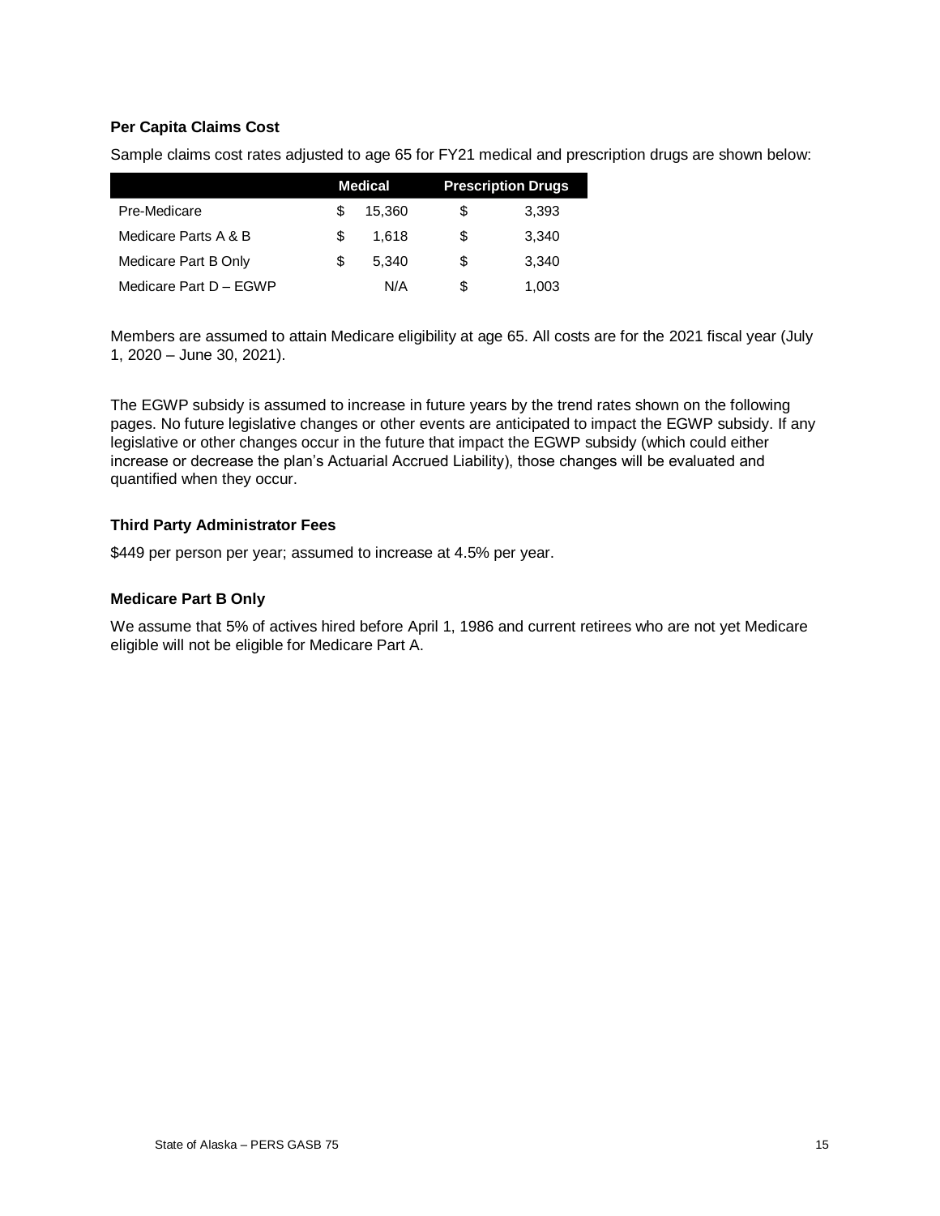### Per Capita Claims Cost

Sample claims cost rates adjusted to age 65 for FY21 medical and prescription drugs are shown below:

| | Medical | Prescription Drugs |
|---|---|---|
| Pre-Medicare | $ 15,360 | $ 3,393 |
| Medicare Parts A & B | $ 1,618 | $ 3,340 |
| Medicare Part B Only | $ 5,340 | $ 3,340 |
| Medicare Part D – EGWP | N/A | $ 1,003 |

Members are assumed to attain Medicare eligibility at age 65. All costs are for the 2021 fiscal year (July 1, 2020 – June 30, 2021).

The EGWP subsidy is assumed to increase in future years by the trend rates shown on the following pages. No future legislative changes or other events are anticipated to impact the EGWP subsidy. If any legislative or other changes occur in the future that impact the EGWP subsidy (which could either increase or decrease the plan's Actuarial Accrued Liability), those changes will be evaluated and quantified when they occur.

### Third Party Administrator Fees

$449 per person per year; assumed to increase at 4.5% per year.

### Medicare Part B Only

We assume that 5% of actives hired before April 1, 1986 and current retirees who are not yet Medicare eligible will not be eligible for Medicare Part A.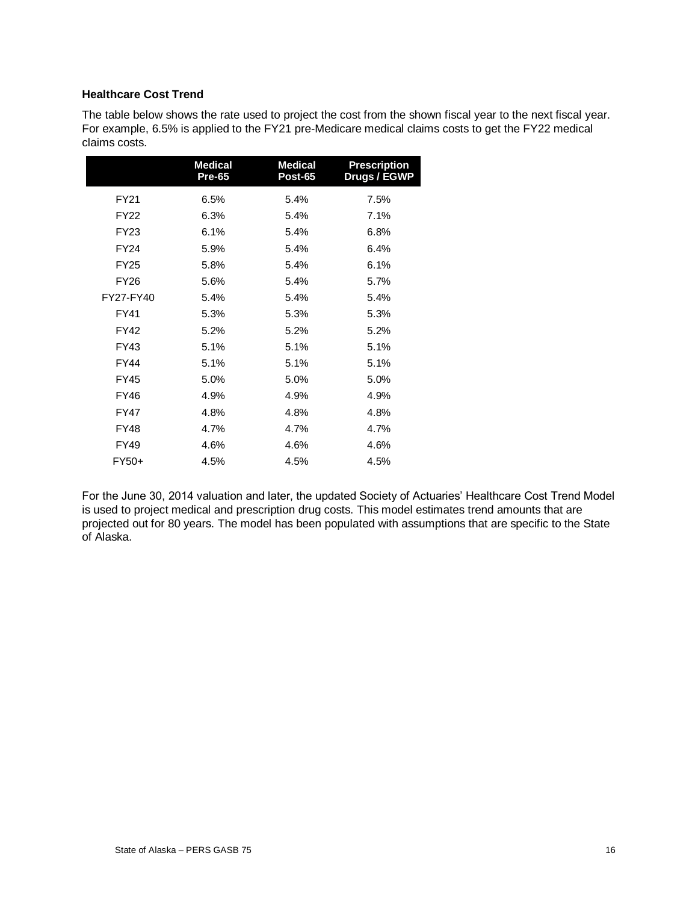### Healthcare Cost Trend

The table below shows the rate used to project the cost from the shown fiscal year to the next fiscal year. For example, 6.5% is applied to the FY21 pre-Medicare medical claims costs to get the FY22 medical claims costs.

| | Medical Pre-65 | Medical Post-65 | Prescription Drugs / EGWP |
|---|---|---|---|
| FY21 | 6.5% | 5.4% | 7.5% |
| FY22 | 6.3% | 5.4% | 7.1% |
| FY23 | 6.1% | 5.4% | 6.8% |
| FY24 | 5.9% | 5.4% | 6.4% |
| FY25 | 5.8% | 5.4% | 6.1% |
| FY26 | 5.6% | 5.4% | 5.7% |
| FY27-FY40 | 5.4% | 5.4% | 5.4% |
| FY41 | 5.3% | 5.3% | 5.3% |
| FY42 | 5.2% | 5.2% | 5.2% |
| FY43 | 5.1% | 5.1% | 5.1% |
| FY44 | 5.1% | 5.1% | 5.1% |
| FY45 | 5.0% | 5.0% | 5.0% |
| FY46 | 4.9% | 4.9% | 4.9% |
| FY47 | 4.8% | 4.8% | 4.8% |
| FY48 | 4.7% | 4.7% | 4.7% |
| FY49 | 4.6% | 4.6% | 4.6% |
| FY50+ | 4.5% | 4.5% | 4.5% |

For the June 30, 2014 valuation and later, the updated Society of Actuaries' Healthcare Cost Trend Model is used to project medical and prescription drug costs. This model estimates trend amounts that are projected out for 80 years. The model has been populated with assumptions that are specific to the State of Alaska.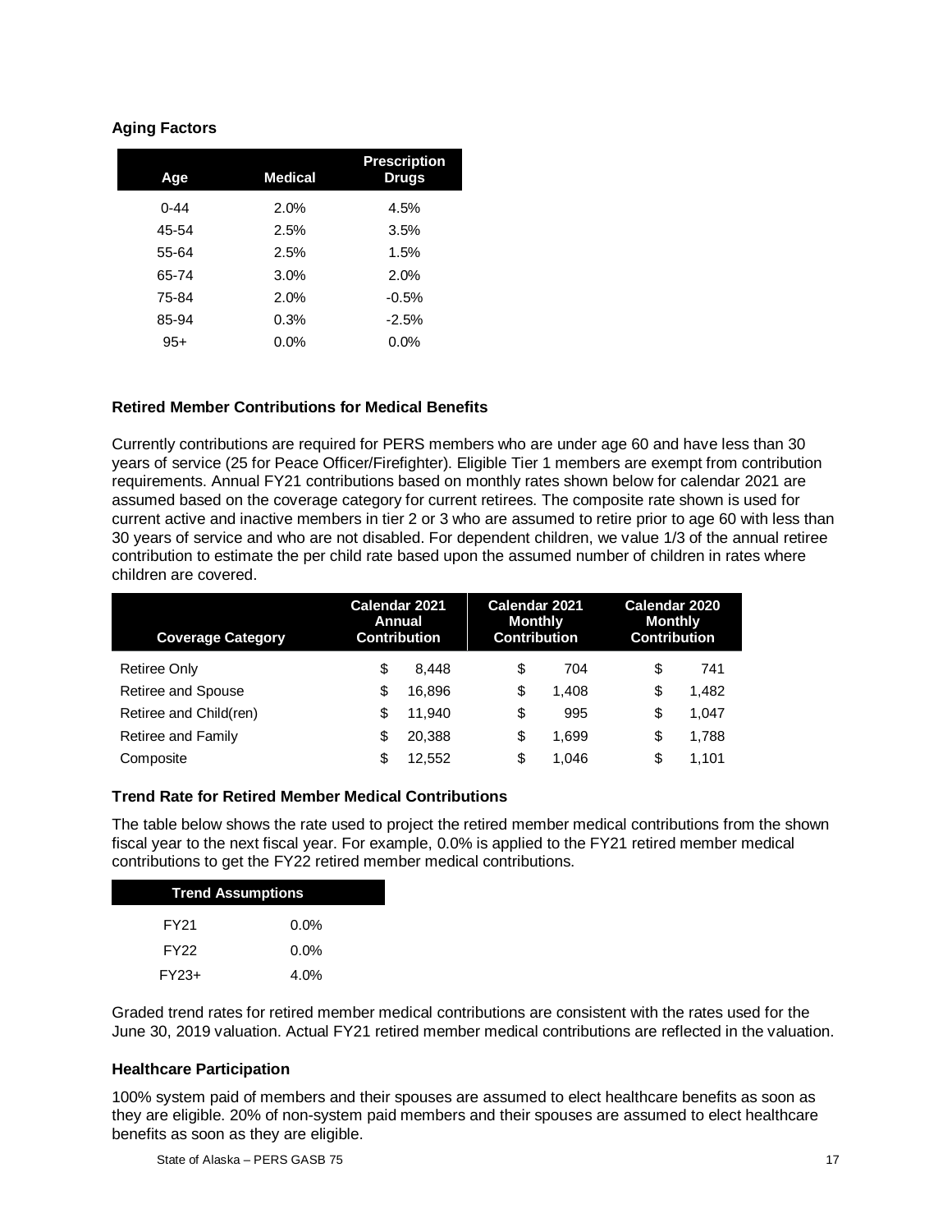### Aging Factors

| Age | Medical | Prescription Drugs |
|---|---|---|
| 0-44 | 2.0% | 4.5% |
| 45-54 | 2.5% | 3.5% |
| 55-64 | 2.5% | 1.5% |
| 65-74 | 3.0% | 2.0% |
| 75-84 | 2.0% | -0.5% |
| 85-94 | 0.3% | -2.5% |
| 95+ | 0.0% | 0.0% |

### Retired Member Contributions for Medical Benefits

Currently contributions are required for PERS members who are under age 60 and have less than 30 years of service (25 for Peace Officer/Firefighter). Eligible Tier 1 members are exempt from contribution requirements. Annual FY21 contributions based on monthly rates shown below for calendar 2021 are assumed based on the coverage category for current retirees. The composite rate shown is used for current active and inactive members in tier 2 or 3 who are assumed to retire prior to age 60 with less than 30 years of service and who are not disabled. For dependent children, we value 1/3 of the annual retiree contribution to estimate the per child rate based upon the assumed number of children in rates where children are covered.

| Coverage Category | Calendar 2021 Annual Contribution | Calendar 2021 Monthly Contribution | Calendar 2020 Monthly Contribution |
|---|---|---|---|
| Retiree Only | $ 8,448 | $ 704 | $ 741 |
| Retiree and Spouse | $ 16,896 | $ 1,408 | $ 1,482 |
| Retiree and Child(ren) | $ 11,940 | $ 995 | $ 1,047 |
| Retiree and Family | $ 20,388 | $ 1,699 | $ 1,788 |
| Composite | $ 12,552 | $ 1,046 | $ 1,101 |

### Trend Rate for Retired Member Medical Contributions

The table below shows the rate used to project the retired member medical contributions from the shown fiscal year to the next fiscal year. For example, 0.0% is applied to the FY21 retired member medical contributions to get the FY22 retired member medical contributions.

| Trend Assumptions | |
|---|---|
| FY21 | 0.0% |
| FY22 | 0.0% |
| FY23+ | 4.0% |

Graded trend rates for retired member medical contributions are consistent with the rates used for the June 30, 2019 valuation. Actual FY21 retired member medical contributions are reflected in the valuation.

### Healthcare Participation

100% system paid of members and their spouses are assumed to elect healthcare benefits as soon as they are eligible. 20% of non-system paid members and their spouses are assumed to elect healthcare benefits as soon as they are eligible.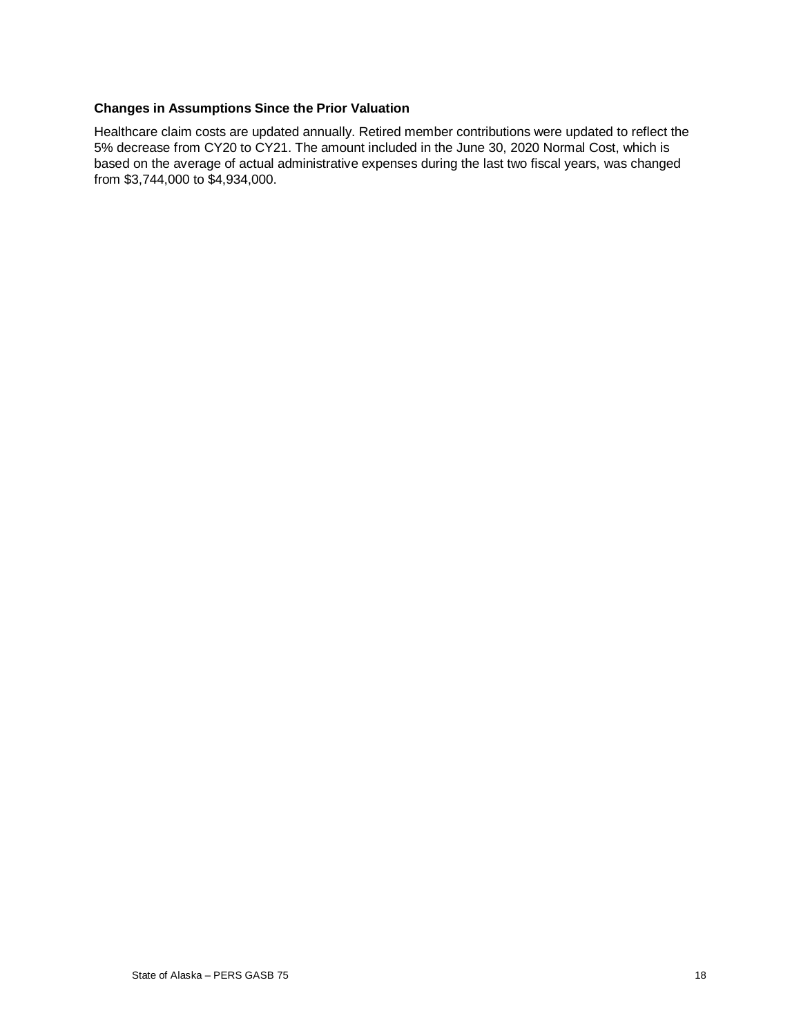### Changes in Assumptions Since the Prior Valuation

Healthcare claim costs are updated annually. Retired member contributions were updated to reflect the 5% decrease from CY20 to CY21. The amount included in the June 30, 2020 Normal Cost, which is based on the average of actual administrative expenses during the last two fiscal years, was changed from $3,744,000 to $4,934,000.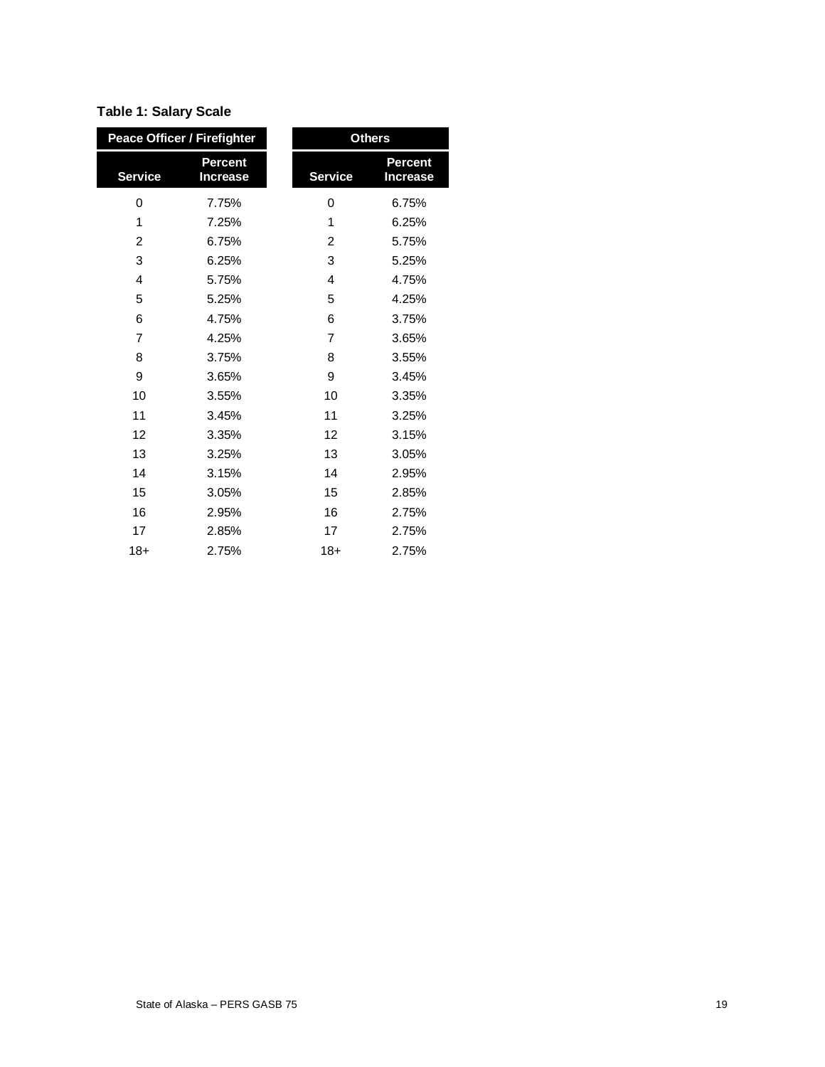**Table 1: Salary Scale**

| Peace Officer / Firefighter | | | Others | |
|---|---|---|---|---|
| Service | Percent Increase | | Service | Percent Increase |
| 0 | 7.75% | | 0 | 6.75% |
| 1 | 7.25% | | 1 | 6.25% |
| 2 | 6.75% | | 2 | 5.75% |
| 3 | 6.25% | | 3 | 5.25% |
| 4 | 5.75% | | 4 | 4.75% |
| 5 | 5.25% | | 5 | 4.25% |
| 6 | 4.75% | | 6 | 3.75% |
| 7 | 4.25% | | 7 | 3.65% |
| 8 | 3.75% | | 8 | 3.55% |
| 9 | 3.65% | | 9 | 3.45% |
| 10 | 3.55% | | 10 | 3.35% |
| 11 | 3.45% | | 11 | 3.25% |
| 12 | 3.35% | | 12 | 3.15% |
| 13 | 3.25% | | 13 | 3.05% |
| 14 | 3.15% | | 14 | 2.95% |
| 15 | 3.05% | | 15 | 2.85% |
| 16 | 2.95% | | 16 | 2.75% |
| 17 | 2.85% | | 17 | 2.75% |
| 18+ | 2.75% | | 18+ | 2.75% |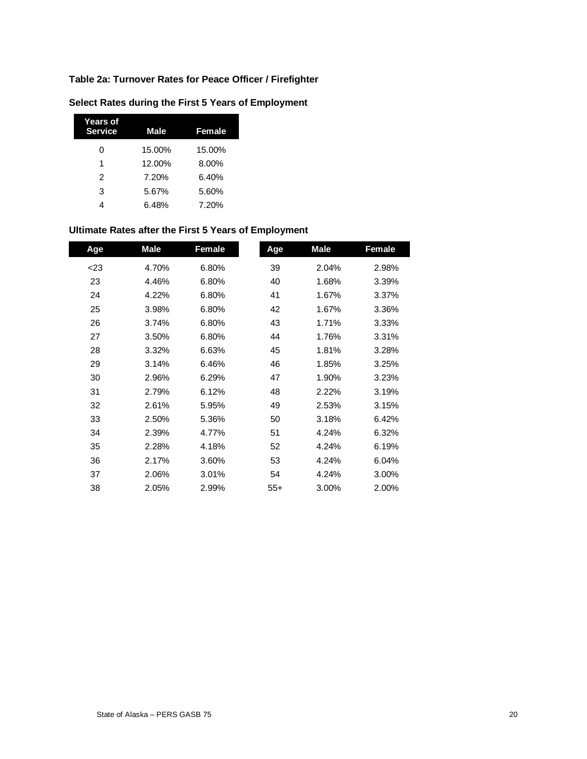### Table 2a: Turnover Rates for Peace Officer / Firefighter

#### Select Rates during the First 5 Years of Employment

| Years of Service | Male | Female |
|---|---|---|
| 0 | 15.00% | 15.00% |
| 1 | 12.00% | 8.00% |
| 2 | 7.20% | 6.40% |
| 3 | 5.67% | 5.60% |
| 4 | 6.48% | 7.20% |

#### Ultimate Rates after the First 5 Years of Employment

| Age | Male | Female | Age | Male | Female |
|---|---|---|---|---|---|
| <23 | 4.70% | 6.80% | 39 | 2.04% | 2.98% |
| 23 | 4.46% | 6.80% | 40 | 1.68% | 3.39% |
| 24 | 4.22% | 6.80% | 41 | 1.67% | 3.37% |
| 25 | 3.98% | 6.80% | 42 | 1.67% | 3.36% |
| 26 | 3.74% | 6.80% | 43 | 1.71% | 3.33% |
| 27 | 3.50% | 6.80% | 44 | 1.76% | 3.31% |
| 28 | 3.32% | 6.63% | 45 | 1.81% | 3.28% |
| 29 | 3.14% | 6.46% | 46 | 1.85% | 3.25% |
| 30 | 2.96% | 6.29% | 47 | 1.90% | 3.23% |
| 31 | 2.79% | 6.12% | 48 | 2.22% | 3.19% |
| 32 | 2.61% | 5.95% | 49 | 2.53% | 3.15% |
| 33 | 2.50% | 5.36% | 50 | 3.18% | 6.42% |
| 34 | 2.39% | 4.77% | 51 | 4.24% | 6.32% |
| 35 | 2.28% | 4.18% | 52 | 4.24% | 6.19% |
| 36 | 2.17% | 3.60% | 53 | 4.24% | 6.04% |
| 37 | 2.06% | 3.01% | 54 | 4.24% | 3.00% |
| 38 | 2.05% | 2.99% | 55+ | 3.00% | 2.00% |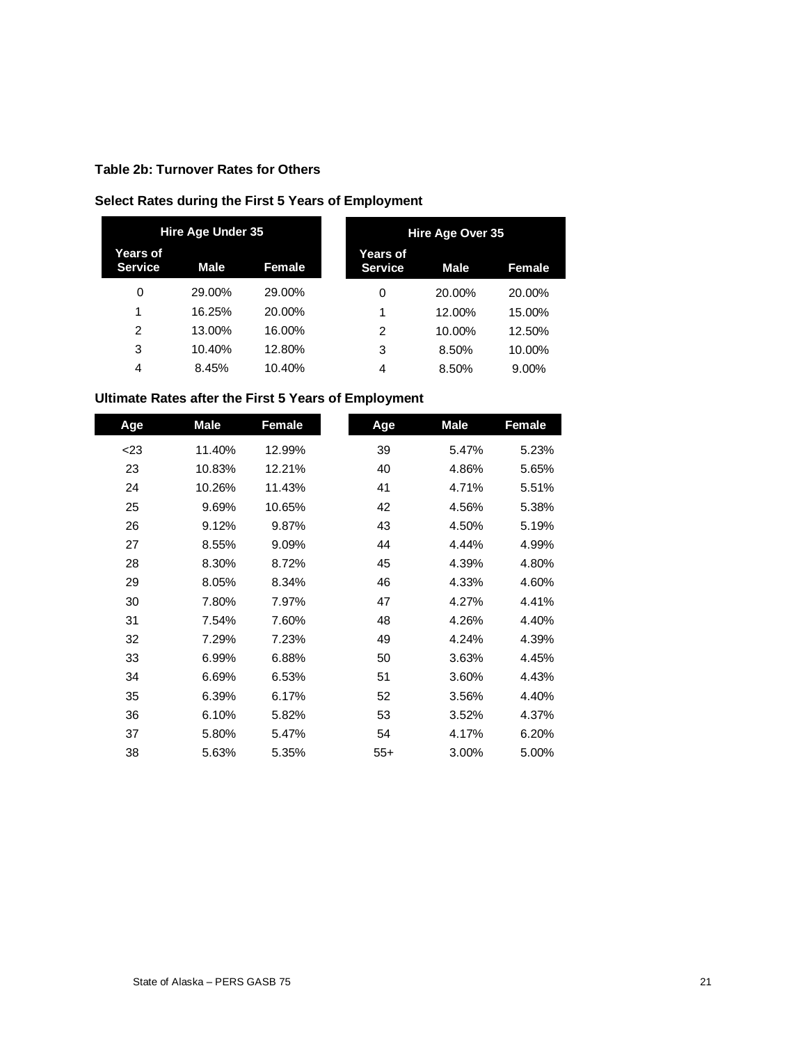### Table 2b: Turnover Rates for Others

#### Select Rates during the First 5 Years of Employment

| Hire Age Under 35 | | | Hire Age Over 35 | | |
|---|---|---|---|---|---|
| Years of Service | Male | Female | Years of Service | Male | Female |
| 0 | 29.00% | 29.00% | 0 | 20.00% | 20.00% |
| 1 | 16.25% | 20.00% | 1 | 12.00% | 15.00% |
| 2 | 13.00% | 16.00% | 2 | 10.00% | 12.50% |
| 3 | 10.40% | 12.80% | 3 | 8.50% | 10.00% |
| 4 | 8.45% | 10.40% | 4 | 8.50% | 9.00% |

#### Ultimate Rates after the First 5 Years of Employment

| Age | Male | Female | Age | Male | Female |
|---|---|---|---|---|---|
| <23 | 11.40% | 12.99% | 39 | 5.47% | 5.23% |
| 23 | 10.83% | 12.21% | 40 | 4.86% | 5.65% |
| 24 | 10.26% | 11.43% | 41 | 4.71% | 5.51% |
| 25 | 9.69% | 10.65% | 42 | 4.56% | 5.38% |
| 26 | 9.12% | 9.87% | 43 | 4.50% | 5.19% |
| 27 | 8.55% | 9.09% | 44 | 4.44% | 4.99% |
| 28 | 8.30% | 8.72% | 45 | 4.39% | 4.80% |
| 29 | 8.05% | 8.34% | 46 | 4.33% | 4.60% |
| 30 | 7.80% | 7.97% | 47 | 4.27% | 4.41% |
| 31 | 7.54% | 7.60% | 48 | 4.26% | 4.40% |
| 32 | 7.29% | 7.23% | 49 | 4.24% | 4.39% |
| 33 | 6.99% | 6.88% | 50 | 3.63% | 4.45% |
| 34 | 6.69% | 6.53% | 51 | 3.60% | 4.43% |
| 35 | 6.39% | 6.17% | 52 | 3.56% | 4.40% |
| 36 | 6.10% | 5.82% | 53 | 3.52% | 4.37% |
| 37 | 5.80% | 5.47% | 54 | 4.17% | 6.20% |
| 38 | 5.63% | 5.35% | 55+ | 3.00% | 5.00% |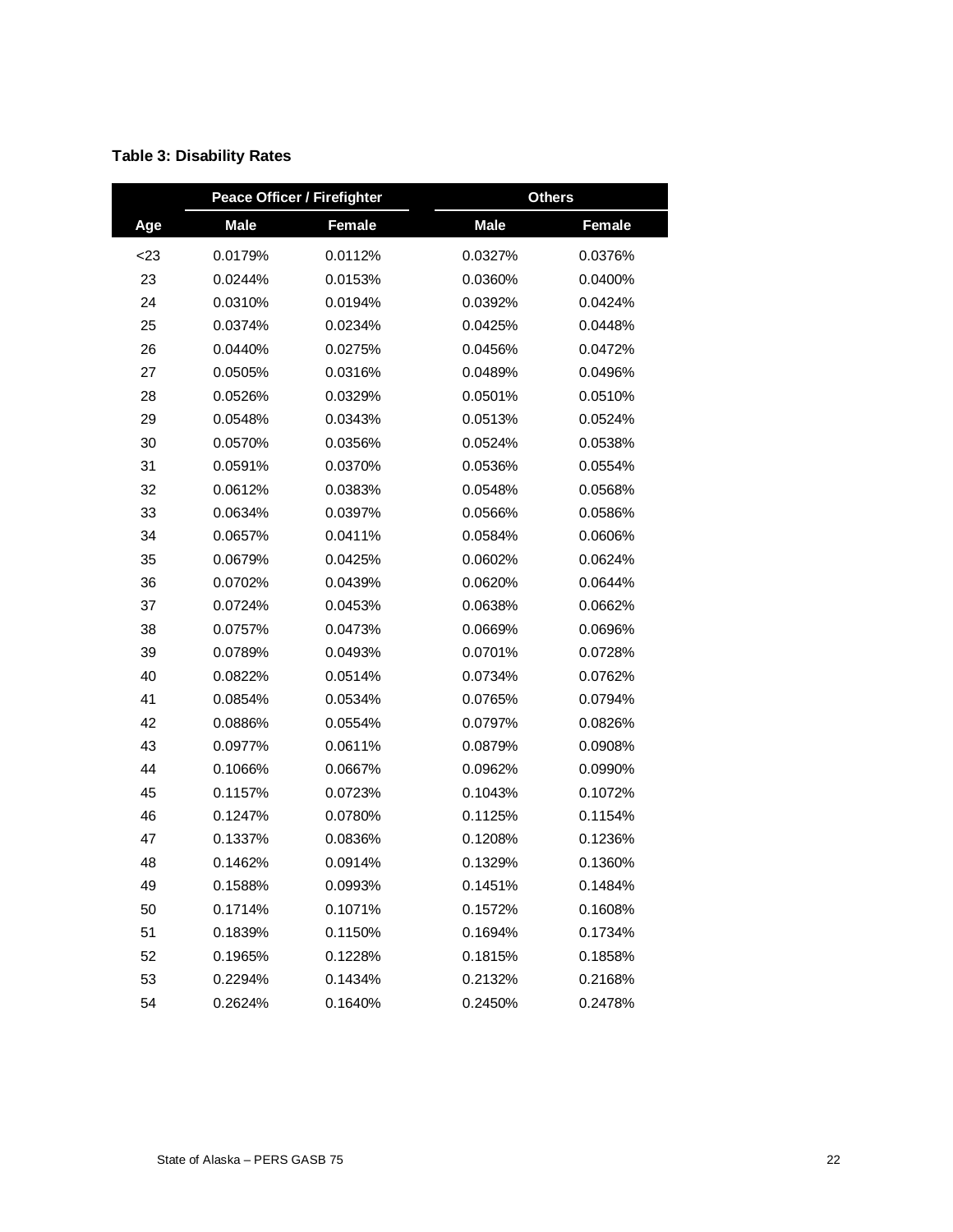**Table 3: Disability Rates**

| | Peace Officer / Firefighter | | Others | |
|---|---|---|---|---|
| Age | Male | Female | Male | Female |
| <23 | 0.0179% | 0.0112% | 0.0327% | 0.0376% |
| 23 | 0.0244% | 0.0153% | 0.0360% | 0.0400% |
| 24 | 0.0310% | 0.0194% | 0.0392% | 0.0424% |
| 25 | 0.0374% | 0.0234% | 0.0425% | 0.0448% |
| 26 | 0.0440% | 0.0275% | 0.0456% | 0.0472% |
| 27 | 0.0505% | 0.0316% | 0.0489% | 0.0496% |
| 28 | 0.0526% | 0.0329% | 0.0501% | 0.0510% |
| 29 | 0.0548% | 0.0343% | 0.0513% | 0.0524% |
| 30 | 0.0570% | 0.0356% | 0.0524% | 0.0538% |
| 31 | 0.0591% | 0.0370% | 0.0536% | 0.0554% |
| 32 | 0.0612% | 0.0383% | 0.0548% | 0.0568% |
| 33 | 0.0634% | 0.0397% | 0.0566% | 0.0586% |
| 34 | 0.0657% | 0.0411% | 0.0584% | 0.0606% |
| 35 | 0.0679% | 0.0425% | 0.0602% | 0.0624% |
| 36 | 0.0702% | 0.0439% | 0.0620% | 0.0644% |
| 37 | 0.0724% | 0.0453% | 0.0638% | 0.0662% |
| 38 | 0.0757% | 0.0473% | 0.0669% | 0.0696% |
| 39 | 0.0789% | 0.0493% | 0.0701% | 0.0728% |
| 40 | 0.0822% | 0.0514% | 0.0734% | 0.0762% |
| 41 | 0.0854% | 0.0534% | 0.0765% | 0.0794% |
| 42 | 0.0886% | 0.0554% | 0.0797% | 0.0826% |
| 43 | 0.0977% | 0.0611% | 0.0879% | 0.0908% |
| 44 | 0.1066% | 0.0667% | 0.0962% | 0.0990% |
| 45 | 0.1157% | 0.0723% | 0.1043% | 0.1072% |
| 46 | 0.1247% | 0.0780% | 0.1125% | 0.1154% |
| 47 | 0.1337% | 0.0836% | 0.1208% | 0.1236% |
| 48 | 0.1462% | 0.0914% | 0.1329% | 0.1360% |
| 49 | 0.1588% | 0.0993% | 0.1451% | 0.1484% |
| 50 | 0.1714% | 0.1071% | 0.1572% | 0.1608% |
| 51 | 0.1839% | 0.1150% | 0.1694% | 0.1734% |
| 52 | 0.1965% | 0.1228% | 0.1815% | 0.1858% |
| 53 | 0.2294% | 0.1434% | 0.2132% | 0.2168% |
| 54 | 0.2624% | 0.1640% | 0.2450% | 0.2478% |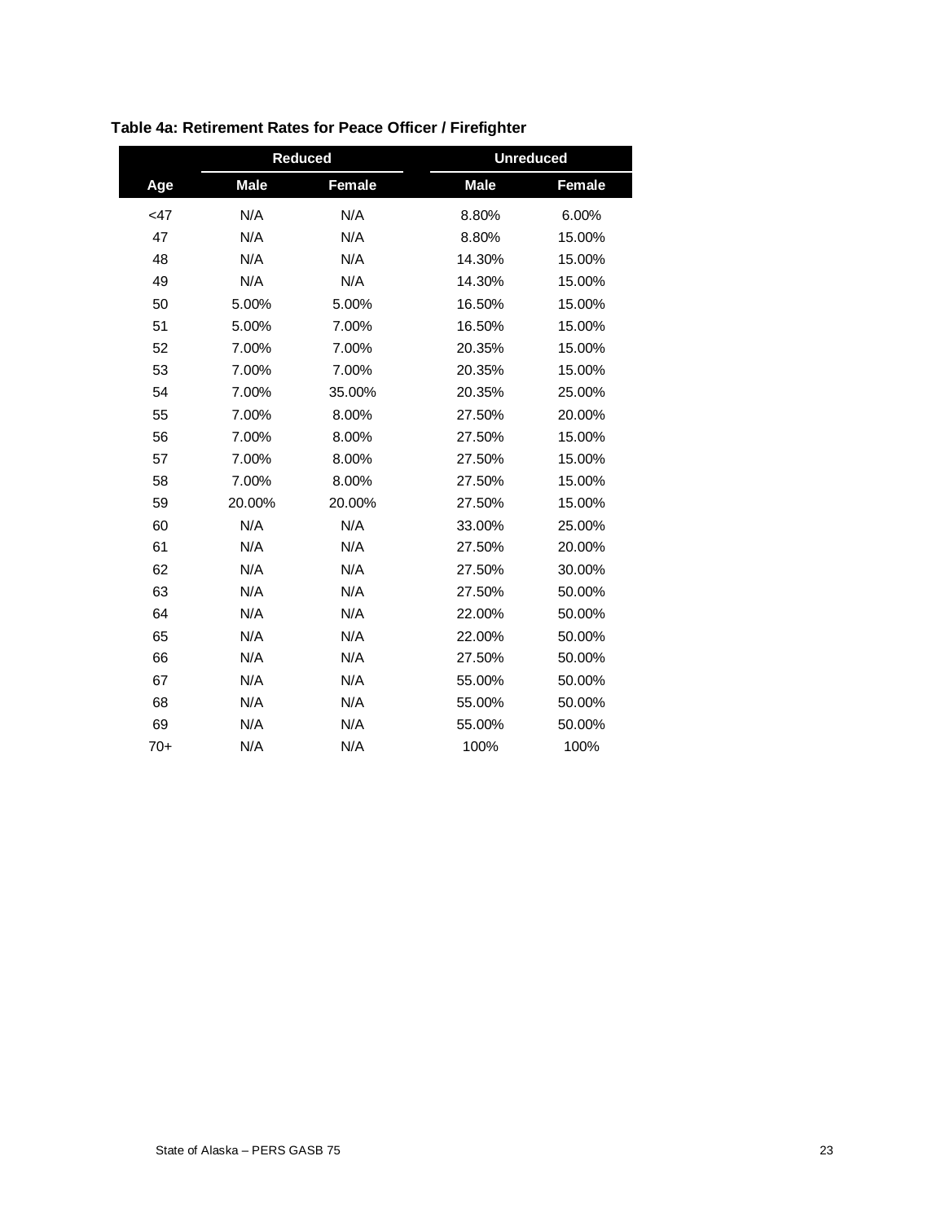**Table 4a: Retirement Rates for Peace Officer / Firefighter**

| | Reduced | | Unreduced | |
|---|---|---|---|---|
| Age | Male | Female | Male | Female |
| <47 | N/A | N/A | 8.80% | 6.00% |
| 47 | N/A | N/A | 8.80% | 15.00% |
| 48 | N/A | N/A | 14.30% | 15.00% |
| 49 | N/A | N/A | 14.30% | 15.00% |
| 50 | 5.00% | 5.00% | 16.50% | 15.00% |
| 51 | 5.00% | 7.00% | 16.50% | 15.00% |
| 52 | 7.00% | 7.00% | 20.35% | 15.00% |
| 53 | 7.00% | 7.00% | 20.35% | 15.00% |
| 54 | 7.00% | 35.00% | 20.35% | 25.00% |
| 55 | 7.00% | 8.00% | 27.50% | 20.00% |
| 56 | 7.00% | 8.00% | 27.50% | 15.00% |
| 57 | 7.00% | 8.00% | 27.50% | 15.00% |
| 58 | 7.00% | 8.00% | 27.50% | 15.00% |
| 59 | 20.00% | 20.00% | 27.50% | 15.00% |
| 60 | N/A | N/A | 33.00% | 25.00% |
| 61 | N/A | N/A | 27.50% | 20.00% |
| 62 | N/A | N/A | 27.50% | 30.00% |
| 63 | N/A | N/A | 27.50% | 50.00% |
| 64 | N/A | N/A | 22.00% | 50.00% |
| 65 | N/A | N/A | 22.00% | 50.00% |
| 66 | N/A | N/A | 27.50% | 50.00% |
| 67 | N/A | N/A | 55.00% | 50.00% |
| 68 | N/A | N/A | 55.00% | 50.00% |
| 69 | N/A | N/A | 55.00% | 50.00% |
| 70+ | N/A | N/A | 100% | 100% |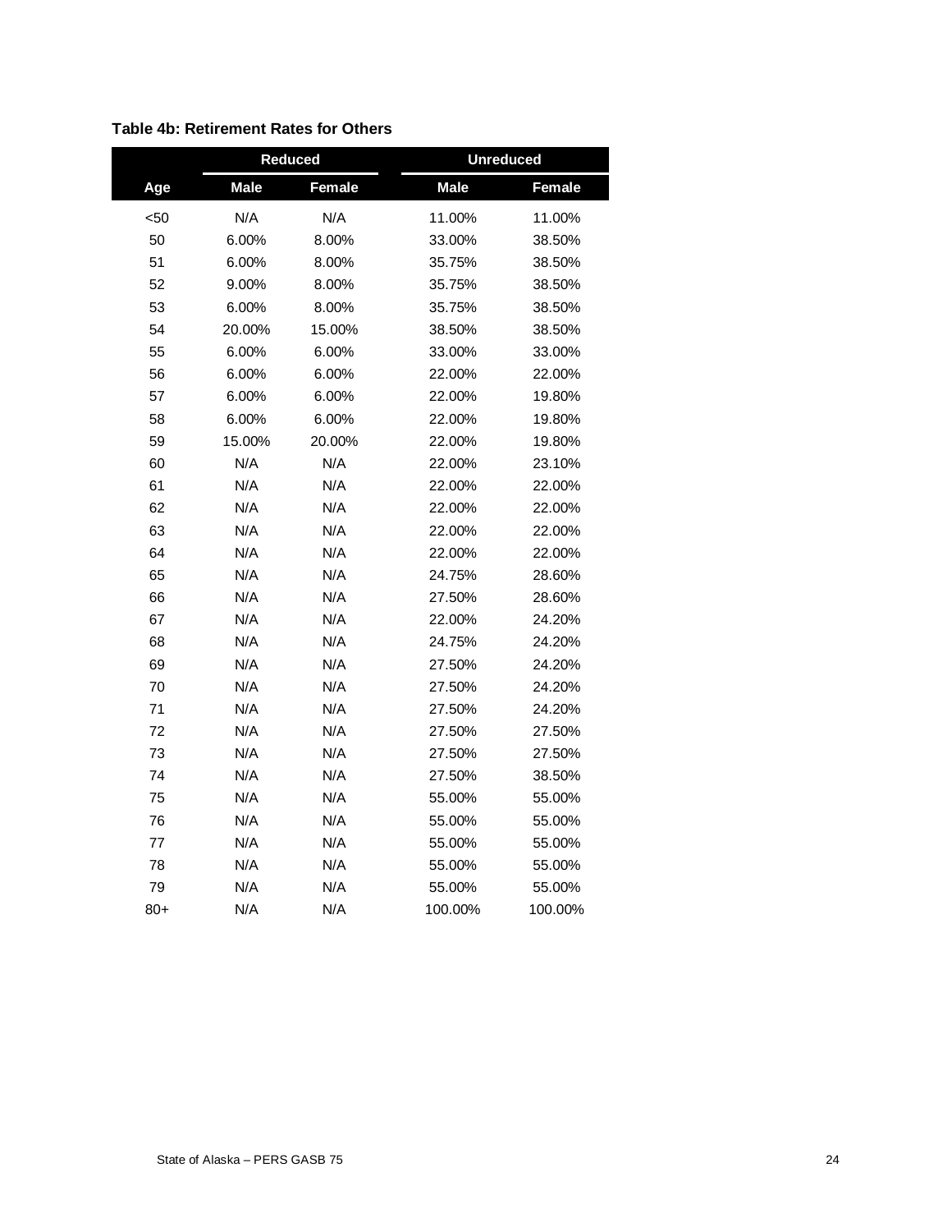**Table 4b: Retirement Rates for Others**

| | Reduced | | Unreduced | |
|---|---|---|---|---|
| Age | Male | Female | Male | Female |
| <50 | N/A | N/A | 11.00% | 11.00% |
| 50 | 6.00% | 8.00% | 33.00% | 38.50% |
| 51 | 6.00% | 8.00% | 35.75% | 38.50% |
| 52 | 9.00% | 8.00% | 35.75% | 38.50% |
| 53 | 6.00% | 8.00% | 35.75% | 38.50% |
| 54 | 20.00% | 15.00% | 38.50% | 38.50% |
| 55 | 6.00% | 6.00% | 33.00% | 33.00% |
| 56 | 6.00% | 6.00% | 22.00% | 22.00% |
| 57 | 6.00% | 6.00% | 22.00% | 19.80% |
| 58 | 6.00% | 6.00% | 22.00% | 19.80% |
| 59 | 15.00% | 20.00% | 22.00% | 19.80% |
| 60 | N/A | N/A | 22.00% | 23.10% |
| 61 | N/A | N/A | 22.00% | 22.00% |
| 62 | N/A | N/A | 22.00% | 22.00% |
| 63 | N/A | N/A | 22.00% | 22.00% |
| 64 | N/A | N/A | 22.00% | 22.00% |
| 65 | N/A | N/A | 24.75% | 28.60% |
| 66 | N/A | N/A | 27.50% | 28.60% |
| 67 | N/A | N/A | 22.00% | 24.20% |
| 68 | N/A | N/A | 24.75% | 24.20% |
| 69 | N/A | N/A | 27.50% | 24.20% |
| 70 | N/A | N/A | 27.50% | 24.20% |
| 71 | N/A | N/A | 27.50% | 24.20% |
| 72 | N/A | N/A | 27.50% | 27.50% |
| 73 | N/A | N/A | 27.50% | 27.50% |
| 74 | N/A | N/A | 27.50% | 38.50% |
| 75 | N/A | N/A | 55.00% | 55.00% |
| 76 | N/A | N/A | 55.00% | 55.00% |
| 77 | N/A | N/A | 55.00% | 55.00% |
| 78 | N/A | N/A | 55.00% | 55.00% |
| 79 | N/A | N/A | 55.00% | 55.00% |
| 80+ | N/A | N/A | 100.00% | 100.00% |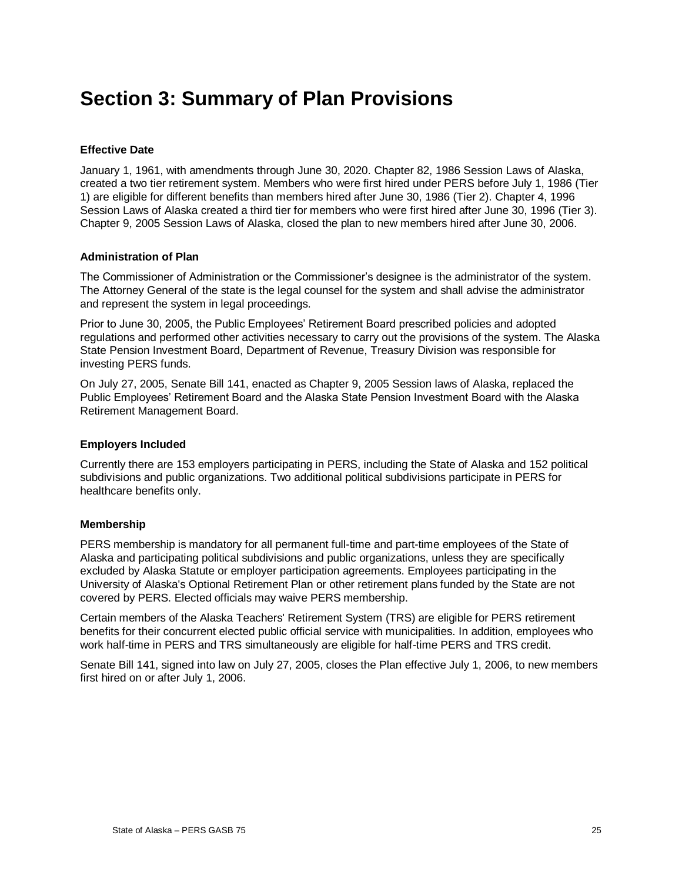# Section 3: Summary of Plan Provisions

**Effective Date**

January 1, 1961, with amendments through June 30, 2020. Chapter 82, 1986 Session Laws of Alaska, created a two tier retirement system. Members who were first hired under PERS before July 1, 1986 (Tier 1) are eligible for different benefits than members hired after June 30, 1986 (Tier 2). Chapter 4, 1996 Session Laws of Alaska created a third tier for members who were first hired after June 30, 1996 (Tier 3). Chapter 9, 2005 Session Laws of Alaska, closed the plan to new members hired after June 30, 2006.

**Administration of Plan**

The Commissioner of Administration or the Commissioner's designee is the administrator of the system. The Attorney General of the state is the legal counsel for the system and shall advise the administrator and represent the system in legal proceedings.

Prior to June 30, 2005, the Public Employees' Retirement Board prescribed policies and adopted regulations and performed other activities necessary to carry out the provisions of the system. The Alaska State Pension Investment Board, Department of Revenue, Treasury Division was responsible for investing PERS funds.

On July 27, 2005, Senate Bill 141, enacted as Chapter 9, 2005 Session laws of Alaska, replaced the Public Employees' Retirement Board and the Alaska State Pension Investment Board with the Alaska Retirement Management Board.

**Employers Included**

Currently there are 153 employers participating in PERS, including the State of Alaska and 152 political subdivisions and public organizations. Two additional political subdivisions participate in PERS for healthcare benefits only.

**Membership**

PERS membership is mandatory for all permanent full-time and part-time employees of the State of Alaska and participating political subdivisions and public organizations, unless they are specifically excluded by Alaska Statute or employer participation agreements. Employees participating in the University of Alaska's Optional Retirement Plan or other retirement plans funded by the State are not covered by PERS. Elected officials may waive PERS membership.

Certain members of the Alaska Teachers' Retirement System (TRS) are eligible for PERS retirement benefits for their concurrent elected public official service with municipalities. In addition, employees who work half-time in PERS and TRS simultaneously are eligible for half-time PERS and TRS credit.

Senate Bill 141, signed into law on July 27, 2005, closes the Plan effective July 1, 2006, to new members first hired on or after July 1, 2006.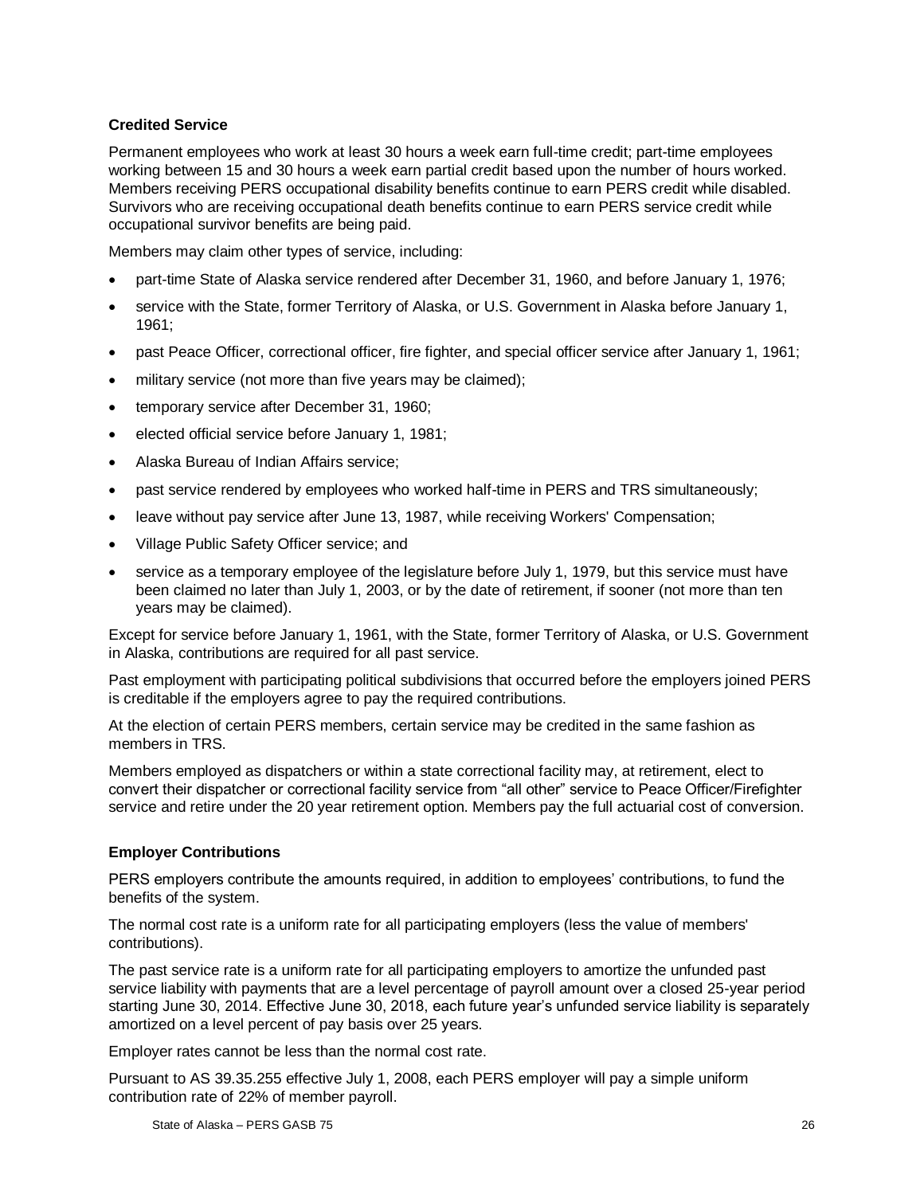### Credited Service

Permanent employees who work at least 30 hours a week earn full-time credit; part-time employees working between 15 and 30 hours a week earn partial credit based upon the number of hours worked. Members receiving PERS occupational disability benefits continue to earn PERS credit while disabled. Survivors who are receiving occupational death benefits continue to earn PERS service credit while occupational survivor benefits are being paid.

Members may claim other types of service, including:

- part-time State of Alaska service rendered after December 31, 1960, and before January 1, 1976;
- service with the State, former Territory of Alaska, or U.S. Government in Alaska before January 1, 1961;
- past Peace Officer, correctional officer, fire fighter, and special officer service after January 1, 1961;
- military service (not more than five years may be claimed);
- temporary service after December 31, 1960;
- elected official service before January 1, 1981;
- Alaska Bureau of Indian Affairs service;
- past service rendered by employees who worked half-time in PERS and TRS simultaneously;
- leave without pay service after June 13, 1987, while receiving Workers' Compensation;
- Village Public Safety Officer service; and
- service as a temporary employee of the legislature before July 1, 1979, but this service must have been claimed no later than July 1, 2003, or by the date of retirement, if sooner (not more than ten years may be claimed).

Except for service before January 1, 1961, with the State, former Territory of Alaska, or U.S. Government in Alaska, contributions are required for all past service.

Past employment with participating political subdivisions that occurred before the employers joined PERS is creditable if the employers agree to pay the required contributions.

At the election of certain PERS members, certain service may be credited in the same fashion as members in TRS.

Members employed as dispatchers or within a state correctional facility may, at retirement, elect to convert their dispatcher or correctional facility service from "all other" service to Peace Officer/Firefighter service and retire under the 20 year retirement option. Members pay the full actuarial cost of conversion.

### Employer Contributions

PERS employers contribute the amounts required, in addition to employees' contributions, to fund the benefits of the system.

The normal cost rate is a uniform rate for all participating employers (less the value of members' contributions).

The past service rate is a uniform rate for all participating employers to amortize the unfunded past service liability with payments that are a level percentage of payroll amount over a closed 25-year period starting June 30, 2014. Effective June 30, 2018, each future year's unfunded service liability is separately amortized on a level percent of pay basis over 25 years.

Employer rates cannot be less than the normal cost rate.

Pursuant to AS 39.35.255 effective July 1, 2008, each PERS employer will pay a simple uniform contribution rate of 22% of member payroll.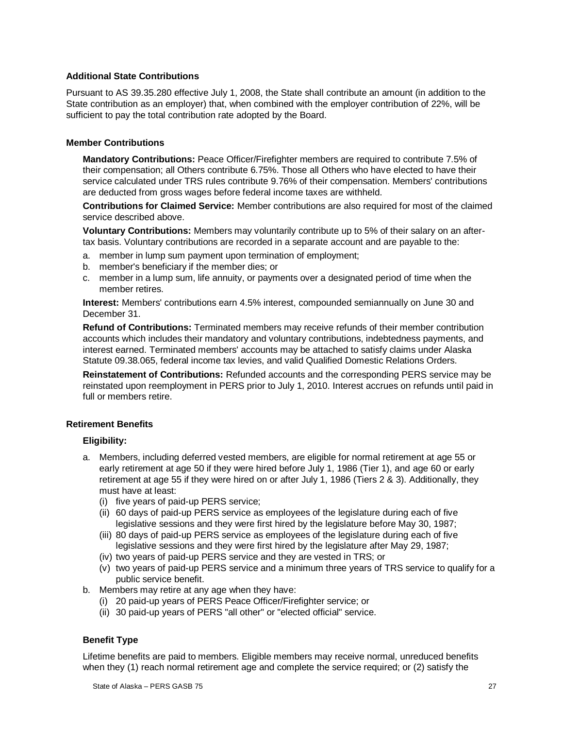### Additional State Contributions

Pursuant to AS 39.35.280 effective July 1, 2008, the State shall contribute an amount (in addition to the State contribution as an employer) that, when combined with the employer contribution of 22%, will be sufficient to pay the total contribution rate adopted by the Board.

### Member Contributions

**Mandatory Contributions:** Peace Officer/Firefighter members are required to contribute 7.5% of their compensation; all Others contribute 6.75%. Those all Others who have elected to have their service calculated under TRS rules contribute 9.76% of their compensation. Members' contributions are deducted from gross wages before federal income taxes are withheld.

**Contributions for Claimed Service:** Member contributions are also required for most of the claimed service described above.

**Voluntary Contributions:** Members may voluntarily contribute up to 5% of their salary on an after-tax basis. Voluntary contributions are recorded in a separate account and are payable to the:

a. member in lump sum payment upon termination of employment;
b. member's beneficiary if the member dies; or
c. member in a lump sum, life annuity, or payments over a designated period of time when the member retires.

**Interest:** Members' contributions earn 4.5% interest, compounded semiannually on June 30 and December 31.

**Refund of Contributions:** Terminated members may receive refunds of their member contribution accounts which includes their mandatory and voluntary contributions, indebtedness payments, and interest earned. Terminated members' accounts may be attached to satisfy claims under Alaska Statute 09.38.065, federal income tax levies, and valid Qualified Domestic Relations Orders.

**Reinstatement of Contributions:** Refunded accounts and the corresponding PERS service may be reinstated upon reemployment in PERS prior to July 1, 2010. Interest accrues on refunds until paid in full or members retire.

### Retirement Benefits

#### Eligibility:

a. Members, including deferred vested members, are eligible for normal retirement at age 55 or early retirement at age 50 if they were hired before July 1, 1986 (Tier 1), and age 60 or early retirement at age 55 if they were hired on or after July 1, 1986 (Tiers 2 & 3). Additionally, they must have at least:
   (i) five years of paid-up PERS service;
   (ii) 60 days of paid-up PERS service as employees of the legislature during each of five legislative sessions and they were first hired by the legislature before May 30, 1987;
   (iii) 80 days of paid-up PERS service as employees of the legislature during each of five legislative sessions and they were first hired by the legislature after May 29, 1987;
   (iv) two years of paid-up PERS service and they are vested in TRS; or
   (v) two years of paid-up PERS service and a minimum three years of TRS service to qualify for a public service benefit.
b. Members may retire at any age when they have:
   (i) 20 paid-up years of PERS Peace Officer/Firefighter service; or
   (ii) 30 paid-up years of PERS "all other" or "elected official" service.

#### Benefit Type

Lifetime benefits are paid to members. Eligible members may receive normal, unreduced benefits when they (1) reach normal retirement age and complete the service required; or (2) satisfy the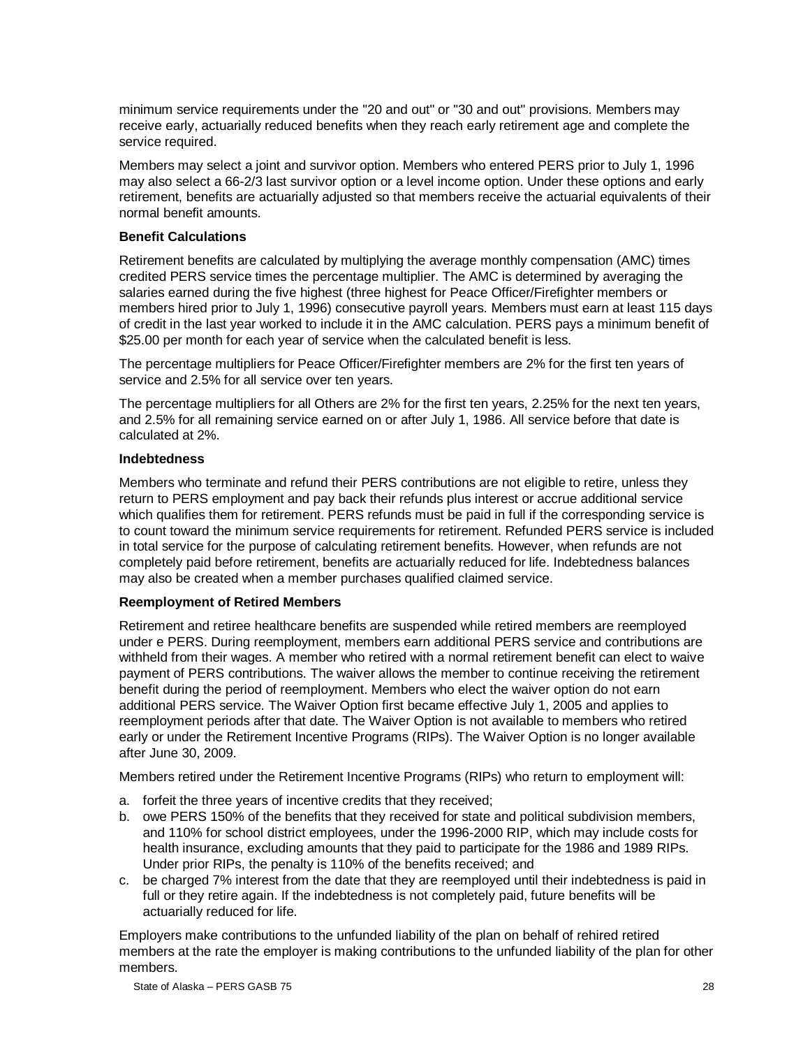minimum service requirements under the "20 and out" or "30 and out" provisions. Members may receive early, actuarially reduced benefits when they reach early retirement age and complete the service required.

Members may select a joint and survivor option. Members who entered PERS prior to July 1, 1996 may also select a 66-2/3 last survivor option or a level income option. Under these options and early retirement, benefits are actuarially adjusted so that members receive the actuarial equivalents of their normal benefit amounts.

**Benefit Calculations**

Retirement benefits are calculated by multiplying the average monthly compensation (AMC) times credited PERS service times the percentage multiplier. The AMC is determined by averaging the salaries earned during the five highest (three highest for Peace Officer/Firefighter members or members hired prior to July 1, 1996) consecutive payroll years. Members must earn at least 115 days of credit in the last year worked to include it in the AMC calculation. PERS pays a minimum benefit of $25.00 per month for each year of service when the calculated benefit is less.

The percentage multipliers for Peace Officer/Firefighter members are 2% for the first ten years of service and 2.5% for all service over ten years.

The percentage multipliers for all Others are 2% for the first ten years, 2.25% for the next ten years, and 2.5% for all remaining service earned on or after July 1, 1986. All service before that date is calculated at 2%.

**Indebtedness**

Members who terminate and refund their PERS contributions are not eligible to retire, unless they return to PERS employment and pay back their refunds plus interest or accrue additional service which qualifies them for retirement. PERS refunds must be paid in full if the corresponding service is to count toward the minimum service requirements for retirement. Refunded PERS service is included in total service for the purpose of calculating retirement benefits. However, when refunds are not completely paid before retirement, benefits are actuarially reduced for life. Indebtedness balances may also be created when a member purchases qualified claimed service.

**Reemployment of Retired Members**

Retirement and retiree healthcare benefits are suspended while retired members are reemployed under e PERS. During reemployment, members earn additional PERS service and contributions are withheld from their wages. A member who retired with a normal retirement benefit can elect to waive payment of PERS contributions. The waiver allows the member to continue receiving the retirement benefit during the period of reemployment. Members who elect the waiver option do not earn additional PERS service. The Waiver Option first became effective July 1, 2005 and applies to reemployment periods after that date. The Waiver Option is not available to members who retired early or under the Retirement Incentive Programs (RIPs). The Waiver Option is no longer available after June 30, 2009.

Members retired under the Retirement Incentive Programs (RIPs) who return to employment will:

a. forfeit the three years of incentive credits that they received;
b. owe PERS 150% of the benefits that they received for state and political subdivision members, and 110% for school district employees, under the 1996-2000 RIP, which may include costs for health insurance, excluding amounts that they paid to participate for the 1986 and 1989 RIPs. Under prior RIPs, the penalty is 110% of the benefits received; and
c. be charged 7% interest from the date that they are reemployed until their indebtedness is paid in full or they retire again. If the indebtedness is not completely paid, future benefits will be actuarially reduced for life.

Employers make contributions to the unfunded liability of the plan on behalf of rehired retired members at the rate the employer is making contributions to the unfunded liability of the plan for other members.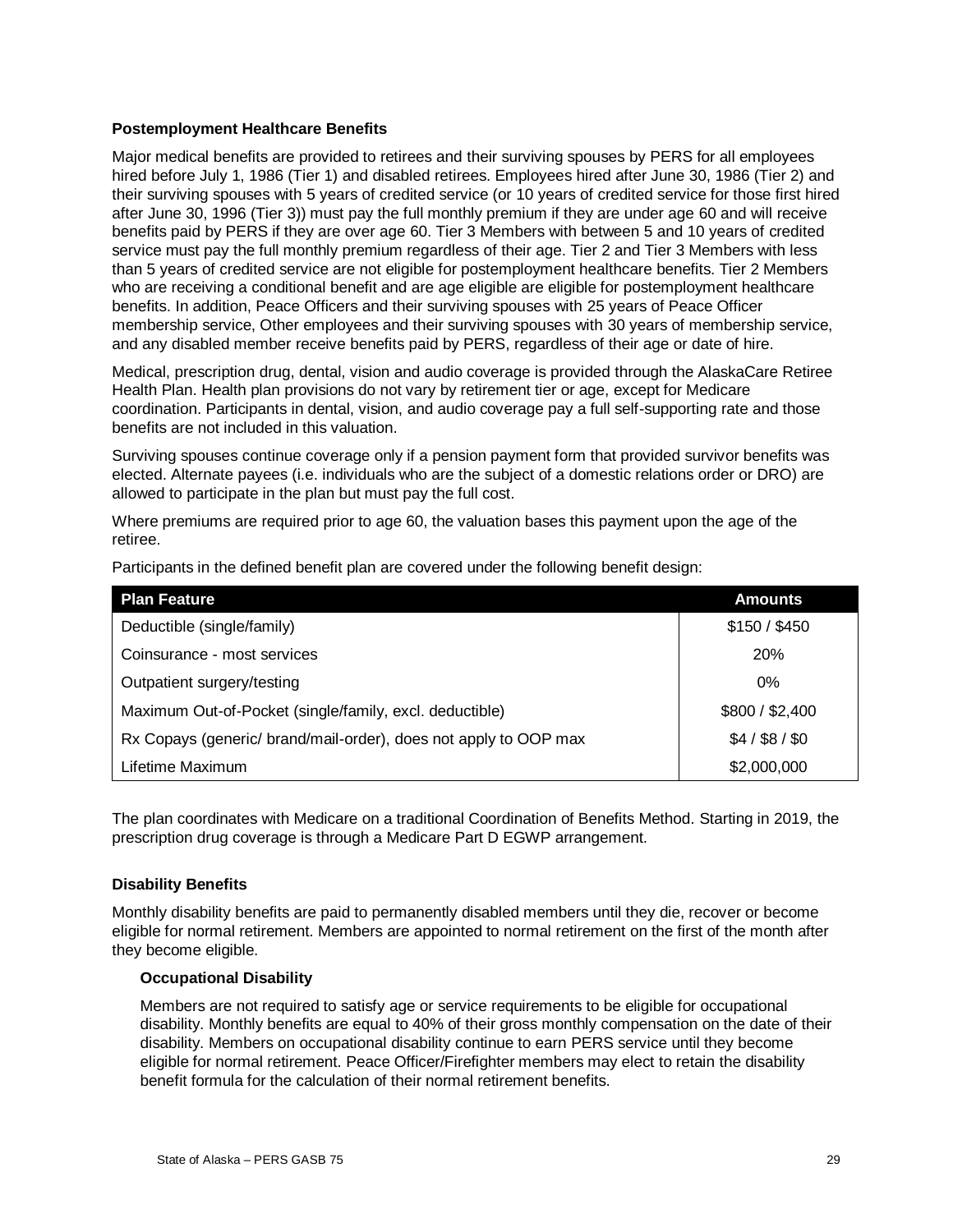### Postemployment Healthcare Benefits

Major medical benefits are provided to retirees and their surviving spouses by PERS for all employees hired before July 1, 1986 (Tier 1) and disabled retirees. Employees hired after June 30, 1986 (Tier 2) and their surviving spouses with 5 years of credited service (or 10 years of credited service for those first hired after June 30, 1996 (Tier 3)) must pay the full monthly premium if they are under age 60 and will receive benefits paid by PERS if they are over age 60. Tier 3 Members with between 5 and 10 years of credited service must pay the full monthly premium regardless of their age. Tier 2 and Tier 3 Members with less than 5 years of credited service are not eligible for postemployment healthcare benefits. Tier 2 Members who are receiving a conditional benefit and are age eligible are eligible for postemployment healthcare benefits. In addition, Peace Officers and their surviving spouses with 25 years of Peace Officer membership service, Other employees and their surviving spouses with 30 years of membership service, and any disabled member receive benefits paid by PERS, regardless of their age or date of hire.

Medical, prescription drug, dental, vision and audio coverage is provided through the AlaskaCare Retiree Health Plan. Health plan provisions do not vary by retirement tier or age, except for Medicare coordination. Participants in dental, vision, and audio coverage pay a full self-supporting rate and those benefits are not included in this valuation.

Surviving spouses continue coverage only if a pension payment form that provided survivor benefits was elected. Alternate payees (i.e. individuals who are the subject of a domestic relations order or DRO) are allowed to participate in the plan but must pay the full cost.

Where premiums are required prior to age 60, the valuation bases this payment upon the age of the retiree.

Participants in the defined benefit plan are covered under the following benefit design:

| Plan Feature | Amounts |
| --- | --- |
| Deductible (single/family) | $150 / $450 |
| Coinsurance - most services | 20% |
| Outpatient surgery/testing | 0% |
| Maximum Out-of-Pocket (single/family, excl. deductible) | $800 / $2,400 |
| Rx Copays (generic/ brand/mail-order), does not apply to OOP max | $4 / $8 / $0 |
| Lifetime Maximum | $2,000,000 |

The plan coordinates with Medicare on a traditional Coordination of Benefits Method. Starting in 2019, the prescription drug coverage is through a Medicare Part D EGWP arrangement.

### Disability Benefits

Monthly disability benefits are paid to permanently disabled members until they die, recover or become eligible for normal retirement. Members are appointed to normal retirement on the first of the month after they become eligible.

#### Occupational Disability

Members are not required to satisfy age or service requirements to be eligible for occupational disability. Monthly benefits are equal to 40% of their gross monthly compensation on the date of their disability. Members on occupational disability continue to earn PERS service until they become eligible for normal retirement. Peace Officer/Firefighter members may elect to retain the disability benefit formula for the calculation of their normal retirement benefits.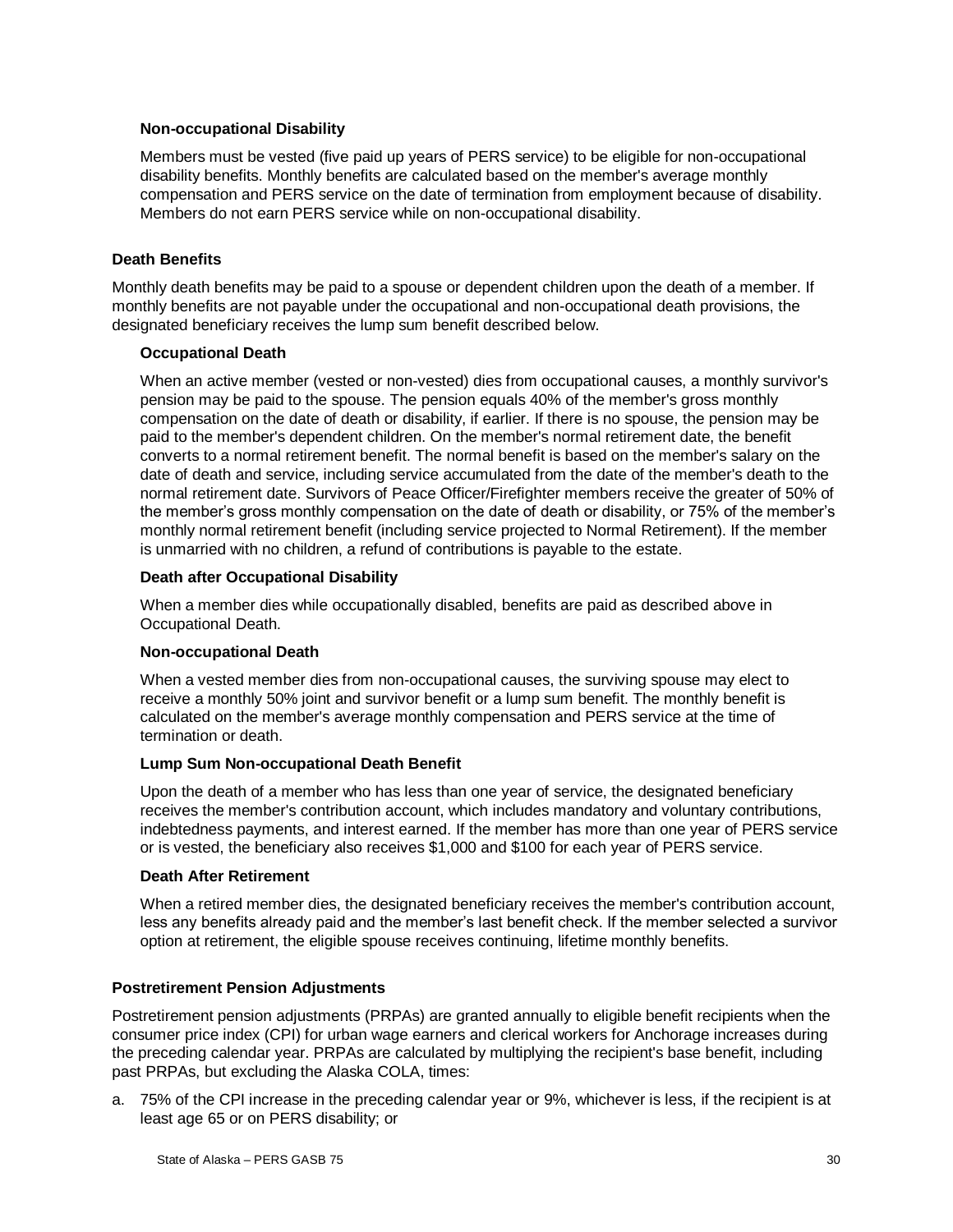### Non-occupational Disability

Members must be vested (five paid up years of PERS service) to be eligible for non-occupational disability benefits. Monthly benefits are calculated based on the member's average monthly compensation and PERS service on the date of termination from employment because of disability. Members do not earn PERS service while on non-occupational disability.

## Death Benefits

Monthly death benefits may be paid to a spouse or dependent children upon the death of a member. If monthly benefits are not payable under the occupational and non-occupational death provisions, the designated beneficiary receives the lump sum benefit described below.

### Occupational Death

When an active member (vested or non-vested) dies from occupational causes, a monthly survivor's pension may be paid to the spouse. The pension equals 40% of the member's gross monthly compensation on the date of death or disability, if earlier. If there is no spouse, the pension may be paid to the member's dependent children. On the member's normal retirement date, the benefit converts to a normal retirement benefit. The normal benefit is based on the member's salary on the date of death and service, including service accumulated from the date of the member's death to the normal retirement date. Survivors of Peace Officer/Firefighter members receive the greater of 50% of the member's gross monthly compensation on the date of death or disability, or 75% of the member's monthly normal retirement benefit (including service projected to Normal Retirement). If the member is unmarried with no children, a refund of contributions is payable to the estate.

### Death after Occupational Disability

When a member dies while occupationally disabled, benefits are paid as described above in Occupational Death.

### Non-occupational Death

When a vested member dies from non-occupational causes, the surviving spouse may elect to receive a monthly 50% joint and survivor benefit or a lump sum benefit. The monthly benefit is calculated on the member's average monthly compensation and PERS service at the time of termination or death.

### Lump Sum Non-occupational Death Benefit

Upon the death of a member who has less than one year of service, the designated beneficiary receives the member's contribution account, which includes mandatory and voluntary contributions, indebtedness payments, and interest earned. If the member has more than one year of PERS service or is vested, the beneficiary also receives $1,000 and $100 for each year of PERS service.

### Death After Retirement

When a retired member dies, the designated beneficiary receives the member's contribution account, less any benefits already paid and the member's last benefit check. If the member selected a survivor option at retirement, the eligible spouse receives continuing, lifetime monthly benefits.

## Postretirement Pension Adjustments

Postretirement pension adjustments (PRPAs) are granted annually to eligible benefit recipients when the consumer price index (CPI) for urban wage earners and clerical workers for Anchorage increases during the preceding calendar year. PRPAs are calculated by multiplying the recipient's base benefit, including past PRPAs, but excluding the Alaska COLA, times:

a. 75% of the CPI increase in the preceding calendar year or 9%, whichever is less, if the recipient is at least age 65 or on PERS disability; or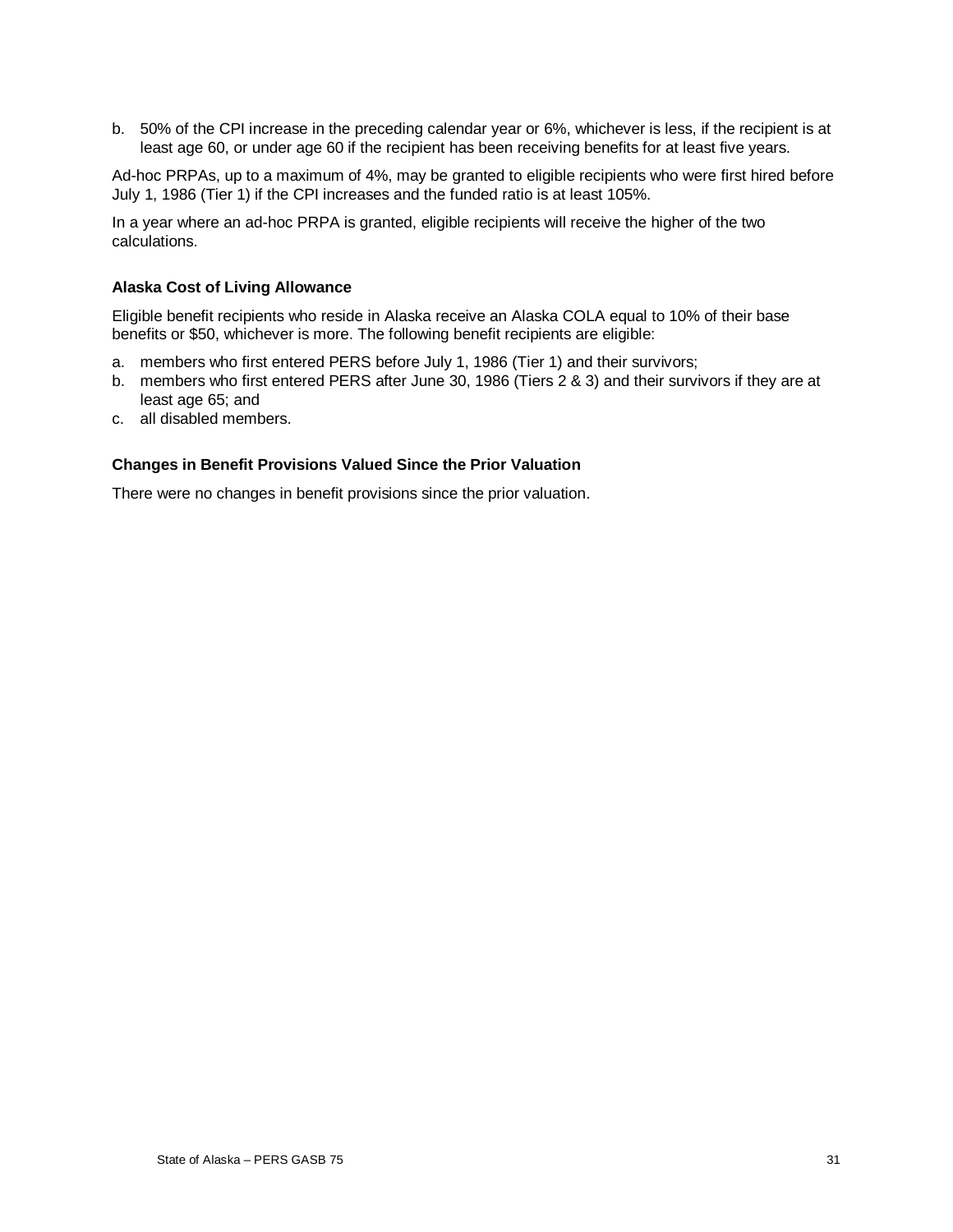b. 50% of the CPI increase in the preceding calendar year or 6%, whichever is less, if the recipient is at least age 60, or under age 60 if the recipient has been receiving benefits for at least five years.

Ad-hoc PRPAs, up to a maximum of 4%, may be granted to eligible recipients who were first hired before July 1, 1986 (Tier 1) if the CPI increases and the funded ratio is at least 105%.

In a year where an ad-hoc PRPA is granted, eligible recipients will receive the higher of the two calculations.

#### Alaska Cost of Living Allowance

Eligible benefit recipients who reside in Alaska receive an Alaska COLA equal to 10% of their base benefits or $50, whichever is more. The following benefit recipients are eligible:

a. members who first entered PERS before July 1, 1986 (Tier 1) and their survivors;
b. members who first entered PERS after June 30, 1986 (Tiers 2 & 3) and their survivors if they are at least age 65; and
c. all disabled members.

#### Changes in Benefit Provisions Valued Since the Prior Valuation

There were no changes in benefit provisions since the prior valuation.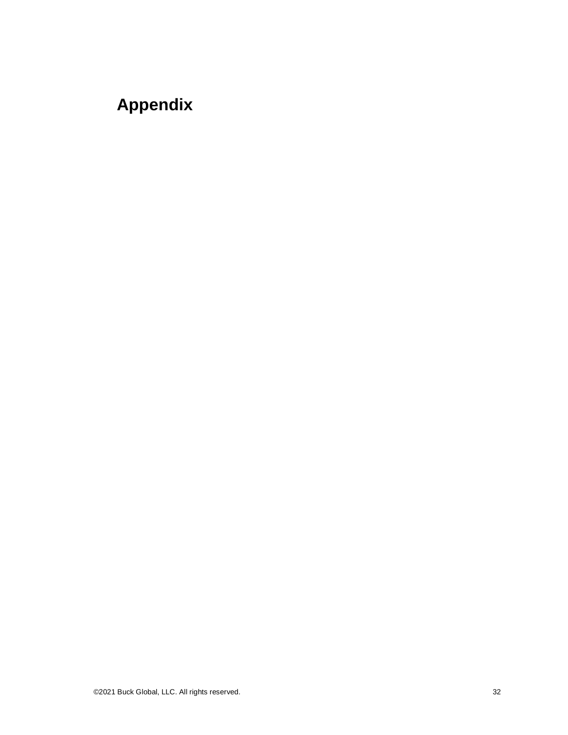# Appendix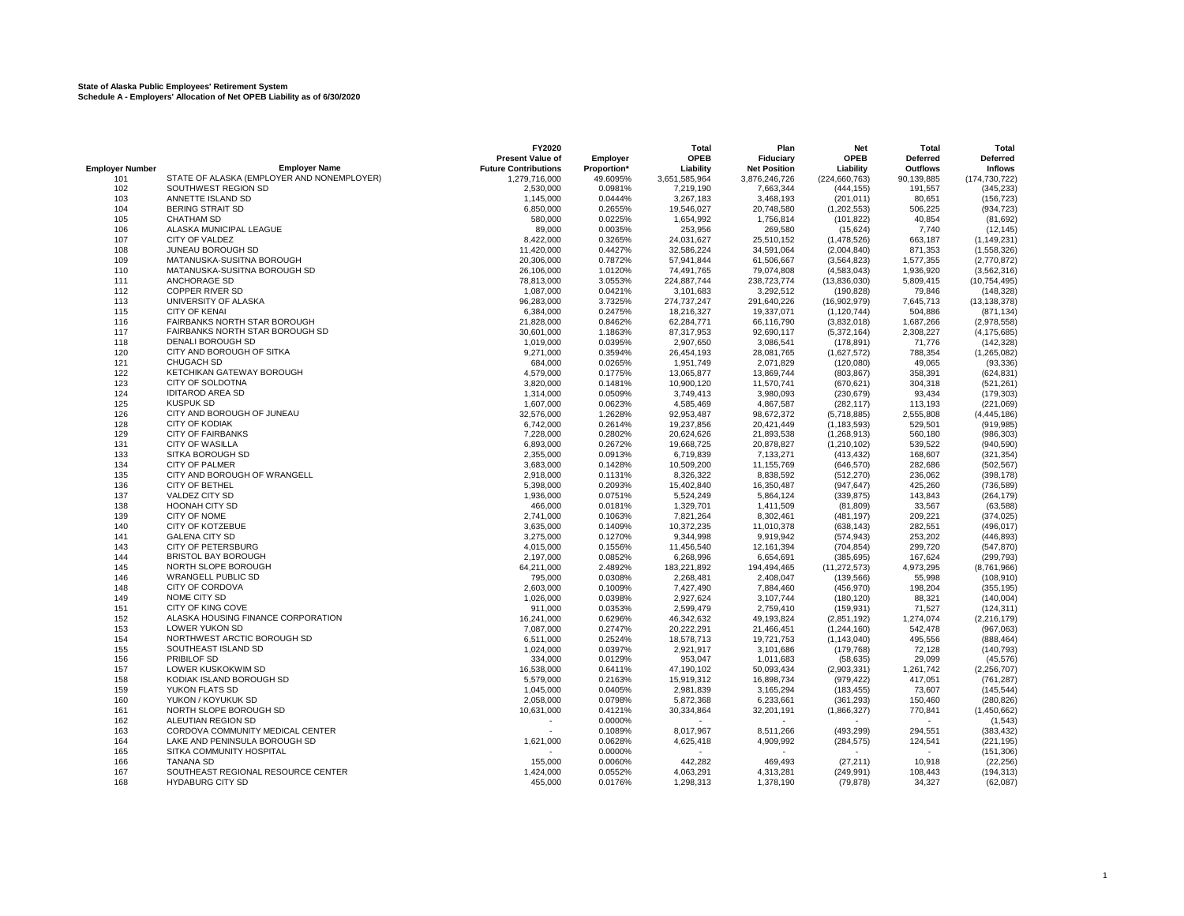**State of Alaska Public Employees' Retirement System**
**Schedule A - Employers' Allocation of Net OPEB Liability as of 6/30/2020**

| Employer Number | Employer Name | FY2020 Present Value of Future Contributions | Employer Proportion* | Total OPEB Liability | Plan Fiduciary Net Position | Net OPEB Liability | Total Deferred Outflows | Total Deferred Inflows |
|---|---|---|---|---|---|---|---|---|
| 101 | STATE OF ALASKA (EMPLOYER AND NONEMPLOYER) | 1,279,716,000 | 49.6095% | 3,651,585,964 | 3,876,246,726 | (224,660,763) | 90,139,885 | (174,730,722) |
| 102 | SOUTHWEST REGION SD | 2,530,000 | 0.0981% | 7,219,190 | 7,663,344 | (444,155) | 191,557 | (345,233) |
| 103 | ANNETTE ISLAND SD | 1,145,000 | 0.0444% | 3,267,183 | 3,468,193 | (201,011) | 80,651 | (156,723) |
| 104 | BERING STRAIT SD | 6,850,000 | 0.2655% | 19,546,027 | 20,748,580 | (1,202,553) | 506,225 | (934,723) |
| 105 | CHATHAM SD | 580,000 | 0.0225% | 1,654,992 | 1,756,814 | (101,822) | 40,854 | (81,692) |
| 106 | ALASKA MUNICIPAL LEAGUE | 89,000 | 0.0035% | 253,956 | 269,580 | (15,624) | 7,740 | (12,145) |
| 107 | CITY OF VALDEZ | 8,422,000 | 0.3265% | 24,031,627 | 25,510,152 | (1,478,526) | 663,187 | (1,149,231) |
| 108 | JUNEAU BOROUGH SD | 11,420,000 | 0.4427% | 32,586,224 | 34,591,064 | (2,004,840) | 871,353 | (1,558,326) |
| 109 | MATANUSKA-SUSITNA BOROUGH | 20,306,000 | 0.7872% | 57,941,844 | 61,506,667 | (3,564,823) | 1,577,355 | (2,770,872) |
| 110 | MATANUSKA-SUSITNA BOROUGH SD | 26,106,000 | 1.0120% | 74,491,765 | 79,074,808 | (4,583,043) | 1,936,920 | (3,562,316) |
| 111 | ANCHORAGE SD | 78,813,000 | 3.0553% | 224,887,744 | 238,723,774 | (13,836,030) | 5,809,415 | (10,754,495) |
| 112 | COPPER RIVER SD | 1,087,000 | 0.0421% | 3,101,683 | 3,292,512 | (190,828) | 79,846 | (148,328) |
| 113 | UNIVERSITY OF ALASKA | 96,283,000 | 3.7325% | 274,737,247 | 291,640,226 | (16,902,979) | 7,645,713 | (13,138,378) |
| 115 | CITY OF KENAI | 6,384,000 | 0.2475% | 18,216,327 | 19,337,071 | (1,120,744) | 504,886 | (871,134) |
| 116 | FAIRBANKS NORTH STAR BOROUGH | 21,828,000 | 0.8462% | 62,284,771 | 66,116,790 | (3,832,018) | 1,687,266 | (2,978,558) |
| 117 | FAIRBANKS NORTH STAR BOROUGH SD | 30,601,000 | 1.1863% | 87,317,953 | 92,690,117 | (5,372,164) | 2,308,227 | (4,175,685) |
| 118 | DENALI BOROUGH SD | 1,019,000 | 0.0395% | 2,907,650 | 3,086,541 | (178,891) | 71,776 | (142,328) |
| 120 | CITY AND BOROUGH OF SITKA | 9,271,000 | 0.3594% | 26,454,193 | 28,081,765 | (1,627,572) | 788,354 | (1,265,082) |
| 121 | CHUGACH SD | 684,000 | 0.0265% | 1,951,749 | 2,071,829 | (120,080) | 49,065 | (93,336) |
| 122 | KETCHIKAN GATEWAY BOROUGH | 4,579,000 | 0.1775% | 13,065,877 | 13,869,744 | (803,867) | 358,391 | (624,831) |
| 123 | CITY OF SOLDOTNA | 3,820,000 | 0.1481% | 10,900,120 | 11,570,741 | (670,621) | 304,318 | (521,261) |
| 124 | IDITAROD AREA SD | 1,314,000 | 0.0509% | 3,749,413 | 3,980,093 | (230,679) | 93,434 | (179,303) |
| 125 | KUSPUK SD | 1,607,000 | 0.0623% | 4,585,469 | 4,867,587 | (282,117) | 113,193 | (221,069) |
| 126 | CITY AND BOROUGH OF JUNEAU | 32,576,000 | 1.2628% | 92,953,487 | 98,672,372 | (5,718,885) | 2,555,808 | (4,445,186) |
| 128 | CITY OF KODIAK | 6,742,000 | 0.2614% | 19,237,856 | 20,421,449 | (1,183,593) | 529,501 | (919,985) |
| 129 | CITY OF FAIRBANKS | 7,228,000 | 0.2802% | 20,624,626 | 21,893,538 | (1,268,913) | 560,180 | (986,303) |
| 131 | CITY OF WASILLA | 6,893,000 | 0.2672% | 19,668,725 | 20,878,827 | (1,210,102) | 539,522 | (940,590) |
| 133 | SITKA BOROUGH SD | 2,355,000 | 0.0913% | 6,719,839 | 7,133,271 | (413,432) | 168,607 | (321,354) |
| 134 | CITY OF PALMER | 3,683,000 | 0.1428% | 10,509,200 | 11,155,769 | (646,570) | 282,686 | (502,567) |
| 135 | CITY AND BOROUGH OF WRANGELL | 2,918,000 | 0.1131% | 8,326,322 | 8,838,592 | (512,270) | 236,062 | (398,178) |
| 136 | CITY OF BETHEL | 5,398,000 | 0.2093% | 15,402,840 | 16,350,487 | (947,647) | 425,260 | (736,589) |
| 137 | VALDEZ CITY SD | 1,936,000 | 0.0751% | 5,524,249 | 5,864,124 | (339,875) | 143,843 | (264,179) |
| 138 | HOONAH CITY SD | 466,000 | 0.0181% | 1,329,701 | 1,411,509 | (81,809) | 33,567 | (63,588) |
| 139 | CITY OF NOME | 2,741,000 | 0.1063% | 7,821,264 | 8,302,461 | (481,197) | 209,221 | (374,025) |
| 140 | CITY OF KOTZEBUE | 3,635,000 | 0.1409% | 10,372,235 | 11,010,378 | (638,143) | 282,551 | (496,017) |
| 141 | GALENA CITY SD | 3,275,000 | 0.1270% | 9,344,998 | 9,919,942 | (574,943) | 253,202 | (446,893) |
| 143 | CITY OF PETERSBURG | 4,015,000 | 0.1556% | 11,456,540 | 12,161,394 | (704,854) | 299,720 | (547,870) |
| 144 | BRISTOL BAY BOROUGH | 2,197,000 | 0.0852% | 6,268,996 | 6,654,691 | (385,695) | 167,624 | (299,793) |
| 145 | NORTH SLOPE BOROUGH | 64,211,000 | 2.4892% | 183,221,892 | 194,494,465 | (11,272,573) | 4,973,295 | (8,761,966) |
| 146 | WRANGELL PUBLIC SD | 795,000 | 0.0308% | 2,268,481 | 2,408,047 | (139,566) | 55,998 | (108,910) |
| 148 | CITY OF CORDOVA | 2,603,000 | 0.1009% | 7,427,490 | 7,884,460 | (456,970) | 198,204 | (355,195) |
| 149 | NOME CITY SD | 1,026,000 | 0.0398% | 2,927,624 | 3,107,744 | (180,120) | 88,321 | (140,004) |
| 151 | CITY OF KING COVE | 911,000 | 0.0353% | 2,599,479 | 2,759,410 | (159,931) | 71,527 | (124,311) |
| 152 | ALASKA HOUSING FINANCE CORPORATION | 16,241,000 | 0.6296% | 46,342,632 | 49,193,824 | (2,851,192) | 1,274,074 | (2,216,179) |
| 153 | LOWER YUKON SD | 7,087,000 | 0.2747% | 20,222,291 | 21,466,451 | (1,244,160) | 542,478 | (967,063) |
| 154 | NORTHWEST ARCTIC BOROUGH SD | 6,511,000 | 0.2524% | 18,578,713 | 19,721,753 | (1,143,040) | 495,556 | (888,464) |
| 155 | SOUTHEAST ISLAND SD | 1,024,000 | 0.0397% | 2,921,917 | 3,101,686 | (179,768) | 72,128 | (140,793) |
| 156 | PRIBILOF SD | 334,000 | 0.0129% | 953,047 | 1,011,683 | (58,635) | 29,099 | (45,576) |
| 157 | LOWER KUSKOKWIM SD | 16,538,000 | 0.6411% | 47,190,102 | 50,093,434 | (2,903,331) | 1,261,742 | (2,256,707) |
| 158 | KODIAK ISLAND BOROUGH SD | 5,579,000 | 0.2163% | 15,919,312 | 16,898,734 | (979,422) | 417,051 | (761,287) |
| 159 | YUKON FLATS SD | 1,045,000 | 0.0405% | 2,981,839 | 3,165,294 | (183,455) | 73,607 | (145,544) |
| 160 | YUKON / KOYUKUK SD | 2,058,000 | 0.0798% | 5,872,368 | 6,233,661 | (361,293) | 150,460 | (280,826) |
| 161 | NORTH SLOPE BOROUGH SD | 10,631,000 | 0.4121% | 30,334,864 | 32,201,191 | (1,866,327) | 770,841 | (1,450,662) |
| 162 | ALEUTIAN REGION SD | - | 0.0000% | - | - | - | - | (1,543) |
| 163 | CORDOVA COMMUNITY MEDICAL CENTER | - | 0.1089% | 8,017,967 | 8,511,266 | (493,299) | 294,551 | (383,432) |
| 164 | LAKE AND PENINSULA BOROUGH SD | 1,621,000 | 0.0628% | 4,625,418 | 4,909,992 | (284,575) | 124,541 | (221,195) |
| 165 | SITKA COMMUNITY HOSPITAL | - | 0.0000% | - | - | - | - | (151,306) |
| 166 | TANANA SD | 155,000 | 0.0060% | 442,282 | 469,493 | (27,211) | 10,918 | (22,256) |
| 167 | SOUTHEAST REGIONAL RESOURCE CENTER | 1,424,000 | 0.0552% | 4,063,291 | 4,313,281 | (249,991) | 108,443 | (194,313) |
| 168 | HYDABURG CITY SD | 455,000 | 0.0176% | 1,298,313 | 1,378,190 | (79,878) | 34,327 | (62,087) |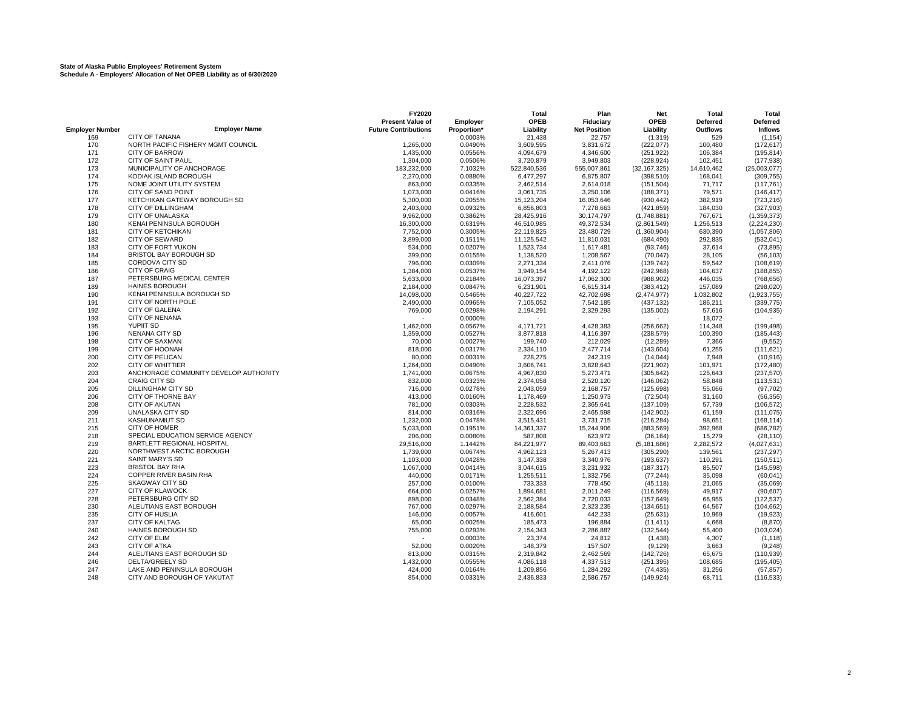**State of Alaska Public Employees' Retirement System**
**Schedule A - Employers' Allocation of Net OPEB Liability as of 6/30/2020**

| Employer Number | Employer Name | FY2020 Present Value of Future Contributions | Employer Proportion* | Total OPEB Liability | Plan Fiduciary Net Position | Net OPEB Liability | Total Deferred Outflows | Total Deferred Inflows |
|---|---|---|---|---|---|---|---|---|
| 169 | CITY OF TANANA | - | 0.0003% | 21,438 | 22,757 | (1,319) | 529 | (1,154) |
| 170 | NORTH PACIFIC FISHERY MGMT COUNCIL | 1,265,000 | 0.0490% | 3,609,595 | 3,831,672 | (222,077) | 100,480 | (172,617) |
| 171 | CITY OF BARROW | 1,435,000 | 0.0556% | 4,094,679 | 4,346,600 | (251,922) | 106,384 | (195,814) |
| 172 | CITY OF SAINT PAUL | 1,304,000 | 0.0506% | 3,720,879 | 3,949,803 | (228,924) | 102,451 | (177,938) |
| 173 | MUNICIPALITY OF ANCHORAGE | 183,232,000 | 7.1032% | 522,840,536 | 555,007,861 | (32,167,325) | 14,610,462 | (25,003,077) |
| 174 | KODIAK ISLAND BOROUGH | 2,270,000 | 0.0880% | 6,477,297 | 6,875,807 | (398,510) | 168,041 | (309,755) |
| 175 | NOME JOINT UTILITY SYSTEM | 863,000 | 0.0335% | 2,462,514 | 2,614,018 | (151,504) | 71,717 | (117,761) |
| 176 | CITY OF SAND POINT | 1,073,000 | 0.0416% | 3,061,735 | 3,250,106 | (188,371) | 79,571 | (146,417) |
| 177 | KETCHIKAN GATEWAY BOROUGH SD | 5,300,000 | 0.2055% | 15,123,204 | 16,053,646 | (930,442) | 382,919 | (723,216) |
| 178 | CITY OF DILLINGHAM | 2,403,000 | 0.0932% | 6,856,803 | 7,278,663 | (421,859) | 184,030 | (327,903) |
| 179 | CITY OF UNALASKA | 9,962,000 | 0.3862% | 28,425,916 | 30,174,797 | (1,748,881) | 767,671 | (1,359,373) |
| 180 | KENAI PENINSULA BOROUGH | 16,300,000 | 0.6319% | 46,510,985 | 49,372,534 | (2,861,549) | 1,256,513 | (2,224,230) |
| 181 | CITY OF KETCHIKAN | 7,752,000 | 0.3005% | 22,119,825 | 23,480,729 | (1,360,904) | 630,390 | (1,057,806) |
| 182 | CITY OF SEWARD | 3,899,000 | 0.1511% | 11,125,542 | 11,810,031 | (684,490) | 292,835 | (532,041) |
| 183 | CITY OF FORT YUKON | 534,000 | 0.0207% | 1,523,734 | 1,617,481 | (93,746) | 37,614 | (73,895) |
| 184 | BRISTOL BAY BOROUGH SD | 399,000 | 0.0155% | 1,138,520 | 1,208,567 | (70,047) | 28,105 | (56,103) |
| 185 | CORDOVA CITY SD | 796,000 | 0.0309% | 2,271,334 | 2,411,076 | (139,742) | 59,542 | (108,619) |
| 186 | CITY OF CRAIG | 1,384,000 | 0.0537% | 3,949,154 | 4,192,122 | (242,968) | 104,637 | (188,855) |
| 187 | PETERSBURG MEDICAL CENTER | 5,633,000 | 0.2184% | 16,073,397 | 17,062,300 | (988,902) | 446,035 | (768,656) |
| 189 | HAINES BOROUGH | 2,184,000 | 0.0847% | 6,231,901 | 6,615,314 | (383,412) | 157,089 | (298,020) |
| 190 | KENAI PENINSULA BOROUGH SD | 14,098,000 | 0.5465% | 40,227,722 | 42,702,698 | (2,474,977) | 1,032,802 | (1,923,755) |
| 191 | CITY OF NORTH POLE | 2,490,000 | 0.0965% | 7,105,052 | 7,542,185 | (437,132) | 186,211 | (339,775) |
| 192 | CITY OF GALENA | 769,000 | 0.0298% | 2,194,291 | 2,329,293 | (135,002) | 57,616 | (104,935) |
| 193 | CITY OF NENANA | - | 0.0000% | - | - | - | 18,072 | - |
| 195 | YUPIIT SD | 1,462,000 | 0.0567% | 4,171,721 | 4,428,383 | (256,662) | 114,348 | (199,498) |
| 196 | NENANA CITY SD | 1,359,000 | 0.0527% | 3,877,818 | 4,116,397 | (238,579) | 100,390 | (185,443) |
| 198 | CITY OF SAXMAN | 70,000 | 0.0027% | 199,740 | 212,029 | (12,289) | 7,366 | (9,552) |
| 199 | CITY OF HOONAH | 818,000 | 0.0317% | 2,334,110 | 2,477,714 | (143,604) | 61,255 | (111,621) |
| 200 | CITY OF PELICAN | 80,000 | 0.0031% | 228,275 | 242,319 | (14,044) | 7,948 | (10,916) |
| 202 | CITY OF WHITTIER | 1,264,000 | 0.0490% | 3,606,741 | 3,828,643 | (221,902) | 101,971 | (172,480) |
| 203 | ANCHORAGE COMMUNITY DEVELOP AUTHORITY | 1,741,000 | 0.0675% | 4,967,830 | 5,273,471 | (305,642) | 125,643 | (237,570) |
| 204 | CRAIG CITY SD | 832,000 | 0.0323% | 2,374,058 | 2,520,120 | (146,062) | 58,848 | (113,531) |
| 205 | DILLINGHAM CITY SD | 716,000 | 0.0278% | 2,043,059 | 2,168,757 | (125,698) | 55,066 | (97,702) |
| 206 | CITY OF THORNE BAY | 413,000 | 0.0160% | 1,178,469 | 1,250,973 | (72,504) | 31,160 | (56,356) |
| 208 | CITY OF AKUTAN | 781,000 | 0.0303% | 2,228,532 | 2,365,641 | (137,109) | 57,739 | (106,572) |
| 209 | UNALASKA CITY SD | 814,000 | 0.0316% | 2,322,696 | 2,465,598 | (142,902) | 61,159 | (111,075) |
| 211 | KASHUNAMIUT SD | 1,232,000 | 0.0478% | 3,515,431 | 3,731,715 | (216,284) | 98,651 | (168,114) |
| 215 | CITY OF HOMER | 5,033,000 | 0.1951% | 14,361,337 | 15,244,906 | (883,569) | 392,968 | (686,782) |
| 218 | SPECIAL EDUCATION SERVICE AGENCY | 206,000 | 0.0080% | 587,808 | 623,972 | (36,164) | 15,279 | (28,110) |
| 219 | BARTLETT REGIONAL HOSPITAL | 29,516,000 | 1.1442% | 84,221,977 | 89,403,663 | (5,181,686) | 2,282,572 | (4,027,631) |
| 220 | NORTHWEST ARCTIC BOROUGH | 1,739,000 | 0.0674% | 4,962,123 | 5,267,413 | (305,290) | 139,561 | (237,297) |
| 221 | SAINT MARY'S SD | 1,103,000 | 0.0428% | 3,147,338 | 3,340,976 | (193,637) | 110,291 | (150,511) |
| 223 | BRISTOL BAY RHA | 1,067,000 | 0.0414% | 3,044,615 | 3,231,932 | (187,317) | 85,507 | (145,598) |
| 224 | COPPER RIVER BASIN RHA | 440,000 | 0.0171% | 1,255,511 | 1,332,756 | (77,244) | 35,098 | (60,041) |
| 225 | SKAGWAY CITY SD | 257,000 | 0.0100% | 733,333 | 778,450 | (45,118) | 21,065 | (35,069) |
| 227 | CITY OF KLAWOCK | 664,000 | 0.0257% | 1,894,681 | 2,011,249 | (116,569) | 49,917 | (90,607) |
| 228 | PETERSBURG CITY SD | 898,000 | 0.0348% | 2,562,384 | 2,720,033 | (157,649) | 66,955 | (122,537) |
| 230 | ALEUTIANS EAST BOROUGH | 767,000 | 0.0297% | 2,188,584 | 2,323,235 | (134,651) | 64,567 | (104,662) |
| 235 | CITY OF HUSLIA | 146,000 | 0.0057% | 416,601 | 442,233 | (25,631) | 10,969 | (19,923) |
| 237 | CITY OF KALTAG | 65,000 | 0.0025% | 185,473 | 196,884 | (11,411) | 4,668 | (8,870) |
| 240 | HAINES BOROUGH SD | 755,000 | 0.0293% | 2,154,343 | 2,286,887 | (132,544) | 55,400 | (103,024) |
| 242 | CITY OF ELIM | - | 0.0003% | 23,374 | 24,812 | (1,438) | 4,307 | (1,118) |
| 243 | CITY OF ATKA | 52,000 | 0.0020% | 148,379 | 157,507 | (9,129) | 3,663 | (9,248) |
| 244 | ALEUTIANS EAST BOROUGH SD | 813,000 | 0.0315% | 2,319,842 | 2,462,569 | (142,726) | 65,675 | (110,939) |
| 246 | DELTA/GREELY SD | 1,432,000 | 0.0555% | 4,086,118 | 4,337,513 | (251,395) | 108,685 | (195,405) |
| 247 | LAKE AND PENINSULA BOROUGH | 424,000 | 0.0164% | 1,209,856 | 1,284,292 | (74,435) | 31,256 | (57,857) |
| 248 | CITY AND BOROUGH OF YAKUTAT | 854,000 | 0.0331% | 2,436,833 | 2,586,757 | (149,924) | 68,711 | (116,533) |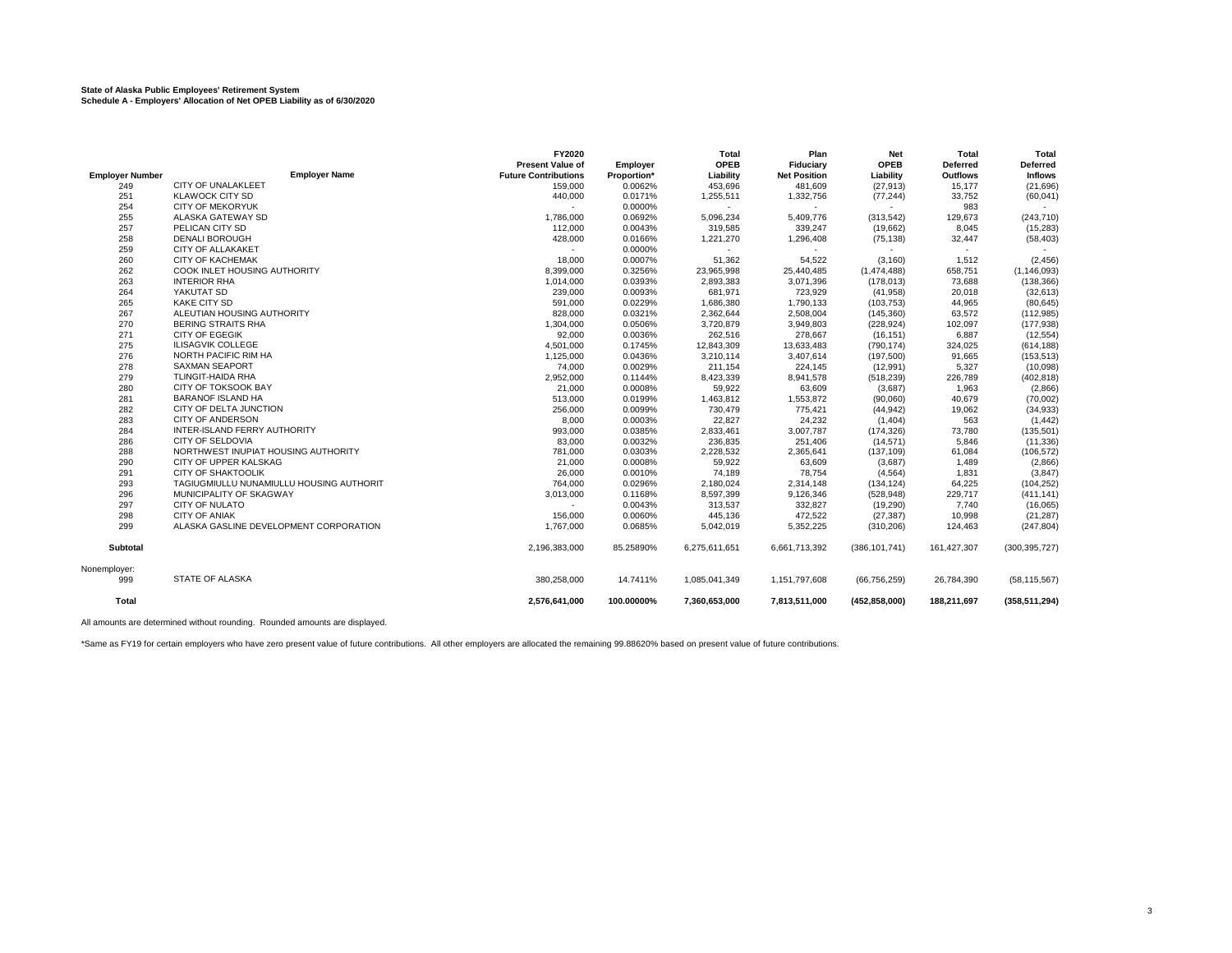**State of Alaska Public Employees' Retirement System**
**Schedule A - Employers' Allocation of Net OPEB Liability as of 6/30/2020**

| Employer Number | Employer Name | FY2020 Present Value of Future Contributions | Employer Proportion* | Total OPEB Liability | Plan Fiduciary Net Position | Net OPEB Liability | Total Deferred Outflows | Total Deferred Inflows |
|---|---|---|---|---|---|---|---|---|
| 249 | CITY OF UNALAKLEET | 159,000 | 0.0062% | 453,696 | 481,609 | (27,913) | 15,177 | (21,696) |
| 251 | KLAWOCK CITY SD | 440,000 | 0.0171% | 1,255,511 | 1,332,756 | (77,244) | 33,752 | (60,041) |
| 254 | CITY OF MEKORYUK | - | 0.0000% | - | - | - | 983 | - |
| 255 | ALASKA GATEWAY SD | 1,786,000 | 0.0692% | 5,096,234 | 5,409,776 | (313,542) | 129,673 | (243,710) |
| 257 | PELICAN CITY SD | 112,000 | 0.0043% | 319,585 | 339,247 | (19,662) | 8,045 | (15,283) |
| 258 | DENALI BOROUGH | 428,000 | 0.0166% | 1,221,270 | 1,296,408 | (75,138) | 32,447 | (58,403) |
| 259 | CITY OF ALLAKAKET | - | 0.0000% | - | - | - | - | - |
| 260 | CITY OF KACHEMAK | 18,000 | 0.0007% | 51,362 | 54,522 | (3,160) | 1,512 | (2,456) |
| 262 | COOK INLET HOUSING AUTHORITY | 8,399,000 | 0.3256% | 23,965,998 | 25,440,485 | (1,474,488) | 658,751 | (1,146,093) |
| 263 | INTERIOR RHA | 1,014,000 | 0.0393% | 2,893,383 | 3,071,396 | (178,013) | 73,688 | (138,366) |
| 264 | YAKUTAT SD | 239,000 | 0.0093% | 681,971 | 723,929 | (41,958) | 20,018 | (32,613) |
| 265 | KAKE CITY SD | 591,000 | 0.0229% | 1,686,380 | 1,790,133 | (103,753) | 44,965 | (80,645) |
| 267 | ALEUTIAN HOUSING AUTHORITY | 828,000 | 0.0321% | 2,362,644 | 2,508,004 | (145,360) | 63,572 | (112,985) |
| 270 | BERING STRAITS RHA | 1,304,000 | 0.0506% | 3,720,879 | 3,949,803 | (228,924) | 102,097 | (177,938) |
| 271 | CITY OF EGEGIK | 92,000 | 0.0036% | 262,516 | 278,667 | (16,151) | 6,887 | (12,554) |
| 275 | ILISAGVIK COLLEGE | 4,501,000 | 0.1745% | 12,843,309 | 13,633,483 | (790,174) | 324,025 | (614,188) |
| 276 | NORTH PACIFIC RIM HA | 1,125,000 | 0.0436% | 3,210,114 | 3,407,614 | (197,500) | 91,665 | (153,513) |
| 278 | SAXMAN SEAPORT | 74,000 | 0.0029% | 211,154 | 224,145 | (12,991) | 5,327 | (10,098) |
| 279 | TLINGIT-HAIDA RHA | 2,952,000 | 0.1144% | 8,423,339 | 8,941,578 | (518,239) | 226,789 | (402,818) |
| 280 | CITY OF TOKSOOK BAY | 21,000 | 0.0008% | 59,922 | 63,609 | (3,687) | 1,963 | (2,866) |
| 281 | BARANOF ISLAND HA | 513,000 | 0.0199% | 1,463,812 | 1,553,872 | (90,060) | 40,679 | (70,002) |
| 282 | CITY OF DELTA JUNCTION | 256,000 | 0.0099% | 730,479 | 775,421 | (44,942) | 19,062 | (34,933) |
| 283 | CITY OF ANDERSON | 8,000 | 0.0003% | 22,827 | 24,232 | (1,404) | 563 | (1,442) |
| 284 | INTER-ISLAND FERRY AUTHORITY | 993,000 | 0.0385% | 2,833,461 | 3,007,787 | (174,326) | 73,780 | (135,501) |
| 286 | CITY OF SELDOVIA | 83,000 | 0.0032% | 236,835 | 251,406 | (14,571) | 5,846 | (11,336) |
| 288 | NORTHWEST INUPIAT HOUSING AUTHORITY | 781,000 | 0.0303% | 2,228,532 | 2,365,641 | (137,109) | 61,084 | (106,572) |
| 290 | CITY OF UPPER KALSKAG | 21,000 | 0.0008% | 59,922 | 63,609 | (3,687) | 1,489 | (2,866) |
| 291 | CITY OF SHAKTOOLIK | 26,000 | 0.0010% | 74,189 | 78,754 | (4,564) | 1,831 | (3,847) |
| 293 | TAGIUGMIULLU NUNAMIULLU HOUSING AUTHORIT | 764,000 | 0.0296% | 2,180,024 | 2,314,148 | (134,124) | 64,225 | (104,252) |
| 296 | MUNICIPALITY OF SKAGWAY | 3,013,000 | 0.1168% | 8,597,399 | 9,126,346 | (528,948) | 229,717 | (411,141) |
| 297 | CITY OF NULATO | - | 0.0043% | 313,537 | 332,827 | (19,290) | 7,740 | (16,065) |
| 298 | CITY OF ANIAK | 156,000 | 0.0060% | 445,136 | 472,522 | (27,387) | 10,998 | (21,287) |
| 299 | ALASKA GASLINE DEVELOPMENT CORPORATION | 1,767,000 | 0.0685% | 5,042,019 | 5,352,225 | (310,206) | 124,463 | (247,804) |
| **Subtotal** | | 2,196,383,000 | 85.25890% | 6,275,611,651 | 6,661,713,392 | (386,101,741) | 161,427,307 | (300,395,727) |
| Nonemployer: | | | | | | | | |
| 999 | STATE OF ALASKA | 380,258,000 | 14.7411% | 1,085,041,349 | 1,151,797,608 | (66,756,259) | 26,784,390 | (58,115,567) |
| **Total** | | **2,576,641,000** | **100.00000%** | **7,360,653,000** | **7,813,511,000** | **(452,858,000)** | **188,211,697** | **(358,511,294)** |

All amounts are determined without rounding. Rounded amounts are displayed.

*Same as FY19 for certain employers who have zero present value of future contributions. All other employers are allocated the remaining 99.88620% based on present value of future contributions.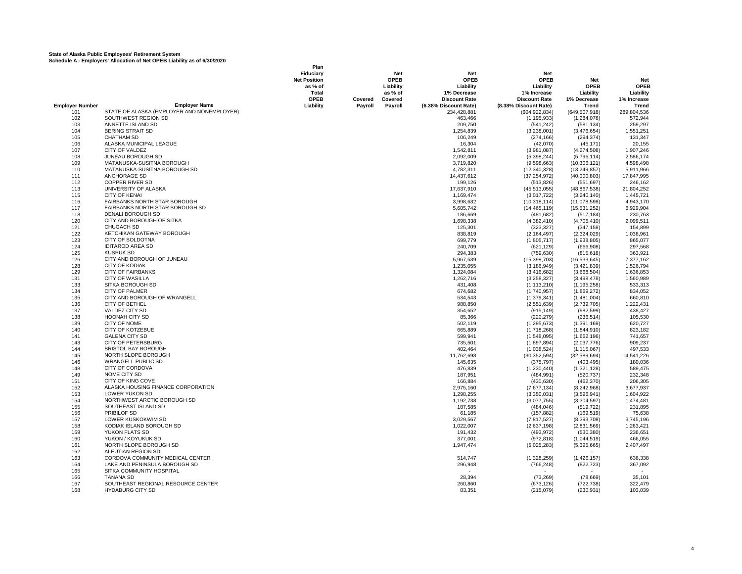**State of Alaska Public Employees' Retirement System**
**Schedule A - Employers' Allocation of Net OPEB Liability as of 6/30/2020**

| Employer Number | Employer Name | Plan Fiduciary Net Position as % of Total OPEB Liability | Covered Payroll | Net OPEB Liability as % of Covered Payroll | Net OPEB Liability 1% Decrease Discount Rate (6.38% Discount Rate) | Net OPEB Liability 1% Increase Discount Rate (8.38% Discount Rate) | Net OPEB Liability 1% Decrease Trend | Net OPEB Liability 1% Increase Trend |
|---|---|---|---|---|---|---|---|---|
| 101 | STATE OF ALASKA (EMPLOYER AND NONEMPLOYER) | | | | 234,428,881 | (604,922,834) | (649,507,918) | 289,804,536 |
| 102 | SOUTHWEST REGION SD | | | | 463,466 | (1,195,933) | (1,284,078) | 572,944 |
| 103 | ANNETTE ISLAND SD | | | | 209,750 | (541,242) | (581,134) | 259,297 |
| 104 | BERING STRAIT SD | | | | 1,254,839 | (3,238,001) | (3,476,654) | 1,551,251 |
| 105 | CHATHAM SD | | | | 106,249 | (274,166) | (294,374) | 131,347 |
| 106 | ALASKA MUNICIPAL LEAGUE | | | | 16,304 | (42,070) | (45,171) | 20,155 |
| 107 | CITY OF VALDEZ | | | | 1,542,811 | (3,981,087) | (4,274,508) | 1,907,246 |
| 108 | JUNEAU BOROUGH SD | | | | 2,092,009 | (5,398,244) | (5,796,114) | 2,586,174 |
| 109 | MATANUSKA-SUSITNA BOROUGH | | | | 3,719,820 | (9,598,663) | (10,306,121) | 4,598,498 |
| 110 | MATANUSKA-SUSITNA BOROUGH SD | | | | 4,782,311 | (12,340,328) | (13,249,857) | 5,911,966 |
| 111 | ANCHORAGE SD | | | | 14,437,612 | (37,254,972) | (40,000,803) | 17,847,995 |
| 112 | COPPER RIVER SD | | | | 199,126 | (513,826) | (551,697) | 246,162 |
| 113 | UNIVERSITY OF ALASKA | | | | 17,637,910 | (45,513,055) | (48,867,538) | 21,804,252 |
| 115 | CITY OF KENAI | | | | 1,169,474 | (3,017,722) | (3,240,140) | 1,445,721 |
| 116 | FAIRBANKS NORTH STAR BOROUGH | | | | 3,998,632 | (10,318,114) | (11,078,598) | 4,943,170 |
| 117 | FAIRBANKS NORTH STAR BOROUGH SD | | | | 5,605,742 | (14,465,119) | (15,531,252) | 6,929,904 |
| 118 | DENALI BOROUGH SD | | | | 186,669 | (481,682) | (517,184) | 230,763 |
| 120 | CITY AND BOROUGH OF SITKA | | | | 1,698,338 | (4,382,410) | (4,705,410) | 2,099,511 |
| 121 | CHUGACH SD | | | | 125,301 | (323,327) | (347,158) | 154,899 |
| 122 | KETCHIKAN GATEWAY BOROUGH | | | | 838,819 | (2,164,497) | (2,324,029) | 1,036,961 |
| 123 | CITY OF SOLDOTNA | | | | 699,779 | (1,805,717) | (1,938,805) | 865,077 |
| 124 | IDITAROD AREA SD | | | | 240,709 | (621,129) | (666,908) | 297,568 |
| 125 | KUSPUK SD | | | | 294,383 | (759,630) | (815,618) | 363,921 |
| 126 | CITY AND BOROUGH OF JUNEAU | | | | 5,967,539 | (15,398,703) | (16,533,645) | 7,377,162 |
| 128 | CITY OF KODIAK | | | | 1,235,055 | (3,186,949) | (3,421,839) | 1,526,794 |
| 129 | CITY OF FAIRBANKS | | | | 1,324,084 | (3,416,682) | (3,668,504) | 1,636,853 |
| 131 | CITY OF WASILLA | | | | 1,262,716 | (3,258,327) | (3,498,478) | 1,560,989 |
| 133 | SITKA BOROUGH SD | | | | 431,408 | (1,113,210) | (1,195,258) | 533,313 |
| 134 | CITY OF PALMER | | | | 674,682 | (1,740,957) | (1,869,272) | 834,052 |
| 135 | CITY AND BOROUGH OF WRANGELL | | | | 534,543 | (1,379,341) | (1,481,004) | 660,810 |
| 136 | CITY OF BETHEL | | | | 988,850 | (2,551,639) | (2,739,705) | 1,222,431 |
| 137 | VALDEZ CITY SD | | | | 354,652 | (915,149) | (982,599) | 438,427 |
| 138 | HOONAH CITY SD | | | | 85,366 | (220,279) | (236,514) | 105,530 |
| 139 | CITY OF NOME | | | | 502,119 | (1,295,673) | (1,391,169) | 620,727 |
| 140 | CITY OF KOTZEBUE | | | | 665,889 | (1,718,268) | (1,844,910) | 823,182 |
| 141 | GALENA CITY SD | | | | 599,941 | (1,548,095) | (1,662,196) | 741,657 |
| 143 | CITY OF PETERSBURG | | | | 735,501 | (1,897,894) | (2,037,776) | 909,237 |
| 144 | BRISTOL BAY BOROUGH | | | | 402,464 | (1,038,524) | (1,115,067) | 497,533 |
| 145 | NORTH SLOPE BOROUGH | | | | 11,762,698 | (30,352,594) | (32,589,694) | 14,541,226 |
| 146 | WRANGELL PUBLIC SD | | | | 145,635 | (375,797) | (403,495) | 180,036 |
| 148 | CITY OF CORDOVA | | | | 476,839 | (1,230,440) | (1,321,128) | 589,475 |
| 149 | NOME CITY SD | | | | 187,951 | (484,991) | (520,737) | 232,348 |
| 151 | CITY OF KING COVE | | | | 166,884 | (430,630) | (462,370) | 206,305 |
| 152 | ALASKA HOUSING FINANCE CORPORATION | | | | 2,975,160 | (7,677,134) | (8,242,968) | 3,677,937 |
| 153 | LOWER YUKON SD | | | | 1,298,255 | (3,350,031) | (3,596,941) | 1,604,922 |
| 154 | NORTHWEST ARCTIC BOROUGH SD | | | | 1,192,738 | (3,077,755) | (3,304,597) | 1,474,481 |
| 155 | SOUTHEAST ISLAND SD | | | | 187,585 | (484,046) | (519,722) | 231,895 |
| 156 | PRIBILOF SD | | | | 61,185 | (157,882) | (169,519) | 75,638 |
| 157 | LOWER KUSKOKWIM SD | | | | 3,029,567 | (7,817,527) | (8,393,708) | 3,745,196 |
| 158 | KODIAK ISLAND BOROUGH SD | | | | 1,022,007 | (2,637,198) | (2,831,569) | 1,263,421 |
| 159 | YUKON FLATS SD | | | | 191,432 | (493,972) | (530,380) | 236,651 |
| 160 | YUKON / KOYUKUK SD | | | | 377,001 | (972,818) | (1,044,519) | 466,055 |
| 161 | NORTH SLOPE BOROUGH SD | | | | 1,947,474 | (5,025,283) | (5,395,665) | 2,407,497 |
| 162 | ALEUTIAN REGION SD | | | | - | - | - | - |
| 163 | CORDOVA COMMUNITY MEDICAL CENTER | | | | 514,747 | (1,328,259) | (1,426,157) | 636,338 |
| 164 | LAKE AND PENINSULA BOROUGH SD | | | | 296,948 | (766,248) | (822,723) | 367,092 |
| 165 | SITKA COMMUNITY HOSPITAL | | | | - | - | - | - |
| 166 | TANANA SD | | | | 28,394 | (73,269) | (78,669) | 35,101 |
| 167 | SOUTHEAST REGIONAL RESOURCE CENTER | | | | 260,860 | (673,126) | (722,738) | 322,479 |
| 168 | HYDABURG CITY SD | | | | 83,351 | (215,079) | (230,931) | 103,039 |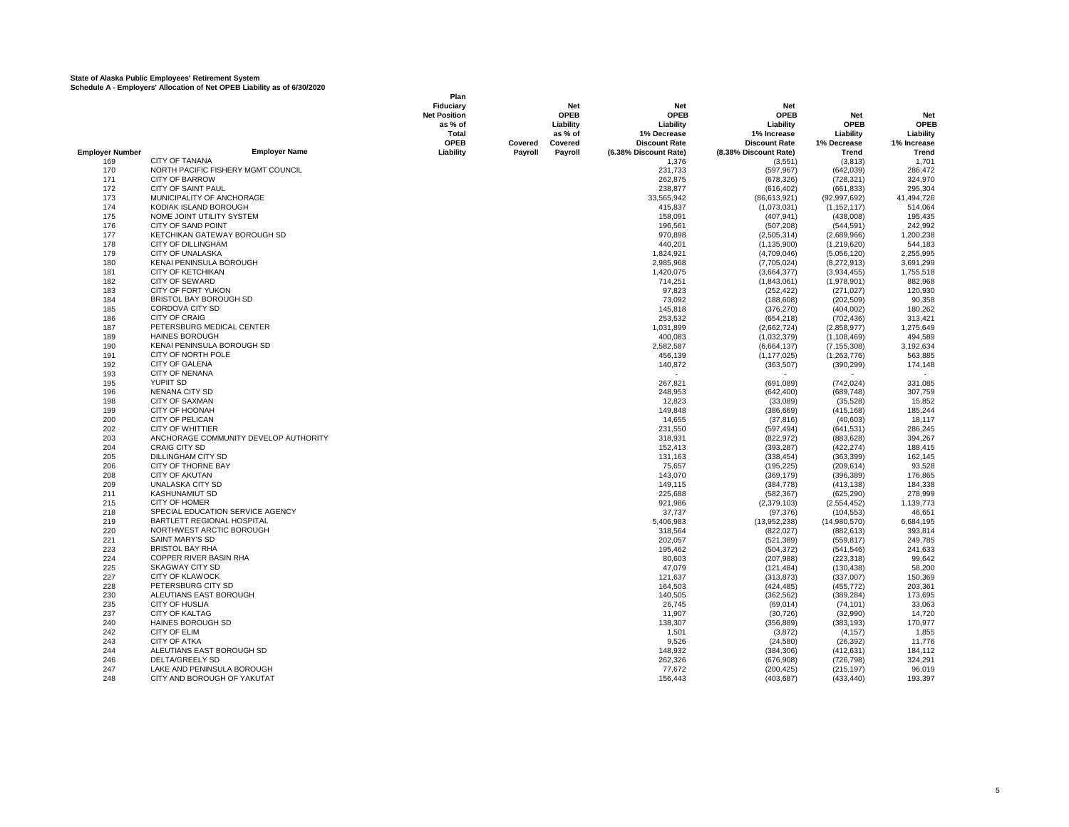**State of Alaska Public Employees' Retirement System**
**Schedule A - Employers' Allocation of Net OPEB Liability as of 6/30/2020**

| Employer Number | Employer Name | Plan Fiduciary Net Position as % of Total OPEB Liability | Covered Payroll | Net OPEB Liability as % of Covered Payroll | Net OPEB Liability 1% Decrease Discount Rate (6.38% Discount Rate) | Net OPEB Liability 1% Increase Discount Rate (8.38% Discount Rate) | Net OPEB Liability 1% Decrease Trend | Net OPEB Liability 1% Increase Trend |
|---|---|---|---|---|---|---|---|---|
| 169 | CITY OF TANANA | | | | 1,376 | (3,551) | (3,813) | 1,701 |
| 170 | NORTH PACIFIC FISHERY MGMT COUNCIL | | | | 231,733 | (597,967) | (642,039) | 286,472 |
| 171 | CITY OF BARROW | | | | 262,875 | (678,326) | (728,321) | 324,970 |
| 172 | CITY OF SAINT PAUL | | | | 238,877 | (616,402) | (661,833) | 295,304 |
| 173 | MUNICIPALITY OF ANCHORAGE | | | | 33,565,942 | (86,613,921) | (92,997,692) | 41,494,726 |
| 174 | KODIAK ISLAND BOROUGH | | | | 415,837 | (1,073,031) | (1,152,117) | 514,064 |
| 175 | NOME JOINT UTILITY SYSTEM | | | | 158,091 | (407,941) | (438,008) | 195,435 |
| 176 | CITY OF SAND POINT | | | | 196,561 | (507,208) | (544,591) | 242,992 |
| 177 | KETCHIKAN GATEWAY BOROUGH SD | | | | 970,898 | (2,505,314) | (2,689,966) | 1,200,238 |
| 178 | CITY OF DILLINGHAM | | | | 440,201 | (1,135,900) | (1,219,620) | 544,183 |
| 179 | CITY OF UNALASKA | | | | 1,824,921 | (4,709,046) | (5,056,120) | 2,255,995 |
| 180 | KENAI PENINSULA BOROUGH | | | | 2,985,968 | (7,705,024) | (8,272,913) | 3,691,299 |
| 181 | CITY OF KETCHIKAN | | | | 1,420,075 | (3,664,377) | (3,934,455) | 1,755,518 |
| 182 | CITY OF SEWARD | | | | 714,251 | (1,843,061) | (1,978,901) | 882,968 |
| 183 | CITY OF FORT YUKON | | | | 97,823 | (252,422) | (271,027) | 120,930 |
| 184 | BRISTOL BAY BOROUGH SD | | | | 73,092 | (188,608) | (202,509) | 90,358 |
| 185 | CORDOVA CITY SD | | | | 145,818 | (376,270) | (404,002) | 180,262 |
| 186 | CITY OF CRAIG | | | | 253,532 | (654,218) | (702,436) | 313,421 |
| 187 | PETERSBURG MEDICAL CENTER | | | | 1,031,899 | (2,662,724) | (2,858,977) | 1,275,649 |
| 189 | HAINES BOROUGH | | | | 400,083 | (1,032,379) | (1,108,469) | 494,589 |
| 190 | KENAI PENINSULA BOROUGH SD | | | | 2,582,587 | (6,664,137) | (7,155,308) | 3,192,634 |
| 191 | CITY OF NORTH POLE | | | | 456,139 | (1,177,025) | (1,263,776) | 563,885 |
| 192 | CITY OF GALENA | | | | 140,872 | (363,507) | (390,299) | 174,148 |
| 193 | CITY OF NENANA | | | | - | - | - | - |
| 195 | YUPIIT SD | | | | 267,821 | (691,089) | (742,024) | 331,085 |
| 196 | NENANA CITY SD | | | | 248,953 | (642,400) | (689,748) | 307,759 |
| 198 | CITY OF SAXMAN | | | | 12,823 | (33,089) | (35,528) | 15,852 |
| 199 | CITY OF HOONAH | | | | 149,848 | (386,669) | (415,168) | 185,244 |
| 200 | CITY OF PELICAN | | | | 14,655 | (37,816) | (40,603) | 18,117 |
| 202 | CITY OF WHITTIER | | | | 231,550 | (597,494) | (641,531) | 286,245 |
| 203 | ANCHORAGE COMMUNITY DEVELOP AUTHORITY | | | | 318,931 | (822,972) | (883,628) | 394,267 |
| 204 | CRAIG CITY SD | | | | 152,413 | (393,287) | (422,274) | 188,415 |
| 205 | DILLINGHAM CITY SD | | | | 131,163 | (338,454) | (363,399) | 162,145 |
| 206 | CITY OF THORNE BAY | | | | 75,657 | (195,225) | (209,614) | 93,528 |
| 208 | CITY OF AKUTAN | | | | 143,070 | (369,179) | (396,389) | 176,865 |
| 209 | UNALASKA CITY SD | | | | 149,115 | (384,778) | (413,138) | 184,338 |
| 211 | KASHUNAMIUT SD | | | | 225,688 | (582,367) | (625,290) | 278,999 |
| 215 | CITY OF HOMER | | | | 921,986 | (2,379,103) | (2,554,452) | 1,139,773 |
| 218 | SPECIAL EDUCATION SERVICE AGENCY | | | | 37,737 | (97,376) | (104,553) | 46,651 |
| 219 | BARTLETT REGIONAL HOSPITAL | | | | 5,406,983 | (13,952,238) | (14,980,570) | 6,684,195 |
| 220 | NORTHWEST ARCTIC BOROUGH | | | | 318,564 | (822,027) | (882,613) | 393,814 |
| 221 | SAINT MARY'S SD | | | | 202,057 | (521,389) | (559,817) | 249,785 |
| 223 | BRISTOL BAY RHA | | | | 195,462 | (504,372) | (541,546) | 241,633 |
| 224 | COPPER RIVER BASIN RHA | | | | 80,603 | (207,988) | (223,318) | 99,642 |
| 225 | SKAGWAY CITY SD | | | | 47,079 | (121,484) | (130,438) | 58,200 |
| 227 | CITY OF KLAWOCK | | | | 121,637 | (313,873) | (337,007) | 150,369 |
| 228 | PETERSBURG CITY SD | | | | 164,503 | (424,485) | (455,772) | 203,361 |
| 230 | ALEUTIANS EAST BOROUGH | | | | 140,505 | (362,562) | (389,284) | 173,695 |
| 235 | CITY OF HUSLIA | | | | 26,745 | (69,014) | (74,101) | 33,063 |
| 237 | CITY OF KALTAG | | | | 11,907 | (30,726) | (32,990) | 14,720 |
| 240 | HAINES BOROUGH SD | | | | 138,307 | (356,889) | (383,193) | 170,977 |
| 242 | CITY OF ELIM | | | | 1,501 | (3,872) | (4,157) | 1,855 |
| 243 | CITY OF ATKA | | | | 9,526 | (24,580) | (26,392) | 11,776 |
| 244 | ALEUTIANS EAST BOROUGH SD | | | | 148,932 | (384,306) | (412,631) | 184,112 |
| 246 | DELTA/GREELY SD | | | | 262,326 | (676,908) | (726,798) | 324,291 |
| 247 | LAKE AND PENINSULA BOROUGH | | | | 77,672 | (200,425) | (215,197) | 96,019 |
| 248 | CITY AND BOROUGH OF YAKUTAT | | | | 156,443 | (403,687) | (433,440) | 193,397 |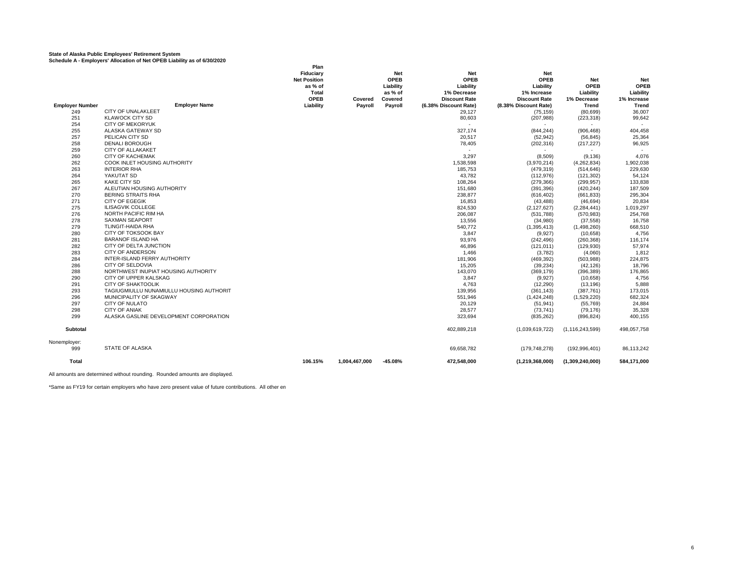**State of Alaska Public Employees' Retirement System**
**Schedule A - Employers' Allocation of Net OPEB Liability as of 6/30/2020**

| Employer Number | Employer Name | Plan Fiduciary Net Position as % of Total OPEB Liability | Covered Payroll | Net OPEB Liability as % of Covered Payroll | Net OPEB Liability 1% Decrease Discount Rate (6.38% Discount Rate) | Net OPEB Liability 1% Increase Discount Rate (8.38% Discount Rate) | Net OPEB Liability 1% Decrease Trend | Net OPEB Liability 1% Increase Trend |
|---|---|---|---|---|---|---|---|---|
| 249 | CITY OF UNALAKLEET | | | | 29,127 | (75,159) | (80,699) | 36,007 |
| 251 | KLAWOCK CITY SD | | | | 80,603 | (207,988) | (223,318) | 99,642 |
| 254 | CITY OF MEKORYUK | | | | - | - | - | - |
| 255 | ALASKA GATEWAY SD | | | | 327,174 | (844,244) | (906,468) | 404,458 |
| 257 | PELICAN CITY SD | | | | 20,517 | (52,942) | (56,845) | 25,364 |
| 258 | DENALI BOROUGH | | | | 78,405 | (202,316) | (217,227) | 96,925 |
| 259 | CITY OF ALLAKAKET | | | | - | - | - | - |
| 260 | CITY OF KACHEMAK | | | | 3,297 | (8,509) | (9,136) | 4,076 |
| 262 | COOK INLET HOUSING AUTHORITY | | | | 1,538,598 | (3,970,214) | (4,262,834) | 1,902,038 |
| 263 | INTERIOR RHA | | | | 185,753 | (479,319) | (514,646) | 229,630 |
| 264 | YAKUTAT SD | | | | 43,782 | (112,976) | (121,302) | 54,124 |
| 265 | KAKE CITY SD | | | | 108,264 | (279,366) | (299,957) | 133,838 |
| 267 | ALEUTIAN HOUSING AUTHORITY | | | | 151,680 | (391,396) | (420,244) | 187,509 |
| 270 | BERING STRAITS RHA | | | | 238,877 | (616,402) | (661,833) | 295,304 |
| 271 | CITY OF EGEGIK | | | | 16,853 | (43,488) | (46,694) | 20,834 |
| 275 | ILISAGVIK COLLEGE | | | | 824,530 | (2,127,627) | (2,284,441) | 1,019,297 |
| 276 | NORTH PACIFIC RIM HA | | | | 206,087 | (531,788) | (570,983) | 254,768 |
| 278 | SAXMAN SEAPORT | | | | 13,556 | (34,980) | (37,558) | 16,758 |
| 279 | TLINGIT-HAIDA RHA | | | | 540,772 | (1,395,413) | (1,498,260) | 668,510 |
| 280 | CITY OF TOKSOOK BAY | | | | 3,847 | (9,927) | (10,658) | 4,756 |
| 281 | BARANOF ISLAND HA | | | | 93,976 | (242,496) | (260,368) | 116,174 |
| 282 | CITY OF DELTA JUNCTION | | | | 46,896 | (121,011) | (129,930) | 57,974 |
| 283 | CITY OF ANDERSON | | | | 1,466 | (3,782) | (4,060) | 1,812 |
| 284 | INTER-ISLAND FERRY AUTHORITY | | | | 181,906 | (469,392) | (503,988) | 224,875 |
| 286 | CITY OF SELDOVIA | | | | 15,205 | (39,234) | (42,126) | 18,796 |
| 288 | NORTHWEST INUPIAT HOUSING AUTHORITY | | | | 143,070 | (369,179) | (396,389) | 176,865 |
| 290 | CITY OF UPPER KALSKAG | | | | 3,847 | (9,927) | (10,658) | 4,756 |
| 291 | CITY OF SHAKTOOLIK | | | | 4,763 | (12,290) | (13,196) | 5,888 |
| 293 | TAGIUGMIULLU NUNAMIULLU HOUSING AUTHORIT | | | | 139,956 | (361,143) | (387,761) | 173,015 |
| 296 | MUNICIPALITY OF SKAGWAY | | | | 551,946 | (1,424,248) | (1,529,220) | 682,324 |
| 297 | CITY OF NULATO | | | | 20,129 | (51,941) | (55,769) | 24,884 |
| 298 | CITY OF ANIAK | | | | 28,577 | (73,741) | (79,176) | 35,328 |
| 299 | ALASKA GASLINE DEVELOPMENT CORPORATION | | | | 323,694 | (835,262) | (896,824) | 400,155 |
| **Subtotal** | | | | | 402,889,218 | (1,039,619,722) | (1,116,243,599) | 498,057,758 |
| Nonemployer: | | | | | | | | |
| 999 | STATE OF ALASKA | | | | 69,658,782 | (179,748,278) | (192,996,401) | 86,113,242 |
| **Total** | | 106.15% | 1,004,467,000 | -45.08% | 472,548,000 | (1,219,368,000) | (1,309,240,000) | 584,171,000 |

All amounts are determined without rounding. Rounded amounts are displayed.

*Same as FY19 for certain employers who have zero present value of future contributions. All other en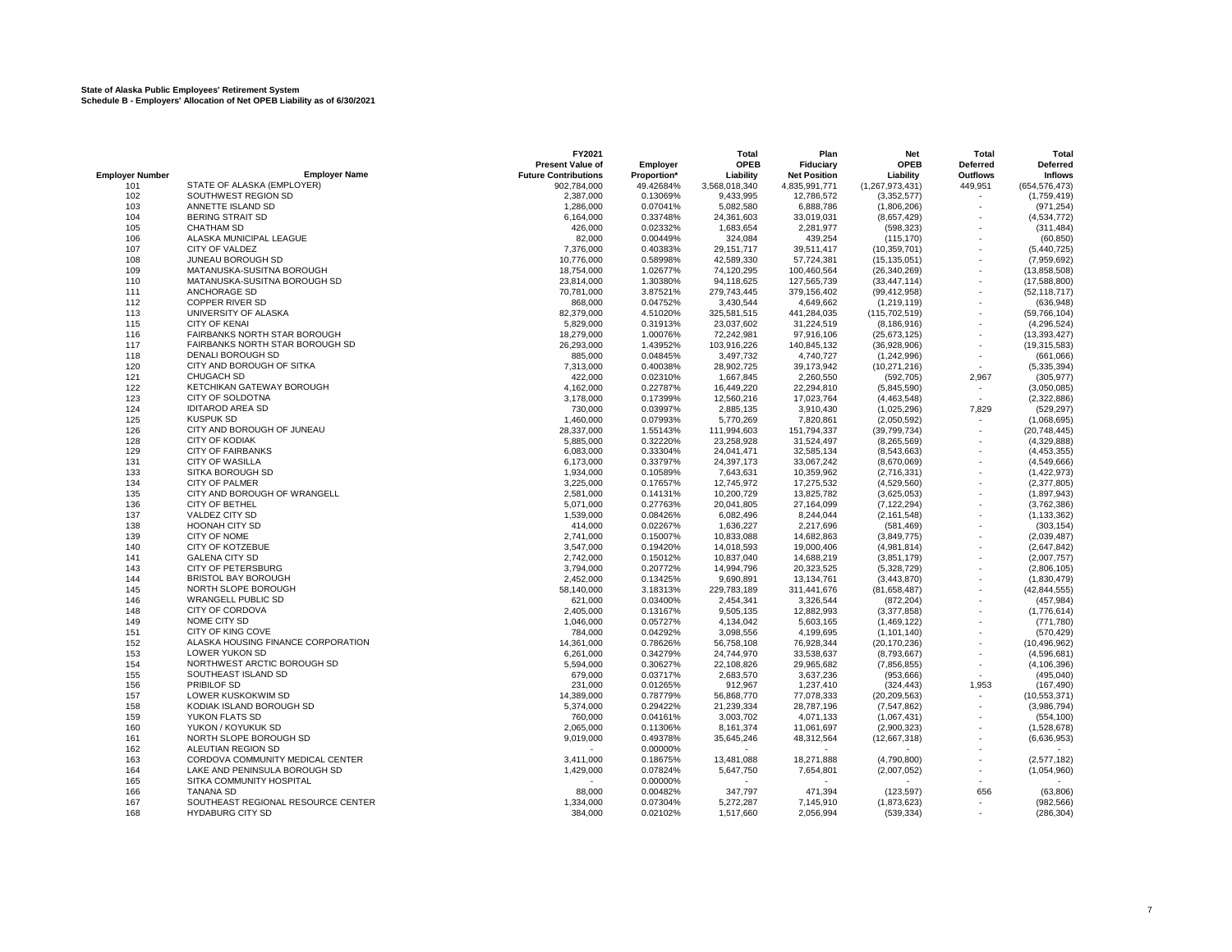**State of Alaska Public Employees' Retirement System**
**Schedule B - Employers' Allocation of Net OPEB Liability as of 6/30/2021**

| Employer Number | Employer Name | FY2021 Present Value of Future Contributions | Employer Proportion* | Total OPEB Liability | Plan Fiduciary Net Position | Net OPEB Liability | Total Deferred Outflows | Total Deferred Inflows |
|---|---|---|---|---|---|---|---|---|
| 101 | STATE OF ALASKA (EMPLOYER) | 902,784,000 | 49.42684% | 3,568,018,340 | 4,835,991,771 | (1,267,973,431) | 449,951 | (654,576,473) |
| 102 | SOUTHWEST REGION SD | 2,387,000 | 0.13069% | 9,433,995 | 12,786,572 | (3,352,577) | - | (1,759,419) |
| 103 | ANNETTE ISLAND SD | 1,286,000 | 0.07041% | 5,082,580 | 6,888,786 | (1,806,206) | - | (971,254) |
| 104 | BERING STRAIT SD | 6,164,000 | 0.33748% | 24,361,603 | 33,019,031 | (8,657,429) | - | (4,534,772) |
| 105 | CHATHAM SD | 426,000 | 0.02332% | 1,683,654 | 2,281,977 | (598,323) | - | (311,484) |
| 106 | ALASKA MUNICIPAL LEAGUE | 82,000 | 0.00449% | 324,084 | 439,254 | (115,170) | - | (60,850) |
| 107 | CITY OF VALDEZ | 7,376,000 | 0.40383% | 29,151,717 | 39,511,417 | (10,359,701) | - | (5,440,725) |
| 108 | JUNEAU BOROUGH SD | 10,776,000 | 0.58998% | 42,589,330 | 57,724,381 | (15,135,051) | - | (7,959,692) |
| 109 | MATANUSKA-SUSITNA BOROUGH | 18,754,000 | 1.02677% | 74,120,295 | 100,460,564 | (26,340,269) | - | (13,858,508) |
| 110 | MATANUSKA-SUSITNA BOROUGH SD | 23,814,000 | 1.30380% | 94,118,625 | 127,565,739 | (33,447,114) | - | (17,588,800) |
| 111 | ANCHORAGE SD | 70,781,000 | 3.87521% | 279,743,445 | 379,156,402 | (99,412,958) | - | (52,118,717) |
| 112 | COPPER RIVER SD | 868,000 | 0.04752% | 3,430,544 | 4,649,662 | (1,219,119) | - | (636,948) |
| 113 | UNIVERSITY OF ALASKA | 82,379,000 | 4.51020% | 325,581,515 | 441,284,035 | (115,702,519) | - | (59,766,104) |
| 115 | CITY OF KENAI | 5,829,000 | 0.31913% | 23,037,602 | 31,224,519 | (8,186,916) | - | (4,296,524) |
| 116 | FAIRBANKS NORTH STAR BOROUGH | 18,279,000 | 1.00076% | 72,242,981 | 97,916,106 | (25,673,125) | - | (13,393,427) |
| 117 | FAIRBANKS NORTH STAR BOROUGH SD | 26,293,000 | 1.43952% | 103,916,226 | 140,845,132 | (36,928,906) | - | (19,315,583) |
| 118 | DENALI BOROUGH SD | 885,000 | 0.04845% | 3,497,732 | 4,740,727 | (1,242,996) | - | (661,066) |
| 120 | CITY AND BOROUGH OF SITKA | 7,313,000 | 0.40038% | 28,902,725 | 39,173,942 | (10,271,216) | - | (5,335,394) |
| 121 | CHUGACH SD | 422,000 | 0.02310% | 1,667,845 | 2,260,550 | (592,705) | 2,967 | (305,977) |
| 122 | KETCHIKAN GATEWAY BOROUGH | 4,162,000 | 0.22787% | 16,449,220 | 22,294,810 | (5,845,590) | - | (3,050,085) |
| 123 | CITY OF SOLDOTNA | 3,178,000 | 0.17399% | 12,560,216 | 17,023,764 | (4,463,548) | - | (2,322,886) |
| 124 | IDITAROD AREA SD | 730,000 | 0.03997% | 2,885,135 | 3,910,430 | (1,025,296) | 7,829 | (529,297) |
| 125 | KUSPUK SD | 1,460,000 | 0.07993% | 5,770,269 | 7,820,861 | (2,050,592) | - | (1,068,695) |
| 126 | CITY AND BOROUGH OF JUNEAU | 28,337,000 | 1.55143% | 111,994,603 | 151,794,337 | (39,799,734) | - | (20,748,445) |
| 128 | CITY OF KODIAK | 5,885,000 | 0.32220% | 23,258,928 | 31,524,497 | (8,265,569) | - | (4,329,888) |
| 129 | CITY OF FAIRBANKS | 6,083,000 | 0.33304% | 24,041,471 | 32,585,134 | (8,543,663) | - | (4,453,355) |
| 131 | CITY OF WASILLA | 6,173,000 | 0.33797% | 24,397,173 | 33,067,242 | (8,670,069) | - | (4,549,666) |
| 133 | SITKA BOROUGH SD | 1,934,000 | 0.10589% | 7,643,631 | 10,359,962 | (2,716,331) | - | (1,422,973) |
| 134 | CITY OF PALMER | 3,225,000 | 0.17657% | 12,745,972 | 17,275,532 | (4,529,560) | - | (2,377,805) |
| 135 | CITY AND BOROUGH OF WRANGELL | 2,581,000 | 0.14131% | 10,200,729 | 13,825,782 | (3,625,053) | - | (1,897,943) |
| 136 | CITY OF BETHEL | 5,071,000 | 0.27763% | 20,041,805 | 27,164,099 | (7,122,294) | - | (3,762,386) |
| 137 | VALDEZ CITY SD | 1,539,000 | 0.08426% | 6,082,496 | 8,244,044 | (2,161,548) | - | (1,133,362) |
| 138 | HOONAH CITY SD | 414,000 | 0.02267% | 1,636,227 | 2,217,696 | (581,469) | - | (303,154) |
| 139 | CITY OF NOME | 2,741,000 | 0.15007% | 10,833,088 | 14,682,863 | (3,849,775) | - | (2,039,487) |
| 140 | CITY OF KOTZEBUE | 3,547,000 | 0.19420% | 14,018,593 | 19,000,406 | (4,981,814) | - | (2,647,842) |
| 141 | GALENA CITY SD | 2,742,000 | 0.15012% | 10,837,040 | 14,688,219 | (3,851,179) | - | (2,007,757) |
| 143 | CITY OF PETERSBURG | 3,794,000 | 0.20772% | 14,994,796 | 20,323,525 | (5,328,729) | - | (2,806,105) |
| 144 | BRISTOL BAY BOROUGH | 2,452,000 | 0.13425% | 9,690,891 | 13,134,761 | (3,443,870) | - | (1,830,479) |
| 145 | NORTH SLOPE BOROUGH | 58,140,000 | 3.18313% | 229,783,189 | 311,441,676 | (81,658,487) | - | (42,844,555) |
| 146 | WRANGELL PUBLIC SD | 621,000 | 0.03400% | 2,454,341 | 3,326,544 | (872,204) | - | (457,984) |
| 148 | CITY OF CORDOVA | 2,405,000 | 0.13167% | 9,505,135 | 12,882,993 | (3,377,858) | - | (1,776,614) |
| 149 | NOME CITY SD | 1,046,000 | 0.05727% | 4,134,042 | 5,603,165 | (1,469,122) | - | (771,780) |
| 151 | CITY OF KING COVE | 784,000 | 0.04292% | 3,098,556 | 4,199,695 | (1,101,140) | - | (570,429) |
| 152 | ALASKA HOUSING FINANCE CORPORATION | 14,361,000 | 0.78626% | 56,758,108 | 76,928,344 | (20,170,236) | - | (10,496,962) |
| 153 | LOWER YUKON SD | 6,261,000 | 0.34279% | 24,744,970 | 33,538,637 | (8,793,667) | - | (4,596,681) |
| 154 | NORTHWEST ARCTIC BOROUGH SD | 5,594,000 | 0.30627% | 22,108,826 | 29,965,682 | (7,856,855) | - | (4,106,396) |
| 155 | SOUTHEAST ISLAND SD | 679,000 | 0.03717% | 2,683,570 | 3,637,236 | (953,666) | - | (495,040) |
| 156 | PRIBILOF SD | 231,000 | 0.01265% | 912,967 | 1,237,410 | (324,443) | 1,953 | (167,490) |
| 157 | LOWER KUSKOKWIM SD | 14,389,000 | 0.78779% | 56,868,770 | 77,078,333 | (20,209,563) | - | (10,553,371) |
| 158 | KODIAK ISLAND BOROUGH SD | 5,374,000 | 0.29422% | 21,239,334 | 28,787,196 | (7,547,862) | - | (3,986,794) |
| 159 | YUKON FLATS SD | 760,000 | 0.04161% | 3,003,702 | 4,071,133 | (1,067,431) | - | (554,100) |
| 160 | YUKON / KOYUKUK SD | 2,065,000 | 0.11306% | 8,161,374 | 11,061,697 | (2,900,323) | - | (1,528,678) |
| 161 | NORTH SLOPE BOROUGH SD | 9,019,000 | 0.49378% | 35,645,246 | 48,312,564 | (12,667,318) | - | (6,636,953) |
| 162 | ALEUTIAN REGION SD | - | 0.00000% | - | - | - | - | - |
| 163 | CORDOVA COMMUNITY MEDICAL CENTER | 3,411,000 | 0.18675% | 13,481,088 | 18,271,888 | (4,790,800) | - | (2,577,182) |
| 164 | LAKE AND PENINSULA BOROUGH SD | 1,429,000 | 0.07824% | 5,647,750 | 7,654,801 | (2,007,052) | - | (1,054,960) |
| 165 | SITKA COMMUNITY HOSPITAL | - | 0.00000% | - | - | - | - | - |
| 166 | TANANA SD | 88,000 | 0.00482% | 347,797 | 471,394 | (123,597) | 656 | (63,806) |
| 167 | SOUTHEAST REGIONAL RESOURCE CENTER | 1,334,000 | 0.07304% | 5,272,287 | 7,145,910 | (1,873,623) | - | (982,566) |
| 168 | HYDABURG CITY SD | 384,000 | 0.02102% | 1,517,660 | 2,056,994 | (539,334) | - | (286,304) |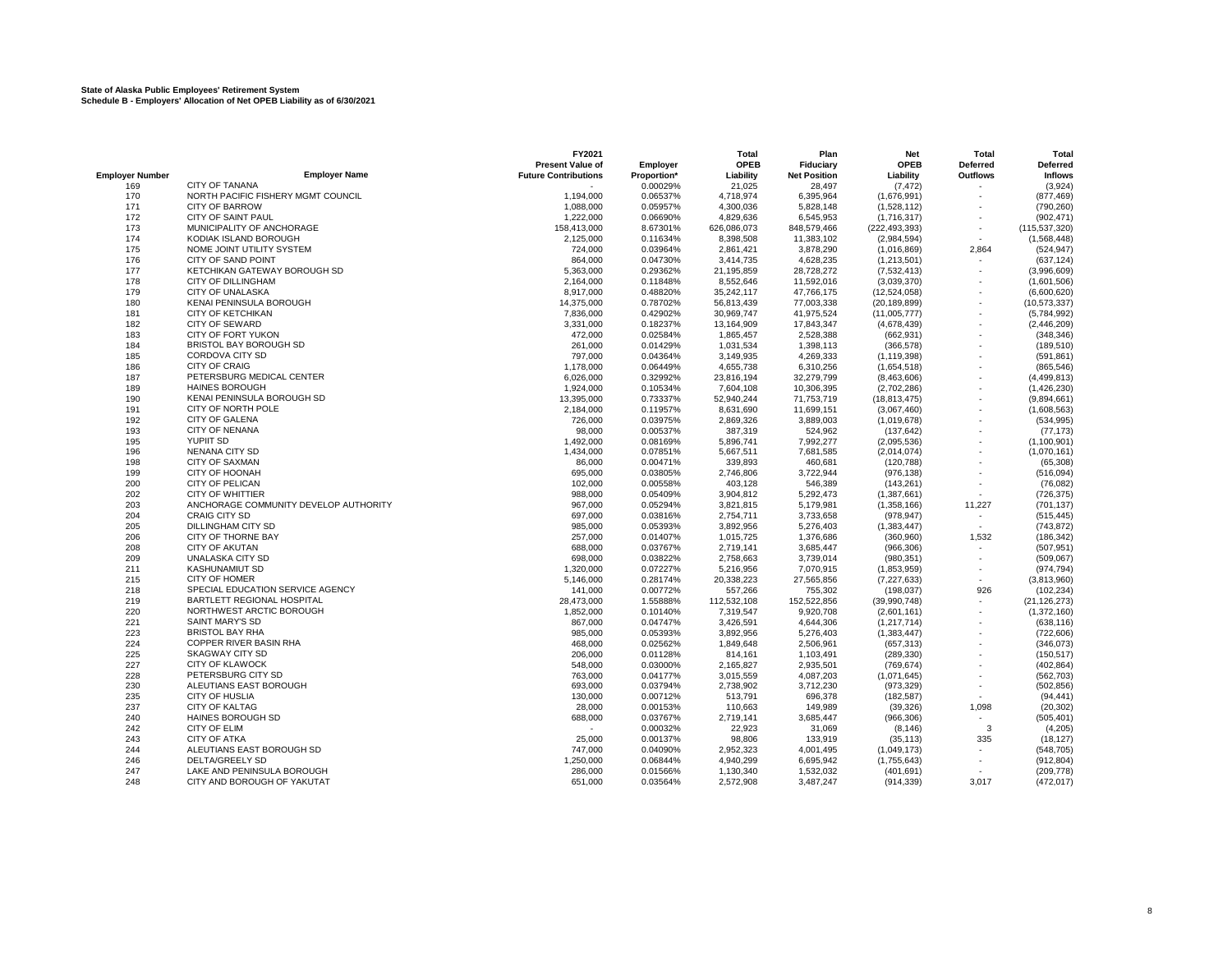**State of Alaska Public Employees' Retirement System**
**Schedule B - Employers' Allocation of Net OPEB Liability as of 6/30/2021**

| Employer Number | Employer Name | FY2021 Present Value of Future Contributions | Employer Proportion* | Total OPEB Liability | Plan Fiduciary Net Position | Net OPEB Liability | Total Deferred Outflows | Total Deferred Inflows |
|---|---|---|---|---|---|---|---|---|
| 169 | CITY OF TANANA | - | 0.00029% | 21,025 | 28,497 | (7,472) | - | (3,924) |
| 170 | NORTH PACIFIC FISHERY MGMT COUNCIL | 1,194,000 | 0.06537% | 4,718,974 | 6,395,964 | (1,676,991) | - | (877,469) |
| 171 | CITY OF BARROW | 1,088,000 | 0.05957% | 4,300,036 | 5,828,148 | (1,528,112) | - | (790,260) |
| 172 | CITY OF SAINT PAUL | 1,222,000 | 0.06690% | 4,829,636 | 6,545,953 | (1,716,317) | - | (902,471) |
| 173 | MUNICIPALITY OF ANCHORAGE | 158,413,000 | 8.67301% | 626,086,073 | 848,579,466 | (222,493,393) | - | (115,537,320) |
| 174 | KODIAK ISLAND BOROUGH | 2,125,000 | 0.11634% | 8,398,508 | 11,383,102 | (2,984,594) | - | (1,568,448) |
| 175 | NOME JOINT UTILITY SYSTEM | 724,000 | 0.03964% | 2,861,421 | 3,878,290 | (1,016,869) | 2,864 | (524,947) |
| 176 | CITY OF SAND POINT | 864,000 | 0.04730% | 3,414,735 | 4,628,235 | (1,213,501) | - | (637,124) |
| 177 | KETCHIKAN GATEWAY BOROUGH SD | 5,363,000 | 0.29362% | 21,195,859 | 28,728,272 | (7,532,413) | - | (3,996,609) |
| 178 | CITY OF DILLINGHAM | 2,164,000 | 0.11848% | 8,552,646 | 11,592,016 | (3,039,370) | - | (1,601,506) |
| 179 | CITY OF UNALASKA | 8,917,000 | 0.48820% | 35,242,117 | 47,766,175 | (12,524,058) | - | (6,600,620) |
| 180 | KENAI PENINSULA BOROUGH | 14,375,000 | 0.78702% | 56,813,439 | 77,003,338 | (20,189,899) | - | (10,573,337) |
| 181 | CITY OF KETCHIKAN | 7,836,000 | 0.42902% | 30,969,747 | 41,975,524 | (11,005,777) | - | (5,784,992) |
| 182 | CITY OF SEWARD | 3,331,000 | 0.18237% | 13,164,909 | 17,843,347 | (4,678,439) | - | (2,446,209) |
| 183 | CITY OF FORT YUKON | 472,000 | 0.02584% | 1,865,457 | 2,528,388 | (662,931) | - | (348,346) |
| 184 | BRISTOL BAY BOROUGH SD | 261,000 | 0.01429% | 1,031,534 | 1,398,113 | (366,578) | - | (189,510) |
| 185 | CORDOVA CITY SD | 797,000 | 0.04364% | 3,149,935 | 4,269,333 | (1,119,398) | - | (591,861) |
| 186 | CITY OF CRAIG | 1,178,000 | 0.06449% | 4,655,738 | 6,310,256 | (1,654,518) | - | (865,546) |
| 187 | PETERSBURG MEDICAL CENTER | 6,026,000 | 0.32992% | 23,816,194 | 32,279,799 | (8,463,606) | - | (4,499,813) |
| 189 | HAINES BOROUGH | 1,924,000 | 0.10534% | 7,604,108 | 10,306,395 | (2,702,286) | - | (1,426,230) |
| 190 | KENAI PENINSULA BOROUGH SD | 13,395,000 | 0.73337% | 52,940,244 | 71,753,719 | (18,813,475) | - | (9,894,661) |
| 191 | CITY OF NORTH POLE | 2,184,000 | 0.11957% | 8,631,690 | 11,699,151 | (3,067,460) | - | (1,608,563) |
| 192 | CITY OF GALENA | 726,000 | 0.03975% | 2,869,326 | 3,889,003 | (1,019,678) | - | (534,995) |
| 193 | CITY OF NENANA | 98,000 | 0.00537% | 387,319 | 524,962 | (137,642) | - | (77,173) |
| 195 | YUPIIT SD | 1,492,000 | 0.08169% | 5,896,741 | 7,992,277 | (2,095,536) | - | (1,100,901) |
| 196 | NENANA CITY SD | 1,434,000 | 0.07851% | 5,667,511 | 7,681,585 | (2,014,074) | - | (1,070,161) |
| 198 | CITY OF SAXMAN | 86,000 | 0.00471% | 339,893 | 460,681 | (120,788) | - | (65,308) |
| 199 | CITY OF HOONAH | 695,000 | 0.03805% | 2,746,806 | 3,722,944 | (976,138) | - | (516,094) |
| 200 | CITY OF PELICAN | 102,000 | 0.00558% | 403,128 | 546,389 | (143,261) | - | (76,082) |
| 202 | CITY OF WHITTIER | 988,000 | 0.05409% | 3,904,812 | 5,292,473 | (1,387,661) | - | (726,375) |
| 203 | ANCHORAGE COMMUNITY DEVELOP AUTHORITY | 967,000 | 0.05294% | 3,821,815 | 5,179,981 | (1,358,166) | 11,227 | (701,137) |
| 204 | CRAIG CITY SD | 697,000 | 0.03816% | 2,754,711 | 3,733,658 | (978,947) | - | (515,445) |
| 205 | DILLINGHAM CITY SD | 985,000 | 0.05393% | 3,892,956 | 5,276,403 | (1,383,447) | - | (743,872) |
| 206 | CITY OF THORNE BAY | 257,000 | 0.01407% | 1,015,725 | 1,376,686 | (360,960) | 1,532 | (186,342) |
| 208 | CITY OF AKUTAN | 688,000 | 0.03767% | 2,719,141 | 3,685,447 | (966,306) | - | (507,951) |
| 209 | UNALASKA CITY SD | 698,000 | 0.03822% | 2,758,663 | 3,739,014 | (980,351) | - | (509,067) |
| 211 | KASHUNAMIUT SD | 1,320,000 | 0.07227% | 5,216,956 | 7,070,915 | (1,853,959) | - | (974,794) |
| 215 | CITY OF HOMER | 5,146,000 | 0.28174% | 20,338,223 | 27,565,856 | (7,227,633) | - | (3,813,960) |
| 218 | SPECIAL EDUCATION SERVICE AGENCY | 141,000 | 0.00772% | 557,266 | 755,302 | (198,037) | 926 | (102,234) |
| 219 | BARTLETT REGIONAL HOSPITAL | 28,473,000 | 1.55888% | 112,532,108 | 152,522,856 | (39,990,748) | - | (21,126,273) |
| 220 | NORTHWEST ARCTIC BOROUGH | 1,852,000 | 0.10140% | 7,319,547 | 9,920,708 | (2,601,161) | - | (1,372,160) |
| 221 | SAINT MARY'S SD | 867,000 | 0.04747% | 3,426,591 | 4,644,306 | (1,217,714) | - | (638,116) |
| 223 | BRISTOL BAY RHA | 985,000 | 0.05393% | 3,892,956 | 5,276,403 | (1,383,447) | - | (722,606) |
| 224 | COPPER RIVER BASIN RHA | 468,000 | 0.02562% | 1,849,648 | 2,506,961 | (657,313) | - | (346,073) |
| 225 | SKAGWAY CITY SD | 206,000 | 0.01128% | 814,161 | 1,103,491 | (289,330) | - | (150,517) |
| 227 | CITY OF KLAWOCK | 548,000 | 0.03000% | 2,165,827 | 2,935,501 | (769,674) | - | (402,864) |
| 228 | PETERSBURG CITY SD | 763,000 | 0.04177% | 3,015,559 | 4,087,203 | (1,071,645) | - | (562,703) |
| 230 | ALEUTIANS EAST BOROUGH | 693,000 | 0.03794% | 2,738,902 | 3,712,230 | (973,329) | - | (502,856) |
| 235 | CITY OF HUSLIA | 130,000 | 0.00712% | 513,791 | 696,378 | (182,587) | - | (94,441) |
| 237 | CITY OF KALTAG | 28,000 | 0.00153% | 110,663 | 149,989 | (39,326) | 1,098 | (20,302) |
| 240 | HAINES BOROUGH SD | 688,000 | 0.03767% | 2,719,141 | 3,685,447 | (966,306) | - | (505,401) |
| 242 | CITY OF ELIM | - | 0.00032% | 22,923 | 31,069 | (8,146) | 3 | (4,205) |
| 243 | CITY OF ATKA | 25,000 | 0.00137% | 98,806 | 133,919 | (35,113) | 335 | (18,127) |
| 244 | ALEUTIANS EAST BOROUGH SD | 747,000 | 0.04090% | 2,952,323 | 4,001,495 | (1,049,173) | - | (548,705) |
| 246 | DELTA/GREELY SD | 1,250,000 | 0.06844% | 4,940,299 | 6,695,942 | (1,755,643) | - | (912,804) |
| 247 | LAKE AND PENINSULA BOROUGH | 286,000 | 0.01566% | 1,130,340 | 1,532,032 | (401,691) | - | (209,778) |
| 248 | CITY AND BOROUGH OF YAKUTAT | 651,000 | 0.03564% | 2,572,908 | 3,487,247 | (914,339) | 3,017 | (472,017) |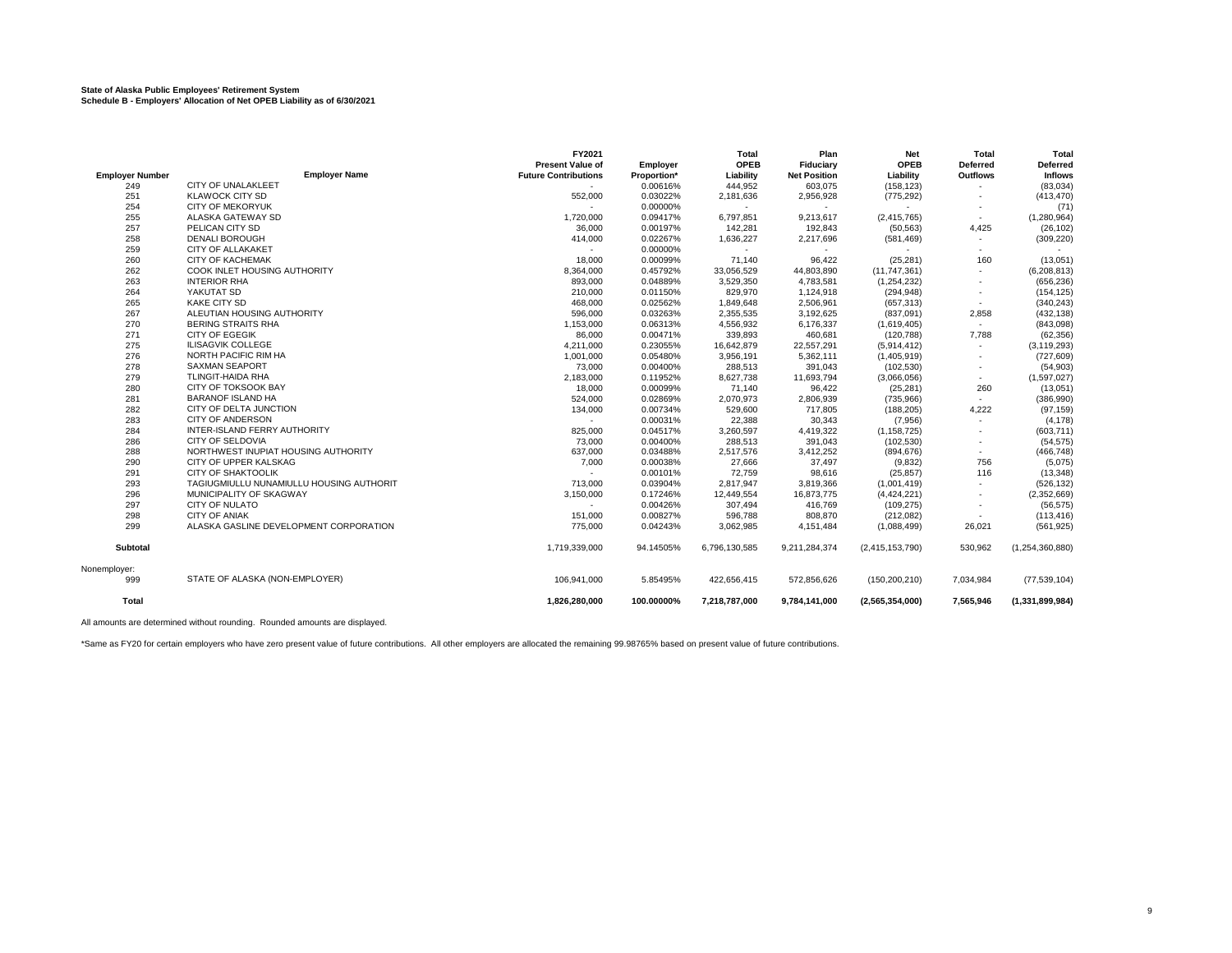**State of Alaska Public Employees' Retirement System**
**Schedule B - Employers' Allocation of Net OPEB Liability as of 6/30/2021**

| Employer Number | Employer Name | FY2021 Present Value of Future Contributions | Employer Proportion* | Total OPEB Liability | Plan Fiduciary Net Position | Net OPEB Liability | Total Deferred Outflows | Total Deferred Inflows |
|---|---|---|---|---|---|---|---|---|
| 249 | CITY OF UNALAKLEET | - | 0.00616% | 444,952 | 603,075 | (158,123) | - | (83,034) |
| 251 | KLAWOCK CITY SD | 552,000 | 0.03022% | 2,181,636 | 2,956,928 | (775,292) | - | (413,470) |
| 254 | CITY OF MEKORYUK | - | 0.00000% | - | - | - | - | (71) |
| 255 | ALASKA GATEWAY SD | 1,720,000 | 0.09417% | 6,797,851 | 9,213,617 | (2,415,765) | - | (1,280,964) |
| 257 | PELICAN CITY SD | 36,000 | 0.00197% | 142,281 | 192,843 | (50,563) | 4,425 | (26,102) |
| 258 | DENALI BOROUGH | 414,000 | 0.02267% | 1,636,227 | 2,217,696 | (581,469) | - | (309,220) |
| 259 | CITY OF ALLAKAKET | - | 0.00000% | - | - | - | - | - |
| 260 | CITY OF KACHEMAK | 18,000 | 0.00099% | 71,140 | 96,422 | (25,281) | 160 | (13,051) |
| 262 | COOK INLET HOUSING AUTHORITY | 8,364,000 | 0.45792% | 33,056,529 | 44,803,890 | (11,747,361) | - | (6,208,813) |
| 263 | INTERIOR RHA | 893,000 | 0.04889% | 3,529,350 | 4,783,581 | (1,254,232) | - | (656,236) |
| 264 | YAKUTAT SD | 210,000 | 0.01150% | 829,970 | 1,124,918 | (294,948) | - | (154,125) |
| 265 | KAKE CITY SD | 468,000 | 0.02562% | 1,849,648 | 2,506,961 | (657,313) | - | (340,243) |
| 267 | ALEUTIAN HOUSING AUTHORITY | 596,000 | 0.03263% | 2,355,535 | 3,192,625 | (837,091) | 2,858 | (432,138) |
| 270 | BERING STRAITS RHA | 1,153,000 | 0.06313% | 4,556,932 | 6,176,337 | (1,619,405) | - | (843,098) |
| 271 | CITY OF EGEGIK | 86,000 | 0.00471% | 339,893 | 460,681 | (120,788) | 7,788 | (62,356) |
| 275 | ILISAGVIK COLLEGE | 4,211,000 | 0.23055% | 16,642,879 | 22,557,291 | (5,914,412) | - | (3,119,293) |
| 276 | NORTH PACIFIC RIM HA | 1,001,000 | 0.05480% | 3,956,191 | 5,362,111 | (1,405,919) | - | (727,609) |
| 278 | SAXMAN SEAPORT | 73,000 | 0.00400% | 288,513 | 391,043 | (102,530) | - | (54,903) |
| 279 | TLINGIT-HAIDA RHA | 2,183,000 | 0.11952% | 8,627,738 | 11,693,794 | (3,066,056) | - | (1,597,027) |
| 280 | CITY OF TOKSOOK BAY | 18,000 | 0.00099% | 71,140 | 96,422 | (25,281) | 260 | (13,051) |
| 281 | BARANOF ISLAND HA | 524,000 | 0.02869% | 2,070,973 | 2,806,939 | (735,966) | - | (386,990) |
| 282 | CITY OF DELTA JUNCTION | 134,000 | 0.00734% | 529,600 | 717,805 | (188,205) | 4,222 | (97,159) |
| 283 | CITY OF ANDERSON | - | 0.00031% | 22,388 | 30,343 | (7,956) | - | (4,178) |
| 284 | INTER-ISLAND FERRY AUTHORITY | 825,000 | 0.04517% | 3,260,597 | 4,419,322 | (1,158,725) | - | (603,711) |
| 286 | CITY OF SELDOVIA | 73,000 | 0.00400% | 288,513 | 391,043 | (102,530) | - | (54,575) |
| 288 | NORTHWEST INUPIAT HOUSING AUTHORITY | 637,000 | 0.03488% | 2,517,576 | 3,412,252 | (894,676) | - | (466,748) |
| 290 | CITY OF UPPER KALSKAG | 7,000 | 0.00038% | 27,666 | 37,497 | (9,832) | 756 | (5,075) |
| 291 | CITY OF SHAKTOOLIK | - | 0.00101% | 72,759 | 98,616 | (25,857) | 116 | (13,348) |
| 293 | TAGIUGMIULLU NUNAMIULLU HOUSING AUTHORIT | 713,000 | 0.03904% | 2,817,947 | 3,819,366 | (1,001,419) | - | (526,132) |
| 296 | MUNICIPALITY OF SKAGWAY | 3,150,000 | 0.17246% | 12,449,554 | 16,873,775 | (4,424,221) | - | (2,352,669) |
| 297 | CITY OF NULATO | - | 0.00426% | 307,494 | 416,769 | (109,275) | - | (56,575) |
| 298 | CITY OF ANIAK | 151,000 | 0.00827% | 596,788 | 808,870 | (212,082) | - | (113,416) |
| 299 | ALASKA GASLINE DEVELOPMENT CORPORATION | 775,000 | 0.04243% | 3,062,985 | 4,151,484 | (1,088,499) | 26,021 | (561,925) |
| **Subtotal** | | 1,719,339,000 | 94.14505% | 6,796,130,585 | 9,211,284,374 | (2,415,153,790) | 530,962 | (1,254,360,880) |
| Nonemployer: | | | | | | | | |
| 999 | STATE OF ALASKA (NON-EMPLOYER) | 106,941,000 | 5.85495% | 422,656,415 | 572,856,626 | (150,200,210) | 7,034,984 | (77,539,104) |
| **Total** | | **1,826,280,000** | **100.00000%** | **7,218,787,000** | **9,784,141,000** | **(2,565,354,000)** | **7,565,946** | **(1,331,899,984)** |

All amounts are determined without rounding. Rounded amounts are displayed.

*Same as FY20 for certain employers who have zero present value of future contributions. All other employers are allocated the remaining 99.98765% based on present value of future contributions.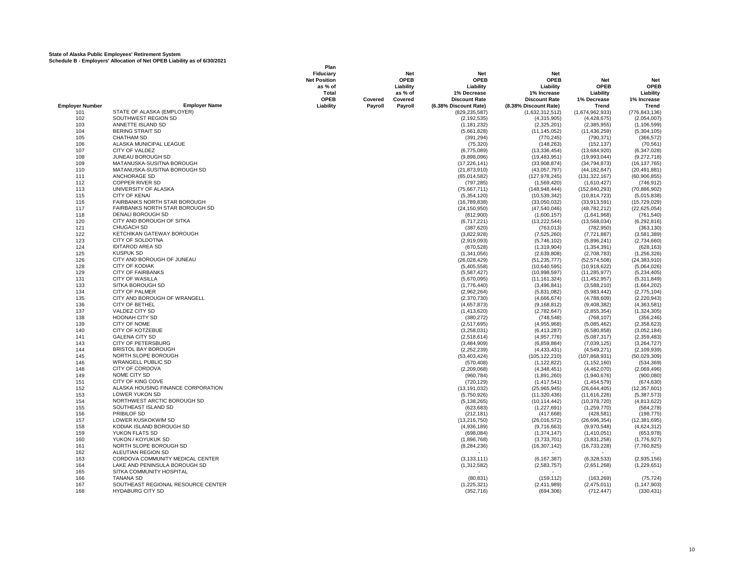**State of Alaska Public Employees' Retirement System**
**Schedule B - Employers' Allocation of Net OPEB Liability as of 6/30/2021**

| Employer Number | Employer Name | Plan Fiduciary Net Position as % of Total OPEB Liability | Covered Payroll | Net OPEB Liability as % of Covered Payroll | Net OPEB Liability 1% Decrease Discount Rate (6.38% Discount Rate) | Net OPEB Liability 1% Increase Discount Rate (8.38% Discount Rate) | Net OPEB Liability 1% Decrease Trend | Net OPEB Liability 1% Increase Trend |
|---|---|---|---|---|---|---|---|---|
| 101 | STATE OF ALASKA (EMPLOYER) | | | | (829,235,587) | (1,632,312,512) | (1,674,962,933) | (776,843,136) |
| 102 | SOUTHWEST REGION SD | | | | (2,192,535) | (4,315,905) | (4,428,675) | (2,054,007) |
| 103 | ANNETTE ISLAND SD | | | | (1,181,232) | (2,325,201) | (2,385,955) | (1,106,599) |
| 104 | BERING STRAIT SD | | | | (5,661,828) | (11,145,052) | (11,436,259) | (5,304,105) |
| 105 | CHATHAM SD | | | | (391,294) | (770,245) | (790,371) | (366,572) |
| 106 | ALASKA MUNICIPAL LEAGUE | | | | (75,320) | (148,263) | (152,137) | (70,561) |
| 107 | CITY OF VALDEZ | | | | (6,775,089) | (13,336,454) | (13,684,920) | (6,347,028) |
| 108 | JUNEAU BOROUGH SD | | | | (9,898,096) | (19,483,951) | (19,993,044) | (9,272,718) |
| 109 | MATANUSKA-SUSITNA BOROUGH | | | | (17,226,141) | (33,908,874) | (34,794,873) | (16,137,765) |
| 110 | MATANUSKA-SUSITNA BOROUGH SD | | | | (21,873,910) | (43,057,797) | (44,182,847) | (20,491,881) |
| 111 | ANCHORAGE SD | | | | (65,014,582) | (127,978,245) | (131,322,167) | (60,906,855) |
| 112 | COPPER RIVER SD | | | | (797,285) | (1,569,420) | (1,610,427) | (746,912) |
| 113 | UNIVERSITY OF ALASKA | | | | (75,667,711) | (148,948,444) | (152,840,293) | (70,886,902) |
| 115 | CITY OF KENAI | | | | (5,354,120) | (10,539,342) | (10,814,723) | (5,015,838) |
| 116 | FAIRBANKS NORTH STAR BOROUGH | | | | (16,789,838) | (33,050,032) | (33,913,591) | (15,729,029) |
| 117 | FAIRBANKS NORTH STAR BOROUGH SD | | | | (24,150,950) | (47,540,046) | (48,782,212) | (22,625,054) |
| 118 | DENALI BOROUGH SD | | | | (812,900) | (1,600,157) | (1,641,968) | (761,540) |
| 120 | CITY AND BOROUGH OF SITKA | | | | (6,717,221) | (13,222,544) | (13,568,034) | (6,292,816) |
| 121 | CHUGACH SD | | | | (387,620) | (763,013) | (782,950) | (363,130) |
| 122 | KETCHIKAN GATEWAY BOROUGH | | | | (3,822,928) | (7,525,260) | (7,721,887) | (3,581,389) |
| 123 | CITY OF SOLDOTNA | | | | (2,919,093) | (5,746,102) | (5,896,241) | (2,734,660) |
| 124 | IDITAROD AREA SD | | | | (670,528) | (1,319,904) | (1,354,391) | (628,163) |
| 125 | KUSPUK SD | | | | (1,341,056) | (2,639,808) | (2,708,783) | (1,256,326) |
| 126 | CITY AND BOROUGH OF JUNEAU | | | | (26,028,429) | (51,235,777) | (52,574,508) | (24,383,910) |
| 128 | CITY OF KODIAK | | | | (5,405,558) | (10,640,595) | (10,918,622) | (5,064,026) |
| 129 | CITY OF FAIRBANKS | | | | (5,587,427) | (10,998,597) | (11,285,977) | (5,234,405) |
| 131 | CITY OF WASILLA | | | | (5,670,095) | (11,161,324) | (11,452,957) | (5,311,849) |
| 133 | SITKA BOROUGH SD | | | | (1,776,440) | (3,496,841) | (3,588,210) | (1,664,202) |
| 134 | CITY OF PALMER | | | | (2,962,264) | (5,831,082) | (5,983,442) | (2,775,104) |
| 135 | CITY AND BOROUGH OF WRANGELL | | | | (2,370,730) | (4,666,674) | (4,788,609) | (2,220,943) |
| 136 | CITY OF BETHEL | | | | (4,657,873) | (9,168,812) | (9,408,382) | (4,363,581) |
| 137 | VALDEZ CITY SD | | | | (1,413,620) | (2,782,647) | (2,855,354) | (1,324,305) |
| 138 | HOONAH CITY SD | | | | (380,272) | (748,548) | (768,107) | (356,246) |
| 139 | CITY OF NOME | | | | (2,517,695) | (4,955,968) | (5,085,462) | (2,358,623) |
| 140 | CITY OF KOTZEBUE | | | | (3,258,031) | (6,413,287) | (6,580,858) | (3,052,184) |
| 141 | GALENA CITY SD | | | | (2,518,614) | (4,957,776) | (5,087,317) | (2,359,483) |
| 143 | CITY OF PETERSBURG | | | | (3,484,909) | (6,859,884) | (7,039,125) | (3,264,727) |
| 144 | BRISTOL BAY BOROUGH | | | | (2,252,239) | (4,433,431) | (4,549,271) | (2,109,939) |
| 145 | NORTH SLOPE BOROUGH | | | | (53,403,424) | (105,122,210) | (107,868,931) | (50,029,309) |
| 146 | WRANGELL PUBLIC SD | | | | (570,408) | (1,122,822) | (1,152,160) | (534,369) |
| 148 | CITY OF CORDOVA | | | | (2,209,068) | (4,348,451) | (4,462,070) | (2,069,496) |
| 149 | NOME CITY SD | | | | (960,784) | (1,891,260) | (1,940,676) | (900,080) |
| 151 | CITY OF KING COVE | | | | (720,129) | (1,417,541) | (1,454,579) | (674,630) |
| 152 | ALASKA HOUSING FINANCE CORPORATION | | | | (13,191,032) | (25,965,945) | (26,644,405) | (12,357,601) |
| 153 | LOWER YUKON SD | | | | (5,750,926) | (11,320,436) | (11,616,226) | (5,387,573) |
| 154 | NORTHWEST ARCTIC BOROUGH SD | | | | (5,138,265) | (10,114,442) | (10,378,720) | (4,813,622) |
| 155 | SOUTHEAST ISLAND SD | | | | (623,683) | (1,227,691) | (1,259,770) | (584,278) |
| 156 | PRIBILOF SD | | | | (212,181) | (417,668) | (428,581) | (198,775) |
| 157 | LOWER KUSKOKWIM SD | | | | (13,216,750) | (26,016,572) | (26,696,354) | (12,381,695) |
| 158 | KODIAK ISLAND BOROUGH SD | | | | (4,936,189) | (9,716,663) | (9,970,548) | (4,624,312) |
| 159 | YUKON FLATS SD | | | | (698,084) | (1,374,147) | (1,410,051) | (653,978) |
| 160 | YUKON / KOYUKUK SD | | | | (1,896,768) | (3,733,701) | (3,831,258) | (1,776,927) |
| 161 | NORTH SLOPE BOROUGH SD | | | | (8,284,236) | (16,307,142) | (16,733,228) | (7,760,825) |
| 162 | ALEUTIAN REGION SD | | | | - | - | - | - |
| 163 | CORDOVA COMMUNITY MEDICAL CENTER | | | | (3,133,111) | (6,167,387) | (6,328,533) | (2,935,156) |
| 164 | LAKE AND PENINSULA BOROUGH SD | | | | (1,312,582) | (2,583,757) | (2,651,268) | (1,229,651) |
| 165 | SITKA COMMUNITY HOSPITAL | | | | - | - | - | - |
| 166 | TANANA SD | | | | (80,831) | (159,112) | (163,269) | (75,724) |
| 167 | SOUTHEAST REGIONAL RESOURCE CENTER | | | | (1,225,321) | (2,411,989) | (2,475,011) | (1,147,903) |
| 168 | HYDABURG CITY SD | | | | (352,716) | (694,306) | (712,447) | (330,431) |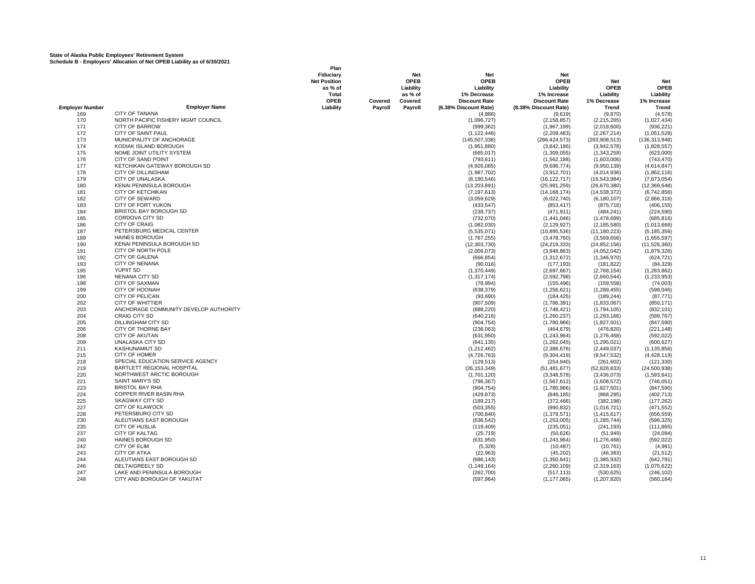**State of Alaska Public Employees' Retirement System**
**Schedule B - Employers' Allocation of Net OPEB Liability as of 6/30/2021**

| Employer Number | Employer Name | Plan Fiduciary Net Position as % of Total OPEB Liability | Covered Payroll | Net OPEB Liability as % of Covered Payroll | Net OPEB Liability 1% Decrease Discount Rate (6.38% Discount Rate) | Net OPEB Liability 1% Increase Discount Rate (8.38% Discount Rate) | Net OPEB Liability 1% Decrease Trend | Net OPEB Liability 1% Increase Trend |
|---|---|---|---|---|---|---|---|---|
| 169 | CITY OF TANANA | | | | (4,886) | (9,619) | (9,870) | (4,578) |
| 170 | NORTH PACIFIC FISHERY MGMT COUNCIL | | | | (1,096,727) | (2,158,857) | (2,215,265) | (1,027,434) |
| 171 | CITY OF BARROW | | | | (999,362) | (1,967,199) | (2,018,600) | (936,221) |
| 172 | CITY OF SAINT PAUL | | | | (1,122,446) | (2,209,483) | (2,267,214) | (1,051,528) |
| 173 | MUNICIPALITY OF ANCHORAGE | | | | (145,507,338) | (286,424,573) | (293,908,513) | (136,313,948) |
| 174 | KODIAK ISLAND BOROUGH | | | | (1,951,880) | (3,842,186) | (3,942,578) | (1,828,557) |
| 175 | NOME JOINT UTILITY SYSTEM | | | | (665,017) | (1,309,055) | (1,343,259) | (623,000) |
| 176 | CITY OF SAND POINT | | | | (793,611) | (1,562,188) | (1,603,006) | (743,470) |
| 177 | KETCHIKAN GATEWAY BOROUGH SD | | | | (4,926,085) | (9,696,774) | (9,950,139) | (4,614,847) |
| 178 | CITY OF DILLINGHAM | | | | (1,987,702) | (3,912,701) | (4,014,936) | (1,862,116) |
| 179 | CITY OF UNALASKA | | | | (8,190,546) | (16,122,717) | (16,543,984) | (7,673,054) |
| 180 | KENAI PENINSULA BOROUGH | | | | (13,203,891) | (25,991,259) | (26,670,380) | (12,369,648) |
| 181 | CITY OF KETCHIKAN | | | | (7,197,613) | (14,168,174) | (14,538,372) | (6,742,856) |
| 182 | CITY OF SEWARD | | | | (3,059,629) | (6,022,740) | (6,180,107) | (2,866,316) |
| 183 | CITY OF FORT YUKON | | | | (433,547) | (853,417) | (875,716) | (406,155) |
| 184 | BRISTOL BAY BOROUGH SD | | | | (239,737) | (471,911) | (484,241) | (224,590) |
| 185 | CORDOVA CITY SD | | | | (732,070) | (1,441,046) | (1,478,699) | (685,816) |
| 186 | CITY OF CRAIG | | | | (1,082,030) | (2,129,927) | (2,185,580) | (1,013,666) |
| 187 | PETERSBURG MEDICAL CENTER | | | | (5,535,071) | (10,895,536) | (11,180,223) | (5,185,356) |
| 189 | HAINES BOROUGH | | | | (1,767,255) | (3,478,760) | (3,569,656) | (1,655,597) |
| 190 | KENAI PENINSULA BOROUGH SD | | | | (12,303,730) | (24,219,333) | (24,852,156) | (11,526,360) |
| 191 | CITY OF NORTH POLE | | | | (2,006,073) | (3,948,863) | (4,052,042) | (1,879,326) |
| 192 | CITY OF GALENA | | | | (666,854) | (1,312,672) | (1,346,970) | (624,721) |
| 193 | CITY OF NENANA | | | | (90,016) | (177,193) | (181,822) | (84,329) |
| 195 | YUPIIT SD | | | | (1,370,449) | (2,697,667) | (2,768,154) | (1,283,862) |
| 196 | NENANA CITY SD | | | | (1,317,174) | (2,592,798) | (2,660,544) | (1,233,953) |
| 198 | CITY OF SAXMAN | | | | (78,994) | (155,496) | (159,558) | (74,003) |
| 199 | CITY OF HOONAH | | | | (638,379) | (1,256,621) | (1,289,455) | (598,046) |
| 200 | CITY OF PELICAN | | | | (93,690) | (184,425) | (189,244) | (87,771) |
| 202 | CITY OF WHITTIER | | | | (907,509) | (1,786,391) | (1,833,067) | (850,171) |
| 203 | ANCHORAGE COMMUNITY DEVELOP AUTHORITY | | | | (888,220) | (1,748,421) | (1,794,105) | (832,101) |
| 204 | CRAIG CITY SD | | | | (640,216) | (1,260,237) | (1,293,166) | (599,767) |
| 205 | DILLINGHAM CITY SD | | | | (904,754) | (1,780,966) | (1,827,501) | (847,590) |
| 206 | CITY OF THORNE BAY | | | | (236,063) | (464,679) | (476,820) | (221,148) |
| 208 | CITY OF AKUTAN | | | | (631,950) | (1,243,964) | (1,276,468) | (592,022) |
| 209 | UNALASKA CITY SD | | | | (641,135) | (1,262,045) | (1,295,021) | (600,627) |
| 211 | KASHUNAMIUT SD | | | | (1,212,462) | (2,386,676) | (2,449,037) | (1,135,856) |
| 215 | CITY OF HOMER | | | | (4,726,763) | (9,304,419) | (9,547,532) | (4,428,119) |
| 218 | SPECIAL EDUCATION SERVICE AGENCY | | | | (129,513) | (254,940) | (261,602) | (121,330) |
| 219 | BARTLETT REGIONAL HOSPITAL | | | | (26,153,349) | (51,481,677) | (52,826,833) | (24,500,938) |
| 220 | NORTHWEST ARCTIC BOROUGH | | | | (1,701,120) | (3,348,578) | (3,436,073) | (1,593,641) |
| 221 | SAINT MARY'S SD | | | | (796,367) | (1,567,612) | (1,608,572) | (746,051) |
| 223 | BRISTOL BAY RHA | | | | (904,754) | (1,780,966) | (1,827,501) | (847,590) |
| 224 | COPPER RIVER BASIN RHA | | | | (429,873) | (846,185) | (868,295) | (402,713) |
| 225 | SKAGWAY CITY SD | | | | (189,217) | (372,466) | (382,198) | (177,262) |
| 227 | CITY OF KLAWOCK | | | | (503,355) | (990,832) | (1,016,721) | (471,552) |
| 228 | PETERSBURG CITY SD | | | | (700,840) | (1,379,571) | (1,415,617) | (656,559) |
| 230 | ALEUTIANS EAST BOROUGH | | | | (636,542) | (1,253,005) | (1,285,744) | (596,325) |
| 235 | CITY OF HUSLIA | | | | (119,409) | (235,051) | (241,193) | (111,865) |
| 237 | CITY OF KALTAG | | | | (25,719) | (50,626) | (51,949) | (24,094) |
| 240 | HAINES BOROUGH SD | | | | (631,950) | (1,243,964) | (1,276,468) | (592,022) |
| 242 | CITY OF ELIM | | | | (5,328) | (10,487) | (10,761) | (4,991) |
| 243 | CITY OF ATKA | | | | (22,963) | (45,202) | (46,383) | (21,512) |
| 244 | ALEUTIANS EAST BOROUGH SD | | | | (686,143) | (1,350,641) | (1,385,932) | (642,791) |
| 246 | DELTA/GREELY SD | | | | (1,148,164) | (2,260,109) | (2,319,163) | (1,075,622) |
| 247 | LAKE AND PENINSULA BOROUGH | | | | (262,700) | (517,113) | (530,625) | (246,102) |
| 248 | CITY AND BOROUGH OF YAKUTAT | | | | (597,964) | (1,177,065) | (1,207,820) | (560,184) |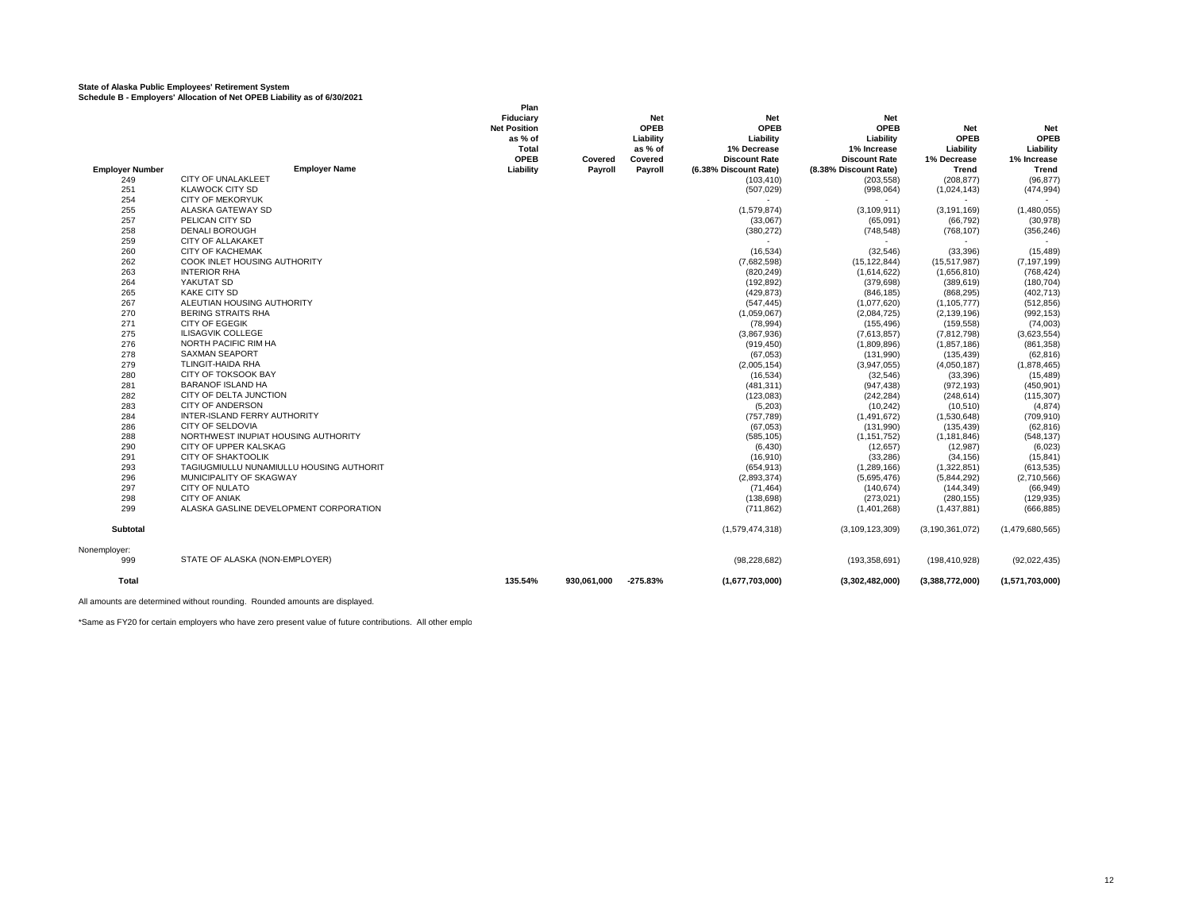**State of Alaska Public Employees' Retirement System**
**Schedule B - Employers' Allocation of Net OPEB Liability as of 6/30/2021**

| Employer Number | Employer Name | Plan Fiduciary Net Position as % of Total OPEB Liability | Covered Payroll | Net OPEB Liability as % of Covered Payroll | Net OPEB Liability 1% Decrease Discount Rate (6.38% Discount Rate) | Net OPEB Liability 1% Increase Discount Rate (8.38% Discount Rate) | Net OPEB Liability 1% Decrease Trend | Net OPEB Liability 1% Increase Trend |
|---|---|---|---|---|---|---|---|---|
| 249 | CITY OF UNALAKLEET | | | | (103,410) | (203,558) | (208,877) | (96,877) |
| 251 | KLAWOCK CITY SD | | | | (507,029) | (998,064) | (1,024,143) | (474,994) |
| 254 | CITY OF MEKORYUK | | | | - | - | - | - |
| 255 | ALASKA GATEWAY SD | | | | (1,579,874) | (3,109,911) | (3,191,169) | (1,480,055) |
| 257 | PELICAN CITY SD | | | | (33,067) | (65,091) | (66,792) | (30,978) |
| 258 | DENALI BOROUGH | | | | (380,272) | (748,548) | (768,107) | (356,246) |
| 259 | CITY OF ALLAKAKET | | | | - | - | - | - |
| 260 | CITY OF KACHEMAK | | | | (16,534) | (32,546) | (33,396) | (15,489) |
| 262 | COOK INLET HOUSING AUTHORITY | | | | (7,682,598) | (15,122,844) | (15,517,987) | (7,197,199) |
| 263 | INTERIOR RHA | | | | (820,249) | (1,614,622) | (1,656,810) | (768,424) |
| 264 | YAKUTAT SD | | | | (192,892) | (379,698) | (389,619) | (180,704) |
| 265 | KAKE CITY SD | | | | (429,873) | (846,185) | (868,295) | (402,713) |
| 267 | ALEUTIAN HOUSING AUTHORITY | | | | (547,445) | (1,077,620) | (1,105,777) | (512,856) |
| 270 | BERING STRAITS RHA | | | | (1,059,067) | (2,084,725) | (2,139,196) | (992,153) |
| 271 | CITY OF EGEGIK | | | | (78,994) | (155,496) | (159,558) | (74,003) |
| 275 | ILISAGVIK COLLEGE | | | | (3,867,936) | (7,613,857) | (7,812,798) | (3,623,554) |
| 276 | NORTH PACIFIC RIM HA | | | | (919,450) | (1,809,896) | (1,857,186) | (861,358) |
| 278 | SAXMAN SEAPORT | | | | (67,053) | (131,990) | (135,439) | (62,816) |
| 279 | TLINGIT-HAIDA RHA | | | | (2,005,154) | (3,947,055) | (4,050,187) | (1,878,465) |
| 280 | CITY OF TOKSOOK BAY | | | | (16,534) | (32,546) | (33,396) | (15,489) |
| 281 | BARANOF ISLAND HA | | | | (481,311) | (947,438) | (972,193) | (450,901) |
| 282 | CITY OF DELTA JUNCTION | | | | (123,083) | (242,284) | (248,614) | (115,307) |
| 283 | CITY OF ANDERSON | | | | (5,203) | (10,242) | (10,510) | (4,874) |
| 284 | INTER-ISLAND FERRY AUTHORITY | | | | (757,789) | (1,491,672) | (1,530,648) | (709,910) |
| 286 | CITY OF SELDOVIA | | | | (67,053) | (131,990) | (135,439) | (62,816) |
| 288 | NORTHWEST INUPIAT HOUSING AUTHORITY | | | | (585,105) | (1,151,752) | (1,181,846) | (548,137) |
| 290 | CITY OF UPPER KALSKAG | | | | (6,430) | (12,657) | (12,987) | (6,023) |
| 291 | CITY OF SHAKTOOLIK | | | | (16,910) | (33,286) | (34,156) | (15,841) |
| 293 | TAGIUGMIULLU NUNAMIULLU HOUSING AUTHORIT | | | | (654,913) | (1,289,166) | (1,322,851) | (613,535) |
| 296 | MUNICIPALITY OF SKAGWAY | | | | (2,893,374) | (5,695,476) | (5,844,292) | (2,710,566) |
| 297 | CITY OF NULATO | | | | (71,464) | (140,674) | (144,349) | (66,949) |
| 298 | CITY OF ANIAK | | | | (138,698) | (273,021) | (280,155) | (129,935) |
| 299 | ALASKA GASLINE DEVELOPMENT CORPORATION | | | | (711,862) | (1,401,268) | (1,437,881) | (666,885) |
| **Subtotal** | | | | | (1,579,474,318) | (3,109,123,309) | (3,190,361,072) | (1,479,680,565) |
| Nonemployer: | | | | | | | | |
| 999 | STATE OF ALASKA (NON-EMPLOYER) | | | | (98,228,682) | (193,358,691) | (198,410,928) | (92,022,435) |
| **Total** | | 135.54% | 930,061,000 | -275.83% | (1,677,703,000) | (3,302,482,000) | (3,388,772,000) | (1,571,703,000) |

All amounts are determined without rounding. Rounded amounts are displayed.

*Same as FY20 for certain employers who have zero present value of future contributions. All other emplo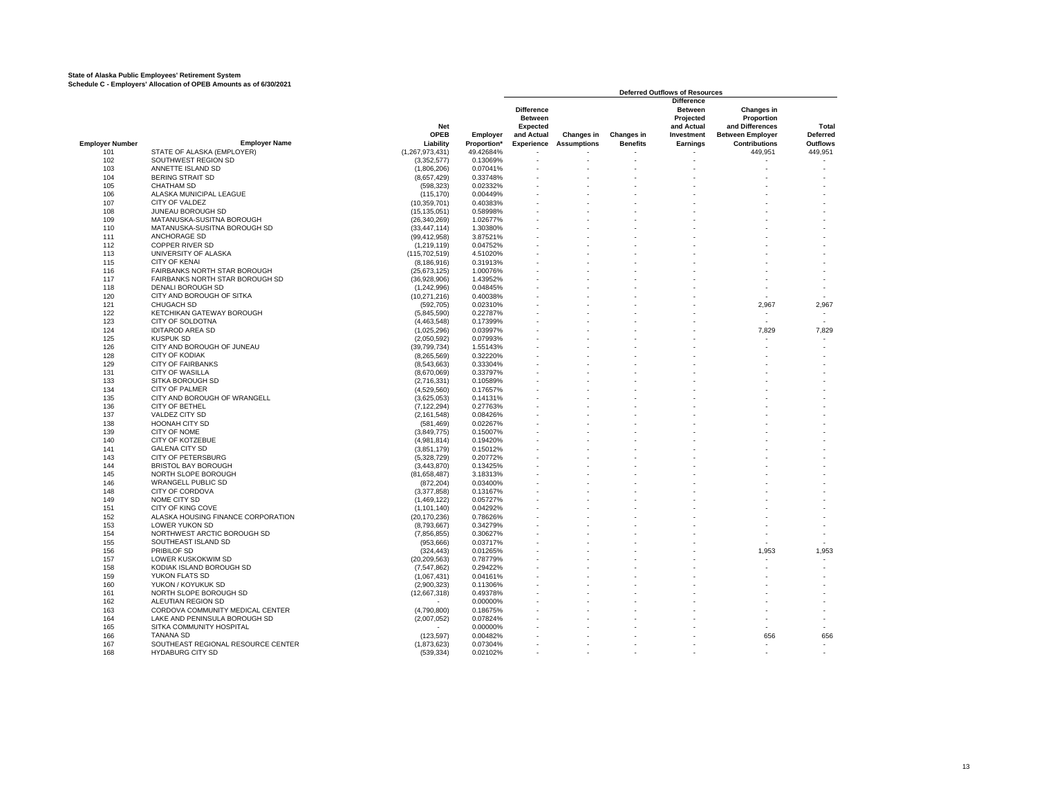**State of Alaska Public Employees' Retirement System**
**Schedule C - Employers' Allocation of OPEB Amounts as of 6/30/2021**

| | | | | Deferred Outflows of Resources | | | | | |
|---|---|---|---|---|---|---|---|---|---|
| **Employer Number** | **Employer Name** | **Net OPEB Liability** | **Employer Proportion*** | **Difference Between Expected and Actual Experience** | **Changes in Assumptions** | **Changes in Benefits** | **Difference Between Projected and Actual Investment Earnings** | **Changes in Proportion and Differences Between Employer Contributions** | **Total Deferred Outflows** |
| 101 | STATE OF ALASKA (EMPLOYER) | (1,267,973,431) | 49.42684% | - | - | - | - | 449,951 | 449,951 |
| 102 | SOUTHWEST REGION SD | (3,352,577) | 0.13069% | - | - | - | - | - | - |
| 103 | ANNETTE ISLAND SD | (1,806,206) | 0.07041% | - | - | - | - | - | - |
| 104 | BERING STRAIT SD | (8,657,429) | 0.33748% | - | - | - | - | - | - |
| 105 | CHATHAM SD | (598,323) | 0.02332% | - | - | - | - | - | - |
| 106 | ALASKA MUNICIPAL LEAGUE | (115,170) | 0.00449% | - | - | - | - | - | - |
| 107 | CITY OF VALDEZ | (10,359,701) | 0.40383% | - | - | - | - | - | - |
| 108 | JUNEAU BOROUGH SD | (15,135,051) | 0.58998% | - | - | - | - | - | - |
| 109 | MATANUSKA-SUSITNA BOROUGH | (26,340,269) | 1.02677% | - | - | - | - | - | - |
| 110 | MATANUSKA-SUSITNA BOROUGH SD | (33,447,114) | 1.30380% | - | - | - | - | - | - |
| 111 | ANCHORAGE SD | (99,412,958) | 3.87521% | - | - | - | - | - | - |
| 112 | COPPER RIVER SD | (1,219,119) | 0.04752% | - | - | - | - | - | - |
| 113 | UNIVERSITY OF ALASKA | (115,702,519) | 4.51020% | - | - | - | - | - | - |
| 115 | CITY OF KENAI | (8,186,916) | 0.31913% | - | - | - | - | - | - |
| 116 | FAIRBANKS NORTH STAR BOROUGH | (25,673,125) | 1.00076% | - | - | - | - | - | - |
| 117 | FAIRBANKS NORTH STAR BOROUGH SD | (36,928,906) | 1.43952% | - | - | - | - | - | - |
| 118 | DENALI BOROUGH SD | (1,242,996) | 0.04845% | - | - | - | - | - | - |
| 120 | CITY AND BOROUGH OF SITKA | (10,271,216) | 0.40038% | - | - | - | - | - | - |
| 121 | CHUGACH SD | (592,705) | 0.02310% | - | - | - | - | 2,967 | 2,967 |
| 122 | KETCHIKAN GATEWAY BOROUGH | (5,845,590) | 0.22787% | - | - | - | - | - | - |
| 123 | CITY OF SOLDOTNA | (4,463,548) | 0.17399% | - | - | - | - | - | - |
| 124 | IDITAROD AREA SD | (1,025,296) | 0.03997% | - | - | - | - | 7,829 | 7,829 |
| 125 | KUSPUK SD | (2,050,592) | 0.07993% | - | - | - | - | - | - |
| 126 | CITY AND BOROUGH OF JUNEAU | (39,799,734) | 1.55143% | - | - | - | - | - | - |
| 128 | CITY OF KODIAK | (8,265,569) | 0.32220% | - | - | - | - | - | - |
| 129 | CITY OF FAIRBANKS | (8,543,663) | 0.33304% | - | - | - | - | - | - |
| 131 | CITY OF WASILLA | (8,670,069) | 0.33797% | - | - | - | - | - | - |
| 133 | SITKA BOROUGH SD | (2,716,331) | 0.10589% | - | - | - | - | - | - |
| 134 | CITY OF PALMER | (4,529,560) | 0.17657% | - | - | - | - | - | - |
| 135 | CITY AND BOROUGH OF WRANGELL | (3,625,053) | 0.14131% | - | - | - | - | - | - |
| 136 | CITY OF BETHEL | (7,122,294) | 0.27763% | - | - | - | - | - | - |
| 137 | VALDEZ CITY SD | (2,161,548) | 0.08426% | - | - | - | - | - | - |
| 138 | HOONAH CITY SD | (581,469) | 0.02267% | - | - | - | - | - | - |
| 139 | CITY OF NOME | (3,849,775) | 0.15007% | - | - | - | - | - | - |
| 140 | CITY OF KOTZEBUE | (4,981,814) | 0.19420% | - | - | - | - | - | - |
| 141 | GALENA CITY SD | (3,851,179) | 0.15012% | - | - | - | - | - | - |
| 143 | CITY OF PETERSBURG | (5,328,729) | 0.20772% | - | - | - | - | - | - |
| 144 | BRISTOL BAY BOROUGH | (3,443,870) | 0.13425% | - | - | - | - | - | - |
| 145 | NORTH SLOPE BOROUGH | (81,658,487) | 3.18313% | - | - | - | - | - | - |
| 146 | WRANGELL PUBLIC SD | (872,204) | 0.03400% | - | - | - | - | - | - |
| 148 | CITY OF CORDOVA | (3,377,858) | 0.13167% | - | - | - | - | - | - |
| 149 | NOME CITY SD | (1,469,122) | 0.05727% | - | - | - | - | - | - |
| 151 | CITY OF KING COVE | (1,101,140) | 0.04292% | - | - | - | - | - | - |
| 152 | ALASKA HOUSING FINANCE CORPORATION | (20,170,236) | 0.78626% | - | - | - | - | - | - |
| 153 | LOWER YUKON SD | (8,793,667) | 0.34279% | - | - | - | - | - | - |
| 154 | NORTHWEST ARCTIC BOROUGH SD | (7,856,855) | 0.30627% | - | - | - | - | - | - |
| 155 | SOUTHEAST ISLAND SD | (953,666) | 0.03717% | - | - | - | - | - | - |
| 156 | PRIBILOF SD | (324,443) | 0.01265% | - | - | - | - | 1,953 | 1,953 |
| 157 | LOWER KUSKOKWIM SD | (20,209,563) | 0.78779% | - | - | - | - | - | - |
| 158 | KODIAK ISLAND BOROUGH SD | (7,547,862) | 0.29422% | - | - | - | - | - | - |
| 159 | YUKON FLATS SD | (1,067,431) | 0.04161% | - | - | - | - | - | - |
| 160 | YUKON / KOYUKUK SD | (2,900,323) | 0.11306% | - | - | - | - | - | - |
| 161 | NORTH SLOPE BOROUGH SD | (12,667,318) | 0.49378% | - | - | - | - | - | - |
| 162 | ALEUTIAN REGION SD | - | 0.00000% | - | - | - | - | - | - |
| 163 | CORDOVA COMMUNITY MEDICAL CENTER | (4,790,800) | 0.18675% | - | - | - | - | - | - |
| 164 | LAKE AND PENINSULA BOROUGH SD | (2,007,052) | 0.07824% | - | - | - | - | - | - |
| 165 | SITKA COMMUNITY HOSPITAL | - | 0.00000% | - | - | - | - | - | - |
| 166 | TANANA SD | (123,597) | 0.00482% | - | - | - | - | 656 | 656 |
| 167 | SOUTHEAST REGIONAL RESOURCE CENTER | (1,873,623) | 0.07304% | - | - | - | - | - | - |
| 168 | HYDABURG CITY SD | (539,334) | 0.02102% | - | - | - | - | - | - |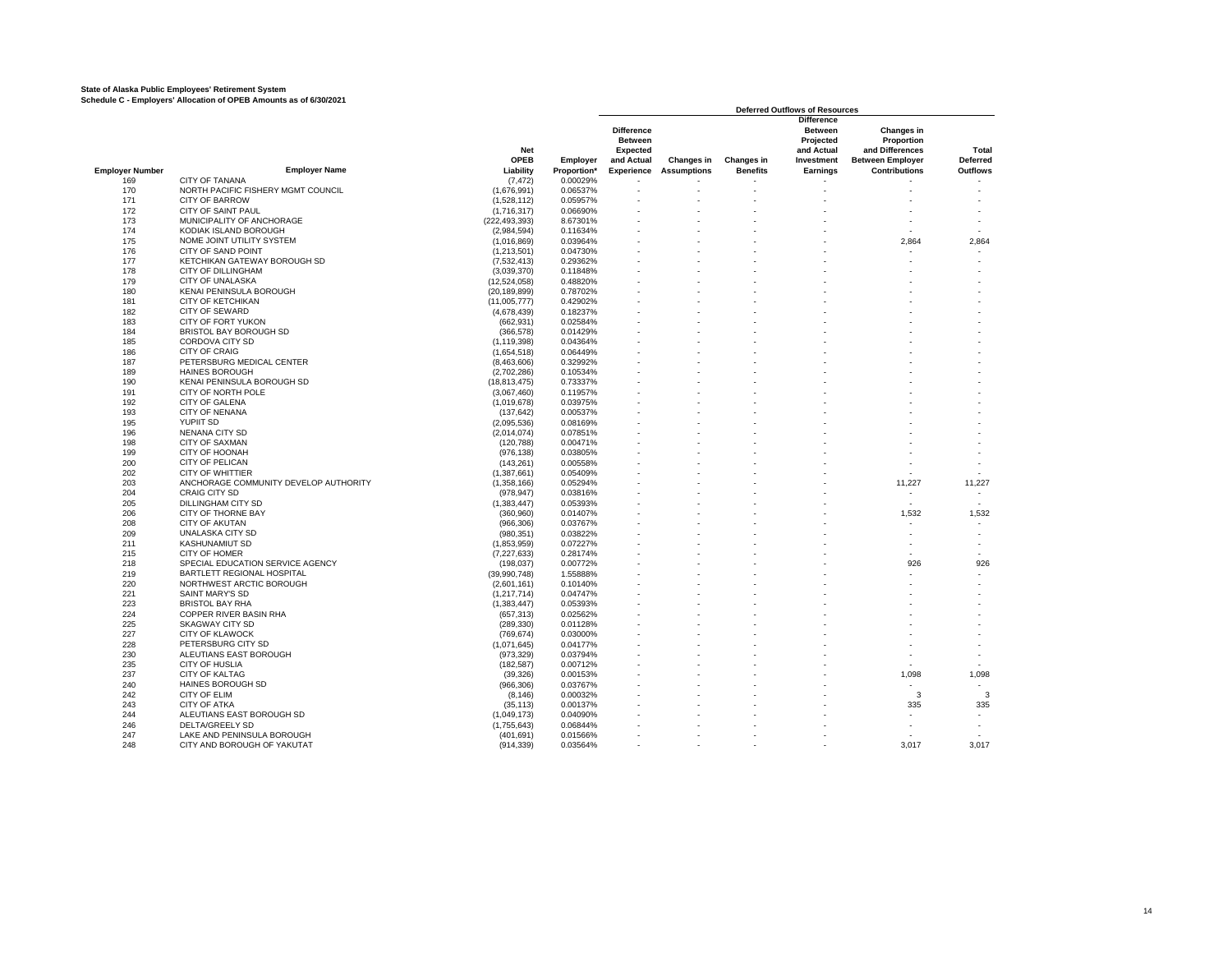**State of Alaska Public Employees' Retirement System**
**Schedule C - Employers' Allocation of OPEB Amounts as of 6/30/2021**

| | | | | Deferred Outflows of Resources | | | | | |
|---|---|---|---|---|---|---|---|---|---|
| Employer Number | Employer Name | Net OPEB Liability | Employer Proportion* | Difference Between Expected and Actual Experience | Changes in Assumptions | Changes in Benefits | Difference Between Projected and Actual Investment Earnings | Changes in Proportion and Differences Between Employer Contributions | Total Deferred Outflows |
| 169 | CITY OF TANANA | (7,472) | 0.00029% | - | - | - | - | - | - |
| 170 | NORTH PACIFIC FISHERY MGMT COUNCIL | (1,676,991) | 0.06537% | - | - | - | - | - | - |
| 171 | CITY OF BARROW | (1,528,112) | 0.05957% | - | - | - | - | - | - |
| 172 | CITY OF SAINT PAUL | (1,716,317) | 0.06690% | - | - | - | - | - | - |
| 173 | MUNICIPALITY OF ANCHORAGE | (222,493,393) | 8.67301% | - | - | - | - | - | - |
| 174 | KODIAK ISLAND BOROUGH | (2,984,594) | 0.11634% | - | - | - | - | - | - |
| 175 | NOME JOINT UTILITY SYSTEM | (1,016,869) | 0.03964% | - | - | - | - | 2,864 | 2,864 |
| 176 | CITY OF SAND POINT | (1,213,501) | 0.04730% | - | - | - | - | - | - |
| 177 | KETCHIKAN GATEWAY BOROUGH SD | (7,532,413) | 0.29362% | - | - | - | - | - | - |
| 178 | CITY OF DILLINGHAM | (3,039,370) | 0.11848% | - | - | - | - | - | - |
| 179 | CITY OF UNALASKA | (12,524,058) | 0.48820% | - | - | - | - | - | - |
| 180 | KENAI PENINSULA BOROUGH | (20,189,899) | 0.78702% | - | - | - | - | - | - |
| 181 | CITY OF KETCHIKAN | (11,005,777) | 0.42902% | - | - | - | - | - | - |
| 182 | CITY OF SEWARD | (4,678,439) | 0.18237% | - | - | - | - | - | - |
| 183 | CITY OF FORT YUKON | (662,931) | 0.02584% | - | - | - | - | - | - |
| 184 | BRISTOL BAY BOROUGH SD | (366,578) | 0.01429% | - | - | - | - | - | - |
| 185 | CORDOVA CITY SD | (1,119,398) | 0.04364% | - | - | - | - | - | - |
| 186 | CITY OF CRAIG | (1,654,518) | 0.06449% | - | - | - | - | - | - |
| 187 | PETERSBURG MEDICAL CENTER | (8,463,606) | 0.32992% | - | - | - | - | - | - |
| 189 | HAINES BOROUGH | (2,702,286) | 0.10534% | - | - | - | - | - | - |
| 190 | KENAI PENINSULA BOROUGH SD | (18,813,475) | 0.73337% | - | - | - | - | - | - |
| 191 | CITY OF NORTH POLE | (3,067,460) | 0.11957% | - | - | - | - | - | - |
| 192 | CITY OF GALENA | (1,019,678) | 0.03975% | - | - | - | - | - | - |
| 193 | CITY OF NENANA | (137,642) | 0.00537% | - | - | - | - | - | - |
| 195 | YUPIIT SD | (2,095,536) | 0.08169% | - | - | - | - | - | - |
| 196 | NENANA CITY SD | (2,014,074) | 0.07851% | - | - | - | - | - | - |
| 198 | CITY OF SAXMAN | (120,788) | 0.00471% | - | - | - | - | - | - |
| 199 | CITY OF HOONAH | (976,138) | 0.03805% | - | - | - | - | - | - |
| 200 | CITY OF PELICAN | (143,261) | 0.00558% | - | - | - | - | - | - |
| 202 | CITY OF WHITTIER | (1,387,661) | 0.05409% | - | - | - | - | - | - |
| 203 | ANCHORAGE COMMUNITY DEVELOP AUTHORITY | (1,358,166) | 0.05294% | - | - | - | - | 11,227 | 11,227 |
| 204 | CRAIG CITY SD | (978,947) | 0.03816% | - | - | - | - | - | - |
| 205 | DILLINGHAM CITY SD | (1,383,447) | 0.05393% | - | - | - | - | - | - |
| 206 | CITY OF THORNE BAY | (360,960) | 0.01407% | - | - | - | - | 1,532 | 1,532 |
| 208 | CITY OF AKUTAN | (966,306) | 0.03767% | - | - | - | - | - | - |
| 209 | UNALASKA CITY SD | (980,351) | 0.03822% | - | - | - | - | - | - |
| 211 | KASHUNAMIUT SD | (1,853,959) | 0.07227% | - | - | - | - | - | - |
| 215 | CITY OF HOMER | (7,227,633) | 0.28174% | - | - | - | - | - | - |
| 218 | SPECIAL EDUCATION SERVICE AGENCY | (198,037) | 0.00772% | - | - | - | - | 926 | 926 |
| 219 | BARTLETT REGIONAL HOSPITAL | (39,990,748) | 1.55888% | - | - | - | - | - | - |
| 220 | NORTHWEST ARCTIC BOROUGH | (2,601,161) | 0.10140% | - | - | - | - | - | - |
| 221 | SAINT MARY'S SD | (1,217,714) | 0.04747% | - | - | - | - | - | - |
| 223 | BRISTOL BAY RHA | (1,383,447) | 0.05393% | - | - | - | - | - | - |
| 224 | COPPER RIVER BASIN RHA | (657,313) | 0.02562% | - | - | - | - | - | - |
| 225 | SKAGWAY CITY SD | (289,330) | 0.01128% | - | - | - | - | - | - |
| 227 | CITY OF KLAWOCK | (769,674) | 0.03000% | - | - | - | - | - | - |
| 228 | PETERSBURG CITY SD | (1,071,645) | 0.04177% | - | - | - | - | - | - |
| 230 | ALEUTIANS EAST BOROUGH | (973,329) | 0.03794% | - | - | - | - | - | - |
| 235 | CITY OF HUSLIA | (182,587) | 0.00712% | - | - | - | - | - | - |
| 237 | CITY OF KALTAG | (39,326) | 0.00153% | - | - | - | - | 1,098 | 1,098 |
| 240 | HAINES BOROUGH SD | (966,306) | 0.03767% | - | - | - | - | - | - |
| 242 | CITY OF ELIM | (8,146) | 0.00032% | - | - | - | - | 3 | 3 |
| 243 | CITY OF ATKA | (35,113) | 0.00137% | - | - | - | - | 335 | 335 |
| 244 | ALEUTIANS EAST BOROUGH SD | (1,049,173) | 0.04090% | - | - | - | - | - | - |
| 246 | DELTA/GREELY SD | (1,755,643) | 0.06844% | - | - | - | - | - | - |
| 247 | LAKE AND PENINSULA BOROUGH | (401,691) | 0.01566% | - | - | - | - | - | - |
| 248 | CITY AND BOROUGH OF YAKUTAT | (914,339) | 0.03564% | - | - | - | - | 3,017 | 3,017 |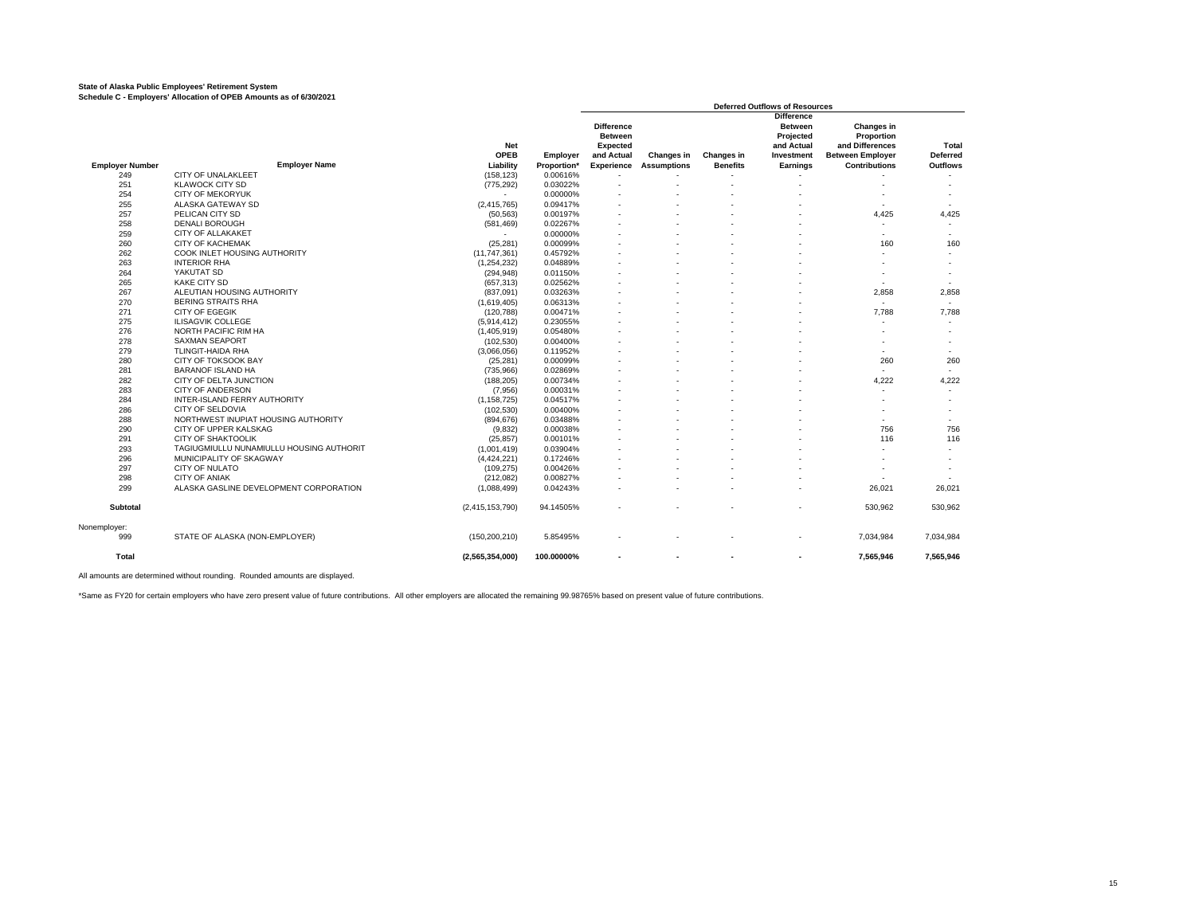**State of Alaska Public Employees' Retirement System**
**Schedule C - Employers' Allocation of OPEB Amounts as of 6/30/2021**

| | | | | Deferred Outflows of Resources | | | | | |
|---|---|---|---|---|---|---|---|---|---|
| Employer Number | Employer Name | Net OPEB Liability | Employer Proportion* | Difference Between Expected and Actual Experience | Changes in Assumptions | Changes in Benefits | Difference Between Projected and Actual Investment Earnings | Changes in Proportion and Differences Between Employer Contributions | Total Deferred Outflows |
| 249 | CITY OF UNALAKLEET | (158,123) | 0.00616% | - | - | - | - | - | - |
| 251 | KLAWOCK CITY SD | (775,292) | 0.03022% | - | - | - | - | - | - |
| 254 | CITY OF MEKORYUK | - | 0.00000% | - | - | - | - | - | - |
| 255 | ALASKA GATEWAY SD | (2,415,765) | 0.09417% | - | - | - | - | - | - |
| 257 | PELICAN CITY SD | (50,563) | 0.00197% | - | - | - | - | 4,425 | 4,425 |
| 258 | DENALI BOROUGH | (581,469) | 0.02267% | - | - | - | - | - | - |
| 259 | CITY OF ALLAKAKET | - | 0.00000% | - | - | - | - | - | - |
| 260 | CITY OF KACHEMAK | (25,281) | 0.00099% | - | - | - | - | 160 | 160 |
| 262 | COOK INLET HOUSING AUTHORITY | (11,747,361) | 0.45792% | - | - | - | - | - | - |
| 263 | INTERIOR RHA | (1,254,232) | 0.04889% | - | - | - | - | - | - |
| 264 | YAKUTAT SD | (294,948) | 0.01150% | - | - | - | - | - | - |
| 265 | KAKE CITY SD | (657,313) | 0.02562% | - | - | - | - | - | - |
| 267 | ALEUTIAN HOUSING AUTHORITY | (837,091) | 0.03263% | - | - | - | - | 2,858 | 2,858 |
| 270 | BERING STRAITS RHA | (1,619,405) | 0.06313% | - | - | - | - | - | - |
| 271 | CITY OF EGEGIK | (120,788) | 0.00471% | - | - | - | - | 7,788 | 7,788 |
| 275 | ILISAGVIK COLLEGE | (5,914,412) | 0.23055% | - | - | - | - | - | - |
| 276 | NORTH PACIFIC RIM HA | (1,405,919) | 0.05480% | - | - | - | - | - | - |
| 278 | SAXMAN SEAPORT | (102,530) | 0.00400% | - | - | - | - | - | - |
| 279 | TLINGIT-HAIDA RHA | (3,066,056) | 0.11952% | - | - | - | - | - | - |
| 280 | CITY OF TOKSOOK BAY | (25,281) | 0.00099% | - | - | - | - | 260 | 260 |
| 281 | BARANOF ISLAND HA | (735,966) | 0.02869% | - | - | - | - | - | - |
| 282 | CITY OF DELTA JUNCTION | (188,205) | 0.00734% | - | - | - | - | 4,222 | 4,222 |
| 283 | CITY OF ANDERSON | (7,956) | 0.00031% | - | - | - | - | - | - |
| 284 | INTER-ISLAND FERRY AUTHORITY | (1,158,725) | 0.04517% | - | - | - | - | - | - |
| 286 | CITY OF SELDOVIA | (102,530) | 0.00400% | - | - | - | - | - | - |
| 288 | NORTHWEST INUPIAT HOUSING AUTHORITY | (894,676) | 0.03488% | - | - | - | - | - | - |
| 290 | CITY OF UPPER KALSKAG | (9,832) | 0.00038% | - | - | - | - | 756 | 756 |
| 291 | CITY OF SHAKTOOLIK | (25,857) | 0.00101% | - | - | - | - | 116 | 116 |
| 293 | TAGIUGMIULLU NUNAMIULLU HOUSING AUTHORIT | (1,001,419) | 0.03904% | - | - | - | - | - | - |
| 296 | MUNICIPALITY OF SKAGWAY | (4,424,221) | 0.17246% | - | - | - | - | - | - |
| 297 | CITY OF NULATO | (109,275) | 0.00426% | - | - | - | - | - | - |
| 298 | CITY OF ANIAK | (212,082) | 0.00827% | - | - | - | - | - | - |
| 299 | ALASKA GASLINE DEVELOPMENT CORPORATION | (1,088,499) | 0.04243% | - | - | - | - | 26,021 | 26,021 |
| **Subtotal** | | (2,415,153,790) | 94.14505% | - | - | - | - | 530,962 | 530,962 |
| Nonemployer: | | | | | | | | | |
| 999 | STATE OF ALASKA (NON-EMPLOYER) | (150,200,210) | 5.85495% | - | - | - | - | 7,034,984 | 7,034,984 |
| **Total** | | **(2,565,354,000)** | **100.00000%** | **-** | **-** | **-** | **-** | **7,565,946** | **7,565,946** |

All amounts are determined without rounding. Rounded amounts are displayed.

*Same as FY20 for certain employers who have zero present value of future contributions. All other employers are allocated the remaining 99.98765% based on present value of future contributions.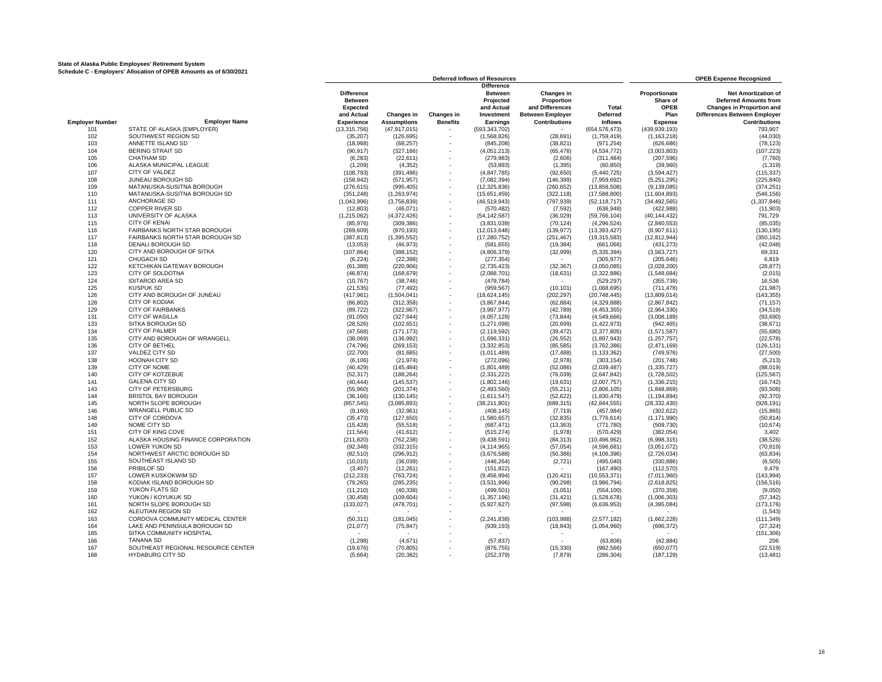**State of Alaska Public Employees' Retirement System**
**Schedule C - Employers' Allocation of OPEB Amounts as of 6/30/2021**

| | | Deferred Inflows of Resources | | | | | | OPEB Expense Recognized | |
|---|---|---|---|---|---|---|---|---|---|
| Employer Number | Employer Name | Difference Between Expected and Actual Experience | Changes in Assumptions | Changes in Benefits | Difference Between Projected and Actual Investment Earnings | Changes in Proportion and Differences Between Employer Contributions | Total Deferred Inflows | Proportionate Share of OPEB Plan Expense | Net Amortization of Deferred Amounts from Changes in Proportion and Differences Between Employer Contributions |
| 101 | STATE OF ALASKA (EMPLOYER) | (13,315,756) | (47,917,015) | - | (593,343,702) | - | (654,576,473) | (439,939,193) | 793,907 |
| 102 | SOUTHWEST REGION SD | (35,207) | (126,695) | - | (1,568,826) | (28,691) | (1,759,419) | (1,163,218) | (44,030) |
| 103 | ANNETTE ISLAND SD | (18,968) | (68,257) | - | (845,208) | (38,821) | (971,254) | (626,686) | (78,123) |
| 104 | BERING STRAIT SD | (90,917) | (327,166) | - | (4,051,213) | (65,476) | (4,534,772) | (3,003,803) | (107,223) |
| 105 | CHATHAM SD | (6,283) | (22,611) | - | (279,983) | (2,606) | (311,484) | (207,596) | (7,760) |
| 106 | ALASKA MUNICIPAL LEAGUE | (1,209) | (4,352) | - | (53,893) | (1,395) | (60,850) | (39,960) | (1,319) |
| 107 | CITY OF VALDEZ | (108,793) | (391,496) | - | (4,847,785) | (92,650) | (5,440,725) | (3,594,427) | (115,337) |
| 108 | JUNEAU BOROUGH SD | (158,942) | (571,957) | - | (7,082,394) | (146,399) | (7,959,692) | (5,251,295) | (225,840) |
| 109 | MATANUSKA-SUSITNA BOROUGH | (276,615) | (995,405) | - | (12,325,836) | (260,652) | (13,858,508) | (9,139,085) | (374,251) |
| 110 | MATANUSKA-SUSITNA BOROUGH SD | (351,248) | (1,263,974) | - | (15,651,459) | (322,118) | (17,588,800) | (11,604,893) | (546,156) |
| 111 | ANCHORAGE SD | (1,043,996) | (3,756,839) | - | (46,519,943) | (797,939) | (52,118,717) | (34,492,565) | (1,337,846) |
| 112 | COPPER RIVER SD | (12,803) | (46,071) | - | (570,482) | (7,592) | (636,948) | (422,988) | (11,903) |
| 113 | UNIVERSITY OF ALASKA | (1,215,062) | (4,372,426) | - | (54,142,587) | (36,029) | (59,766,104) | (40,144,432) | 791,729 |
| 115 | CITY OF KENAI | (85,976) | (309,386) | - | (3,831,039) | (70,124) | (4,296,524) | (2,840,553) | (85,035) |
| 116 | FAIRBANKS NORTH STAR BOROUGH | (269,609) | (970,193) | - | (12,013,648) | (139,977) | (13,393,427) | (8,907,611) | (130,195) |
| 117 | FAIRBANKS NORTH STAR BOROUGH SD | (387,813) | (1,395,552) | - | (17,280,752) | (251,467) | (19,315,583) | (12,812,944) | (350,162) |
| 118 | DENALI BOROUGH SD | (13,053) | (46,973) | - | (581,655) | (19,384) | (661,066) | (431,273) | (42,048) |
| 120 | CITY AND BOROUGH OF SITKA | (107,864) | (388,152) | - | (4,806,379) | (32,999) | (5,335,394) | (3,563,727) | 69,331 |
| 121 | CHUGACH SD | (6,224) | (22,398) | - | (277,354) | - | (305,977) | (205,646) | 6,819 |
| 122 | KETCHIKAN GATEWAY BOROUGH | (61,388) | (220,906) | - | (2,735,423) | (32,367) | (3,050,085) | (2,028,200) | (28,877) |
| 123 | CITY OF SOLDOTNA | (46,874) | (168,679) | - | (2,088,701) | (18,631) | (2,322,886) | (1,548,684) | (2,015) |
| 124 | IDITAROD AREA SD | (10,767) | (38,746) | - | (479,784) | - | (529,297) | (355,739) | 16,536 |
| 125 | KUSPUK SD | (21,535) | (77,492) | - | (959,567) | (10,101) | (1,068,695) | (711,478) | (21,987) |
| 126 | CITY AND BOROUGH OF JUNEAU | (417,961) | (1,504,041) | - | (18,624,145) | (202,297) | (20,748,445) | (13,809,014) | (143,355) |
| 128 | CITY OF KODIAK | (86,802) | (312,358) | - | (3,867,844) | (62,884) | (4,329,888) | (2,867,842) | (71,157) |
| 129 | CITY OF FAIRBANKS | (89,722) | (322,867) | - | (3,997,977) | (42,789) | (4,453,355) | (2,964,330) | (34,519) |
| 131 | CITY OF WASILLA | (91,050) | (327,644) | - | (4,057,128) | (73,844) | (4,549,666) | (3,008,189) | (93,690) |
| 133 | SITKA BOROUGH SD | (28,526) | (102,651) | - | (1,271,098) | (20,699) | (1,422,973) | (942,465) | (38,671) |
| 134 | CITY OF PALMER | (47,568) | (171,173) | - | (2,119,592) | (39,472) | (2,377,805) | (1,571,587) | (55,680) |
| 135 | CITY AND BOROUGH OF WRANGELL | (38,069) | (136,992) | - | (1,696,331) | (26,552) | (1,897,943) | (1,257,757) | (22,578) |
| 136 | CITY OF BETHEL | (74,796) | (269,153) | - | (3,332,853) | (85,585) | (3,762,386) | (2,471,169) | (126,131) |
| 137 | VALDEZ CITY SD | (22,700) | (81,685) | - | (1,011,489) | (17,488) | (1,133,362) | (749,976) | (27,500) |
| 138 | HOONAH CITY SD | (6,106) | (21,974) | - | (272,096) | (2,978) | (303,154) | (201,748) | (5,213) |
| 139 | CITY OF NOME | (40,429) | (145,484) | - | (1,801,489) | (52,086) | (2,039,487) | (1,335,727) | (88,019) |
| 140 | CITY OF KOTZEBUE | (52,317) | (188,264) | - | (2,331,222) | (76,039) | (2,647,842) | (1,728,502) | (125,567) |
| 141 | GALENA CITY SD | (40,444) | (145,537) | - | (1,802,146) | (19,631) | (2,007,757) | (1,336,215) | (16,742) |
| 143 | CITY OF PETERSBURG | (55,960) | (201,374) | - | (2,493,560) | (55,211) | (2,806,105) | (1,848,869) | (93,508) |
| 144 | BRISTOL BAY BOROUGH | (36,166) | (130,145) | - | (1,611,547) | (52,622) | (1,830,479) | (1,194,894) | (92,370) |
| 145 | NORTH SLOPE BOROUGH | (857,545) | (3,085,893) | - | (38,211,801) | (689,315) | (42,844,555) | (28,332,430) | (928,191) |
| 146 | WRANGELL PUBLIC SD | (9,160) | (32,961) | - | (408,145) | (7,719) | (457,984) | (302,622) | (15,865) |
| 148 | CITY OF CORDOVA | (35,473) | (127,650) | - | (1,580,657) | (32,835) | (1,776,614) | (1,171,990) | (50,814) |
| 149 | NOME CITY SD | (15,428) | (55,518) | - | (687,471) | (13,363) | (771,780) | (509,730) | (10,674) |
| 151 | CITY OF KING COVE | (11,564) | (41,612) | - | (515,274) | (1,978) | (570,429) | (382,054) | 3,402 |
| 152 | ALASKA HOUSING FINANCE CORPORATION | (211,820) | (762,238) | - | (9,438,591) | (84,313) | (10,496,962) | (6,998,315) | (38,526) |
| 153 | LOWER YUKON SD | (92,348) | (332,315) | - | (4,114,965) | (57,054) | (4,596,681) | (3,051,072) | (70,819) |
| 154 | NORTHWEST ARCTIC BOROUGH SD | (82,510) | (296,912) | - | (3,676,588) | (50,386) | (4,106,396) | (2,726,034) | (63,834) |
| 155 | SOUTHEAST ISLAND SD | (10,015) | (36,039) | - | (446,264) | (2,721) | (495,040) | (330,886) | (6,505) |
| 156 | PRIBILOF SD | (3,407) | (12,261) | - | (151,822) | - | (167,490) | (112,570) | 9,479 |
| 157 | LOWER KUSKOKWIM SD | (212,233) | (763,724) | - | (9,456,994) | (120,421) | (10,553,371) | (7,011,960) | (143,994) |
| 158 | KODIAK ISLAND BOROUGH SD | (79,265) | (285,235) | - | (3,531,996) | (90,298) | (3,986,794) | (2,618,825) | (156,516) |
| 159 | YUKON FLATS SD | (11,210) | (40,338) | - | (499,501) | (3,051) | (554,100) | (370,359) | (9,050) |
| 160 | YUKON / KOYUKUK SD | (30,458) | (109,604) | - | (1,357,196) | (31,421) | (1,528,678) | (1,006,303) | (57,342) |
| 161 | NORTH SLOPE BOROUGH SD | (133,027) | (478,701) | - | (5,927,627) | (97,598) | (6,636,953) | (4,395,084) | (173,176) |
| 162 | ALEUTIAN REGION SD | - | - | - | - | - | - | - | (1,543) |
| 163 | CORDOVA COMMUNITY MEDICAL CENTER | (50,311) | (181,045) | - | (2,241,838) | (103,988) | (2,577,182) | (1,662,228) | (111,349) |
| 164 | LAKE AND PENINSULA BOROUGH SD | (21,077) | (75,847) | - | (939,193) | (18,843) | (1,054,960) | (696,372) | (27,324) |
| 165 | SITKA COMMUNITY HOSPITAL | - | - | - | - | - | - | - | (151,306) |
| 166 | TANANA SD | (1,298) | (4,671) | - | (57,837) | - | (63,806) | (42,884) | 206 |
| 167 | SOUTHEAST REGIONAL RESOURCE CENTER | (19,676) | (70,805) | - | (876,755) | (15,330) | (982,566) | (650,077) | (22,519) |
| 168 | HYDABURG CITY SD | (5,664) | (20,382) | - | (252,379) | (7,879) | (286,304) | (187,129) | (13,481) |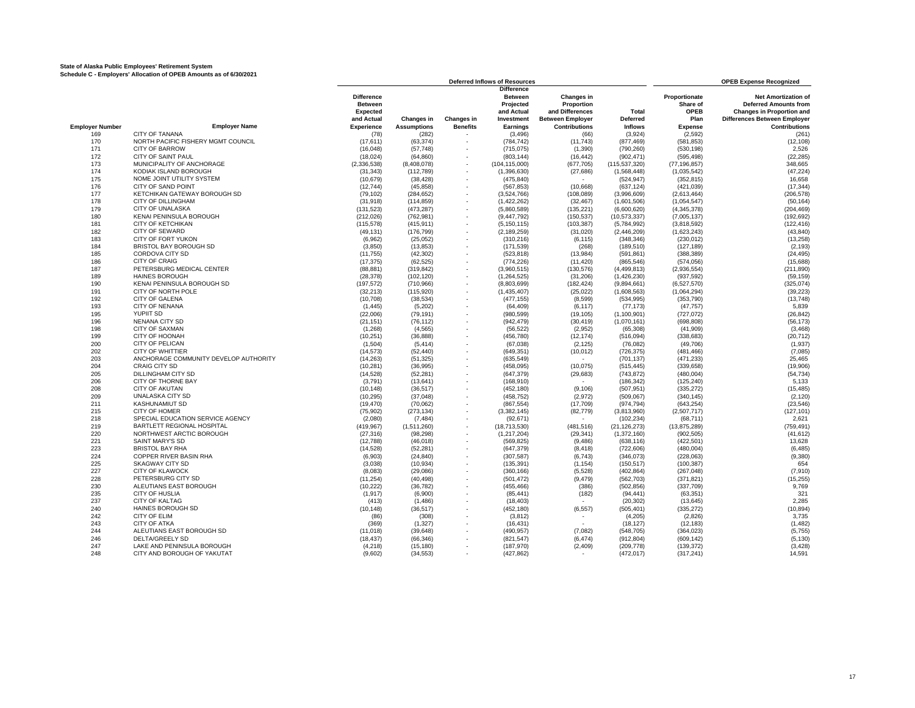**State of Alaska Public Employees' Retirement System**
**Schedule C - Employers' Allocation of OPEB Amounts as of 6/30/2021**

| | | Deferred Inflows of Resources | | | | | | OPEB Expense Recognized | |
|---|---|---|---|---|---|---|---|---|---|
| Employer Number | Employer Name | Difference Between Expected and Actual Experience | Changes in Assumptions | Changes in Benefits | Difference Between Projected and Actual Investment Earnings | Changes in Proportion and Differences Between Employer Contributions | Total Deferred Inflows | Proportionate Share of OPEB Plan Expense | Net Amortization of Deferred Amounts from Changes in Proportion and Differences Between Employer Contributions |
| 169 | CITY OF TANANA | (78) | (282) | - | (3,496) | (66) | (3,924) | (2,592) | (261) |
| 170 | NORTH PACIFIC FISHERY MGMT COUNCIL | (17,611) | (63,374) | - | (784,742) | (11,743) | (877,469) | (581,853) | (12,108) |
| 171 | CITY OF BARROW | (16,048) | (57,748) | - | (715,075) | (1,390) | (790,260) | (530,198) | 2,526 |
| 172 | CITY OF SAINT PAUL | (18,024) | (64,860) | - | (803,144) | (16,442) | (902,471) | (595,498) | (22,285) |
| 173 | MUNICIPALITY OF ANCHORAGE | (2,336,538) | (8,408,078) | - | (104,115,000) | (677,705) | (115,537,320) | (77,196,857) | 348,665 |
| 174 | KODIAK ISLAND BOROUGH | (31,343) | (112,789) | - | (1,396,630) | (27,686) | (1,568,448) | (1,035,542) | (47,224) |
| 175 | NOME JOINT UTILITY SYSTEM | (10,679) | (38,428) | - | (475,840) | - | (524,947) | (352,815) | 16,658 |
| 176 | CITY OF SAND POINT | (12,744) | (45,858) | - | (567,853) | (10,668) | (637,124) | (421,039) | (17,344) |
| 177 | KETCHIKAN GATEWAY BOROUGH SD | (79,102) | (284,652) | - | (3,524,766) | (108,089) | (3,996,609) | (2,613,464) | (206,578) |
| 178 | CITY OF DILLINGHAM | (31,918) | (114,859) | - | (1,422,262) | (32,467) | (1,601,506) | (1,054,547) | (50,164) |
| 179 | CITY OF UNALASKA | (131,523) | (473,287) | - | (5,860,589) | (135,221) | (6,600,620) | (4,345,378) | (204,469) |
| 180 | KENAI PENINSULA BOROUGH | (212,026) | (762,981) | - | (9,447,792) | (150,537) | (10,573,337) | (7,005,137) | (192,692) |
| 181 | CITY OF KETCHIKAN | (115,578) | (415,911) | - | (5,150,115) | (103,387) | (5,784,992) | (3,818,592) | (122,416) |
| 182 | CITY OF SEWARD | (49,131) | (176,799) | - | (2,189,259) | (31,020) | (2,446,209) | (1,623,243) | (43,840) |
| 183 | CITY OF FORT YUKON | (6,962) | (25,052) | - | (310,216) | (6,115) | (348,346) | (230,012) | (13,258) |
| 184 | BRISTOL BAY BOROUGH SD | (3,850) | (13,853) | - | (171,539) | (268) | (189,510) | (127,189) | (2,193) |
| 185 | CORDOVA CITY SD | (11,755) | (42,302) | - | (523,818) | (13,984) | (591,861) | (388,389) | (24,495) |
| 186 | CITY OF CRAIG | (17,375) | (62,525) | - | (774,226) | (11,420) | (865,546) | (574,056) | (15,688) |
| 187 | PETERSBURG MEDICAL CENTER | (88,881) | (319,842) | - | (3,960,515) | (130,576) | (4,499,813) | (2,936,554) | (211,890) |
| 189 | HAINES BOROUGH | (28,378) | (102,120) | - | (1,264,525) | (31,206) | (1,426,230) | (937,592) | (59,159) |
| 190 | KENAI PENINSULA BOROUGH SD | (197,572) | (710,966) | - | (8,803,699) | (182,424) | (9,894,661) | (6,527,570) | (325,074) |
| 191 | CITY OF NORTH POLE | (32,213) | (115,920) | - | (1,435,407) | (25,022) | (1,608,563) | (1,064,294) | (39,223) |
| 192 | CITY OF GALENA | (10,708) | (38,534) | - | (477,155) | (8,599) | (534,995) | (353,790) | (13,748) |
| 193 | CITY OF NENANA | (1,445) | (5,202) | - | (64,409) | (6,117) | (77,173) | (47,757) | 5,839 |
| 195 | YUPIIT SD | (22,006) | (79,191) | - | (980,599) | (19,105) | (1,100,901) | (727,072) | (26,842) |
| 196 | NENANA CITY SD | (21,151) | (76,112) | - | (942,479) | (30,419) | (1,070,161) | (698,808) | (56,173) |
| 198 | CITY OF SAXMAN | (1,268) | (4,565) | - | (56,522) | (2,952) | (65,308) | (41,909) | (3,468) |
| 199 | CITY OF HOONAH | (10,251) | (36,888) | - | (456,780) | (12,174) | (516,094) | (338,683) | (20,712) |
| 200 | CITY OF PELICAN | (1,504) | (5,414) | - | (67,038) | (2,125) | (76,082) | (49,706) | (1,937) |
| 202 | CITY OF WHITTIER | (14,573) | (52,440) | - | (649,351) | (10,012) | (726,375) | (481,466) | (7,085) |
| 203 | ANCHORAGE COMMUNITY DEVELOP AUTHORITY | (14,263) | (51,325) | - | (635,549) | - | (701,137) | (471,233) | 25,465 |
| 204 | CRAIG CITY SD | (10,281) | (36,995) | - | (458,095) | (10,075) | (515,445) | (339,658) | (19,906) |
| 205 | DILLINGHAM CITY SD | (14,528) | (52,281) | - | (647,379) | (29,683) | (743,872) | (480,004) | (54,734) |
| 206 | CITY OF THORNE BAY | (3,791) | (13,641) | - | (168,910) | - | (186,342) | (125,240) | 5,133 |
| 208 | CITY OF AKUTAN | (10,148) | (36,517) | - | (452,180) | (9,106) | (507,951) | (335,272) | (15,485) |
| 209 | UNALASKA CITY SD | (10,295) | (37,048) | - | (458,752) | (2,972) | (509,067) | (340,145) | (2,120) |
| 211 | KASHUNAMIUT SD | (19,470) | (70,062) | - | (867,554) | (17,709) | (974,794) | (643,254) | (23,546) |
| 215 | CITY OF HOMER | (75,902) | (273,134) | - | (3,382,145) | (82,779) | (3,813,960) | (2,507,717) | (127,101) |
| 218 | SPECIAL EDUCATION SERVICE AGENCY | (2,080) | (7,484) | - | (92,671) | - | (102,234) | (68,711) | 2,621 |
| 219 | BARTLETT REGIONAL HOSPITAL | (419,967) | (1,511,260) | - | (18,713,530) | (481,516) | (21,126,273) | (13,875,289) | (759,491) |
| 220 | NORTHWEST ARCTIC BOROUGH | (27,316) | (98,298) | - | (1,217,204) | (29,341) | (1,372,160) | (902,505) | (41,612) |
| 221 | SAINT MARY'S SD | (12,788) | (46,018) | - | (569,825) | (9,486) | (638,116) | (422,501) | 13,628 |
| 223 | BRISTOL BAY RHA | (14,528) | (52,281) | - | (647,379) | (8,418) | (722,606) | (480,004) | (6,485) |
| 224 | COPPER RIVER BASIN RHA | (6,903) | (24,840) | - | (307,587) | (6,743) | (346,073) | (228,063) | (9,380) |
| 225 | SKAGWAY CITY SD | (3,038) | (10,934) | - | (135,391) | (1,154) | (150,517) | (100,387) | 654 |
| 227 | CITY OF KLAWOCK | (8,083) | (29,086) | - | (360,166) | (5,528) | (402,864) | (267,048) | (7,910) |
| 228 | PETERSBURG CITY SD | (11,254) | (40,498) | - | (501,472) | (9,479) | (562,703) | (371,821) | (15,255) |
| 230 | ALEUTIANS EAST BOROUGH | (10,222) | (36,782) | - | (455,466) | (386) | (502,856) | (337,709) | 9,769 |
| 235 | CITY OF HUSLIA | (1,917) | (6,900) | - | (85,441) | (182) | (94,441) | (63,351) | 321 |
| 237 | CITY OF KALTAG | (413) | (1,486) | - | (18,403) | - | (20,302) | (13,645) | 2,285 |
| 240 | HAINES BOROUGH SD | (10,148) | (36,517) | - | (452,180) | (6,557) | (505,401) | (335,272) | (10,894) |
| 242 | CITY OF ELIM | (86) | (308) | - | (3,812) | - | (4,205) | (2,826) | 3,735 |
| 243 | CITY OF ATKA | (369) | (1,327) | - | (16,431) | - | (18,127) | (12,183) | (1,482) |
| 244 | ALEUTIANS EAST BOROUGH SD | (11,018) | (39,648) | - | (490,957) | (7,082) | (548,705) | (364,023) | (5,755) |
| 246 | DELTA/GREELY SD | (18,437) | (66,346) | - | (821,547) | (6,474) | (912,804) | (609,142) | (5,130) |
| 247 | LAKE AND PENINSULA BOROUGH | (4,218) | (15,180) | - | (187,970) | (2,409) | (209,778) | (139,372) | (3,428) |
| 248 | CITY AND BOROUGH OF YAKUTAT | (9,602) | (34,553) | - | (427,862) | - | (472,017) | (317,241) | 14,591 |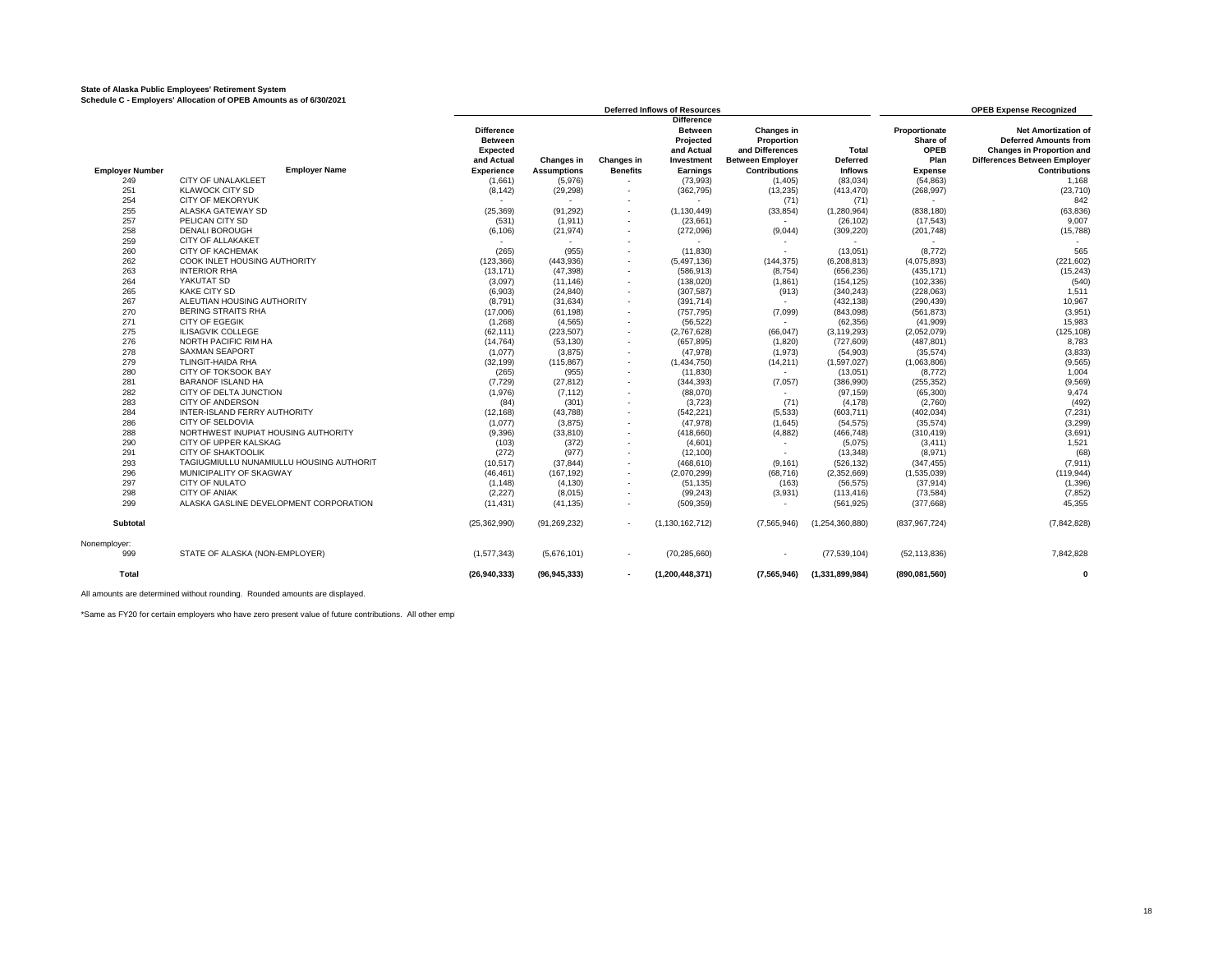**State of Alaska Public Employees' Retirement System**
**Schedule C - Employers' Allocation of OPEB Amounts as of 6/30/2021**

| | | Deferred Inflows of Resources | | | | | | OPEB Expense Recognized | |
|---|---|---|---|---|---|---|---|---|---|
| **Employer Number** | **Employer Name** | **Difference Between Expected and Actual Experience** | **Changes in Assumptions** | **Changes in Benefits** | **Difference Between Projected and Actual Investment Earnings** | **Changes in Proportion and Differences Between Employer Contributions** | **Total Deferred Inflows** | **Proportionate Share of OPEB Plan Expense** | **Net Amortization of Deferred Amounts from Changes in Proportion and Differences Between Employer Contributions** |
| 249 | CITY OF UNALAKLEET | (1,661) | (5,976) | - | (73,993) | (1,405) | (83,034) | (54,863) | 1,168 |
| 251 | KLAWOCK CITY SD | (8,142) | (29,298) | - | (362,795) | (13,235) | (413,470) | (268,997) | (23,710) |
| 254 | CITY OF MEKORYUK | - | - | - | - | (71) | (71) | - | 842 |
| 255 | ALASKA GATEWAY SD | (25,369) | (91,292) | - | (1,130,449) | (33,854) | (1,280,964) | (838,180) | (63,836) |
| 257 | PELICAN CITY SD | (531) | (1,911) | - | (23,661) | - | (26,102) | (17,543) | 9,007 |
| 258 | DENALI BOROUGH | (6,106) | (21,974) | - | (272,096) | (9,044) | (309,220) | (201,748) | (15,788) |
| 259 | CITY OF ALLAKAKET | - | - | - | - | - | - | - | - |
| 260 | CITY OF KACHEMAK | (265) | (955) | - | (11,830) | - | (13,051) | (8,772) | 565 |
| 262 | COOK INLET HOUSING AUTHORITY | (123,366) | (443,936) | - | (5,497,136) | (144,375) | (6,208,813) | (4,075,893) | (221,602) |
| 263 | INTERIOR RHA | (13,171) | (47,398) | - | (586,913) | (8,754) | (656,236) | (435,171) | (15,243) |
| 264 | YAKUTAT SD | (3,097) | (11,146) | - | (138,020) | (1,861) | (154,125) | (102,336) | (540) |
| 265 | KAKE CITY SD | (6,903) | (24,840) | - | (307,587) | (913) | (340,243) | (228,063) | 1,511 |
| 267 | ALEUTIAN HOUSING AUTHORITY | (8,791) | (31,634) | - | (391,714) | - | (432,138) | (290,439) | 10,967 |
| 270 | BERING STRAITS RHA | (17,006) | (61,198) | - | (757,795) | (7,099) | (843,098) | (561,873) | (3,951) |
| 271 | CITY OF EGEGIK | (1,268) | (4,565) | - | (56,522) | - | (62,356) | (41,909) | 15,983 |
| 275 | ILISAGVIK COLLEGE | (62,111) | (223,507) | - | (2,767,628) | (66,047) | (3,119,293) | (2,052,079) | (125,108) |
| 276 | NORTH PACIFIC RIM HA | (14,764) | (53,130) | - | (657,895) | (1,820) | (727,609) | (487,801) | 8,783 |
| 278 | SAXMAN SEAPORT | (1,077) | (3,875) | - | (47,978) | (1,973) | (54,903) | (35,574) | (3,833) |
| 279 | TLINGIT-HAIDA RHA | (32,199) | (115,867) | - | (1,434,750) | (14,211) | (1,597,027) | (1,063,806) | (9,565) |
| 280 | CITY OF TOKSOOK BAY | (265) | (955) | - | (11,830) | - | (13,051) | (8,772) | 1,004 |
| 281 | BARANOF ISLAND HA | (7,729) | (27,812) | - | (344,393) | (7,057) | (386,990) | (255,352) | (9,569) |
| 282 | CITY OF DELTA JUNCTION | (1,976) | (7,112) | - | (88,070) | - | (97,159) | (65,300) | 9,474 |
| 283 | CITY OF ANDERSON | (84) | (301) | - | (3,723) | (71) | (4,178) | (2,760) | (492) |
| 284 | INTER-ISLAND FERRY AUTHORITY | (12,168) | (43,788) | - | (542,221) | (5,533) | (603,711) | (402,034) | (7,231) |
| 286 | CITY OF SELDOVIA | (1,077) | (3,875) | - | (47,978) | (1,645) | (54,575) | (35,574) | (3,299) |
| 288 | NORTHWEST INUPIAT HOUSING AUTHORITY | (9,396) | (33,810) | - | (418,660) | (4,882) | (466,748) | (310,419) | (3,691) |
| 290 | CITY OF UPPER KALSKAG | (103) | (372) | - | (4,601) | - | (5,075) | (3,411) | 1,521 |
| 291 | CITY OF SHAKTOOLIK | (272) | (977) | - | (12,100) | - | (13,348) | (8,971) | (68) |
| 293 | TAGIUGMIULLU NUNAMIULLU HOUSING AUTHORIT | (10,517) | (37,844) | - | (468,610) | (9,161) | (526,132) | (347,455) | (7,911) |
| 296 | MUNICIPALITY OF SKAGWAY | (46,461) | (167,192) | - | (2,070,299) | (68,716) | (2,352,669) | (1,535,039) | (119,944) |
| 297 | CITY OF NULATO | (1,148) | (4,130) | - | (51,135) | (163) | (56,575) | (37,914) | (1,396) |
| 298 | CITY OF ANIAK | (2,227) | (8,015) | - | (99,243) | (3,931) | (113,416) | (73,584) | (7,852) |
| 299 | ALASKA GASLINE DEVELOPMENT CORPORATION | (11,431) | (41,135) | - | (509,359) | - | (561,925) | (377,668) | 45,355 |
| **Subtotal** | | (25,362,990) | (91,269,232) | - | (1,130,162,712) | (7,565,946) | (1,254,360,880) | (837,967,724) | (7,842,828) |
| Nonemployer: | | | | | | | | | |
| 999 | STATE OF ALASKA (NON-EMPLOYER) | (1,577,343) | (5,676,101) | - | (70,285,660) | - | (77,539,104) | (52,113,836) | 7,842,828 |
| **Total** | | **(26,940,333)** | **(96,945,333)** | **-** | **(1,200,448,371)** | **(7,565,946)** | **(1,331,899,984)** | **(890,081,560)** | **0** |

All amounts are determined without rounding. Rounded amounts are displayed.

*Same as FY20 for certain employers who have zero present value of future contributions. All other emp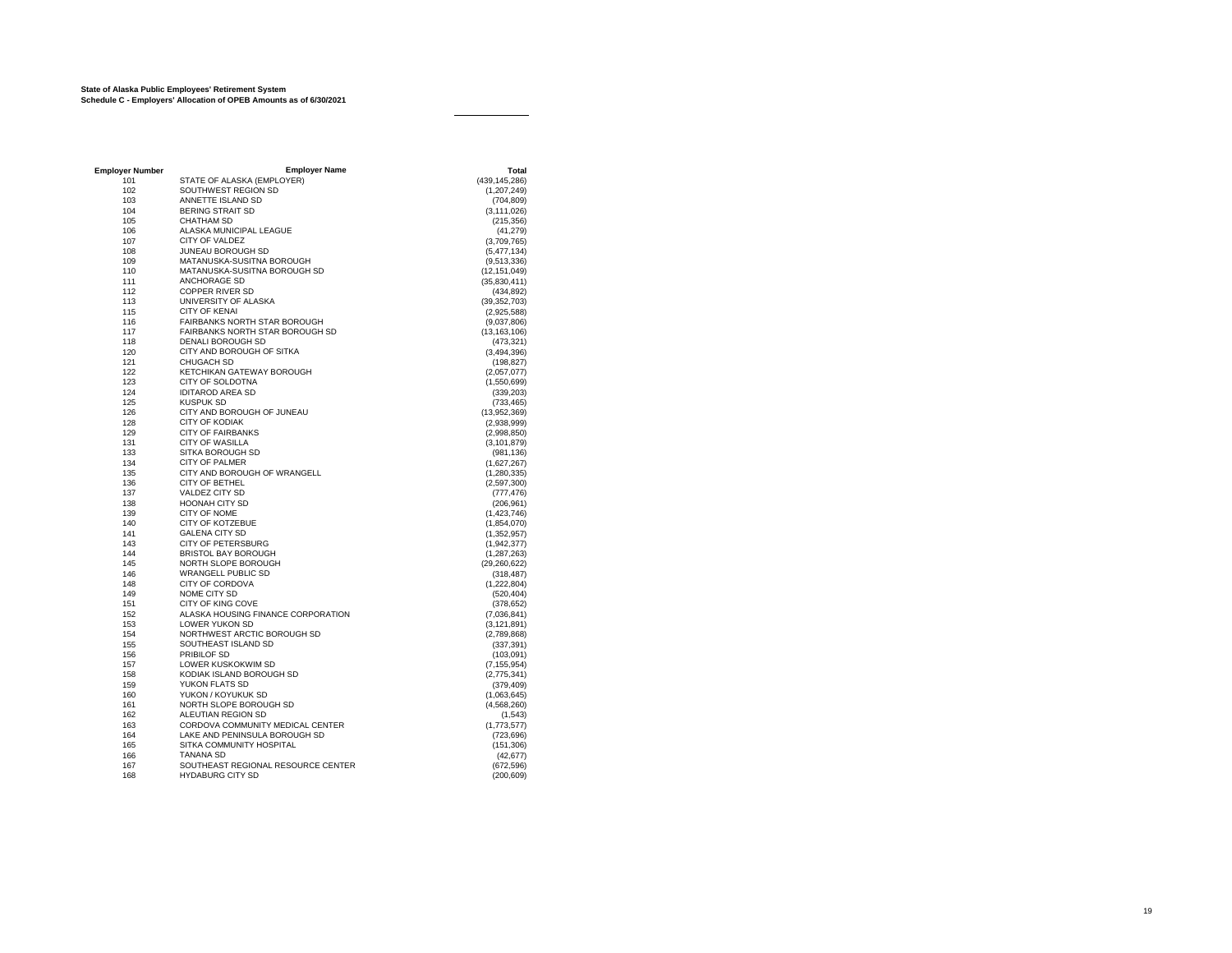**State of Alaska Public Employees' Retirement System**
**Schedule C - Employers' Allocation of OPEB Amounts as of 6/30/2021**

| Employer Number | Employer Name | Total |
|---|---|---|
| 101 | STATE OF ALASKA (EMPLOYER) | (439,145,286) |
| 102 | SOUTHWEST REGION SD | (1,207,249) |
| 103 | ANNETTE ISLAND SD | (704,809) |
| 104 | BERING STRAIT SD | (3,111,026) |
| 105 | CHATHAM SD | (215,356) |
| 106 | ALASKA MUNICIPAL LEAGUE | (41,279) |
| 107 | CITY OF VALDEZ | (3,709,765) |
| 108 | JUNEAU BOROUGH SD | (5,477,134) |
| 109 | MATANUSKA-SUSITNA BOROUGH | (9,513,336) |
| 110 | MATANUSKA-SUSITNA BOROUGH SD | (12,151,049) |
| 111 | ANCHORAGE SD | (35,830,411) |
| 112 | COPPER RIVER SD | (434,892) |
| 113 | UNIVERSITY OF ALASKA | (39,352,703) |
| 115 | CITY OF KENAI | (2,925,588) |
| 116 | FAIRBANKS NORTH STAR BOROUGH | (9,037,806) |
| 117 | FAIRBANKS NORTH STAR BOROUGH SD | (13,163,106) |
| 118 | DENALI BOROUGH SD | (473,321) |
| 120 | CITY AND BOROUGH OF SITKA | (3,494,396) |
| 121 | CHUGACH SD | (198,827) |
| 122 | KETCHIKAN GATEWAY BOROUGH | (2,057,077) |
| 123 | CITY OF SOLDOTNA | (1,550,699) |
| 124 | IDITAROD AREA SD | (339,203) |
| 125 | KUSPUK SD | (733,465) |
| 126 | CITY AND BOROUGH OF JUNEAU | (13,952,369) |
| 128 | CITY OF KODIAK | (2,938,999) |
| 129 | CITY OF FAIRBANKS | (2,998,850) |
| 131 | CITY OF WASILLA | (3,101,879) |
| 133 | SITKA BOROUGH SD | (981,136) |
| 134 | CITY OF PALMER | (1,627,267) |
| 135 | CITY AND BOROUGH OF WRANGELL | (1,280,335) |
| 136 | CITY OF BETHEL | (2,597,300) |
| 137 | VALDEZ CITY SD | (777,476) |
| 138 | HOONAH CITY SD | (206,961) |
| 139 | CITY OF NOME | (1,423,746) |
| 140 | CITY OF KOTZEBUE | (1,854,070) |
| 141 | GALENA CITY SD | (1,352,957) |
| 143 | CITY OF PETERSBURG | (1,942,377) |
| 144 | BRISTOL BAY BOROUGH | (1,287,263) |
| 145 | NORTH SLOPE BOROUGH | (29,260,622) |
| 146 | WRANGELL PUBLIC SD | (318,487) |
| 148 | CITY OF CORDOVA | (1,222,804) |
| 149 | NOME CITY SD | (520,404) |
| 151 | CITY OF KING COVE | (378,652) |
| 152 | ALASKA HOUSING FINANCE CORPORATION | (7,036,841) |
| 153 | LOWER YUKON SD | (3,121,891) |
| 154 | NORTHWEST ARCTIC BOROUGH SD | (2,789,868) |
| 155 | SOUTHEAST ISLAND SD | (337,391) |
| 156 | PRIBILOF SD | (103,091) |
| 157 | LOWER KUSKOKWIM SD | (7,155,954) |
| 158 | KODIAK ISLAND BOROUGH SD | (2,775,341) |
| 159 | YUKON FLATS SD | (379,409) |
| 160 | YUKON / KOYUKUK SD | (1,063,645) |
| 161 | NORTH SLOPE BOROUGH SD | (4,568,260) |
| 162 | ALEUTIAN REGION SD | (1,543) |
| 163 | CORDOVA COMMUNITY MEDICAL CENTER | (1,773,577) |
| 164 | LAKE AND PENINSULA BOROUGH SD | (723,696) |
| 165 | SITKA COMMUNITY HOSPITAL | (151,306) |
| 166 | TANANA SD | (42,677) |
| 167 | SOUTHEAST REGIONAL RESOURCE CENTER | (672,596) |
| 168 | HYDABURG CITY SD | (200,609) |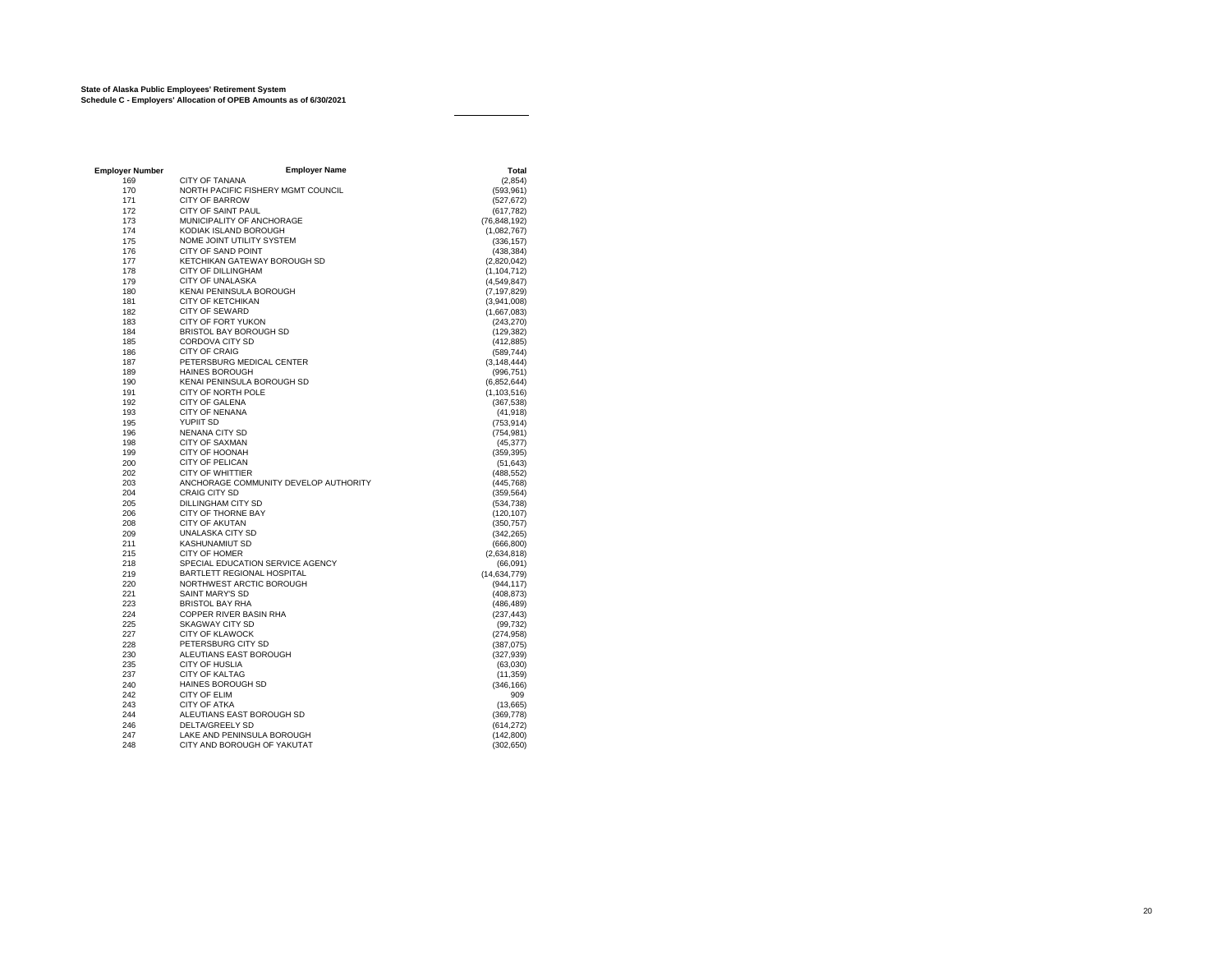**State of Alaska Public Employees' Retirement System**
**Schedule C - Employers' Allocation of OPEB Amounts as of 6/30/2021**

| Employer Number | Employer Name | Total |
|---|---|---|
| 169 | CITY OF TANANA | (2,854) |
| 170 | NORTH PACIFIC FISHERY MGMT COUNCIL | (593,961) |
| 171 | CITY OF BARROW | (527,672) |
| 172 | CITY OF SAINT PAUL | (617,782) |
| 173 | MUNICIPALITY OF ANCHORAGE | (76,848,192) |
| 174 | KODIAK ISLAND BOROUGH | (1,082,767) |
| 175 | NOME JOINT UTILITY SYSTEM | (336,157) |
| 176 | CITY OF SAND POINT | (438,384) |
| 177 | KETCHIKAN GATEWAY BOROUGH SD | (2,820,042) |
| 178 | CITY OF DILLINGHAM | (1,104,712) |
| 179 | CITY OF UNALASKA | (4,549,847) |
| 180 | KENAI PENINSULA BOROUGH | (7,197,829) |
| 181 | CITY OF KETCHIKAN | (3,941,008) |
| 182 | CITY OF SEWARD | (1,667,083) |
| 183 | CITY OF FORT YUKON | (243,270) |
| 184 | BRISTOL BAY BOROUGH SD | (129,382) |
| 185 | CORDOVA CITY SD | (412,885) |
| 186 | CITY OF CRAIG | (589,744) |
| 187 | PETERSBURG MEDICAL CENTER | (3,148,444) |
| 189 | HAINES BOROUGH | (996,751) |
| 190 | KENAI PENINSULA BOROUGH SD | (6,852,644) |
| 191 | CITY OF NORTH POLE | (1,103,516) |
| 192 | CITY OF GALENA | (367,538) |
| 193 | CITY OF NENANA | (41,918) |
| 195 | YUPIIT SD | (753,914) |
| 196 | NENANA CITY SD | (754,981) |
| 198 | CITY OF SAXMAN | (45,377) |
| 199 | CITY OF HOONAH | (359,395) |
| 200 | CITY OF PELICAN | (51,643) |
| 202 | CITY OF WHITTIER | (488,552) |
| 203 | ANCHORAGE COMMUNITY DEVELOP AUTHORITY | (445,768) |
| 204 | CRAIG CITY SD | (359,564) |
| 205 | DILLINGHAM CITY SD | (534,738) |
| 206 | CITY OF THORNE BAY | (120,107) |
| 208 | CITY OF AKUTAN | (350,757) |
| 209 | UNALASKA CITY SD | (342,265) |
| 211 | KASHUNAMIUT SD | (666,800) |
| 215 | CITY OF HOMER | (2,634,818) |
| 218 | SPECIAL EDUCATION SERVICE AGENCY | (66,091) |
| 219 | BARTLETT REGIONAL HOSPITAL | (14,634,779) |
| 220 | NORTHWEST ARCTIC BOROUGH | (944,117) |
| 221 | SAINT MARY'S SD | (408,873) |
| 223 | BRISTOL BAY RHA | (486,489) |
| 224 | COPPER RIVER BASIN RHA | (237,443) |
| 225 | SKAGWAY CITY SD | (99,732) |
| 227 | CITY OF KLAWOCK | (274,958) |
| 228 | PETERSBURG CITY SD | (387,075) |
| 230 | ALEUTIANS EAST BOROUGH | (327,939) |
| 235 | CITY OF HUSLIA | (63,030) |
| 237 | CITY OF KALTAG | (11,359) |
| 240 | HAINES BOROUGH SD | (346,166) |
| 242 | CITY OF ELIM | 909 |
| 243 | CITY OF ATKA | (13,665) |
| 244 | ALEUTIANS EAST BOROUGH SD | (369,778) |
| 246 | DELTA/GREELY SD | (614,272) |
| 247 | LAKE AND PENINSULA BOROUGH | (142,800) |
| 248 | CITY AND BOROUGH OF YAKUTAT | (302,650) |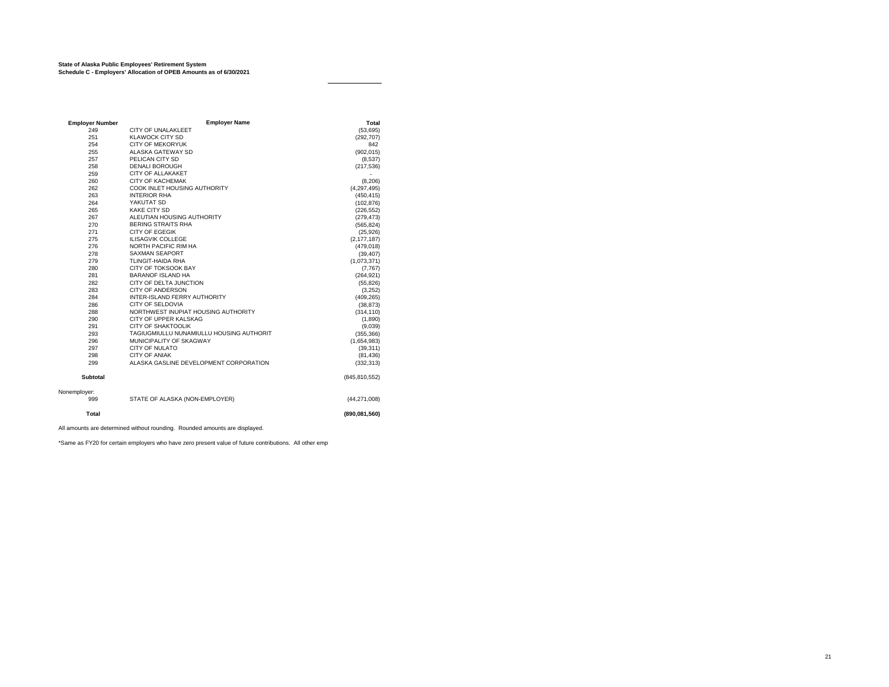**State of Alaska Public Employees' Retirement System**
**Schedule C - Employers' Allocation of OPEB Amounts as of 6/30/2021**

| Employer Number | Employer Name | Total |
|---|---|---|
| 249 | CITY OF UNALAKLEET | (53,695) |
| 251 | KLAWOCK CITY SD | (292,707) |
| 254 | CITY OF MEKORYUK | 842 |
| 255 | ALASKA GATEWAY SD | (902,015) |
| 257 | PELICAN CITY SD | (8,537) |
| 258 | DENALI BOROUGH | (217,536) |
| 259 | CITY OF ALLAKAKET | - |
| 260 | CITY OF KACHEMAK | (8,206) |
| 262 | COOK INLET HOUSING AUTHORITY | (4,297,495) |
| 263 | INTERIOR RHA | (450,415) |
| 264 | YAKUTAT SD | (102,876) |
| 265 | KAKE CITY SD | (226,552) |
| 267 | ALEUTIAN HOUSING AUTHORITY | (279,473) |
| 270 | BERING STRAITS RHA | (565,824) |
| 271 | CITY OF EGEGIK | (25,926) |
| 275 | ILISAGVIK COLLEGE | (2,177,187) |
| 276 | NORTH PACIFIC RIM HA | (479,018) |
| 278 | SAXMAN SEAPORT | (39,407) |
| 279 | TLINGIT-HAIDA RHA | (1,073,371) |
| 280 | CITY OF TOKSOOK BAY | (7,767) |
| 281 | BARANOF ISLAND HA | (264,921) |
| 282 | CITY OF DELTA JUNCTION | (55,826) |
| 283 | CITY OF ANDERSON | (3,252) |
| 284 | INTER-ISLAND FERRY AUTHORITY | (409,265) |
| 286 | CITY OF SELDOVIA | (38,873) |
| 288 | NORTHWEST INUPIAT HOUSING AUTHORITY | (314,110) |
| 290 | CITY OF UPPER KALSKAG | (1,890) |
| 291 | CITY OF SHAKTOOLIK | (9,039) |
| 293 | TAGIUGMIULLU NUNAMIULLU HOUSING AUTHORIT | (355,366) |
| 296 | MUNICIPALITY OF SKAGWAY | (1,654,983) |
| 297 | CITY OF NULATO | (39,311) |
| 298 | CITY OF ANIAK | (81,436) |
| 299 | ALASKA GASLINE DEVELOPMENT CORPORATION | (332,313) |
| **Subtotal** | | (845,810,552) |
| Nonemployer: | | |
| 999 | STATE OF ALASKA (NON-EMPLOYER) | (44,271,008) |
| **Total** | | **(890,081,560)** |

All amounts are determined without rounding. Rounded amounts are displayed.

*Same as FY20 for certain employers who have zero present value of future contributions. All other emp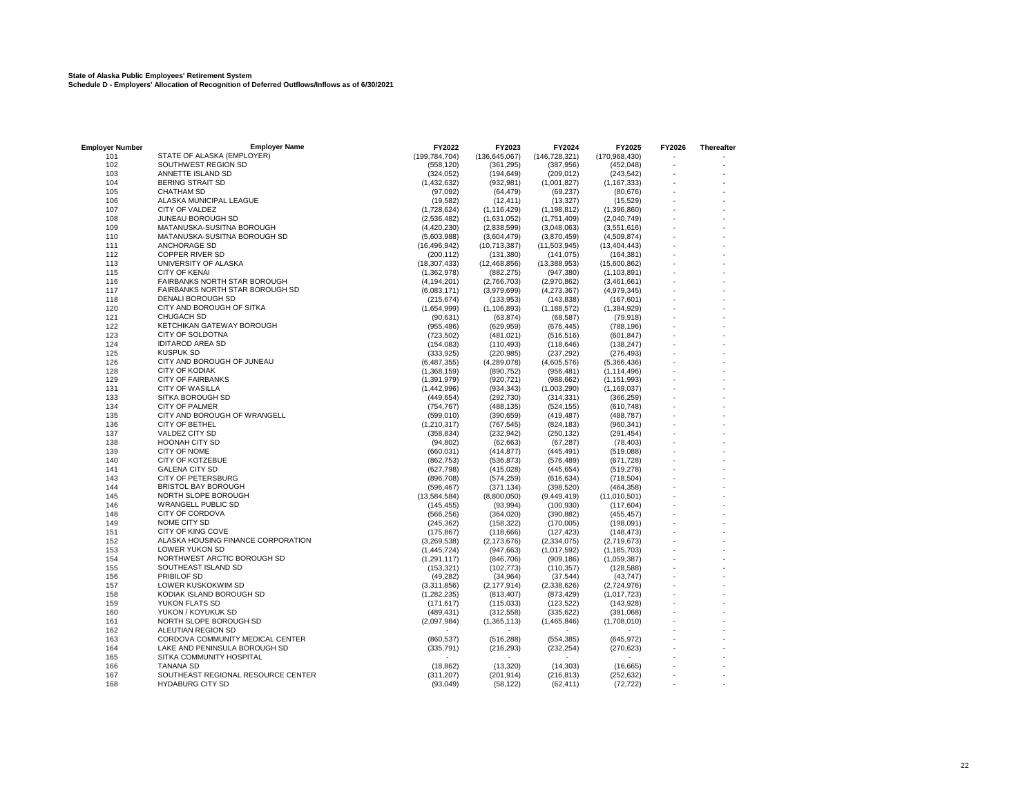**State of Alaska Public Employees' Retirement System**
**Schedule D - Employers' Allocation of Recognition of Deferred Outflows/Inflows as of 6/30/2021**

| Employer Number | Employer Name | FY2022 | FY2023 | FY2024 | FY2025 | FY2026 | Thereafter |
|---|---|---|---|---|---|---|---|
| 101 | STATE OF ALASKA (EMPLOYER) | (199,784,704) | (136,645,067) | (146,728,321) | (170,968,430) | - | - |
| 102 | SOUTHWEST REGION SD | (558,120) | (361,295) | (387,956) | (452,048) | - | - |
| 103 | ANNETTE ISLAND SD | (324,052) | (194,649) | (209,012) | (243,542) | - | - |
| 104 | BERING STRAIT SD | (1,432,632) | (932,981) | (1,001,827) | (1,167,333) | - | - |
| 105 | CHATHAM SD | (97,092) | (64,479) | (69,237) | (80,676) | - | - |
| 106 | ALASKA MUNICIPAL LEAGUE | (19,582) | (12,411) | (13,327) | (15,529) | - | - |
| 107 | CITY OF VALDEZ | (1,728,624) | (1,116,429) | (1,198,812) | (1,396,860) | - | - |
| 108 | JUNEAU BOROUGH SD | (2,536,482) | (1,631,052) | (1,751,409) | (2,040,749) | - | - |
| 109 | MATANUSKA-SUSITNA BOROUGH | (4,420,230) | (2,838,599) | (3,048,063) | (3,551,616) | - | - |
| 110 | MATANUSKA-SUSITNA BOROUGH SD | (5,603,988) | (3,604,479) | (3,870,459) | (4,509,874) | - | - |
| 111 | ANCHORAGE SD | (16,496,942) | (10,713,387) | (11,503,945) | (13,404,443) | - | - |
| 112 | COPPER RIVER SD | (200,112) | (131,380) | (141,075) | (164,381) | - | - |
| 113 | UNIVERSITY OF ALASKA | (18,307,433) | (12,468,856) | (13,388,953) | (15,600,862) | - | - |
| 115 | CITY OF KENAI | (1,362,978) | (882,275) | (947,380) | (1,103,891) | - | - |
| 116 | FAIRBANKS NORTH STAR BOROUGH | (4,194,201) | (2,766,703) | (2,970,862) | (3,461,661) | - | - |
| 117 | FAIRBANKS NORTH STAR BOROUGH SD | (6,083,171) | (3,979,699) | (4,273,367) | (4,979,345) | - | - |
| 118 | DENALI BOROUGH SD | (215,674) | (133,953) | (143,838) | (167,601) | - | - |
| 120 | CITY AND BOROUGH OF SITKA | (1,654,999) | (1,106,893) | (1,188,572) | (1,384,929) | - | - |
| 121 | CHUGACH SD | (90,631) | (63,874) | (68,587) | (79,918) | - | - |
| 122 | KETCHIKAN GATEWAY BOROUGH | (955,486) | (629,959) | (676,445) | (788,196) | - | - |
| 123 | CITY OF SOLDOTNA | (723,502) | (481,021) | (516,516) | (601,847) | - | - |
| 124 | IDITAROD AREA SD | (154,083) | (110,493) | (118,646) | (138,247) | - | - |
| 125 | KUSPUK SD | (333,925) | (220,985) | (237,292) | (276,493) | - | - |
| 126 | CITY AND BOROUGH OF JUNEAU | (6,487,355) | (4,289,078) | (4,605,576) | (5,366,436) | - | - |
| 128 | CITY OF KODIAK | (1,368,159) | (890,752) | (956,481) | (1,114,496) | - | - |
| 129 | CITY OF FAIRBANKS | (1,391,979) | (920,721) | (988,662) | (1,151,993) | - | - |
| 131 | CITY OF WASILLA | (1,442,996) | (934,343) | (1,003,290) | (1,169,037) | - | - |
| 133 | SITKA BOROUGH SD | (449,654) | (292,730) | (314,331) | (366,259) | - | - |
| 134 | CITY OF PALMER | (754,767) | (488,135) | (524,155) | (610,748) | - | - |
| 135 | CITY AND BOROUGH OF WRANGELL | (599,010) | (390,659) | (419,487) | (488,787) | - | - |
| 136 | CITY OF BETHEL | (1,210,317) | (767,545) | (824,183) | (960,341) | - | - |
| 137 | VALDEZ CITY SD | (358,834) | (232,942) | (250,132) | (291,454) | - | - |
| 138 | HOONAH CITY SD | (94,802) | (62,663) | (67,287) | (78,403) | - | - |
| 139 | CITY OF NOME | (660,031) | (414,877) | (445,491) | (519,088) | - | - |
| 140 | CITY OF KOTZEBUE | (862,753) | (536,873) | (576,489) | (671,728) | - | - |
| 141 | GALENA CITY SD | (627,798) | (415,028) | (445,654) | (519,278) | - | - |
| 143 | CITY OF PETERSBURG | (896,708) | (574,259) | (616,634) | (718,504) | - | - |
| 144 | BRISTOL BAY BOROUGH | (596,467) | (371,134) | (398,520) | (464,358) | - | - |
| 145 | NORTH SLOPE BOROUGH | (13,584,584) | (8,800,050) | (9,449,419) | (11,010,501) | - | - |
| 146 | WRANGELL PUBLIC SD | (145,455) | (93,994) | (100,930) | (117,604) | - | - |
| 148 | CITY OF CORDOVA | (566,256) | (364,020) | (390,882) | (455,457) | - | - |
| 149 | NOME CITY SD | (245,362) | (158,322) | (170,005) | (198,091) | - | - |
| 151 | CITY OF KING COVE | (175,867) | (118,666) | (127,423) | (148,473) | - | - |
| 152 | ALASKA HOUSING FINANCE CORPORATION | (3,269,538) | (2,173,676) | (2,334,075) | (2,719,673) | - | - |
| 153 | LOWER YUKON SD | (1,445,724) | (947,663) | (1,017,592) | (1,185,703) | - | - |
| 154 | NORTHWEST ARCTIC BOROUGH SD | (1,291,117) | (846,706) | (909,186) | (1,059,387) | - | - |
| 155 | SOUTHEAST ISLAND SD | (153,321) | (102,773) | (110,357) | (128,588) | - | - |
| 156 | PRIBILOF SD | (49,282) | (34,964) | (37,544) | (43,747) | - | - |
| 157 | LOWER KUSKOKWIM SD | (3,311,856) | (2,177,914) | (2,338,626) | (2,724,976) | - | - |
| 158 | KODIAK ISLAND BOROUGH SD | (1,282,235) | (813,407) | (873,429) | (1,017,723) | - | - |
| 159 | YUKON FLATS SD | (171,617) | (115,033) | (123,522) | (143,928) | - | - |
| 160 | YUKON / KOYUKUK SD | (489,431) | (312,558) | (335,622) | (391,068) | - | - |
| 161 | NORTH SLOPE BOROUGH SD | (2,097,984) | (1,365,113) | (1,465,846) | (1,708,010) | - | - |
| 162 | ALEUTIAN REGION SD | - | - | - | - | - | - |
| 163 | CORDOVA COMMUNITY MEDICAL CENTER | (860,537) | (516,288) | (554,385) | (645,972) | - | - |
| 164 | LAKE AND PENINSULA BOROUGH SD | (335,791) | (216,293) | (232,254) | (270,623) | - | - |
| 165 | SITKA COMMUNITY HOSPITAL | - | - | - | - | - | - |
| 166 | TANANA SD | (18,862) | (13,320) | (14,303) | (16,665) | - | - |
| 167 | SOUTHEAST REGIONAL RESOURCE CENTER | (311,207) | (201,914) | (216,813) | (252,632) | - | - |
| 168 | HYDABURG CITY SD | (93,049) | (58,122) | (62,411) | (72,722) | - | - |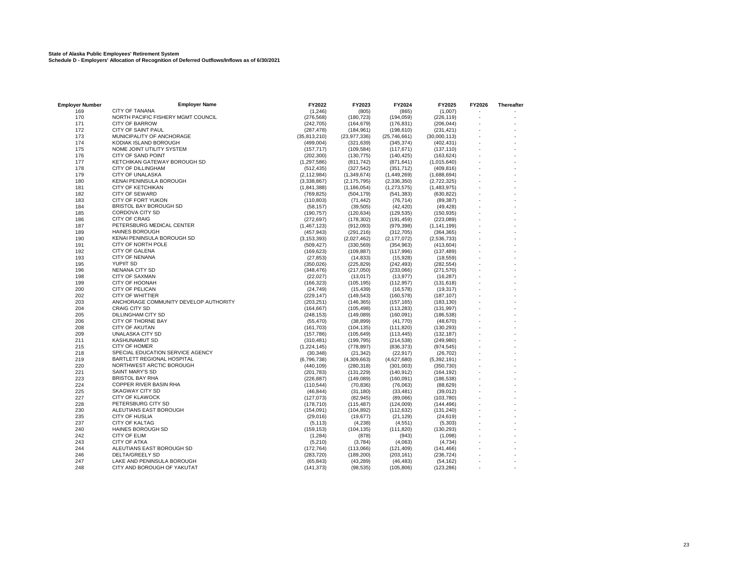**State of Alaska Public Employees' Retirement System**
**Schedule D - Employers' Allocation of Recognition of Deferred Outflows/Inflows as of 6/30/2021**

| Employer Number | Employer Name | FY2022 | FY2023 | FY2024 | FY2025 | FY2026 | Thereafter |
|---|---|---|---|---|---|---|---|
| 169 | CITY OF TANANA | (1,246) | (805) | (865) | (1,007) | - | - |
| 170 | NORTH PACIFIC FISHERY MGMT COUNCIL | (276,568) | (180,723) | (194,059) | (226,119) | - | - |
| 171 | CITY OF BARROW | (242,705) | (164,679) | (176,831) | (206,044) | - | - |
| 172 | CITY OF SAINT PAUL | (287,478) | (184,961) | (198,610) | (231,421) | - | - |
| 173 | MUNICIPALITY OF ANCHORAGE | (35,813,210) | (23,977,336) | (25,746,661) | (30,000,113) | - | - |
| 174 | KODIAK ISLAND BOROUGH | (499,004) | (321,639) | (345,374) | (402,431) | - | - |
| 175 | NOME JOINT UTILITY SYSTEM | (157,717) | (109,584) | (117,671) | (137,110) | - | - |
| 176 | CITY OF SAND POINT | (202,300) | (130,775) | (140,425) | (163,624) | - | - |
| 177 | KETCHIKAN GATEWAY BOROUGH SD | (1,297,586) | (811,742) | (871,641) | (1,015,640) | - | - |
| 178 | CITY OF DILLINGHAM | (512,435) | (327,542) | (351,712) | (409,816) | - | - |
| 179 | CITY OF UNALASKA | (2,112,984) | (1,349,674) | (1,449,269) | (1,688,694) | - | - |
| 180 | KENAI PENINSULA BOROUGH | (3,338,867) | (2,175,795) | (2,336,350) | (2,722,325) | - | - |
| 181 | CITY OF KETCHIKAN | (1,841,388) | (1,186,054) | (1,273,575) | (1,483,975) | - | - |
| 182 | CITY OF SEWARD | (769,825) | (504,179) | (541,383) | (630,822) | - | - |
| 183 | CITY OF FORT YUKON | (110,803) | (71,442) | (76,714) | (89,387) | - | - |
| 184 | BRISTOL BAY BOROUGH SD | (58,157) | (39,505) | (42,420) | (49,428) | - | - |
| 185 | CORDOVA CITY SD | (190,757) | (120,634) | (129,535) | (150,935) | - | - |
| 186 | CITY OF CRAIG | (272,697) | (178,302) | (191,459) | (223,089) | - | - |
| 187 | PETERSBURG MEDICAL CENTER | (1,467,123) | (912,093) | (979,398) | (1,141,199) | - | - |
| 189 | HAINES BOROUGH | (457,943) | (291,216) | (312,705) | (364,365) | - | - |
| 190 | KENAI PENINSULA BOROUGH SD | (3,153,393) | (2,027,462) | (2,177,072) | (2,536,733) | - | - |
| 191 | CITY OF NORTH POLE | (509,427) | (330,569) | (354,963) | (413,604) | - | - |
| 192 | CITY OF GALENA | (169,623) | (109,887) | (117,996) | (137,489) | - | - |
| 193 | CITY OF NENANA | (27,853) | (14,833) | (15,928) | (18,559) | - | - |
| 195 | YUPIIT SD | (350,026) | (225,829) | (242,493) | (282,554) | - | - |
| 196 | NENANA CITY SD | (348,476) | (217,050) | (233,066) | (271,570) | - | - |
| 198 | CITY OF SAXMAN | (22,027) | (13,017) | (13,977) | (16,287) | - | - |
| 199 | CITY OF HOONAH | (166,323) | (105,195) | (112,957) | (131,618) | - | - |
| 200 | CITY OF PELICAN | (24,749) | (15,439) | (16,578) | (19,317) | - | - |
| 202 | CITY OF WHITTIER | (229,147) | (149,543) | (160,578) | (187,107) | - | - |
| 203 | ANCHORAGE COMMUNITY DEVELOP AUTHORITY | (203,251) | (146,365) | (157,165) | (183,130) | - | - |
| 204 | CRAIG CITY SD | (164,667) | (105,498) | (113,283) | (131,997) | - | - |
| 205 | DILLINGHAM CITY SD | (248,153) | (149,089) | (160,091) | (186,538) | - | - |
| 206 | CITY OF THORNE BAY | (55,470) | (38,899) | (41,770) | (48,670) | - | - |
| 208 | CITY OF AKUTAN | (161,703) | (104,135) | (111,820) | (130,293) | - | - |
| 209 | UNALASKA CITY SD | (157,786) | (105,649) | (113,445) | (132,187) | - | - |
| 211 | KASHUNAMIUT SD | (310,481) | (199,795) | (214,538) | (249,980) | - | - |
| 215 | CITY OF HOMER | (1,224,145) | (778,897) | (836,373) | (974,545) | - | - |
| 218 | SPECIAL EDUCATION SERVICE AGENCY | (30,348) | (21,342) | (22,917) | (26,702) | - | - |
| 219 | BARTLETT REGIONAL HOSPITAL | (6,796,738) | (4,309,663) | (4,627,680) | (5,392,191) | - | - |
| 220 | NORTHWEST ARCTIC BOROUGH | (440,109) | (280,318) | (301,003) | (350,730) | - | - |
| 221 | SAINT MARY'S SD | (201,783) | (131,229) | (140,912) | (164,192) | - | - |
| 223 | BRISTOL BAY RHA | (226,887) | (149,089) | (160,091) | (186,538) | - | - |
| 224 | COPPER RIVER BASIN RHA | (110,544) | (70,836) | (76,063) | (88,629) | - | - |
| 225 | SKAGWAY CITY SD | (46,844) | (31,180) | (33,481) | (39,012) | - | - |
| 227 | CITY OF KLAWOCK | (127,073) | (82,945) | (89,066) | (103,780) | - | - |
| 228 | PETERSBURG CITY SD | (178,710) | (115,487) | (124,009) | (144,496) | - | - |
| 230 | ALEUTIANS EAST BOROUGH | (154,091) | (104,892) | (112,632) | (131,240) | - | - |
| 235 | CITY OF HUSLIA | (29,016) | (19,677) | (21,129) | (24,619) | - | - |
| 237 | CITY OF KALTAG | (5,113) | (4,238) | (4,551) | (5,303) | - | - |
| 240 | HAINES BOROUGH SD | (159,153) | (104,135) | (111,820) | (130,293) | - | - |
| 242 | CITY OF ELIM | (1,284) | (878) | (943) | (1,098) | - | - |
| 243 | CITY OF ATKA | (5,210) | (3,784) | (4,063) | (4,734) | - | - |
| 244 | ALEUTIANS EAST BOROUGH SD | (172,764) | (113,066) | (121,409) | (141,466) | - | - |
| 246 | DELTA/GREELY SD | (283,720) | (189,200) | (203,161) | (236,724) | - | - |
| 247 | LAKE AND PENINSULA BOROUGH | (65,843) | (43,289) | (46,483) | (54,162) | - | - |
| 248 | CITY AND BOROUGH OF YAKUTAT | (141,373) | (98,535) | (105,806) | (123,286) | - | - |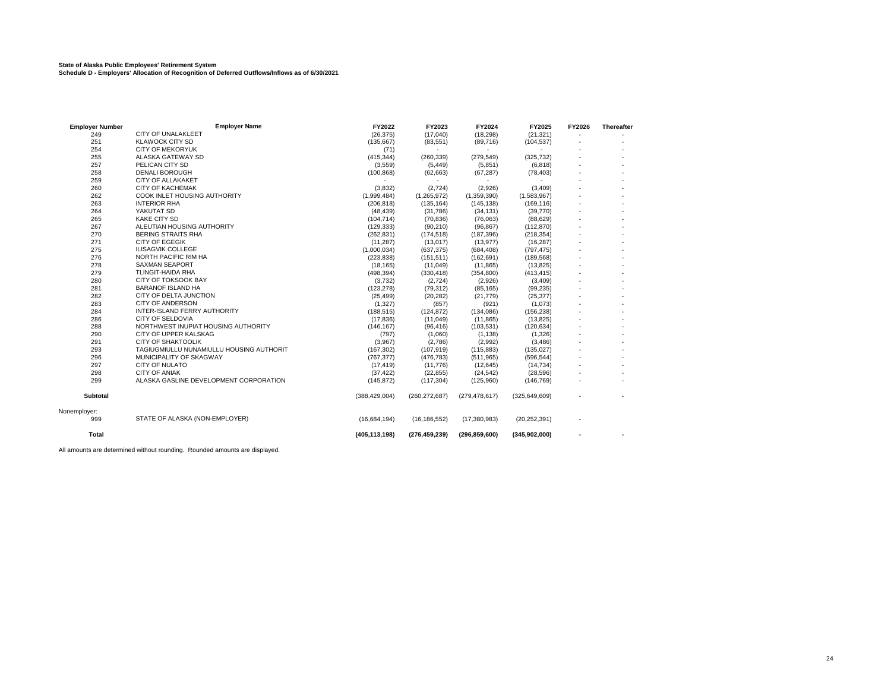**State of Alaska Public Employees' Retirement System**
**Schedule D - Employers' Allocation of Recognition of Deferred Outflows/Inflows as of 6/30/2021**

| Employer Number | Employer Name | FY2022 | FY2023 | FY2024 | FY2025 | FY2026 | Thereafter |
|---|---|---|---|---|---|---|---|
| 249 | CITY OF UNALAKLEET | (26,375) | (17,040) | (18,298) | (21,321) | - | - |
| 251 | KLAWOCK CITY SD | (135,667) | (83,551) | (89,716) | (104,537) | - | - |
| 254 | CITY OF MEKORYUK | (71) | - | - | - | - | - |
| 255 | ALASKA GATEWAY SD | (415,344) | (260,339) | (279,549) | (325,732) | - | - |
| 257 | PELICAN CITY SD | (3,559) | (5,449) | (5,851) | (6,818) | - | - |
| 258 | DENALI BOROUGH | (100,868) | (62,663) | (67,287) | (78,403) | - | - |
| 259 | CITY OF ALLAKAKET | - | - | - | - | - | - |
| 260 | CITY OF KACHEMAK | (3,832) | (2,724) | (2,926) | (3,409) | - | - |
| 262 | COOK INLET HOUSING AUTHORITY | (1,999,484) | (1,265,972) | (1,359,390) | (1,583,967) | - | - |
| 263 | INTERIOR RHA | (206,818) | (135,164) | (145,138) | (169,116) | - | - |
| 264 | YAKUTAT SD | (48,439) | (31,786) | (34,131) | (39,770) | - | - |
| 265 | KAKE CITY SD | (104,714) | (70,836) | (76,063) | (88,629) | - | - |
| 267 | ALEUTIAN HOUSING AUTHORITY | (129,333) | (90,210) | (96,867) | (112,870) | - | - |
| 270 | BERING STRAITS RHA | (262,831) | (174,518) | (187,396) | (218,354) | - | - |
| 271 | CITY OF EGEGIK | (11,287) | (13,017) | (13,977) | (16,287) | - | - |
| 275 | ILISAGVIK COLLEGE | (1,000,034) | (637,375) | (684,408) | (797,475) | - | - |
| 276 | NORTH PACIFIC RIM HA | (223,838) | (151,511) | (162,691) | (189,568) | - | - |
| 278 | SAXMAN SEAPORT | (18,165) | (11,049) | (11,865) | (13,825) | - | - |
| 279 | TLINGIT-HAIDA RHA | (498,394) | (330,418) | (354,800) | (413,415) | - | - |
| 280 | CITY OF TOKSOOK BAY | (3,732) | (2,724) | (2,926) | (3,409) | - | - |
| 281 | BARANOF ISLAND HA | (123,278) | (79,312) | (85,165) | (99,235) | - | - |
| 282 | CITY OF DELTA JUNCTION | (25,499) | (20,282) | (21,779) | (25,377) | - | - |
| 283 | CITY OF ANDERSON | (1,327) | (857) | (921) | (1,073) | - | - |
| 284 | INTER-ISLAND FERRY AUTHORITY | (188,515) | (124,872) | (134,086) | (156,238) | - | - |
| 286 | CITY OF SELDOVIA | (17,836) | (11,049) | (11,865) | (13,825) | - | - |
| 288 | NORTHWEST INUPIAT HOUSING AUTHORITY | (146,167) | (96,416) | (103,531) | (120,634) | - | - |
| 290 | CITY OF UPPER KALSKAG | (797) | (1,060) | (1,138) | (1,326) | - | - |
| 291 | CITY OF SHAKTOOLIK | (3,967) | (2,786) | (2,992) | (3,486) | - | - |
| 293 | TAGIUGMIULLU NUNAMIULLU HOUSING AUTHORIT | (167,302) | (107,919) | (115,883) | (135,027) | - | - |
| 296 | MUNICIPALITY OF SKAGWAY | (767,377) | (476,783) | (511,965) | (596,544) | - | - |
| 297 | CITY OF NULATO | (17,419) | (11,776) | (12,645) | (14,734) | - | - |
| 298 | CITY OF ANIAK | (37,422) | (22,855) | (24,542) | (28,596) | - | - |
| 299 | ALASKA GASLINE DEVELOPMENT CORPORATION | (145,872) | (117,304) | (125,960) | (146,769) | - | - |
| **Subtotal** | | (388,429,004) | (260,272,687) | (279,478,617) | (325,649,609) | - | - |
| Nonemployer: | | | | | | | |
| 999 | STATE OF ALASKA (NON-EMPLOYER) | (16,684,194) | (16,186,552) | (17,380,983) | (20,252,391) | - | |
| **Total** | | **(405,113,198)** | **(276,459,239)** | **(296,859,600)** | **(345,902,000)** | **-** | **-** |

All amounts are determined without rounding. Rounded amounts are displayed.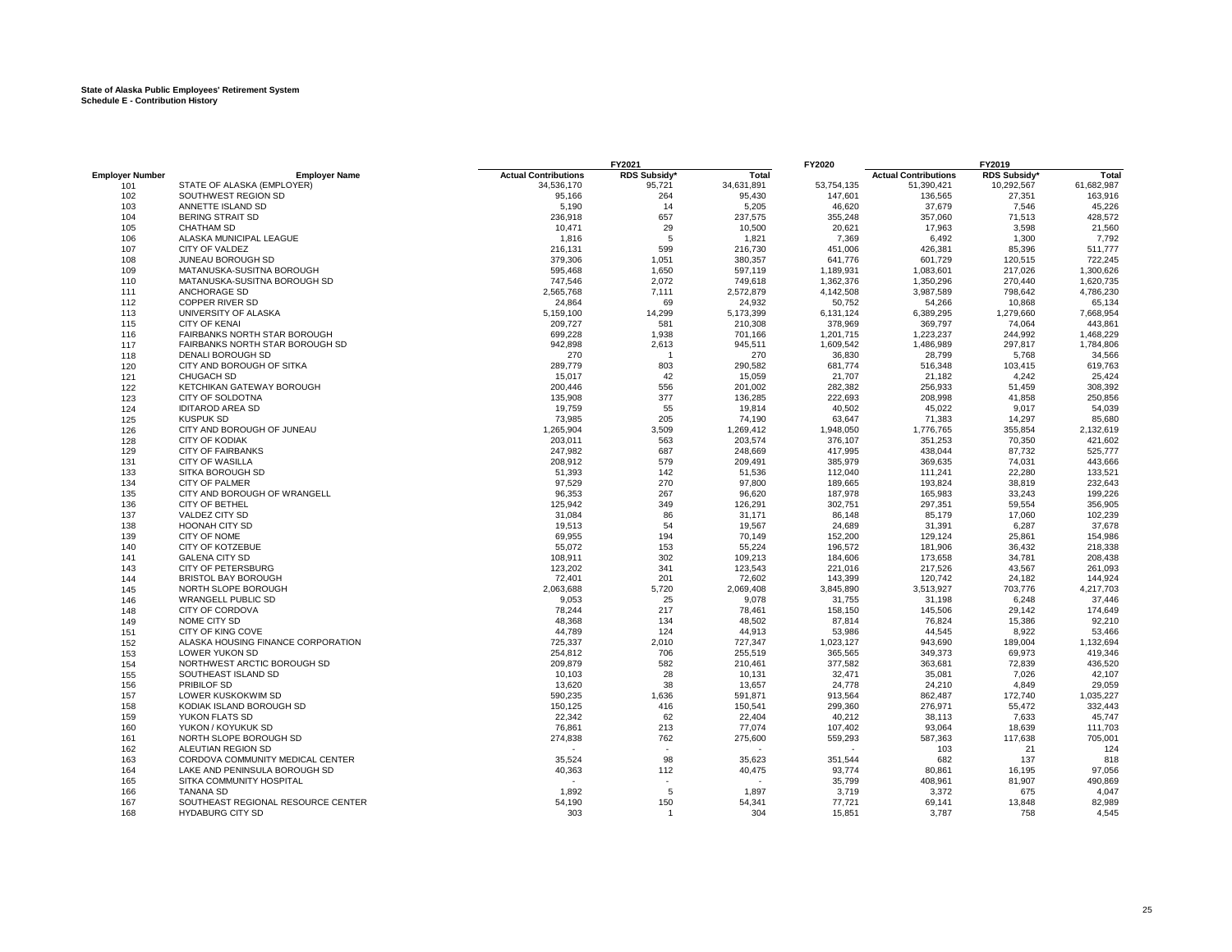**State of Alaska Public Employees' Retirement System**
**Schedule E - Contribution History**

| | | FY2021 | | | FY2020 | FY2019 | | |
|---|---|---|---|---|---|---|---|---|
| **Employer Number** | **Employer Name** | **Actual Contributions** | **RDS Subsidy*** | **Total** | | **Actual Contributions** | **RDS Subsidy*** | **Total** |
| 101 | STATE OF ALASKA (EMPLOYER) | 34,536,170 | 95,721 | 34,631,891 | 53,754,135 | 51,390,421 | 10,292,567 | 61,682,987 |
| 102 | SOUTHWEST REGION SD | 95,166 | 264 | 95,430 | 147,601 | 136,565 | 27,351 | 163,916 |
| 103 | ANNETTE ISLAND SD | 5,190 | 14 | 5,205 | 46,620 | 37,679 | 7,546 | 45,226 |
| 104 | BERING STRAIT SD | 236,918 | 657 | 237,575 | 355,248 | 357,060 | 71,513 | 428,572 |
| 105 | CHATHAM SD | 10,471 | 29 | 10,500 | 20,621 | 17,963 | 3,598 | 21,560 |
| 106 | ALASKA MUNICIPAL LEAGUE | 1,816 | 5 | 1,821 | 7,369 | 6,492 | 1,300 | 7,792 |
| 107 | CITY OF VALDEZ | 216,131 | 599 | 216,730 | 451,006 | 426,381 | 85,396 | 511,777 |
| 108 | JUNEAU BOROUGH SD | 379,306 | 1,051 | 380,357 | 641,776 | 601,729 | 120,515 | 722,245 |
| 109 | MATANUSKA-SUSITNA BOROUGH | 595,468 | 1,650 | 597,119 | 1,189,931 | 1,083,601 | 217,026 | 1,300,626 |
| 110 | MATANUSKA-SUSITNA BOROUGH SD | 747,546 | 2,072 | 749,618 | 1,362,376 | 1,350,296 | 270,440 | 1,620,735 |
| 111 | ANCHORAGE SD | 2,565,768 | 7,111 | 2,572,879 | 4,142,508 | 3,987,589 | 798,642 | 4,786,230 |
| 112 | COPPER RIVER SD | 24,864 | 69 | 24,932 | 50,752 | 54,266 | 10,868 | 65,134 |
| 113 | UNIVERSITY OF ALASKA | 5,159,100 | 14,299 | 5,173,399 | 6,131,124 | 6,389,295 | 1,279,660 | 7,668,954 |
| 115 | CITY OF KENAI | 209,727 | 581 | 210,308 | 378,969 | 369,797 | 74,064 | 443,861 |
| 116 | FAIRBANKS NORTH STAR BOROUGH | 699,228 | 1,938 | 701,166 | 1,201,715 | 1,223,237 | 244,992 | 1,468,229 |
| 117 | FAIRBANKS NORTH STAR BOROUGH SD | 942,898 | 2,613 | 945,511 | 1,609,542 | 1,486,989 | 297,817 | 1,784,806 |
| 118 | DENALI BOROUGH SD | 270 | 1 | 270 | 36,830 | 28,799 | 5,768 | 34,566 |
| 120 | CITY AND BOROUGH OF SITKA | 289,779 | 803 | 290,582 | 681,774 | 516,348 | 103,415 | 619,763 |
| 121 | CHUGACH SD | 15,017 | 42 | 15,059 | 21,707 | 21,182 | 4,242 | 25,424 |
| 122 | KETCHIKAN GATEWAY BOROUGH | 200,446 | 556 | 201,002 | 282,382 | 256,933 | 51,459 | 308,392 |
| 123 | CITY OF SOLDOTNA | 135,908 | 377 | 136,285 | 222,693 | 208,998 | 41,858 | 250,856 |
| 124 | IDITAROD AREA SD | 19,759 | 55 | 19,814 | 40,502 | 45,022 | 9,017 | 54,039 |
| 125 | KUSPUK SD | 73,985 | 205 | 74,190 | 63,647 | 71,383 | 14,297 | 85,680 |
| 126 | CITY AND BOROUGH OF JUNEAU | 1,265,904 | 3,509 | 1,269,412 | 1,948,050 | 1,776,765 | 355,854 | 2,132,619 |
| 128 | CITY OF KODIAK | 203,011 | 563 | 203,574 | 376,107 | 351,253 | 70,350 | 421,602 |
| 129 | CITY OF FAIRBANKS | 247,982 | 687 | 248,669 | 417,995 | 438,044 | 87,732 | 525,777 |
| 131 | CITY OF WASILLA | 208,912 | 579 | 209,491 | 385,979 | 369,635 | 74,031 | 443,666 |
| 133 | SITKA BOROUGH SD | 51,393 | 142 | 51,536 | 112,040 | 111,241 | 22,280 | 133,521 |
| 134 | CITY OF PALMER | 97,529 | 270 | 97,800 | 189,665 | 193,824 | 38,819 | 232,643 |
| 135 | CITY AND BOROUGH OF WRANGELL | 96,353 | 267 | 96,620 | 187,978 | 165,983 | 33,243 | 199,226 |
| 136 | CITY OF BETHEL | 125,942 | 349 | 126,291 | 302,751 | 297,351 | 59,554 | 356,905 |
| 137 | VALDEZ CITY SD | 31,084 | 86 | 31,171 | 86,148 | 85,179 | 17,060 | 102,239 |
| 138 | HOONAH CITY SD | 19,513 | 54 | 19,567 | 24,689 | 31,391 | 6,287 | 37,678 |
| 139 | CITY OF NOME | 69,955 | 194 | 70,149 | 152,200 | 129,124 | 25,861 | 154,986 |
| 140 | CITY OF KOTZEBUE | 55,072 | 153 | 55,224 | 196,572 | 181,906 | 36,432 | 218,338 |
| 141 | GALENA CITY SD | 108,911 | 302 | 109,213 | 184,606 | 173,658 | 34,781 | 208,438 |
| 143 | CITY OF PETERSBURG | 123,202 | 341 | 123,543 | 221,016 | 217,526 | 43,567 | 261,093 |
| 144 | BRISTOL BAY BOROUGH | 72,401 | 201 | 72,602 | 143,399 | 120,742 | 24,182 | 144,924 |
| 145 | NORTH SLOPE BOROUGH | 2,063,688 | 5,720 | 2,069,408 | 3,845,890 | 3,513,927 | 703,776 | 4,217,703 |
| 146 | WRANGELL PUBLIC SD | 9,053 | 25 | 9,078 | 31,755 | 31,198 | 6,248 | 37,446 |
| 148 | CITY OF CORDOVA | 78,244 | 217 | 78,461 | 158,150 | 145,506 | 29,142 | 174,649 |
| 149 | NOME CITY SD | 48,368 | 134 | 48,502 | 87,814 | 76,824 | 15,386 | 92,210 |
| 151 | CITY OF KING COVE | 44,789 | 124 | 44,913 | 53,986 | 44,545 | 8,922 | 53,466 |
| 152 | ALASKA HOUSING FINANCE CORPORATION | 725,337 | 2,010 | 727,347 | 1,023,127 | 943,690 | 189,004 | 1,132,694 |
| 153 | LOWER YUKON SD | 254,812 | 706 | 255,519 | 365,565 | 349,373 | 69,973 | 419,346 |
| 154 | NORTHWEST ARCTIC BOROUGH SD | 209,879 | 582 | 210,461 | 377,582 | 363,681 | 72,839 | 436,520 |
| 155 | SOUTHEAST ISLAND SD | 10,103 | 28 | 10,131 | 32,471 | 35,081 | 7,026 | 42,107 |
| 156 | PRIBILOF SD | 13,620 | 38 | 13,657 | 24,778 | 24,210 | 4,849 | 29,059 |
| 157 | LOWER KUSKOKWIM SD | 590,235 | 1,636 | 591,871 | 913,564 | 862,487 | 172,740 | 1,035,227 |
| 158 | KODIAK ISLAND BOROUGH SD | 150,125 | 416 | 150,541 | 299,360 | 276,971 | 55,472 | 332,443 |
| 159 | YUKON FLATS SD | 22,342 | 62 | 22,404 | 40,212 | 38,113 | 7,633 | 45,747 |
| 160 | YUKON / KOYUKUK SD | 76,861 | 213 | 77,074 | 107,402 | 93,064 | 18,639 | 111,703 |
| 161 | NORTH SLOPE BOROUGH SD | 274,838 | 762 | 275,600 | 559,293 | 587,363 | 117,638 | 705,001 |
| 162 | ALEUTIAN REGION SD | - | - | - | - | 103 | 21 | 124 |
| 163 | CORDOVA COMMUNITY MEDICAL CENTER | 35,524 | 98 | 35,623 | 351,544 | 682 | 137 | 818 |
| 164 | LAKE AND PENINSULA BOROUGH SD | 40,363 | 112 | 40,475 | 93,774 | 80,861 | 16,195 | 97,056 |
| 165 | SITKA COMMUNITY HOSPITAL | - | - | - | 35,799 | 408,961 | 81,907 | 490,869 |
| 166 | TANANA SD | 1,892 | 5 | 1,897 | 3,719 | 3,372 | 675 | 4,047 |
| 167 | SOUTHEAST REGIONAL RESOURCE CENTER | 54,190 | 150 | 54,341 | 77,721 | 69,141 | 13,848 | 82,989 |
| 168 | HYDABURG CITY SD | 303 | 1 | 304 | 15,851 | 3,787 | 758 | 4,545 |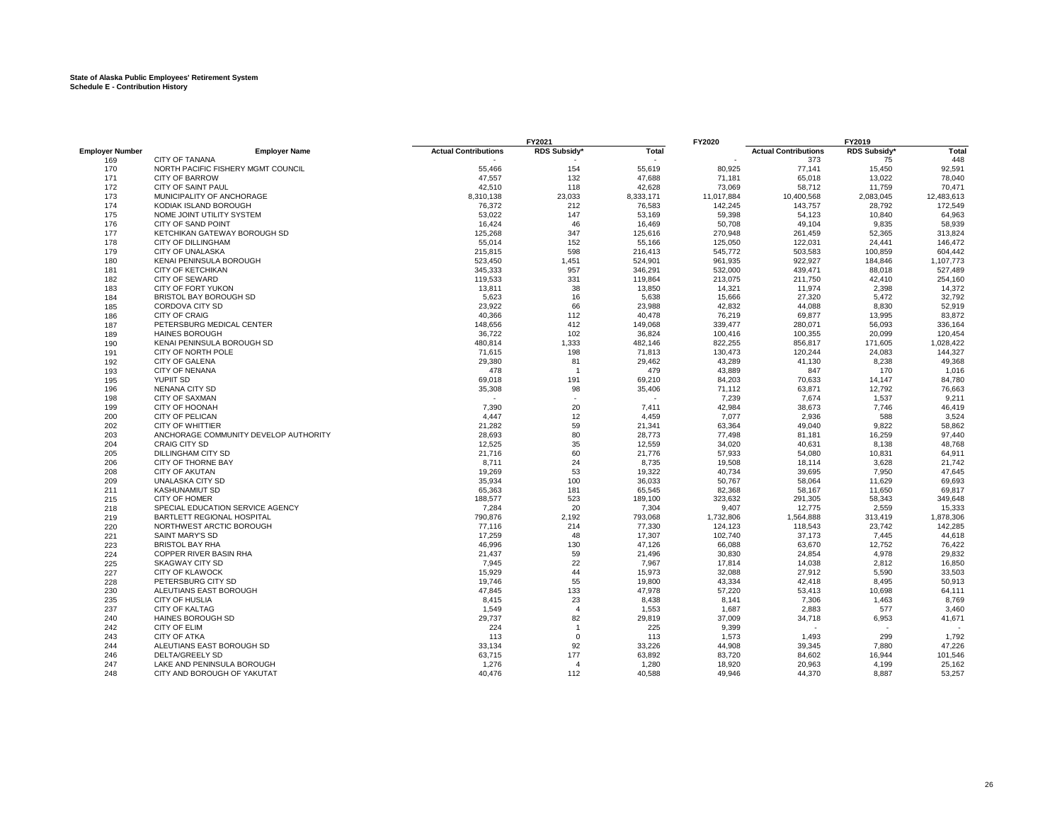**State of Alaska Public Employees' Retirement System**
**Schedule E - Contribution History**

| | | FY2021 | | | FY2020 | FY2019 | | |
|---|---|---|---|---|---|---|---|---|
| Employer Number | Employer Name | Actual Contributions | RDS Subsidy* | Total | | Actual Contributions | RDS Subsidy* | Total |
| 169 | CITY OF TANANA | - | - | - | - | 373 | 75 | 448 |
| 170 | NORTH PACIFIC FISHERY MGMT COUNCIL | 55,466 | 154 | 55,619 | 80,925 | 77,141 | 15,450 | 92,591 |
| 171 | CITY OF BARROW | 47,557 | 132 | 47,688 | 71,181 | 65,018 | 13,022 | 78,040 |
| 172 | CITY OF SAINT PAUL | 42,510 | 118 | 42,628 | 73,069 | 58,712 | 11,759 | 70,471 |
| 173 | MUNICIPALITY OF ANCHORAGE | 8,310,138 | 23,033 | 8,333,171 | 11,017,884 | 10,400,568 | 2,083,045 | 12,483,613 |
| 174 | KODIAK ISLAND BOROUGH | 76,372 | 212 | 76,583 | 142,245 | 143,757 | 28,792 | 172,549 |
| 175 | NOME JOINT UTILITY SYSTEM | 53,022 | 147 | 53,169 | 59,398 | 54,123 | 10,840 | 64,963 |
| 176 | CITY OF SAND POINT | 16,424 | 46 | 16,469 | 50,708 | 49,104 | 9,835 | 58,939 |
| 177 | KETCHIKAN GATEWAY BOROUGH SD | 125,268 | 347 | 125,616 | 270,948 | 261,459 | 52,365 | 313,824 |
| 178 | CITY OF DILLINGHAM | 55,014 | 152 | 55,166 | 125,050 | 122,031 | 24,441 | 146,472 |
| 179 | CITY OF UNALASKA | 215,815 | 598 | 216,413 | 545,772 | 503,583 | 100,859 | 604,442 |
| 180 | KENAI PENINSULA BOROUGH | 523,450 | 1,451 | 524,901 | 961,935 | 922,927 | 184,846 | 1,107,773 |
| 181 | CITY OF KETCHIKAN | 345,333 | 957 | 346,291 | 532,000 | 439,471 | 88,018 | 527,489 |
| 182 | CITY OF SEWARD | 119,533 | 331 | 119,864 | 213,075 | 211,750 | 42,410 | 254,160 |
| 183 | CITY OF FORT YUKON | 13,811 | 38 | 13,850 | 14,321 | 11,974 | 2,398 | 14,372 |
| 184 | BRISTOL BAY BOROUGH SD | 5,623 | 16 | 5,638 | 15,666 | 27,320 | 5,472 | 32,792 |
| 185 | CORDOVA CITY SD | 23,922 | 66 | 23,988 | 42,832 | 44,088 | 8,830 | 52,919 |
| 186 | CITY OF CRAIG | 40,366 | 112 | 40,478 | 76,219 | 69,877 | 13,995 | 83,872 |
| 187 | PETERSBURG MEDICAL CENTER | 148,656 | 412 | 149,068 | 339,477 | 280,071 | 56,093 | 336,164 |
| 189 | HAINES BOROUGH | 36,722 | 102 | 36,824 | 100,416 | 100,355 | 20,099 | 120,454 |
| 190 | KENAI PENINSULA BOROUGH SD | 480,814 | 1,333 | 482,146 | 822,255 | 856,817 | 171,605 | 1,028,422 |
| 191 | CITY OF NORTH POLE | 71,615 | 198 | 71,813 | 130,473 | 120,244 | 24,083 | 144,327 |
| 192 | CITY OF GALENA | 29,380 | 81 | 29,462 | 43,289 | 41,130 | 8,238 | 49,368 |
| 193 | CITY OF NENANA | 478 | 1 | 479 | 43,889 | 847 | 170 | 1,016 |
| 195 | YUPIIT SD | 69,018 | 191 | 69,210 | 84,203 | 70,633 | 14,147 | 84,780 |
| 196 | NENANA CITY SD | 35,308 | 98 | 35,406 | 71,112 | 63,871 | 12,792 | 76,663 |
| 198 | CITY OF SAXMAN | - | - | - | 7,239 | 7,674 | 1,537 | 9,211 |
| 199 | CITY OF HOONAH | 7,390 | 20 | 7,411 | 42,984 | 38,673 | 7,746 | 46,419 |
| 200 | CITY OF PELICAN | 4,447 | 12 | 4,459 | 7,077 | 2,936 | 588 | 3,524 |
| 202 | CITY OF WHITTIER | 21,282 | 59 | 21,341 | 63,364 | 49,040 | 9,822 | 58,862 |
| 203 | ANCHORAGE COMMUNITY DEVELOP AUTHORITY | 28,693 | 80 | 28,773 | 77,498 | 81,181 | 16,259 | 97,440 |
| 204 | CRAIG CITY SD | 12,525 | 35 | 12,559 | 34,020 | 40,631 | 8,138 | 48,768 |
| 205 | DILLINGHAM CITY SD | 21,716 | 60 | 21,776 | 57,933 | 54,080 | 10,831 | 64,911 |
| 206 | CITY OF THORNE BAY | 8,711 | 24 | 8,735 | 19,508 | 18,114 | 3,628 | 21,742 |
| 208 | CITY OF AKUTAN | 19,269 | 53 | 19,322 | 40,734 | 39,695 | 7,950 | 47,645 |
| 209 | UNALASKA CITY SD | 35,934 | 100 | 36,033 | 50,767 | 58,064 | 11,629 | 69,693 |
| 211 | KASHUNAMIUT SD | 65,363 | 181 | 65,545 | 82,368 | 58,167 | 11,650 | 69,817 |
| 215 | CITY OF HOMER | 188,577 | 523 | 189,100 | 323,632 | 291,305 | 58,343 | 349,648 |
| 218 | SPECIAL EDUCATION SERVICE AGENCY | 7,284 | 20 | 7,304 | 9,407 | 12,775 | 2,559 | 15,333 |
| 219 | BARTLETT REGIONAL HOSPITAL | 790,876 | 2,192 | 793,068 | 1,732,806 | 1,564,888 | 313,419 | 1,878,306 |
| 220 | NORTHWEST ARCTIC BOROUGH | 77,116 | 214 | 77,330 | 124,123 | 118,543 | 23,742 | 142,285 |
| 221 | SAINT MARY'S SD | 17,259 | 48 | 17,307 | 102,740 | 37,173 | 7,445 | 44,618 |
| 223 | BRISTOL BAY RHA | 46,996 | 130 | 47,126 | 66,088 | 63,670 | 12,752 | 76,422 |
| 224 | COPPER RIVER BASIN RHA | 21,437 | 59 | 21,496 | 30,830 | 24,854 | 4,978 | 29,832 |
| 225 | SKAGWAY CITY SD | 7,945 | 22 | 7,967 | 17,814 | 14,038 | 2,812 | 16,850 |
| 227 | CITY OF KLAWOCK | 15,929 | 44 | 15,973 | 32,088 | 27,912 | 5,590 | 33,503 |
| 228 | PETERSBURG CITY SD | 19,746 | 55 | 19,800 | 43,334 | 42,418 | 8,495 | 50,913 |
| 230 | ALEUTIANS EAST BOROUGH | 47,845 | 133 | 47,978 | 57,220 | 53,413 | 10,698 | 64,111 |
| 235 | CITY OF HUSLIA | 8,415 | 23 | 8,438 | 8,141 | 7,306 | 1,463 | 8,769 |
| 237 | CITY OF KALTAG | 1,549 | 4 | 1,553 | 1,687 | 2,883 | 577 | 3,460 |
| 240 | HAINES BOROUGH SD | 29,737 | 82 | 29,819 | 37,009 | 34,718 | 6,953 | 41,671 |
| 242 | CITY OF ELIM | 224 | 1 | 225 | 9,399 | - | - | - |
| 243 | CITY OF ATKA | 113 | 0 | 113 | 1,573 | 1,493 | 299 | 1,792 |
| 244 | ALEUTIANS EAST BOROUGH SD | 33,134 | 92 | 33,226 | 44,908 | 39,345 | 7,880 | 47,226 |
| 246 | DELTA/GREELY SD | 63,715 | 177 | 63,892 | 83,720 | 84,602 | 16,944 | 101,546 |
| 247 | LAKE AND PENINSULA BOROUGH | 1,276 | 4 | 1,280 | 18,920 | 20,963 | 4,199 | 25,162 |
| 248 | CITY AND BOROUGH OF YAKUTAT | 40,476 | 112 | 40,588 | 49,946 | 44,370 | 8,887 | 53,257 |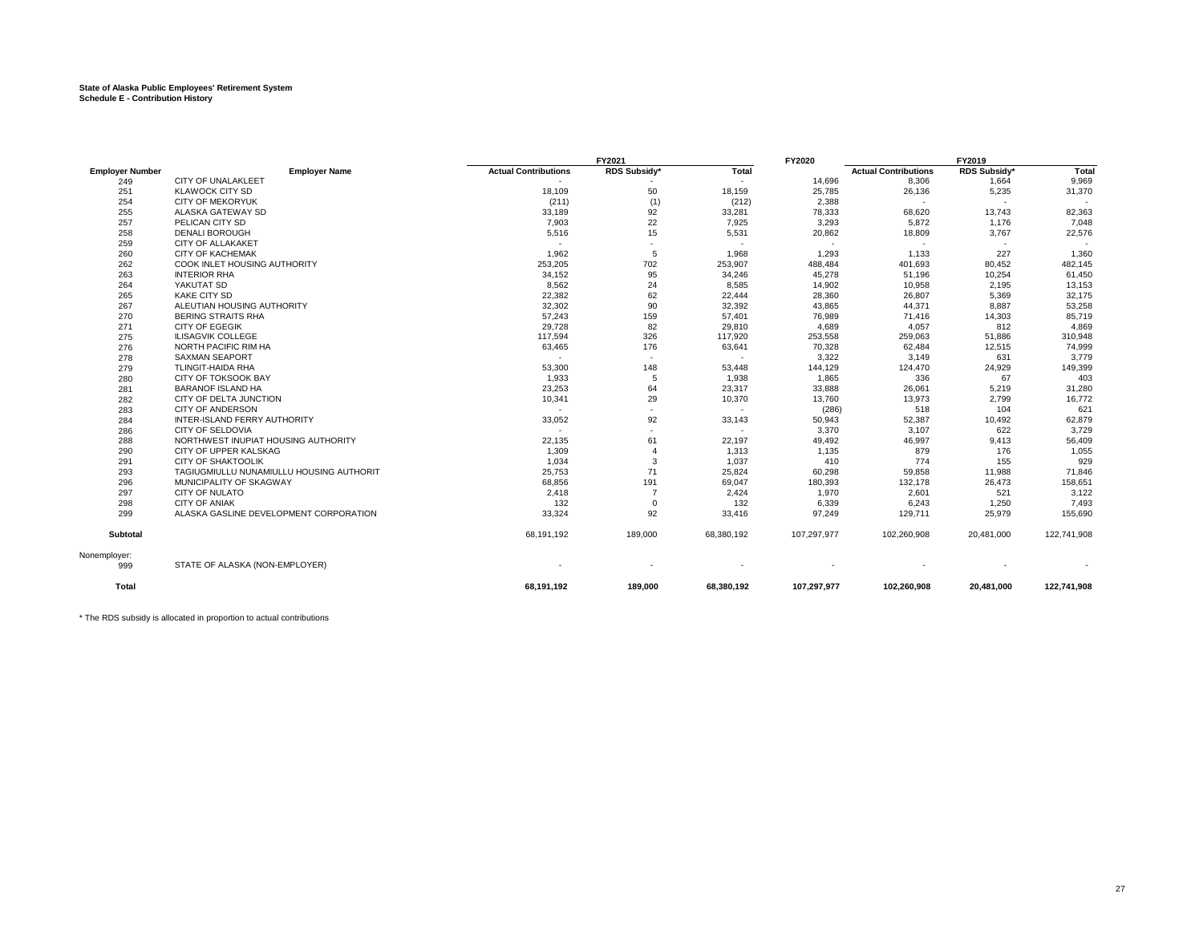**State of Alaska Public Employees' Retirement System**
**Schedule E - Contribution History**

| | | FY2021 | | | FY2020 | FY2019 | | |
|---|---|---|---|---|---|---|---|---|
| Employer Number | Employer Name | Actual Contributions | RDS Subsidy* | Total | | Actual Contributions | RDS Subsidy* | Total |
| 249 | CITY OF UNALAKLEET | - | - | - | 14,696 | 8,306 | 1,664 | 9,969 |
| 251 | KLAWOCK CITY SD | 18,109 | 50 | 18,159 | 25,785 | 26,136 | 5,235 | 31,370 |
| 254 | CITY OF MEKORYUK | (211) | (1) | (212) | 2,388 | - | - | - |
| 255 | ALASKA GATEWAY SD | 33,189 | 92 | 33,281 | 78,333 | 68,620 | 13,743 | 82,363 |
| 257 | PELICAN CITY SD | 7,903 | 22 | 7,925 | 3,293 | 5,872 | 1,176 | 7,048 |
| 258 | DENALI BOROUGH | 5,516 | 15 | 5,531 | 20,862 | 18,809 | 3,767 | 22,576 |
| 259 | CITY OF ALLAKAKET | - | - | - | - | - | - | - |
| 260 | CITY OF KACHEMAK | 1,962 | 5 | 1,968 | 1,293 | 1,133 | 227 | 1,360 |
| 262 | COOK INLET HOUSING AUTHORITY | 253,205 | 702 | 253,907 | 488,484 | 401,693 | 80,452 | 482,145 |
| 263 | INTERIOR RHA | 34,152 | 95 | 34,246 | 45,278 | 51,196 | 10,254 | 61,450 |
| 264 | YAKUTAT SD | 8,562 | 24 | 8,585 | 14,902 | 10,958 | 2,195 | 13,153 |
| 265 | KAKE CITY SD | 22,382 | 62 | 22,444 | 28,360 | 26,807 | 5,369 | 32,175 |
| 267 | ALEUTIAN HOUSING AUTHORITY | 32,302 | 90 | 32,392 | 43,865 | 44,371 | 8,887 | 53,258 |
| 270 | BERING STRAITS RHA | 57,243 | 159 | 57,401 | 76,989 | 71,416 | 14,303 | 85,719 |
| 271 | CITY OF EGEGIK | 29,728 | 82 | 29,810 | 4,689 | 4,057 | 812 | 4,869 |
| 275 | ILISAGVIK COLLEGE | 117,594 | 326 | 117,920 | 253,558 | 259,063 | 51,886 | 310,948 |
| 276 | NORTH PACIFIC RIM HA | 63,465 | 176 | 63,641 | 70,328 | 62,484 | 12,515 | 74,999 |
| 278 | SAXMAN SEAPORT | - | - | - | 3,322 | 3,149 | 631 | 3,779 |
| 279 | TLINGIT-HAIDA RHA | 53,300 | 148 | 53,448 | 144,129 | 124,470 | 24,929 | 149,399 |
| 280 | CITY OF TOKSOOK BAY | 1,933 | 5 | 1,938 | 1,865 | 336 | 67 | 403 |
| 281 | BARANOF ISLAND HA | 23,253 | 64 | 23,317 | 33,888 | 26,061 | 5,219 | 31,280 |
| 282 | CITY OF DELTA JUNCTION | 10,341 | 29 | 10,370 | 13,760 | 13,973 | 2,799 | 16,772 |
| 283 | CITY OF ANDERSON | - | - | - | (286) | 518 | 104 | 621 |
| 284 | INTER-ISLAND FERRY AUTHORITY | 33,052 | 92 | 33,143 | 50,943 | 52,387 | 10,492 | 62,879 |
| 286 | CITY OF SELDOVIA | - | - | - | 3,370 | 3,107 | 622 | 3,729 |
| 288 | NORTHWEST INUPIAT HOUSING AUTHORITY | 22,135 | 61 | 22,197 | 49,492 | 46,997 | 9,413 | 56,409 |
| 290 | CITY OF UPPER KALSKAG | 1,309 | 4 | 1,313 | 1,135 | 879 | 176 | 1,055 |
| 291 | CITY OF SHAKTOOLIK | 1,034 | 3 | 1,037 | 410 | 774 | 155 | 929 |
| 293 | TAGIUGMIULLU NUNAMIULLU HOUSING AUTHORIT | 25,753 | 71 | 25,824 | 60,298 | 59,858 | 11,988 | 71,846 |
| 296 | MUNICIPALITY OF SKAGWAY | 68,856 | 191 | 69,047 | 180,393 | 132,178 | 26,473 | 158,651 |
| 297 | CITY OF NULATO | 2,418 | 7 | 2,424 | 1,970 | 2,601 | 521 | 3,122 |
| 298 | CITY OF ANIAK | 132 | 0 | 132 | 6,339 | 6,243 | 1,250 | 7,493 |
| 299 | ALASKA GASLINE DEVELOPMENT CORPORATION | 33,324 | 92 | 33,416 | 97,249 | 129,711 | 25,979 | 155,690 |
| **Subtotal** | | 68,191,192 | 189,000 | 68,380,192 | 107,297,977 | 102,260,908 | 20,481,000 | 122,741,908 |
| Nonemployer: | | | | | | | | |
| 999 | STATE OF ALASKA (NON-EMPLOYER) | - | - | - | - | - | - | - |
| **Total** | | **68,191,192** | **189,000** | **68,380,192** | **107,297,977** | **102,260,908** | **20,481,000** | **122,741,908** |

* The RDS subsidy is allocated in proportion to actual contributions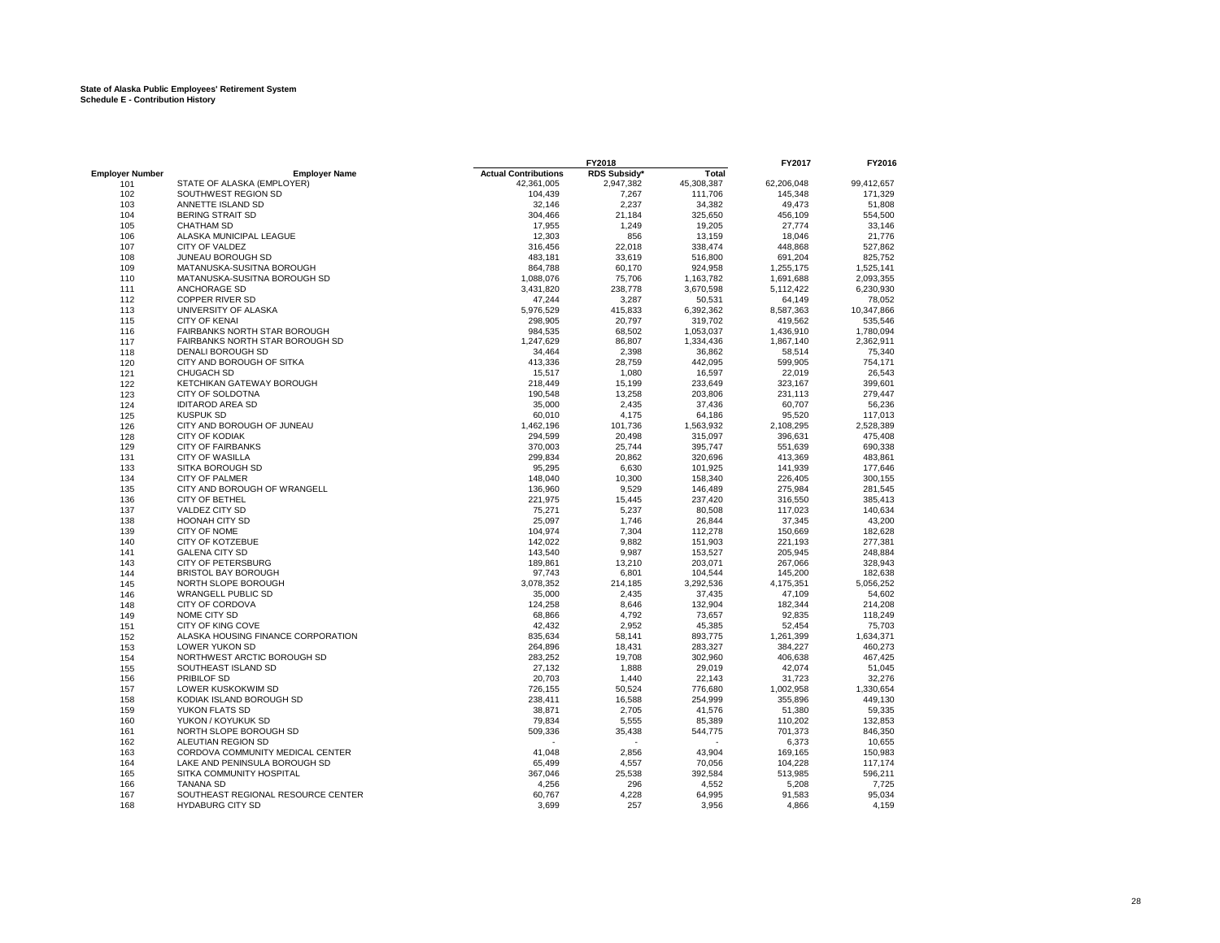**State of Alaska Public Employees' Retirement System**
**Schedule E - Contribution History**

| | | FY2018 | | | FY2017 | FY2016 |
|---|---|---|---|---|---|---|
| Employer Number | Employer Name | Actual Contributions | RDS Subsidy* | Total | | |
| 101 | STATE OF ALASKA (EMPLOYER) | 42,361,005 | 2,947,382 | 45,308,387 | 62,206,048 | 99,412,657 |
| 102 | SOUTHWEST REGION SD | 104,439 | 7,267 | 111,706 | 145,348 | 171,329 |
| 103 | ANNETTE ISLAND SD | 32,146 | 2,237 | 34,382 | 49,473 | 51,808 |
| 104 | BERING STRAIT SD | 304,466 | 21,184 | 325,650 | 456,109 | 554,500 |
| 105 | CHATHAM SD | 17,955 | 1,249 | 19,205 | 27,774 | 33,146 |
| 106 | ALASKA MUNICIPAL LEAGUE | 12,303 | 856 | 13,159 | 18,046 | 21,776 |
| 107 | CITY OF VALDEZ | 316,456 | 22,018 | 338,474 | 448,868 | 527,862 |
| 108 | JUNEAU BOROUGH SD | 483,181 | 33,619 | 516,800 | 691,204 | 825,752 |
| 109 | MATANUSKA-SUSITNA BOROUGH | 864,788 | 60,170 | 924,958 | 1,255,175 | 1,525,141 |
| 110 | MATANUSKA-SUSITNA BOROUGH SD | 1,088,076 | 75,706 | 1,163,782 | 1,691,688 | 2,093,355 |
| 111 | ANCHORAGE SD | 3,431,820 | 238,778 | 3,670,598 | 5,112,422 | 6,230,930 |
| 112 | COPPER RIVER SD | 47,244 | 3,287 | 50,531 | 64,149 | 78,052 |
| 113 | UNIVERSITY OF ALASKA | 5,976,529 | 415,833 | 6,392,362 | 8,587,363 | 10,347,866 |
| 115 | CITY OF KENAI | 298,905 | 20,797 | 319,702 | 419,562 | 535,546 |
| 116 | FAIRBANKS NORTH STAR BOROUGH | 984,535 | 68,502 | 1,053,037 | 1,436,910 | 1,780,094 |
| 117 | FAIRBANKS NORTH STAR BOROUGH SD | 1,247,629 | 86,807 | 1,334,436 | 1,867,140 | 2,362,911 |
| 118 | DENALI BOROUGH SD | 34,464 | 2,398 | 36,862 | 58,514 | 75,340 |
| 120 | CITY AND BOROUGH OF SITKA | 413,336 | 28,759 | 442,095 | 599,905 | 754,171 |
| 121 | CHUGACH SD | 15,517 | 1,080 | 16,597 | 22,019 | 26,543 |
| 122 | KETCHIKAN GATEWAY BOROUGH | 218,449 | 15,199 | 233,649 | 323,167 | 399,601 |
| 123 | CITY OF SOLDOTNA | 190,548 | 13,258 | 203,806 | 231,113 | 279,447 |
| 124 | IDITAROD AREA SD | 35,000 | 2,435 | 37,436 | 60,707 | 56,236 |
| 125 | KUSPUK SD | 60,010 | 4,175 | 64,186 | 95,520 | 117,013 |
| 126 | CITY AND BOROUGH OF JUNEAU | 1,462,196 | 101,736 | 1,563,932 | 2,108,295 | 2,528,389 |
| 128 | CITY OF KODIAK | 294,599 | 20,498 | 315,097 | 396,631 | 475,408 |
| 129 | CITY OF FAIRBANKS | 370,003 | 25,744 | 395,747 | 551,639 | 690,338 |
| 131 | CITY OF WASILLA | 299,834 | 20,862 | 320,696 | 413,369 | 483,861 |
| 133 | SITKA BOROUGH SD | 95,295 | 6,630 | 101,925 | 141,939 | 177,646 |
| 134 | CITY OF PALMER | 148,040 | 10,300 | 158,340 | 226,405 | 300,155 |
| 135 | CITY AND BOROUGH OF WRANGELL | 136,960 | 9,529 | 146,489 | 275,984 | 281,545 |
| 136 | CITY OF BETHEL | 221,975 | 15,445 | 237,420 | 316,550 | 385,413 |
| 137 | VALDEZ CITY SD | 75,271 | 5,237 | 80,508 | 117,023 | 140,634 |
| 138 | HOONAH CITY SD | 25,097 | 1,746 | 26,844 | 37,345 | 43,200 |
| 139 | CITY OF NOME | 104,974 | 7,304 | 112,278 | 150,669 | 182,628 |
| 140 | CITY OF KOTZEBUE | 142,022 | 9,882 | 151,903 | 221,193 | 277,381 |
| 141 | GALENA CITY SD | 143,540 | 9,987 | 153,527 | 205,945 | 248,884 |
| 143 | CITY OF PETERSBURG | 189,861 | 13,210 | 203,071 | 267,066 | 328,943 |
| 144 | BRISTOL BAY BOROUGH | 97,743 | 6,801 | 104,544 | 145,200 | 182,638 |
| 145 | NORTH SLOPE BOROUGH | 3,078,352 | 214,185 | 3,292,536 | 4,175,351 | 5,056,252 |
| 146 | WRANGELL PUBLIC SD | 35,000 | 2,435 | 37,435 | 47,109 | 54,602 |
| 148 | CITY OF CORDOVA | 124,258 | 8,646 | 132,904 | 182,344 | 214,208 |
| 149 | NOME CITY SD | 68,866 | 4,792 | 73,657 | 92,835 | 118,249 |
| 151 | CITY OF KING COVE | 42,432 | 2,952 | 45,385 | 52,454 | 75,703 |
| 152 | ALASKA HOUSING FINANCE CORPORATION | 835,634 | 58,141 | 893,775 | 1,261,399 | 1,634,371 |
| 153 | LOWER YUKON SD | 264,896 | 18,431 | 283,327 | 384,227 | 460,273 |
| 154 | NORTHWEST ARCTIC BOROUGH SD | 283,252 | 19,708 | 302,960 | 406,638 | 467,425 |
| 155 | SOUTHEAST ISLAND SD | 27,132 | 1,888 | 29,019 | 42,074 | 51,045 |
| 156 | PRIBILOF SD | 20,703 | 1,440 | 22,143 | 31,723 | 32,276 |
| 157 | LOWER KUSKOKWIM SD | 726,155 | 50,524 | 776,680 | 1,002,958 | 1,330,654 |
| 158 | KODIAK ISLAND BOROUGH SD | 238,411 | 16,588 | 254,999 | 355,896 | 449,130 |
| 159 | YUKON FLATS SD | 38,871 | 2,705 | 41,576 | 51,380 | 59,335 |
| 160 | YUKON / KOYUKUK SD | 79,834 | 5,555 | 85,389 | 110,202 | 132,853 |
| 161 | NORTH SLOPE BOROUGH SD | 509,336 | 35,438 | 544,775 | 701,373 | 846,350 |
| 162 | ALEUTIAN REGION SD | - | - | - | 6,373 | 10,655 |
| 163 | CORDOVA COMMUNITY MEDICAL CENTER | 41,048 | 2,856 | 43,904 | 169,165 | 150,983 |
| 164 | LAKE AND PENINSULA BOROUGH SD | 65,499 | 4,557 | 70,056 | 104,228 | 117,174 |
| 165 | SITKA COMMUNITY HOSPITAL | 367,046 | 25,538 | 392,584 | 513,985 | 596,211 |
| 166 | TANANA SD | 4,256 | 296 | 4,552 | 5,208 | 7,725 |
| 167 | SOUTHEAST REGIONAL RESOURCE CENTER | 60,767 | 4,228 | 64,995 | 91,583 | 95,034 |
| 168 | HYDABURG CITY SD | 3,699 | 257 | 3,956 | 4,866 | 4,159 |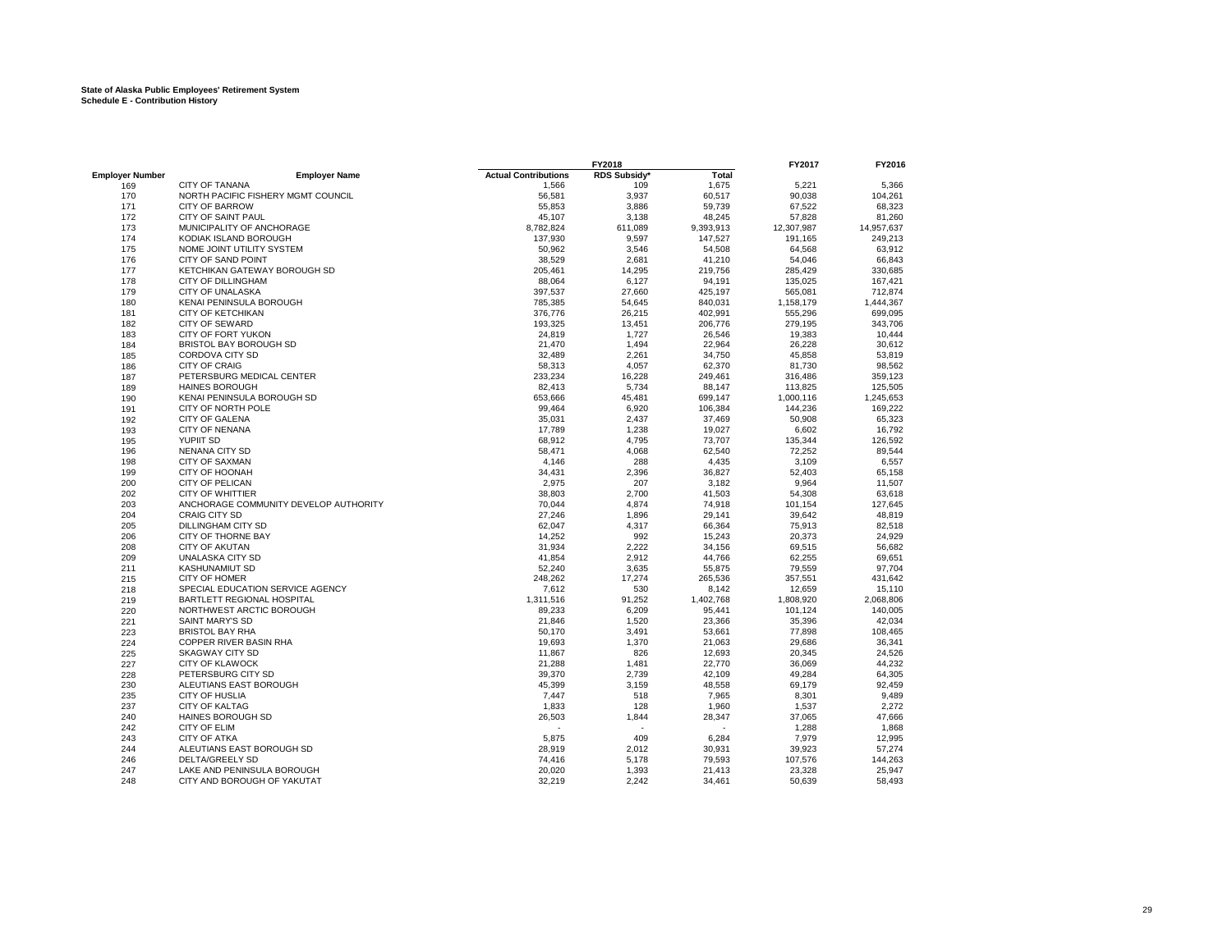**State of Alaska Public Employees' Retirement System**
**Schedule E - Contribution History**

| Employer Number | Employer Name | FY2018 Actual Contributions | FY2018 RDS Subsidy* | FY2018 Total | FY2017 | FY2016 |
|---|---|---|---|---|---|---|
| 169 | CITY OF TANANA | 1,566 | 109 | 1,675 | 5,221 | 5,366 |
| 170 | NORTH PACIFIC FISHERY MGMT COUNCIL | 56,581 | 3,937 | 60,517 | 90,038 | 104,261 |
| 171 | CITY OF BARROW | 55,853 | 3,886 | 59,739 | 67,522 | 68,323 |
| 172 | CITY OF SAINT PAUL | 45,107 | 3,138 | 48,245 | 57,828 | 81,260 |
| 173 | MUNICIPALITY OF ANCHORAGE | 8,782,824 | 611,089 | 9,393,913 | 12,307,987 | 14,957,637 |
| 174 | KODIAK ISLAND BOROUGH | 137,930 | 9,597 | 147,527 | 191,165 | 249,213 |
| 175 | NOME JOINT UTILITY SYSTEM | 50,962 | 3,546 | 54,508 | 64,568 | 63,912 |
| 176 | CITY OF SAND POINT | 38,529 | 2,681 | 41,210 | 54,046 | 66,843 |
| 177 | KETCHIKAN GATEWAY BOROUGH SD | 205,461 | 14,295 | 219,756 | 285,429 | 330,685 |
| 178 | CITY OF DILLINGHAM | 88,064 | 6,127 | 94,191 | 135,025 | 167,421 |
| 179 | CITY OF UNALASKA | 397,537 | 27,660 | 425,197 | 565,081 | 712,874 |
| 180 | KENAI PENINSULA BOROUGH | 785,385 | 54,645 | 840,031 | 1,158,179 | 1,444,367 |
| 181 | CITY OF KETCHIKAN | 376,776 | 26,215 | 402,991 | 555,296 | 699,095 |
| 182 | CITY OF SEWARD | 193,325 | 13,451 | 206,776 | 279,195 | 343,706 |
| 183 | CITY OF FORT YUKON | 24,819 | 1,727 | 26,546 | 19,383 | 10,444 |
| 184 | BRISTOL BAY BOROUGH SD | 21,470 | 1,494 | 22,964 | 26,228 | 30,612 |
| 185 | CORDOVA CITY SD | 32,489 | 2,261 | 34,750 | 45,858 | 53,819 |
| 186 | CITY OF CRAIG | 58,313 | 4,057 | 62,370 | 81,730 | 98,562 |
| 187 | PETERSBURG MEDICAL CENTER | 233,234 | 16,228 | 249,461 | 316,486 | 359,123 |
| 189 | HAINES BOROUGH | 82,413 | 5,734 | 88,147 | 113,825 | 125,505 |
| 190 | KENAI PENINSULA BOROUGH SD | 653,666 | 45,481 | 699,147 | 1,000,116 | 1,245,653 |
| 191 | CITY OF NORTH POLE | 99,464 | 6,920 | 106,384 | 144,236 | 169,222 |
| 192 | CITY OF GALENA | 35,031 | 2,437 | 37,469 | 50,908 | 65,323 |
| 193 | CITY OF NENANA | 17,789 | 1,238 | 19,027 | 6,602 | 16,792 |
| 195 | YUPIIT SD | 68,912 | 4,795 | 73,707 | 135,344 | 126,592 |
| 196 | NENANA CITY SD | 58,471 | 4,068 | 62,540 | 72,252 | 89,544 |
| 198 | CITY OF SAXMAN | 4,146 | 288 | 4,435 | 3,109 | 6,557 |
| 199 | CITY OF HOONAH | 34,431 | 2,396 | 36,827 | 52,403 | 65,158 |
| 200 | CITY OF PELICAN | 2,975 | 207 | 3,182 | 9,964 | 11,507 |
| 202 | CITY OF WHITTIER | 38,803 | 2,700 | 41,503 | 54,308 | 63,618 |
| 203 | ANCHORAGE COMMUNITY DEVELOP AUTHORITY | 70,044 | 4,874 | 74,918 | 101,154 | 127,645 |
| 204 | CRAIG CITY SD | 27,246 | 1,896 | 29,141 | 39,642 | 48,819 |
| 205 | DILLINGHAM CITY SD | 62,047 | 4,317 | 66,364 | 75,913 | 82,518 |
| 206 | CITY OF THORNE BAY | 14,252 | 992 | 15,243 | 20,373 | 24,929 |
| 208 | CITY OF AKUTAN | 31,934 | 2,222 | 34,156 | 69,515 | 56,682 |
| 209 | UNALASKA CITY SD | 41,854 | 2,912 | 44,766 | 62,255 | 69,651 |
| 211 | KASHUNAMIUT SD | 52,240 | 3,635 | 55,875 | 79,559 | 97,704 |
| 215 | CITY OF HOMER | 248,262 | 17,274 | 265,536 | 357,551 | 431,642 |
| 218 | SPECIAL EDUCATION SERVICE AGENCY | 7,612 | 530 | 8,142 | 12,659 | 15,110 |
| 219 | BARTLETT REGIONAL HOSPITAL | 1,311,516 | 91,252 | 1,402,768 | 1,808,920 | 2,068,806 |
| 220 | NORTHWEST ARCTIC BOROUGH | 89,233 | 6,209 | 95,441 | 101,124 | 140,005 |
| 221 | SAINT MARY'S SD | 21,846 | 1,520 | 23,366 | 35,396 | 42,034 |
| 223 | BRISTOL BAY RHA | 50,170 | 3,491 | 53,661 | 77,898 | 108,465 |
| 224 | COPPER RIVER BASIN RHA | 19,693 | 1,370 | 21,063 | 29,686 | 36,341 |
| 225 | SKAGWAY CITY SD | 11,867 | 826 | 12,693 | 20,345 | 24,526 |
| 227 | CITY OF KLAWOCK | 21,288 | 1,481 | 22,770 | 36,069 | 44,232 |
| 228 | PETERSBURG CITY SD | 39,370 | 2,739 | 42,109 | 49,284 | 64,305 |
| 230 | ALEUTIANS EAST BOROUGH | 45,399 | 3,159 | 48,558 | 69,179 | 92,459 |
| 235 | CITY OF HUSLIA | 7,447 | 518 | 7,965 | 8,301 | 9,489 |
| 237 | CITY OF KALTAG | 1,833 | 128 | 1,960 | 1,537 | 2,272 |
| 240 | HAINES BOROUGH SD | 26,503 | 1,844 | 28,347 | 37,065 | 47,666 |
| 242 | CITY OF ELIM | - | - | - | 1,288 | 1,868 |
| 243 | CITY OF ATKA | 5,875 | 409 | 6,284 | 7,979 | 12,995 |
| 244 | ALEUTIANS EAST BOROUGH SD | 28,919 | 2,012 | 30,931 | 39,923 | 57,274 |
| 246 | DELTA/GREELY SD | 74,416 | 5,178 | 79,593 | 107,576 | 144,263 |
| 247 | LAKE AND PENINSULA BOROUGH | 20,020 | 1,393 | 21,413 | 23,328 | 25,947 |
| 248 | CITY AND BOROUGH OF YAKUTAT | 32,219 | 2,242 | 34,461 | 50,639 | 58,493 |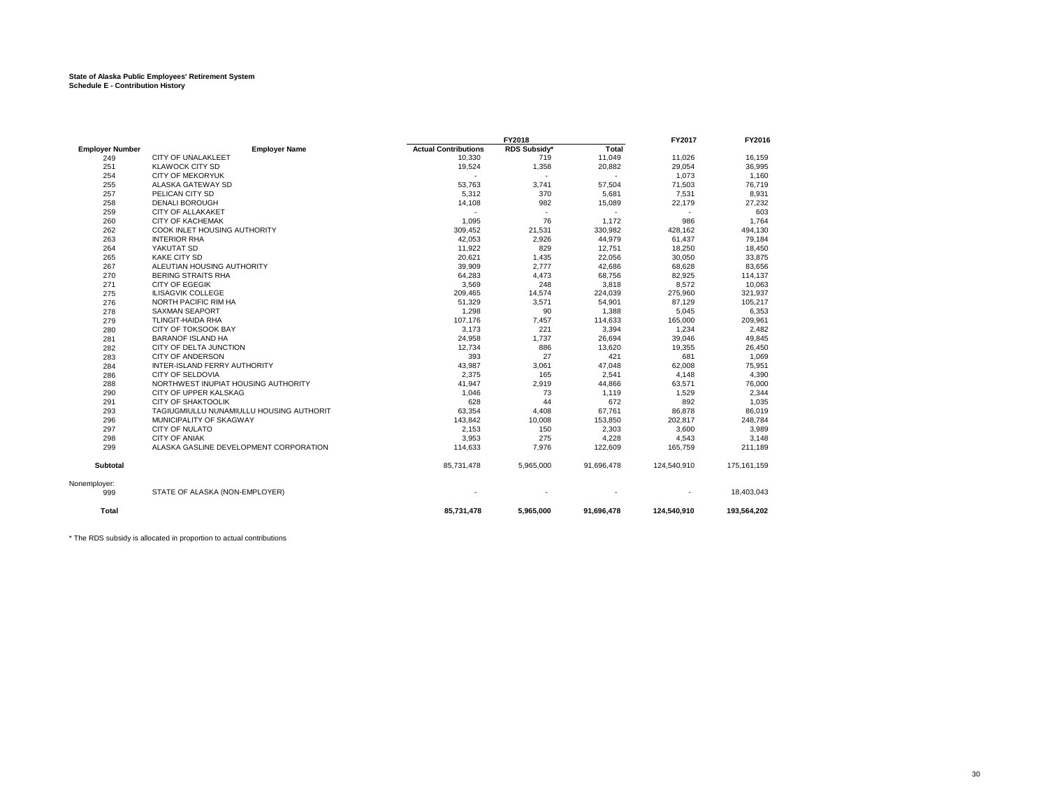**State of Alaska Public Employees' Retirement System**
**Schedule E - Contribution History**

| | | FY2018 | | | FY2017 | FY2016 |
|---|---|---|---|---|---|---|
| **Employer Number** | **Employer Name** | **Actual Contributions** | **RDS Subsidy*** | **Total** | | |
| 249 | CITY OF UNALAKLEET | 10,330 | 719 | 11,049 | 11,026 | 16,159 |
| 251 | KLAWOCK CITY SD | 19,524 | 1,358 | 20,882 | 29,054 | 36,995 |
| 254 | CITY OF MEKORYUK | - | - | - | 1,073 | 1,160 |
| 255 | ALASKA GATEWAY SD | 53,763 | 3,741 | 57,504 | 71,503 | 76,719 |
| 257 | PELICAN CITY SD | 5,312 | 370 | 5,681 | 7,531 | 8,931 |
| 258 | DENALI BOROUGH | 14,108 | 982 | 15,089 | 22,179 | 27,232 |
| 259 | CITY OF ALLAKAKET | - | - | - | - | 603 |
| 260 | CITY OF KACHEMAK | 1,095 | 76 | 1,172 | 986 | 1,764 |
| 262 | COOK INLET HOUSING AUTHORITY | 309,452 | 21,531 | 330,982 | 428,162 | 494,130 |
| 263 | INTERIOR RHA | 42,053 | 2,926 | 44,979 | 61,437 | 79,184 |
| 264 | YAKUTAT SD | 11,922 | 829 | 12,751 | 18,250 | 18,450 |
| 265 | KAKE CITY SD | 20,621 | 1,435 | 22,056 | 30,050 | 33,875 |
| 267 | ALEUTIAN HOUSING AUTHORITY | 39,909 | 2,777 | 42,686 | 68,628 | 83,656 |
| 270 | BERING STRAITS RHA | 64,283 | 4,473 | 68,756 | 82,925 | 114,137 |
| 271 | CITY OF EGEGIK | 3,569 | 248 | 3,818 | 8,572 | 10,063 |
| 275 | ILISAGVIK COLLEGE | 209,465 | 14,574 | 224,039 | 275,960 | 321,937 |
| 276 | NORTH PACIFIC RIM HA | 51,329 | 3,571 | 54,901 | 87,129 | 105,217 |
| 278 | SAXMAN SEAPORT | 1,298 | 90 | 1,388 | 5,045 | 6,353 |
| 279 | TLINGIT-HAIDA RHA | 107,176 | 7,457 | 114,633 | 165,000 | 209,961 |
| 280 | CITY OF TOKSOOK BAY | 3,173 | 221 | 3,394 | 1,234 | 2,482 |
| 281 | BARANOF ISLAND HA | 24,958 | 1,737 | 26,694 | 39,046 | 49,845 |
| 282 | CITY OF DELTA JUNCTION | 12,734 | 886 | 13,620 | 19,355 | 26,450 |
| 283 | CITY OF ANDERSON | 393 | 27 | 421 | 681 | 1,069 |
| 284 | INTER-ISLAND FERRY AUTHORITY | 43,987 | 3,061 | 47,048 | 62,008 | 75,951 |
| 286 | CITY OF SELDOVIA | 2,375 | 165 | 2,541 | 4,148 | 4,390 |
| 288 | NORTHWEST INUPIAT HOUSING AUTHORITY | 41,947 | 2,919 | 44,866 | 63,571 | 76,000 |
| 290 | CITY OF UPPER KALSKAG | 1,046 | 73 | 1,119 | 1,529 | 2,344 |
| 291 | CITY OF SHAKTOOLIK | 628 | 44 | 672 | 892 | 1,035 |
| 293 | TAGIUGMIULLU NUNAMIULLU HOUSING AUTHORIT | 63,354 | 4,408 | 67,761 | 86,878 | 86,019 |
| 296 | MUNICIPALITY OF SKAGWAY | 143,842 | 10,008 | 153,850 | 202,817 | 248,784 |
| 297 | CITY OF NULATO | 2,153 | 150 | 2,303 | 3,600 | 3,989 |
| 298 | CITY OF ANIAK | 3,953 | 275 | 4,228 | 4,543 | 3,148 |
| 299 | ALASKA GASLINE DEVELOPMENT CORPORATION | 114,633 | 7,976 | 122,609 | 165,759 | 211,189 |
| **Subtotal** | | 85,731,478 | 5,965,000 | 91,696,478 | 124,540,910 | 175,161,159 |
| Nonemployer: | | | | | | |
| 999 | STATE OF ALASKA (NON-EMPLOYER) | - | - | - | - | 18,403,043 |
| **Total** | | **85,731,478** | **5,965,000** | **91,696,478** | **124,540,910** | **193,564,202** |

\* The RDS subsidy is allocated in proportion to actual contributions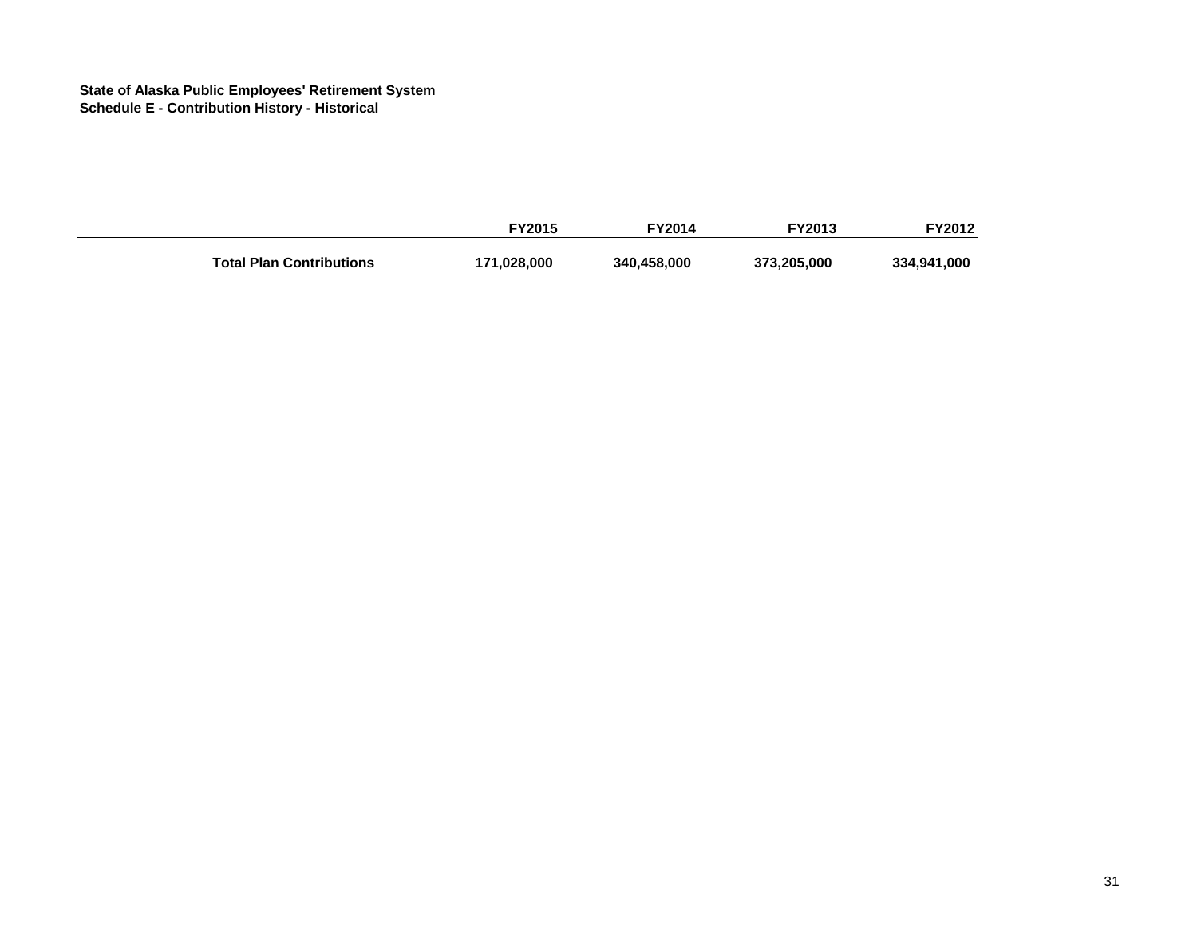**State of Alaska Public Employees' Retirement System**
**Schedule E - Contribution History - Historical**

| | FY2015 | FY2014 | FY2013 | FY2012 |
|---|---|---|---|---|
| **Total Plan Contributions** | **171,028,000** | **340,458,000** | **373,205,000** | **334,941,000** |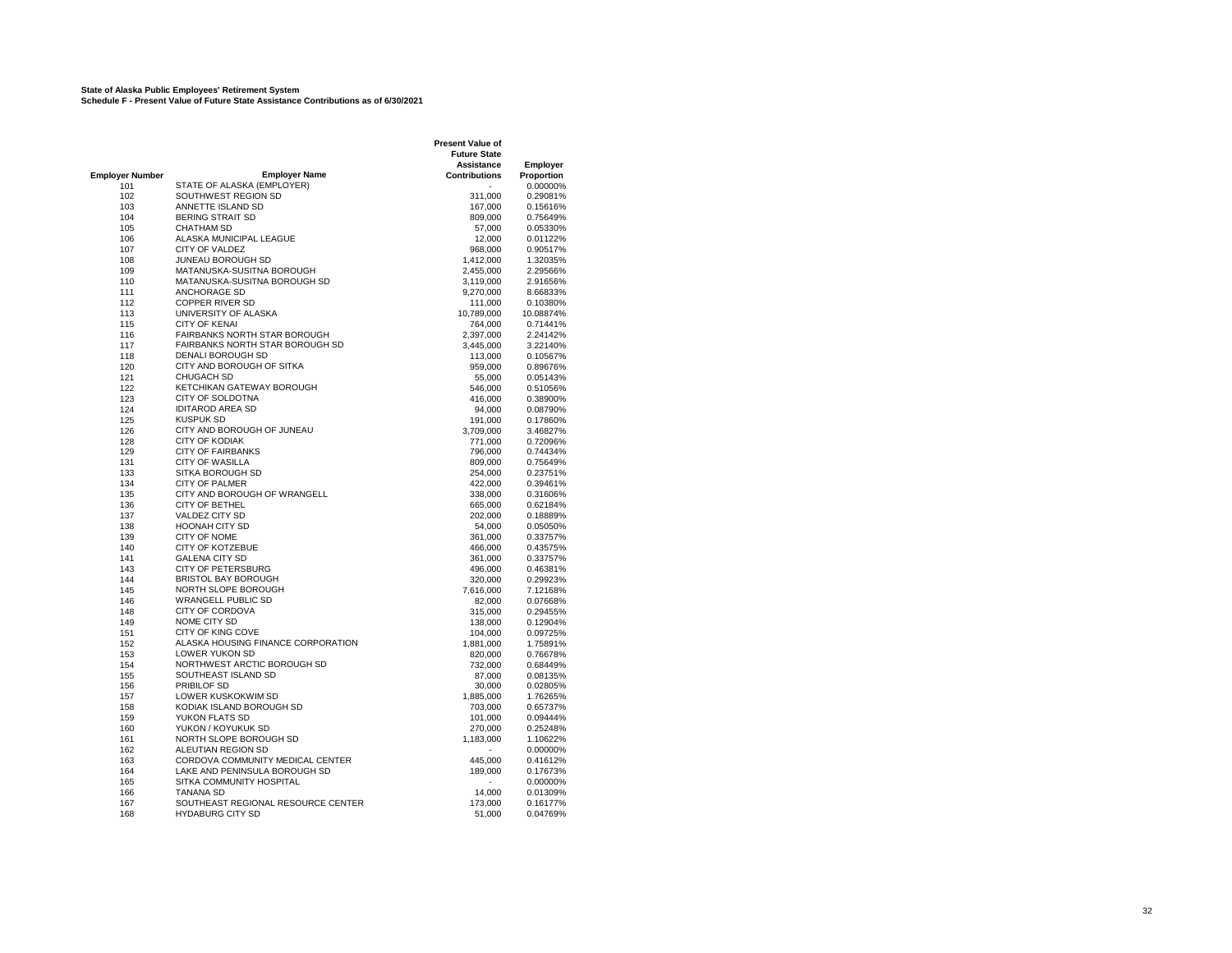**State of Alaska Public Employees' Retirement System**
**Schedule F - Present Value of Future State Assistance Contributions as of 6/30/2021**

| Employer Number | Employer Name | Present Value of Future State Assistance Contributions | Employer Proportion |
|---|---|---|---|
| 101 | STATE OF ALASKA (EMPLOYER) | - | 0.00000% |
| 102 | SOUTHWEST REGION SD | 311,000 | 0.29081% |
| 103 | ANNETTE ISLAND SD | 167,000 | 0.15616% |
| 104 | BERING STRAIT SD | 809,000 | 0.75649% |
| 105 | CHATHAM SD | 57,000 | 0.05330% |
| 106 | ALASKA MUNICIPAL LEAGUE | 12,000 | 0.01122% |
| 107 | CITY OF VALDEZ | 968,000 | 0.90517% |
| 108 | JUNEAU BOROUGH SD | 1,412,000 | 1.32035% |
| 109 | MATANUSKA-SUSITNA BOROUGH | 2,455,000 | 2.29566% |
| 110 | MATANUSKA-SUSITNA BOROUGH SD | 3,119,000 | 2.91656% |
| 111 | ANCHORAGE SD | 9,270,000 | 8.66833% |
| 112 | COPPER RIVER SD | 111,000 | 0.10380% |
| 113 | UNIVERSITY OF ALASKA | 10,789,000 | 10.08874% |
| 115 | CITY OF KENAI | 764,000 | 0.71441% |
| 116 | FAIRBANKS NORTH STAR BOROUGH | 2,397,000 | 2.24142% |
| 117 | FAIRBANKS NORTH STAR BOROUGH SD | 3,445,000 | 3.22140% |
| 118 | DENALI BOROUGH SD | 113,000 | 0.10567% |
| 120 | CITY AND BOROUGH OF SITKA | 959,000 | 0.89676% |
| 121 | CHUGACH SD | 55,000 | 0.05143% |
| 122 | KETCHIKAN GATEWAY BOROUGH | 546,000 | 0.51056% |
| 123 | CITY OF SOLDOTNA | 416,000 | 0.38900% |
| 124 | IDITAROD AREA SD | 94,000 | 0.08790% |
| 125 | KUSPUK SD | 191,000 | 0.17860% |
| 126 | CITY AND BOROUGH OF JUNEAU | 3,709,000 | 3.46827% |
| 128 | CITY OF KODIAK | 771,000 | 0.72096% |
| 129 | CITY OF FAIRBANKS | 796,000 | 0.74434% |
| 131 | CITY OF WASILLA | 809,000 | 0.75649% |
| 133 | SITKA BOROUGH SD | 254,000 | 0.23751% |
| 134 | CITY OF PALMER | 422,000 | 0.39461% |
| 135 | CITY AND BOROUGH OF WRANGELL | 338,000 | 0.31606% |
| 136 | CITY OF BETHEL | 665,000 | 0.62184% |
| 137 | VALDEZ CITY SD | 202,000 | 0.18889% |
| 138 | HOONAH CITY SD | 54,000 | 0.05050% |
| 139 | CITY OF NOME | 361,000 | 0.33757% |
| 140 | CITY OF KOTZEBUE | 466,000 | 0.43575% |
| 141 | GALENA CITY SD | 361,000 | 0.33757% |
| 143 | CITY OF PETERSBURG | 496,000 | 0.46381% |
| 144 | BRISTOL BAY BOROUGH | 320,000 | 0.29923% |
| 145 | NORTH SLOPE BOROUGH | 7,616,000 | 7.12168% |
| 146 | WRANGELL PUBLIC SD | 82,000 | 0.07668% |
| 148 | CITY OF CORDOVA | 315,000 | 0.29455% |
| 149 | NOME CITY SD | 138,000 | 0.12904% |
| 151 | CITY OF KING COVE | 104,000 | 0.09725% |
| 152 | ALASKA HOUSING FINANCE CORPORATION | 1,881,000 | 1.75891% |
| 153 | LOWER YUKON SD | 820,000 | 0.76678% |
| 154 | NORTHWEST ARCTIC BOROUGH SD | 732,000 | 0.68449% |
| 155 | SOUTHEAST ISLAND SD | 87,000 | 0.08135% |
| 156 | PRIBILOF SD | 30,000 | 0.02805% |
| 157 | LOWER KUSKOKWIM SD | 1,885,000 | 1.76265% |
| 158 | KODIAK ISLAND BOROUGH SD | 703,000 | 0.65737% |
| 159 | YUKON FLATS SD | 101,000 | 0.09444% |
| 160 | YUKON / KOYUKUK SD | 270,000 | 0.25248% |
| 161 | NORTH SLOPE BOROUGH SD | 1,183,000 | 1.10622% |
| 162 | ALEUTIAN REGION SD | - | 0.00000% |
| 163 | CORDOVA COMMUNITY MEDICAL CENTER | 445,000 | 0.41612% |
| 164 | LAKE AND PENINSULA BOROUGH SD | 189,000 | 0.17673% |
| 165 | SITKA COMMUNITY HOSPITAL | - | 0.00000% |
| 166 | TANANA SD | 14,000 | 0.01309% |
| 167 | SOUTHEAST REGIONAL RESOURCE CENTER | 173,000 | 0.16177% |
| 168 | HYDABURG CITY SD | 51,000 | 0.04769% |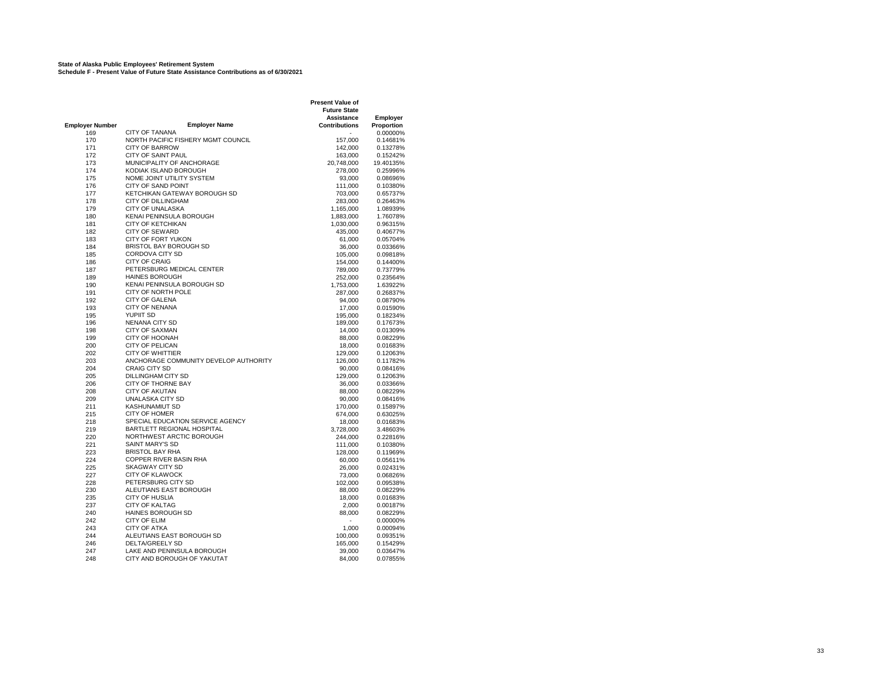**State of Alaska Public Employees' Retirement System**
**Schedule F - Present Value of Future State Assistance Contributions as of 6/30/2021**

| Employer Number | Employer Name | Present Value of Future State Assistance Contributions | Employer Proportion |
|---|---|---|---|
| 169 | CITY OF TANANA | - | 0.00000% |
| 170 | NORTH PACIFIC FISHERY MGMT COUNCIL | 157,000 | 0.14681% |
| 171 | CITY OF BARROW | 142,000 | 0.13278% |
| 172 | CITY OF SAINT PAUL | 163,000 | 0.15242% |
| 173 | MUNICIPALITY OF ANCHORAGE | 20,748,000 | 19.40135% |
| 174 | KODIAK ISLAND BOROUGH | 278,000 | 0.25996% |
| 175 | NOME JOINT UTILITY SYSTEM | 93,000 | 0.08696% |
| 176 | CITY OF SAND POINT | 111,000 | 0.10380% |
| 177 | KETCHIKAN GATEWAY BOROUGH SD | 703,000 | 0.65737% |
| 178 | CITY OF DILLINGHAM | 283,000 | 0.26463% |
| 179 | CITY OF UNALASKA | 1,165,000 | 1.08939% |
| 180 | KENAI PENINSULA BOROUGH | 1,883,000 | 1.76078% |
| 181 | CITY OF KETCHIKAN | 1,030,000 | 0.96315% |
| 182 | CITY OF SEWARD | 435,000 | 0.40677% |
| 183 | CITY OF FORT YUKON | 61,000 | 0.05704% |
| 184 | BRISTOL BAY BOROUGH SD | 36,000 | 0.03366% |
| 185 | CORDOVA CITY SD | 105,000 | 0.09818% |
| 186 | CITY OF CRAIG | 154,000 | 0.14400% |
| 187 | PETERSBURG MEDICAL CENTER | 789,000 | 0.73779% |
| 189 | HAINES BOROUGH | 252,000 | 0.23564% |
| 190 | KENAI PENINSULA BOROUGH SD | 1,753,000 | 1.63922% |
| 191 | CITY OF NORTH POLE | 287,000 | 0.26837% |
| 192 | CITY OF GALENA | 94,000 | 0.08790% |
| 193 | CITY OF NENANA | 17,000 | 0.01590% |
| 195 | YUPIIT SD | 195,000 | 0.18234% |
| 196 | NENANA CITY SD | 189,000 | 0.17673% |
| 198 | CITY OF SAXMAN | 14,000 | 0.01309% |
| 199 | CITY OF HOONAH | 88,000 | 0.08229% |
| 200 | CITY OF PELICAN | 18,000 | 0.01683% |
| 202 | CITY OF WHITTIER | 129,000 | 0.12063% |
| 203 | ANCHORAGE COMMUNITY DEVELOP AUTHORITY | 126,000 | 0.11782% |
| 204 | CRAIG CITY SD | 90,000 | 0.08416% |
| 205 | DILLINGHAM CITY SD | 129,000 | 0.12063% |
| 206 | CITY OF THORNE BAY | 36,000 | 0.03366% |
| 208 | CITY OF AKUTAN | 88,000 | 0.08229% |
| 209 | UNALASKA CITY SD | 90,000 | 0.08416% |
| 211 | KASHUNAMIUT SD | 170,000 | 0.15897% |
| 215 | CITY OF HOMER | 674,000 | 0.63025% |
| 218 | SPECIAL EDUCATION SERVICE AGENCY | 18,000 | 0.01683% |
| 219 | BARTLETT REGIONAL HOSPITAL | 3,728,000 | 3.48603% |
| 220 | NORTHWEST ARCTIC BOROUGH | 244,000 | 0.22816% |
| 221 | SAINT MARY'S SD | 111,000 | 0.10380% |
| 223 | BRISTOL BAY RHA | 128,000 | 0.11969% |
| 224 | COPPER RIVER BASIN RHA | 60,000 | 0.05611% |
| 225 | SKAGWAY CITY SD | 26,000 | 0.02431% |
| 227 | CITY OF KLAWOCK | 73,000 | 0.06826% |
| 228 | PETERSBURG CITY SD | 102,000 | 0.09538% |
| 230 | ALEUTIANS EAST BOROUGH | 88,000 | 0.08229% |
| 235 | CITY OF HUSLIA | 18,000 | 0.01683% |
| 237 | CITY OF KALTAG | 2,000 | 0.00187% |
| 240 | HAINES BOROUGH SD | 88,000 | 0.08229% |
| 242 | CITY OF ELIM | - | 0.00000% |
| 243 | CITY OF ATKA | 1,000 | 0.00094% |
| 244 | ALEUTIANS EAST BOROUGH SD | 100,000 | 0.09351% |
| 246 | DELTA/GREELY SD | 165,000 | 0.15429% |
| 247 | LAKE AND PENINSULA BOROUGH | 39,000 | 0.03647% |
| 248 | CITY AND BOROUGH OF YAKUTAT | 84,000 | 0.07855% |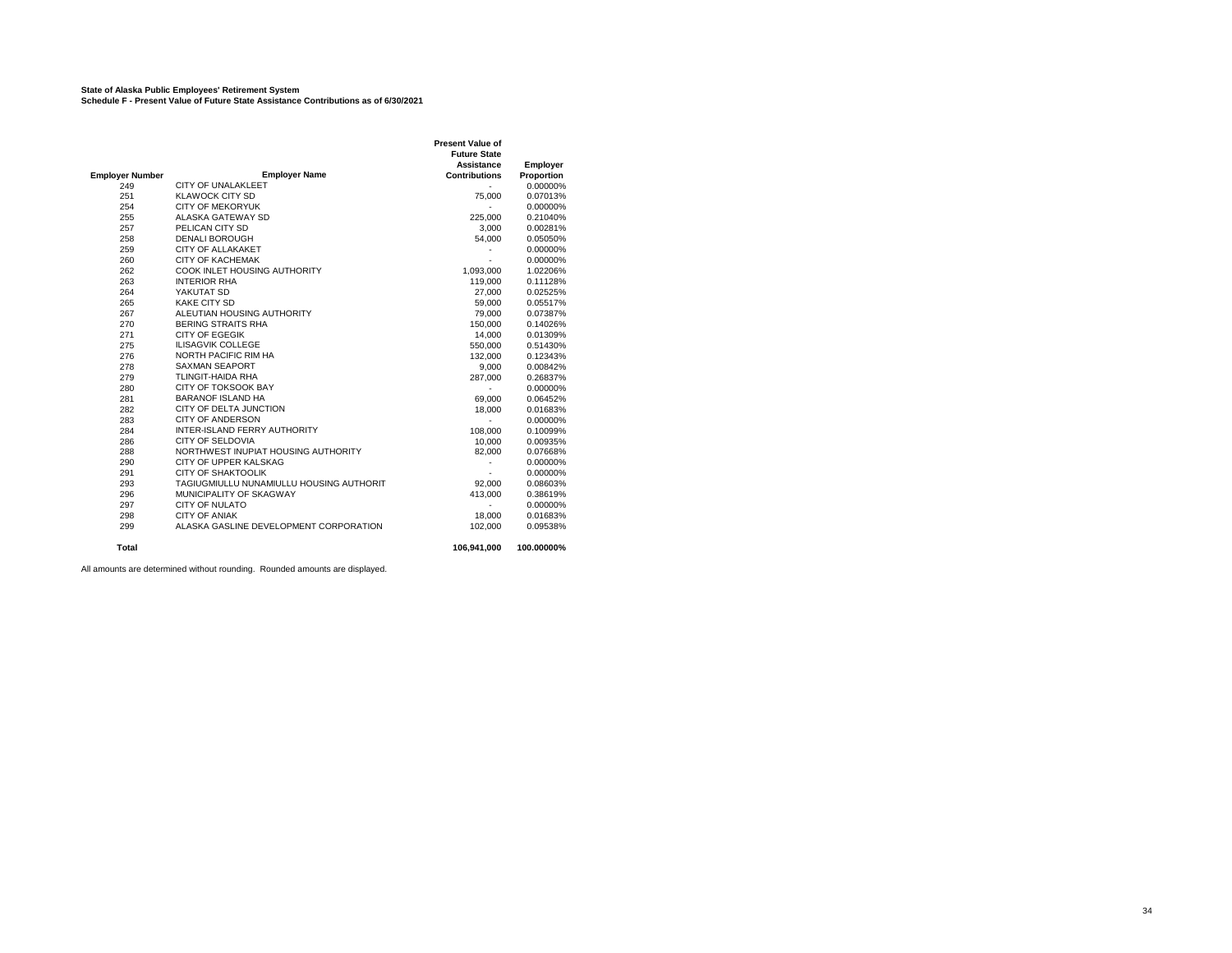**State of Alaska Public Employees' Retirement System**
**Schedule F - Present Value of Future State Assistance Contributions as of 6/30/2021**

| Employer Number | Employer Name | Present Value of Future State Assistance Contributions | Employer Proportion |
|---|---|---|---|
| 249 | CITY OF UNALAKLEET | - | 0.00000% |
| 251 | KLAWOCK CITY SD | 75,000 | 0.07013% |
| 254 | CITY OF MEKORYUK | - | 0.00000% |
| 255 | ALASKA GATEWAY SD | 225,000 | 0.21040% |
| 257 | PELICAN CITY SD | 3,000 | 0.00281% |
| 258 | DENALI BOROUGH | 54,000 | 0.05050% |
| 259 | CITY OF ALLAKAKET | - | 0.00000% |
| 260 | CITY OF KACHEMAK | - | 0.00000% |
| 262 | COOK INLET HOUSING AUTHORITY | 1,093,000 | 1.02206% |
| 263 | INTERIOR RHA | 119,000 | 0.11128% |
| 264 | YAKUTAT SD | 27,000 | 0.02525% |
| 265 | KAKE CITY SD | 59,000 | 0.05517% |
| 267 | ALEUTIAN HOUSING AUTHORITY | 79,000 | 0.07387% |
| 270 | BERING STRAITS RHA | 150,000 | 0.14026% |
| 271 | CITY OF EGEGIK | 14,000 | 0.01309% |
| 275 | ILISAGVIK COLLEGE | 550,000 | 0.51430% |
| 276 | NORTH PACIFIC RIM HA | 132,000 | 0.12343% |
| 278 | SAXMAN SEAPORT | 9,000 | 0.00842% |
| 279 | TLINGIT-HAIDA RHA | 287,000 | 0.26837% |
| 280 | CITY OF TOKSOOK BAY | - | 0.00000% |
| 281 | BARANOF ISLAND HA | 69,000 | 0.06452% |
| 282 | CITY OF DELTA JUNCTION | 18,000 | 0.01683% |
| 283 | CITY OF ANDERSON | - | 0.00000% |
| 284 | INTER-ISLAND FERRY AUTHORITY | 108,000 | 0.10099% |
| 286 | CITY OF SELDOVIA | 10,000 | 0.00935% |
| 288 | NORTHWEST INUPIAT HOUSING AUTHORITY | 82,000 | 0.07668% |
| 290 | CITY OF UPPER KALSKAG | - | 0.00000% |
| 291 | CITY OF SHAKTOOLIK | - | 0.00000% |
| 293 | TAGIUGMIULLU NUNAMIULLU HOUSING AUTHORIT | 92,000 | 0.08603% |
| 296 | MUNICIPALITY OF SKAGWAY | 413,000 | 0.38619% |
| 297 | CITY OF NULATO | - | 0.00000% |
| 298 | CITY OF ANIAK | 18,000 | 0.01683% |
| 299 | ALASKA GASLINE DEVELOPMENT CORPORATION | 102,000 | 0.09538% |
| **Total** | | **106,941,000** | **100.00000%** |

All amounts are determined without rounding. Rounded amounts are displayed.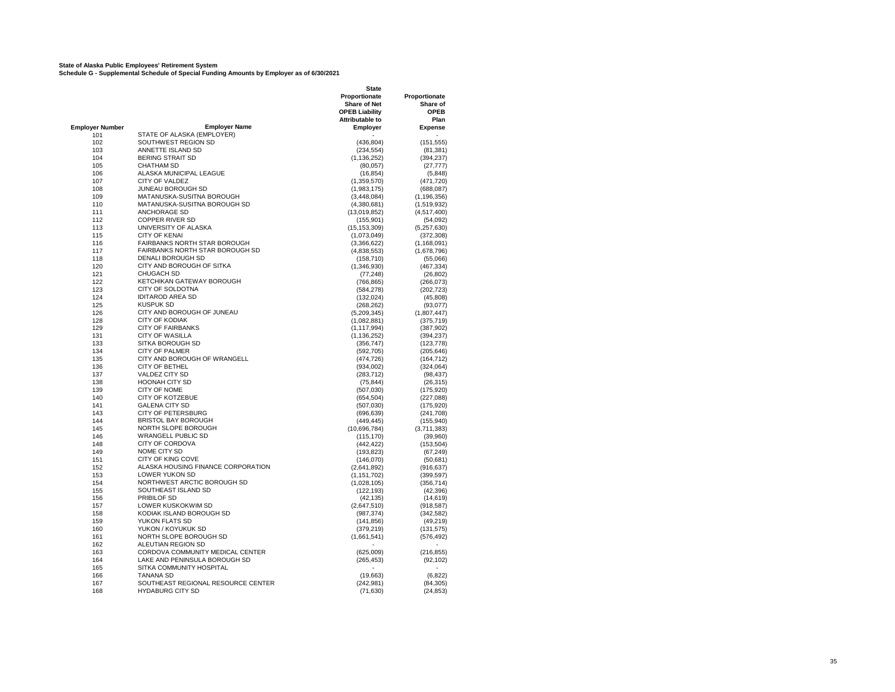**State of Alaska Public Employees' Retirement System**
**Schedule G - Supplemental Schedule of Special Funding Amounts by Employer as of 6/30/2021**

| Employer Number | Employer Name | State Proportionate Share of Net OPEB Liability Attributable to Employer | Proportionate Share of OPEB Plan Expense |
|---|---|---|---|
| 101 | STATE OF ALASKA (EMPLOYER) | - | - |
| 102 | SOUTHWEST REGION SD | (436,804) | (151,555) |
| 103 | ANNETTE ISLAND SD | (234,554) | (81,381) |
| 104 | BERING STRAIT SD | (1,136,252) | (394,237) |
| 105 | CHATHAM SD | (80,057) | (27,777) |
| 106 | ALASKA MUNICIPAL LEAGUE | (16,854) | (5,848) |
| 107 | CITY OF VALDEZ | (1,359,570) | (471,720) |
| 108 | JUNEAU BOROUGH SD | (1,983,175) | (688,087) |
| 109 | MATANUSKA-SUSITNA BOROUGH | (3,448,084) | (1,196,356) |
| 110 | MATANUSKA-SUSITNA BOROUGH SD | (4,380,681) | (1,519,932) |
| 111 | ANCHORAGE SD | (13,019,852) | (4,517,400) |
| 112 | COPPER RIVER SD | (155,901) | (54,092) |
| 113 | UNIVERSITY OF ALASKA | (15,153,309) | (5,257,630) |
| 115 | CITY OF KENAI | (1,073,049) | (372,308) |
| 116 | FAIRBANKS NORTH STAR BOROUGH | (3,366,622) | (1,168,091) |
| 117 | FAIRBANKS NORTH STAR BOROUGH SD | (4,838,553) | (1,678,796) |
| 118 | DENALI BOROUGH SD | (158,710) | (55,066) |
| 120 | CITY AND BOROUGH OF SITKA | (1,346,930) | (467,334) |
| 121 | CHUGACH SD | (77,248) | (26,802) |
| 122 | KETCHIKAN GATEWAY BOROUGH | (766,865) | (266,073) |
| 123 | CITY OF SOLDOTNA | (584,278) | (202,723) |
| 124 | IDITAROD AREA SD | (132,024) | (45,808) |
| 125 | KUSPUK SD | (268,262) | (93,077) |
| 126 | CITY AND BOROUGH OF JUNEAU | (5,209,345) | (1,807,447) |
| 128 | CITY OF KODIAK | (1,082,881) | (375,719) |
| 129 | CITY OF FAIRBANKS | (1,117,994) | (387,902) |
| 131 | CITY OF WASILLA | (1,136,252) | (394,237) |
| 133 | SITKA BOROUGH SD | (356,747) | (123,778) |
| 134 | CITY OF PALMER | (592,705) | (205,646) |
| 135 | CITY AND BOROUGH OF WRANGELL | (474,726) | (164,712) |
| 136 | CITY OF BETHEL | (934,002) | (324,064) |
| 137 | VALDEZ CITY SD | (283,712) | (98,437) |
| 138 | HOONAH CITY SD | (75,844) | (26,315) |
| 139 | CITY OF NOME | (507,030) | (175,920) |
| 140 | CITY OF KOTZEBUE | (654,504) | (227,088) |
| 141 | GALENA CITY SD | (507,030) | (175,920) |
| 143 | CITY OF PETERSBURG | (696,639) | (241,708) |
| 144 | BRISTOL BAY BOROUGH | (449,445) | (155,940) |
| 145 | NORTH SLOPE BOROUGH | (10,696,784) | (3,711,383) |
| 146 | WRANGELL PUBLIC SD | (115,170) | (39,960) |
| 148 | CITY OF CORDOVA | (442,422) | (153,504) |
| 149 | NOME CITY SD | (193,823) | (67,249) |
| 151 | CITY OF KING COVE | (146,070) | (50,681) |
| 152 | ALASKA HOUSING FINANCE CORPORATION | (2,641,892) | (916,637) |
| 153 | LOWER YUKON SD | (1,151,702) | (399,597) |
| 154 | NORTHWEST ARCTIC BOROUGH SD | (1,028,105) | (356,714) |
| 155 | SOUTHEAST ISLAND SD | (122,193) | (42,396) |
| 156 | PRIBILOF SD | (42,135) | (14,619) |
| 157 | LOWER KUSKOKWIM SD | (2,647,510) | (918,587) |
| 158 | KODIAK ISLAND BOROUGH SD | (987,374) | (342,582) |
| 159 | YUKON FLATS SD | (141,856) | (49,219) |
| 160 | YUKON / KOYUKUK SD | (379,219) | (131,575) |
| 161 | NORTH SLOPE BOROUGH SD | (1,661,541) | (576,492) |
| 162 | ALEUTIAN REGION SD | - | - |
| 163 | CORDOVA COMMUNITY MEDICAL CENTER | (625,009) | (216,855) |
| 164 | LAKE AND PENINSULA BOROUGH SD | (265,453) | (92,102) |
| 165 | SITKA COMMUNITY HOSPITAL | - | - |
| 166 | TANANA SD | (19,663) | (6,822) |
| 167 | SOUTHEAST REGIONAL RESOURCE CENTER | (242,981) | (84,305) |
| 168 | HYDABURG CITY SD | (71,630) | (24,853) |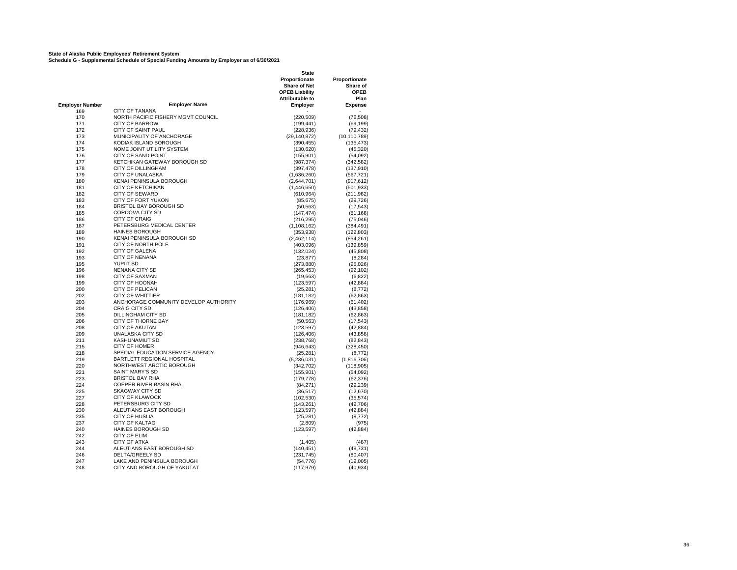**State of Alaska Public Employees' Retirement System**
**Schedule G - Supplemental Schedule of Special Funding Amounts by Employer as of 6/30/2021**

| Employer Number | Employer Name | State Proportionate Share of Net OPEB Liability Attributable to Employer | Proportionate Share of OPEB Plan Expense |
|---|---|---|---|
| 169 | CITY OF TANANA | - | - |
| 170 | NORTH PACIFIC FISHERY MGMT COUNCIL | (220,509) | (76,508) |
| 171 | CITY OF BARROW | (199,441) | (69,199) |
| 172 | CITY OF SAINT PAUL | (228,936) | (79,432) |
| 173 | MUNICIPALITY OF ANCHORAGE | (29,140,872) | (10,110,789) |
| 174 | KODIAK ISLAND BOROUGH | (390,455) | (135,473) |
| 175 | NOME JOINT UTILITY SYSTEM | (130,620) | (45,320) |
| 176 | CITY OF SAND POINT | (155,901) | (54,092) |
| 177 | KETCHIKAN GATEWAY BOROUGH SD | (987,374) | (342,582) |
| 178 | CITY OF DILLINGHAM | (397,478) | (137,910) |
| 179 | CITY OF UNALASKA | (1,636,260) | (567,721) |
| 180 | KENAI PENINSULA BOROUGH | (2,644,701) | (917,612) |
| 181 | CITY OF KETCHIKAN | (1,446,650) | (501,933) |
| 182 | CITY OF SEWARD | (610,964) | (211,982) |
| 183 | CITY OF FORT YUKON | (85,675) | (29,726) |
| 184 | BRISTOL BAY BOROUGH SD | (50,563) | (17,543) |
| 185 | CORDOVA CITY SD | (147,474) | (51,168) |
| 186 | CITY OF CRAIG | (216,295) | (75,046) |
| 187 | PETERSBURG MEDICAL CENTER | (1,108,162) | (384,491) |
| 189 | HAINES BOROUGH | (353,938) | (122,803) |
| 190 | KENAI PENINSULA BOROUGH SD | (2,462,114) | (854,261) |
| 191 | CITY OF NORTH POLE | (403,096) | (139,859) |
| 192 | CITY OF GALENA | (132,024) | (45,808) |
| 193 | CITY OF NENANA | (23,877) | (8,284) |
| 195 | YUPIIT SD | (273,880) | (95,026) |
| 196 | NENANA CITY SD | (265,453) | (92,102) |
| 198 | CITY OF SAXMAN | (19,663) | (6,822) |
| 199 | CITY OF HOONAH | (123,597) | (42,884) |
| 200 | CITY OF PELICAN | (25,281) | (8,772) |
| 202 | CITY OF WHITTIER | (181,182) | (62,863) |
| 203 | ANCHORAGE COMMUNITY DEVELOP AUTHORITY | (176,969) | (61,402) |
| 204 | CRAIG CITY SD | (126,406) | (43,858) |
| 205 | DILLINGHAM CITY SD | (181,182) | (62,863) |
| 206 | CITY OF THORNE BAY | (50,563) | (17,543) |
| 208 | CITY OF AKUTAN | (123,597) | (42,884) |
| 209 | UNALASKA CITY SD | (126,406) | (43,858) |
| 211 | KASHUNAMIUT SD | (238,768) | (82,843) |
| 215 | CITY OF HOMER | (946,643) | (328,450) |
| 218 | SPECIAL EDUCATION SERVICE AGENCY | (25,281) | (8,772) |
| 219 | BARTLETT REGIONAL HOSPITAL | (5,236,031) | (1,816,706) |
| 220 | NORTHWEST ARCTIC BOROUGH | (342,702) | (118,905) |
| 221 | SAINT MARY'S SD | (155,901) | (54,092) |
| 223 | BRISTOL BAY RHA | (179,778) | (62,376) |
| 224 | COPPER RIVER BASIN RHA | (84,271) | (29,239) |
| 225 | SKAGWAY CITY SD | (36,517) | (12,670) |
| 227 | CITY OF KLAWOCK | (102,530) | (35,574) |
| 228 | PETERSBURG CITY SD | (143,261) | (49,706) |
| 230 | ALEUTIANS EAST BOROUGH | (123,597) | (42,884) |
| 235 | CITY OF HUSLIA | (25,281) | (8,772) |
| 237 | CITY OF KALTAG | (2,809) | (975) |
| 240 | HAINES BOROUGH SD | (123,597) | (42,884) |
| 242 | CITY OF ELIM | - | - |
| 243 | CITY OF ATKA | (1,405) | (487) |
| 244 | ALEUTIANS EAST BOROUGH SD | (140,451) | (48,731) |
| 246 | DELTA/GREELY SD | (231,745) | (80,407) |
| 247 | LAKE AND PENINSULA BOROUGH | (54,776) | (19,005) |
| 248 | CITY AND BOROUGH OF YAKUTAT | (117,979) | (40,934) |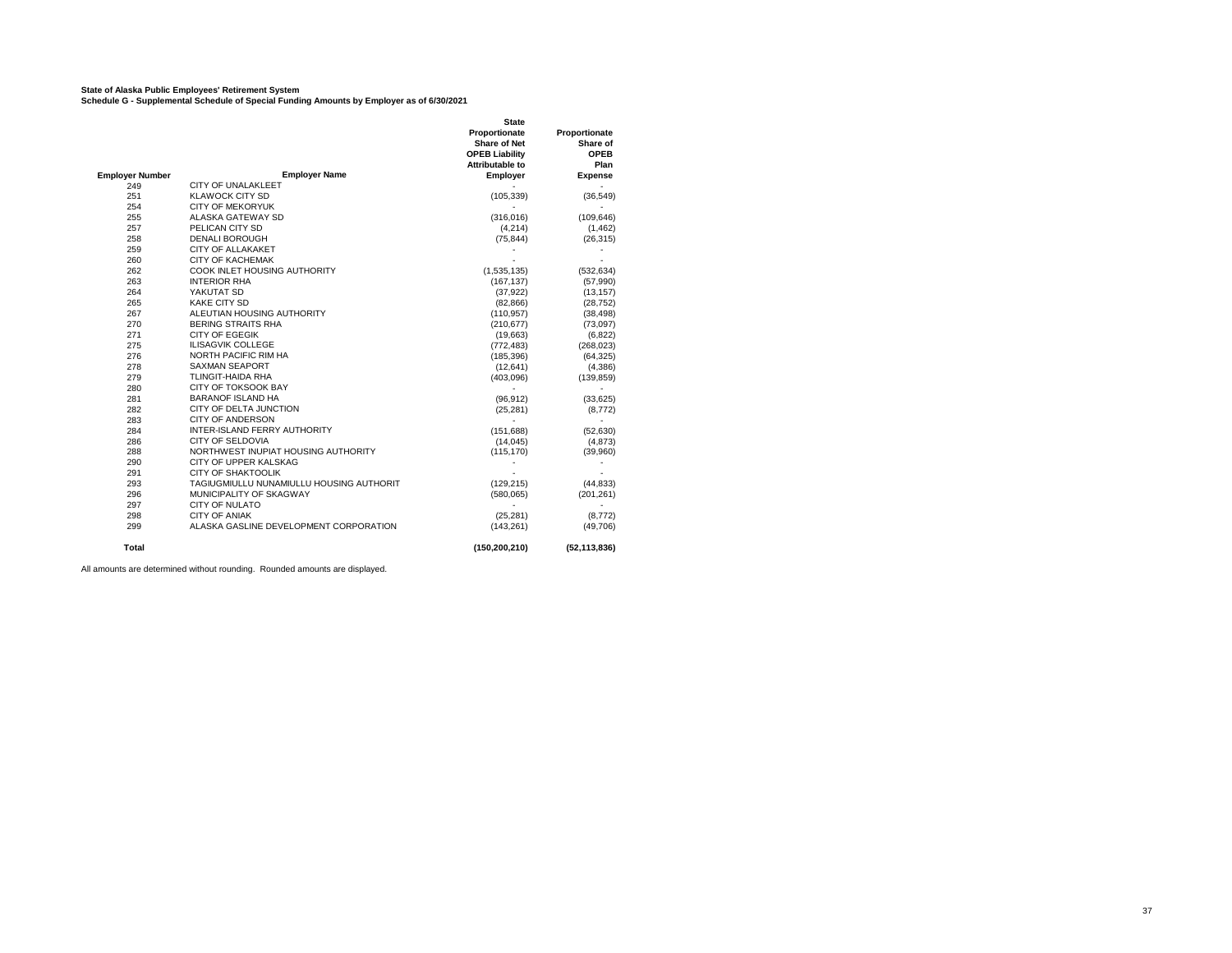**State of Alaska Public Employees' Retirement System**
**Schedule G - Supplemental Schedule of Special Funding Amounts by Employer as of 6/30/2021**

| Employer Number | Employer Name | State Proportionate Share of Net OPEB Liability Attributable to Employer | Proportionate Share of OPEB Plan Expense |
|---|---|---|---|
| 249 | CITY OF UNALAKLEET | - | - |
| 251 | KLAWOCK CITY SD | (105,339) | (36,549) |
| 254 | CITY OF MEKORYUK | - | - |
| 255 | ALASKA GATEWAY SD | (316,016) | (109,646) |
| 257 | PELICAN CITY SD | (4,214) | (1,462) |
| 258 | DENALI BOROUGH | (75,844) | (26,315) |
| 259 | CITY OF ALLAKAKET | - | - |
| 260 | CITY OF KACHEMAK | - | - |
| 262 | COOK INLET HOUSING AUTHORITY | (1,535,135) | (532,634) |
| 263 | INTERIOR RHA | (167,137) | (57,990) |
| 264 | YAKUTAT SD | (37,922) | (13,157) |
| 265 | KAKE CITY SD | (82,866) | (28,752) |
| 267 | ALEUTIAN HOUSING AUTHORITY | (110,957) | (38,498) |
| 270 | BERING STRAITS RHA | (210,677) | (73,097) |
| 271 | CITY OF EGEGIK | (19,663) | (6,822) |
| 275 | ILISAGVIK COLLEGE | (772,483) | (268,023) |
| 276 | NORTH PACIFIC RIM HA | (185,396) | (64,325) |
| 278 | SAXMAN SEAPORT | (12,641) | (4,386) |
| 279 | TLINGIT-HAIDA RHA | (403,096) | (139,859) |
| 280 | CITY OF TOKSOOK BAY | - | - |
| 281 | BARANOF ISLAND HA | (96,912) | (33,625) |
| 282 | CITY OF DELTA JUNCTION | (25,281) | (8,772) |
| 283 | CITY OF ANDERSON | - | - |
| 284 | INTER-ISLAND FERRY AUTHORITY | (151,688) | (52,630) |
| 286 | CITY OF SELDOVIA | (14,045) | (4,873) |
| 288 | NORTHWEST INUPIAT HOUSING AUTHORITY | (115,170) | (39,960) |
| 290 | CITY OF UPPER KALSKAG | - | - |
| 291 | CITY OF SHAKTOOLIK | - | - |
| 293 | TAGIUGMIULLU NUNAMIULLU HOUSING AUTHORIT | (129,215) | (44,833) |
| 296 | MUNICIPALITY OF SKAGWAY | (580,065) | (201,261) |
| 297 | CITY OF NULATO | - | - |
| 298 | CITY OF ANIAK | (25,281) | (8,772) |
| 299 | ALASKA GASLINE DEVELOPMENT CORPORATION | (143,261) | (49,706) |
| **Total** | | **(150,200,210)** | **(52,113,836)** |

All amounts are determined without rounding. Rounded amounts are displayed.